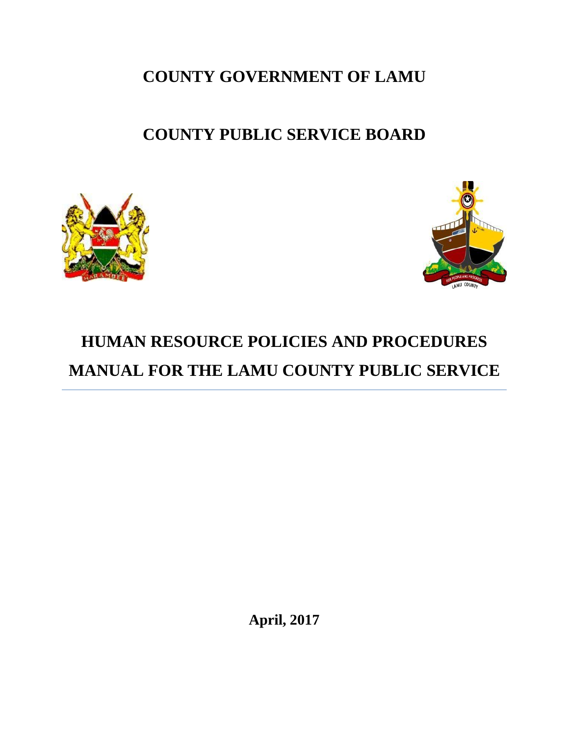# COUNTY GOVERNMENT OF LAMU

# COUNTY PUBLIC SERVICE BOARD

# HUMAN RESOURCE POLICIES AND PROCEDURES MANUAL FOR THE LAMU COUNTY PUBLIC SERVICE

**April, 2017**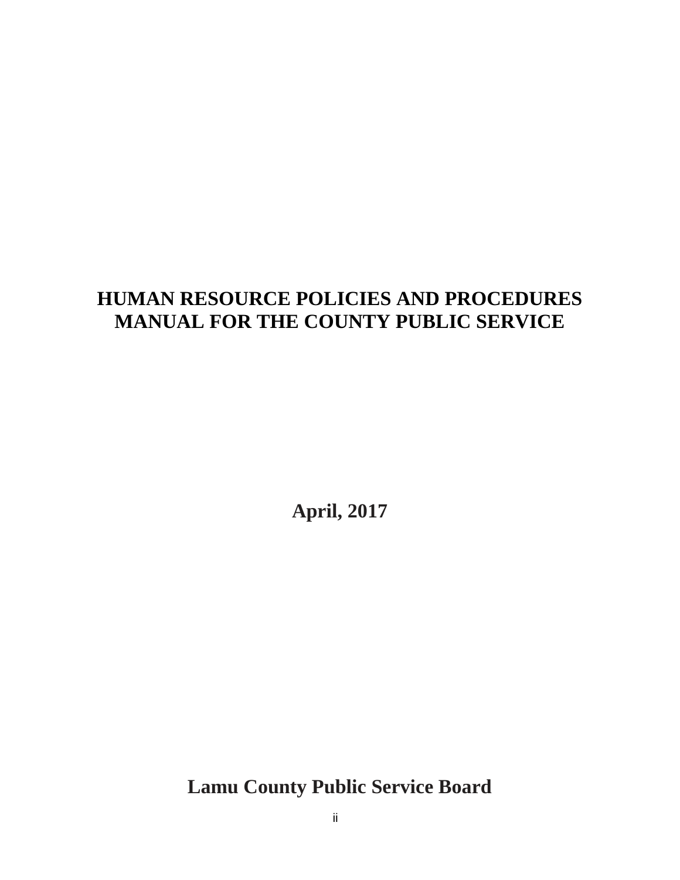# HUMAN RESOURCE POLICIES AND PROCEDURES MANUAL FOR THE COUNTY PUBLIC SERVICE

**April, 2017**

**Lamu County Public Service Board**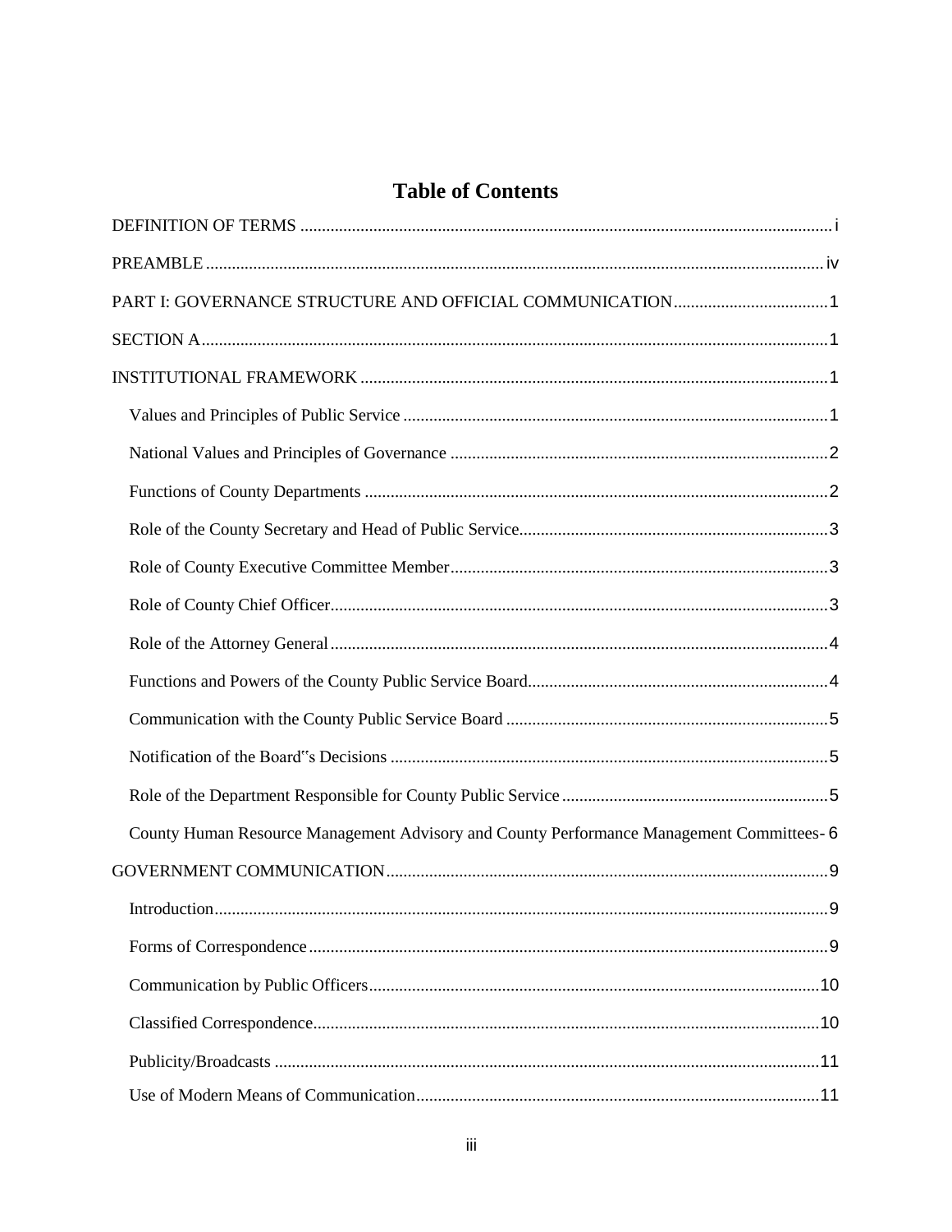# Table of Contents

DEFINITION OF TERMS ..... i

PREAMBLE ..... iv

PART I: GOVERNANCE STRUCTURE AND OFFICIAL COMMUNICATION ..... 1

SECTION A ..... 1

INSTITUTIONAL FRAMEWORK ..... 1

- Values and Principles of Public Service ..... 1
- National Values and Principles of Governance ..... 2
- Functions of County Departments ..... 2
- Role of the County Secretary and Head of Public Service ..... 3
- Role of County Executive Committee Member ..... 3
- Role of County Chief Officer ..... 3
- Role of the Attorney General ..... 4
- Functions and Powers of the County Public Service Board ..... 4
- Communication with the County Public Service Board ..... 5
- Notification of the Board"s Decisions ..... 5
- Role of the Department Responsible for County Public Service ..... 5
- County Human Resource Management Advisory and County Performance Management Committees- 6

GOVERNMENT COMMUNICATION ..... 9

- Introduction ..... 9
- Forms of Correspondence ..... 9
- Communication by Public Officers ..... 10
- Classified Correspondence ..... 10
- Publicity/Broadcasts ..... 11
- Use of Modern Means of Communication ..... 11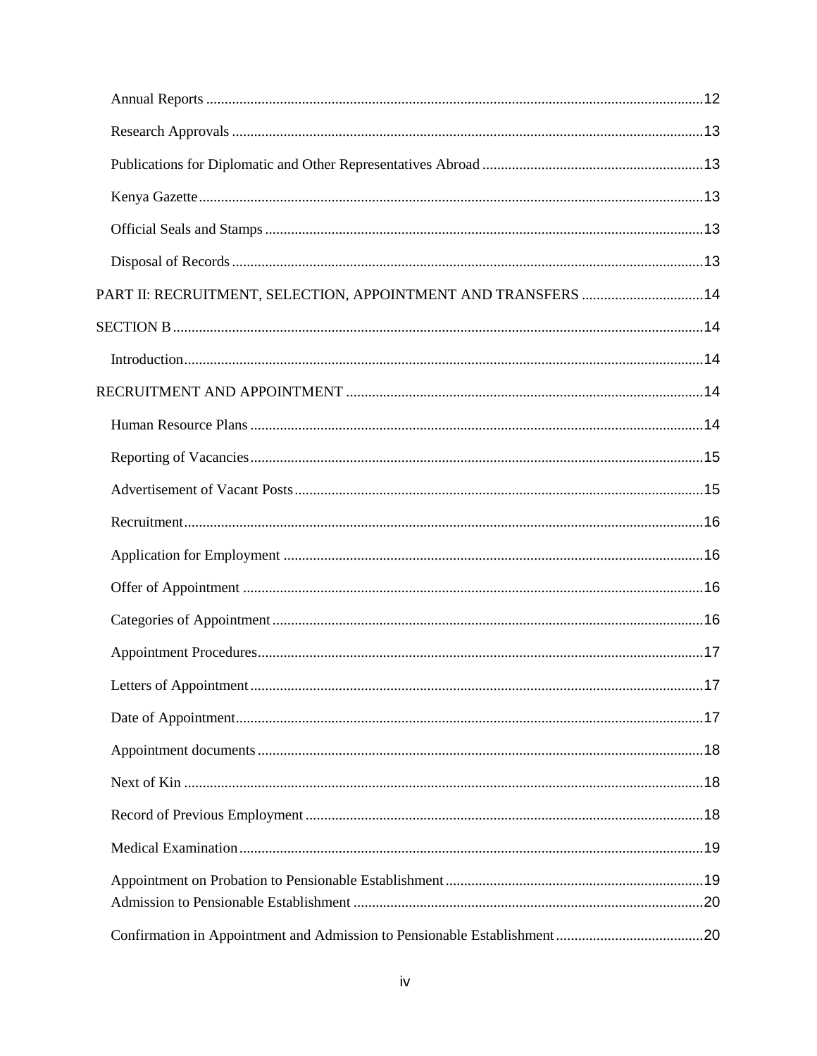Annual Reports ..... 12

Research Approvals ..... 13

Publications for Diplomatic and Other Representatives Abroad ..... 13

Kenya Gazette ..... 13

Official Seals and Stamps ..... 13

Disposal of Records ..... 13

PART II: RECRUITMENT, SELECTION, APPOINTMENT AND TRANSFERS ..... 14

SECTION B ..... 14

Introduction ..... 14

RECRUITMENT AND APPOINTMENT ..... 14

Human Resource Plans ..... 14

Reporting of Vacancies ..... 15

Advertisement of Vacant Posts ..... 15

Recruitment ..... 16

Application for Employment ..... 16

Offer of Appointment ..... 16

Categories of Appointment ..... 16

Appointment Procedures ..... 17

Letters of Appointment ..... 17

Date of Appointment ..... 17

Appointment documents ..... 18

Next of Kin ..... 18

Record of Previous Employment ..... 18

Medical Examination ..... 19

Appointment on Probation to Pensionable Establishment ..... 19

Admission to Pensionable Establishment ..... 20

Confirmation in Appointment and Admission to Pensionable Establishment ..... 20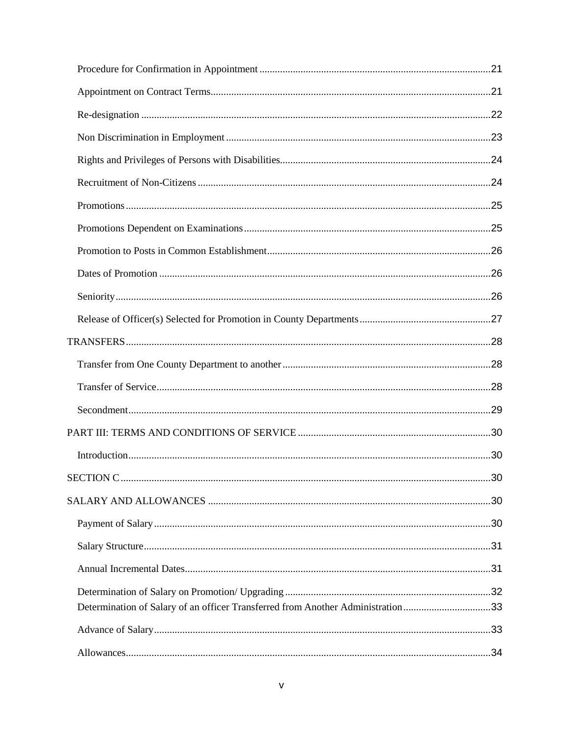Procedure for Confirmation in Appointment ........................................................................................ 21

Appointment on Contract Terms........................................................................................................... 21

Re-designation ....................................................................................................................................... 22

Non Discrimination in Employment ..................................................................................................... 23

Rights and Privileges of Persons with Disabilities................................................................................ 24

Recruitment of Non-Citizens ................................................................................................................ 24

Promotions ............................................................................................................................................ 25

Promotions Dependent on Examinations .............................................................................................. 25

Promotion to Posts in Common Establishment..................................................................................... 26

Dates of Promotion ............................................................................................................................... 26

Seniority ................................................................................................................................................ 26

Release of Officer(s) Selected for Promotion in County Departments.................................................. 27

TRANSFERS ......................................................................................................................................... 28

Transfer from One County Department to another ............................................................................... 28

Transfer of Service ................................................................................................................................ 28

Secondment ........................................................................................................................................... 29

PART III: TERMS AND CONDITIONS OF SERVICE ......................................................................... 30

Introduction ........................................................................................................................................... 30

SECTION C ........................................................................................................................................... 30

SALARY AND ALLOWANCES ........................................................................................................... 30

Payment of Salary ................................................................................................................................. 30

Salary Structure ..................................................................................................................................... 31

Annual Incremental Dates ..................................................................................................................... 31

Determination of Salary on Promotion/ Upgrading .............................................................................. 32

Determination of Salary of an officer Transferred from Another Administration ................................ 33

Advance of Salary ................................................................................................................................. 33

Allowances ............................................................................................................................................ 34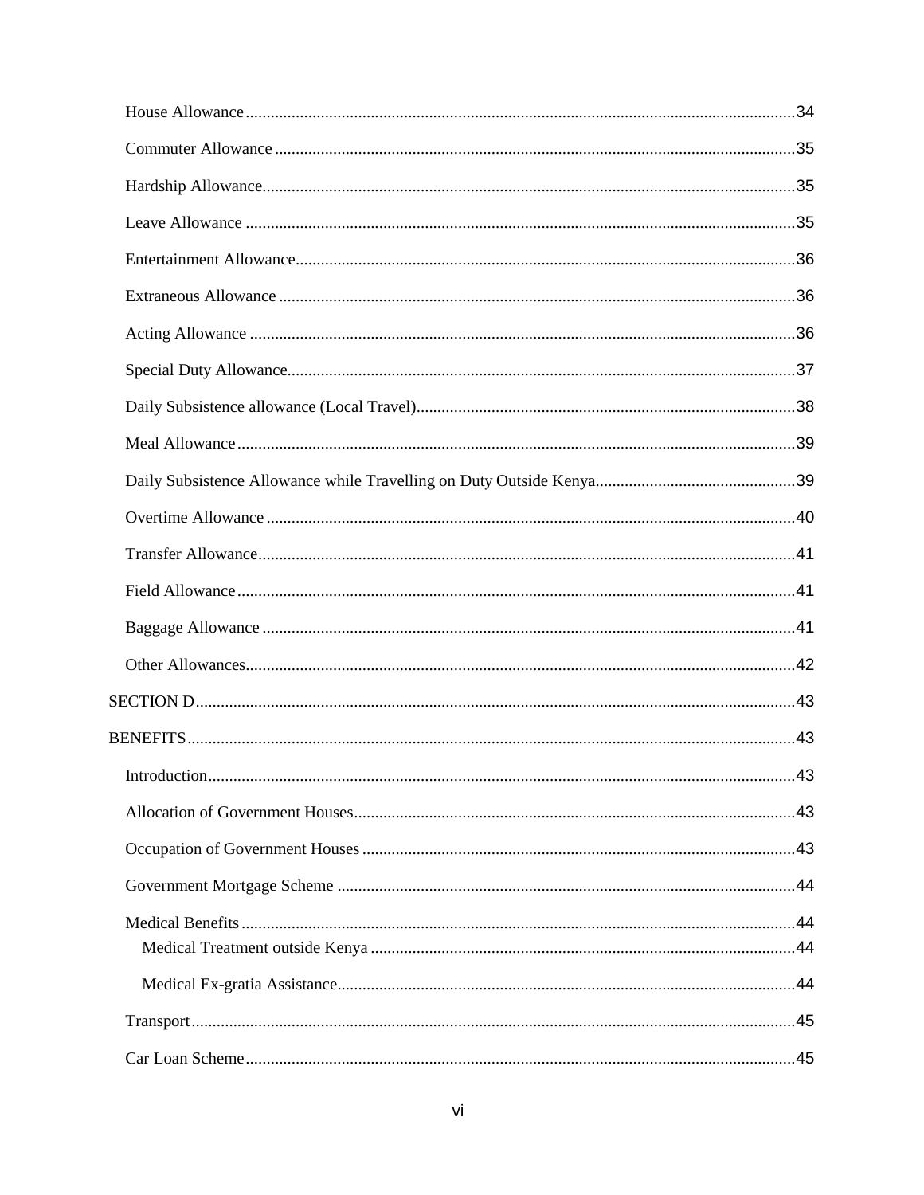House Allowance .......... 34

Commuter Allowance .......... 35

Hardship Allowance .......... 35

Leave Allowance .......... 35

Entertainment Allowance .......... 36

Extraneous Allowance .......... 36

Acting Allowance .......... 36

Special Duty Allowance .......... 37

Daily Subsistence allowance (Local Travel) .......... 38

Meal Allowance .......... 39

Daily Subsistence Allowance while Travelling on Duty Outside Kenya .......... 39

Overtime Allowance .......... 40

Transfer Allowance .......... 41

Field Allowance .......... 41

Baggage Allowance .......... 41

Other Allowances .......... 42

SECTION D .......... 43

BENEFITS .......... 43

Introduction .......... 43

Allocation of Government Houses .......... 43

Occupation of Government Houses .......... 43

Government Mortgage Scheme .......... 44

Medical Benefits .......... 44

Medical Treatment outside Kenya .......... 44

Medical Ex-gratia Assistance .......... 44

Transport .......... 45

Car Loan Scheme .......... 45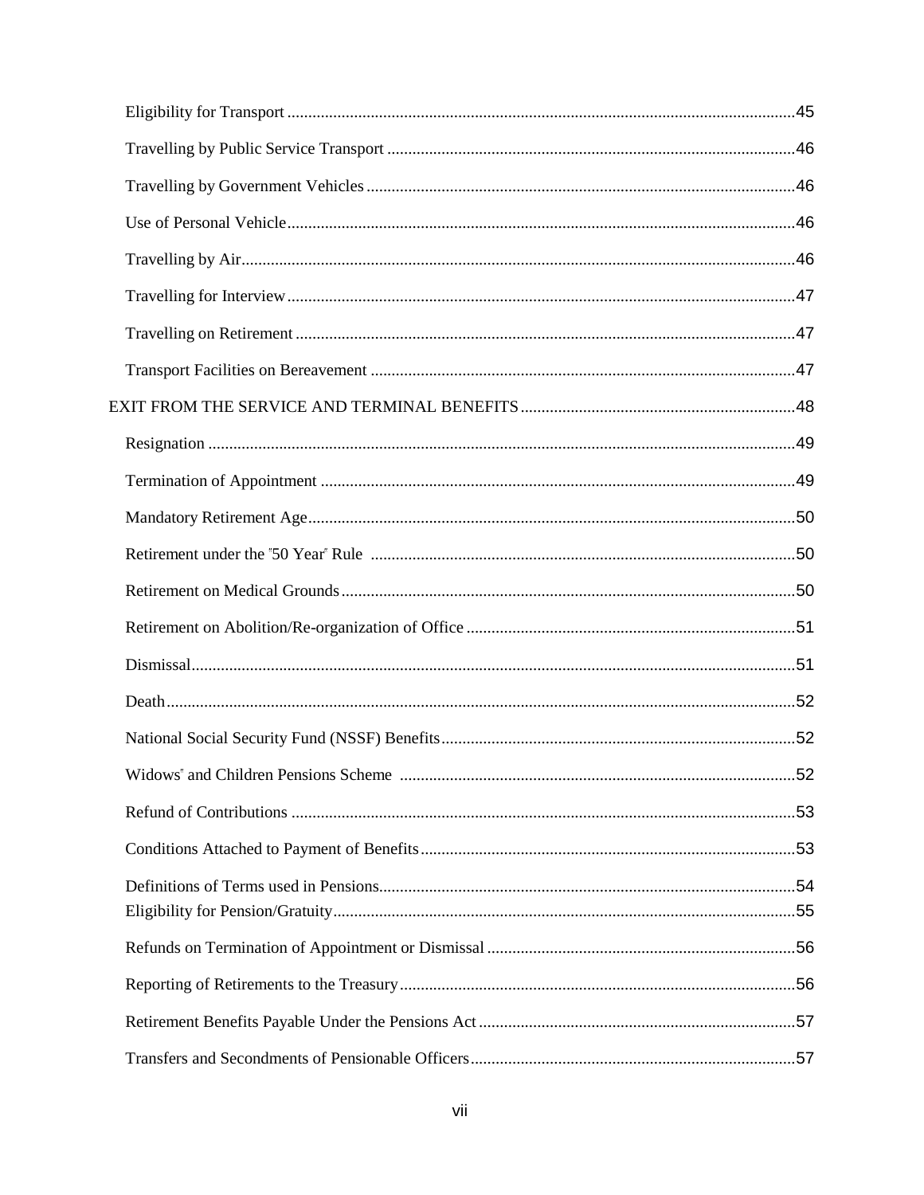Eligibility for Transport ........................................................................................................................45

Travelling by Public Service Transport .................................................................................................46

Travelling by Government Vehicles ......................................................................................................46

Use of Personal Vehicle.........................................................................................................................46

Travelling by Air....................................................................................................................................46

Travelling for Interview.........................................................................................................................47

Travelling on Retirement .......................................................................................................................47

Transport Facilities on Bereavement .....................................................................................................47

EXIT FROM THE SERVICE AND TERMINAL BENEFITS .................................................................48

Resignation ............................................................................................................................................49

Termination of Appointment .................................................................................................................49

Mandatory Retirement Age....................................................................................................................50

Retirement under the "50 Year" Rule .....................................................................................................50

Retirement on Medical Grounds ............................................................................................................50

Retirement on Abolition/Re-organization of Office ..............................................................................51

Dismissal................................................................................................................................................51

Death......................................................................................................................................................52

National Social Security Fund (NSSF) Benefits....................................................................................52

Widows" and Children Pensions Scheme ..............................................................................................52

Refund of Contributions ........................................................................................................................53

Conditions Attached to Payment of Benefits.........................................................................................53

Definitions of Terms used in Pensions...................................................................................................54

Eligibility for Pension/Gratuity..............................................................................................................55

Refunds on Termination of Appointment or Dismissal .........................................................................56

Reporting of Retirements to the Treasury..............................................................................................56

Retirement Benefits Payable Under the Pensions Act ...........................................................................57

Transfers and Secondments of Pensionable Officers.............................................................................57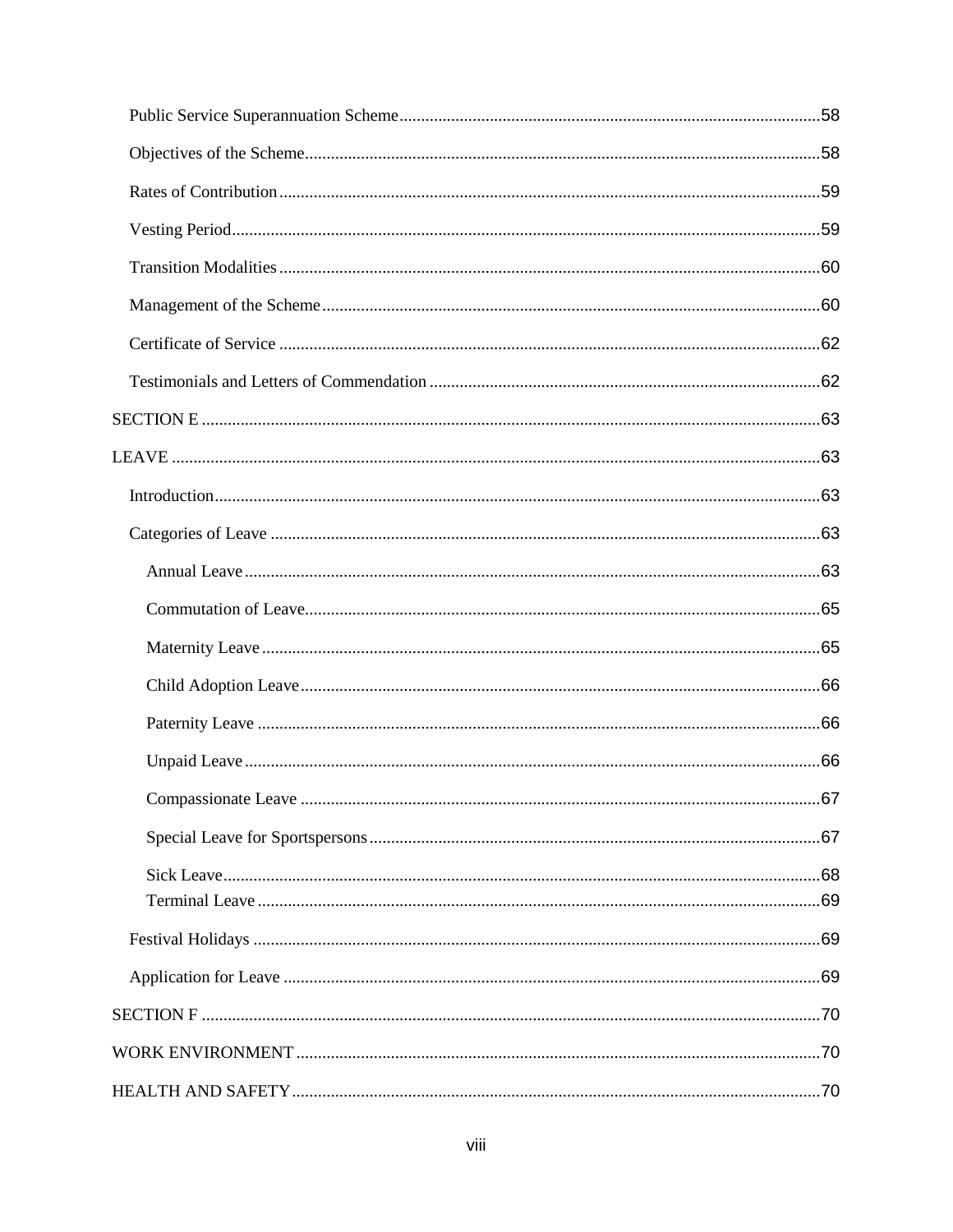Public Service Superannuation Scheme.................................................................................58

Objectives of the Scheme.......................................................................................................58

Rates of Contribution.............................................................................................................59

Vesting Period........................................................................................................................59

Transition Modalities.............................................................................................................60

Management of the Scheme...................................................................................................60

Certificate of Service .............................................................................................................62

Testimonials and Letters of Commendation ..........................................................................62

SECTION E ...............................................................................................................................63

LEAVE ......................................................................................................................................63

Introduction............................................................................................................................63

Categories of Leave ...............................................................................................................63

Annual Leave .....................................................................................................................63

Commutation of Leave.......................................................................................................65

Maternity Leave .................................................................................................................65

Child Adoption Leave........................................................................................................66

Paternity Leave ..................................................................................................................66

Unpaid Leave .....................................................................................................................66

Compassionate Leave ........................................................................................................67

Special Leave for Sportspersons........................................................................................67

Sick Leave..........................................................................................................................68

Terminal Leave ..................................................................................................................69

Festival Holidays ...................................................................................................................69

Application for Leave ............................................................................................................69

SECTION F ...............................................................................................................................70

WORK ENVIRONMENT..........................................................................................................70

HEALTH AND SAFETY..........................................................................................................70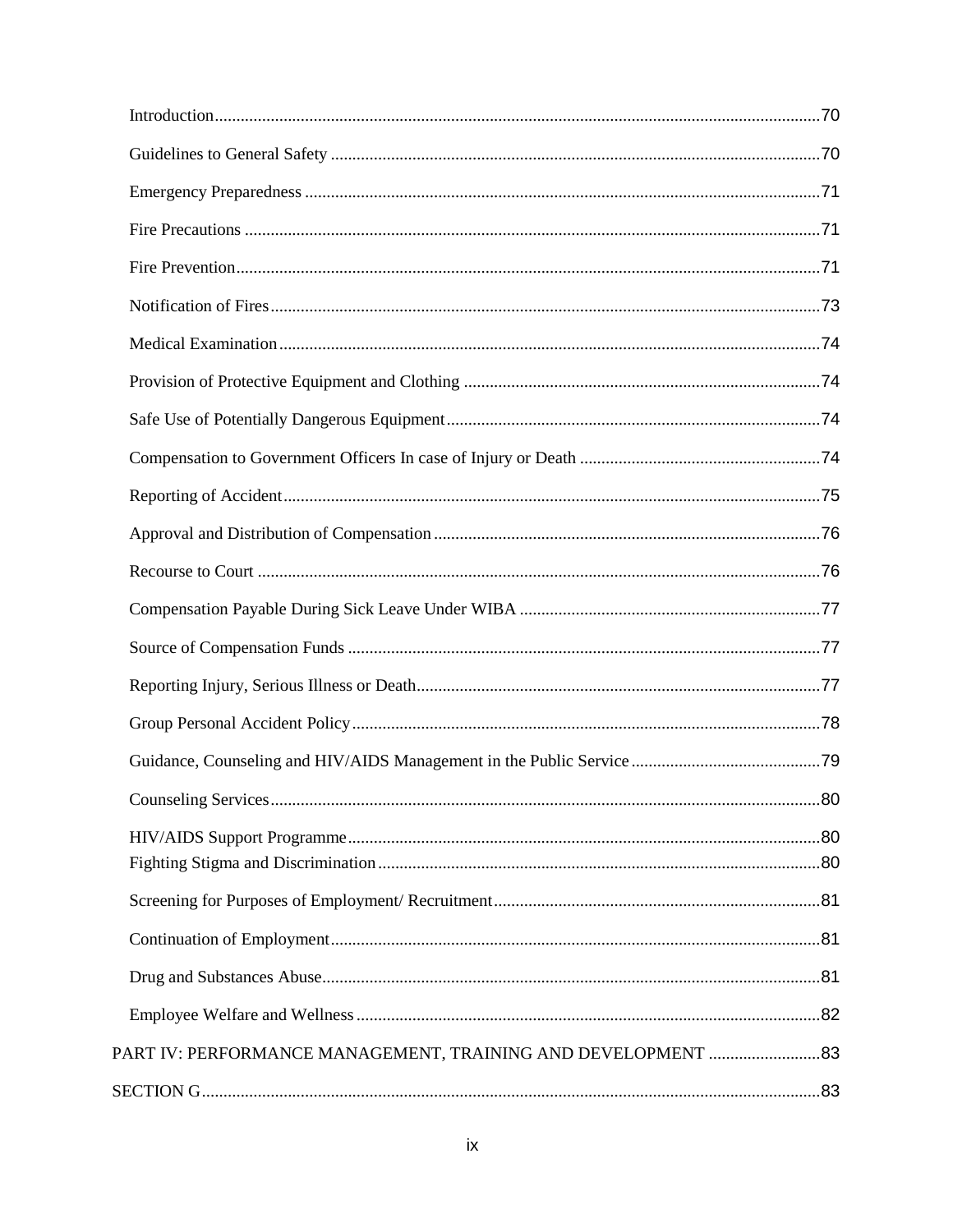Introduction ........................................................................................................................ 70

Guidelines to General Safety ................................................................................................ 70

Emergency Preparedness ...................................................................................................... 71

Fire Precautions .................................................................................................................... 71

Fire Prevention ...................................................................................................................... 71

Notification of Fires .............................................................................................................. 73

Medical Examination ............................................................................................................ 74

Provision of Protective Equipment and Clothing ................................................................. 74

Safe Use of Potentially Dangerous Equipment ..................................................................... 74

Compensation to Government Officers In case of Injury or Death ....................................... 74

Reporting of Accident ........................................................................................................... 75

Approval and Distribution of Compensation ........................................................................ 76

Recourse to Court ................................................................................................................. 76

Compensation Payable During Sick Leave Under WIBA .................................................... 77

Source of Compensation Funds ............................................................................................ 77

Reporting Injury, Serious Illness or Death ............................................................................ 77

Group Personal Accident Policy ........................................................................................... 78

Guidance, Counseling and HIV/AIDS Management in the Public Service ........................... 79

Counseling Services .............................................................................................................. 80

HIV/AIDS Support Programme ............................................................................................ 80

Fighting Stigma and Discrimination ..................................................................................... 80

Screening for Purposes of Employment/ Recruitment .......................................................... 81

Continuation of Employment ................................................................................................ 81

Drug and Substances Abuse .................................................................................................. 81

Employee Welfare and Wellness .......................................................................................... 82

PART IV: PERFORMANCE MANAGEMENT, TRAINING AND DEVELOPMENT ......................... 83

SECTION G ............................................................................................................................. 83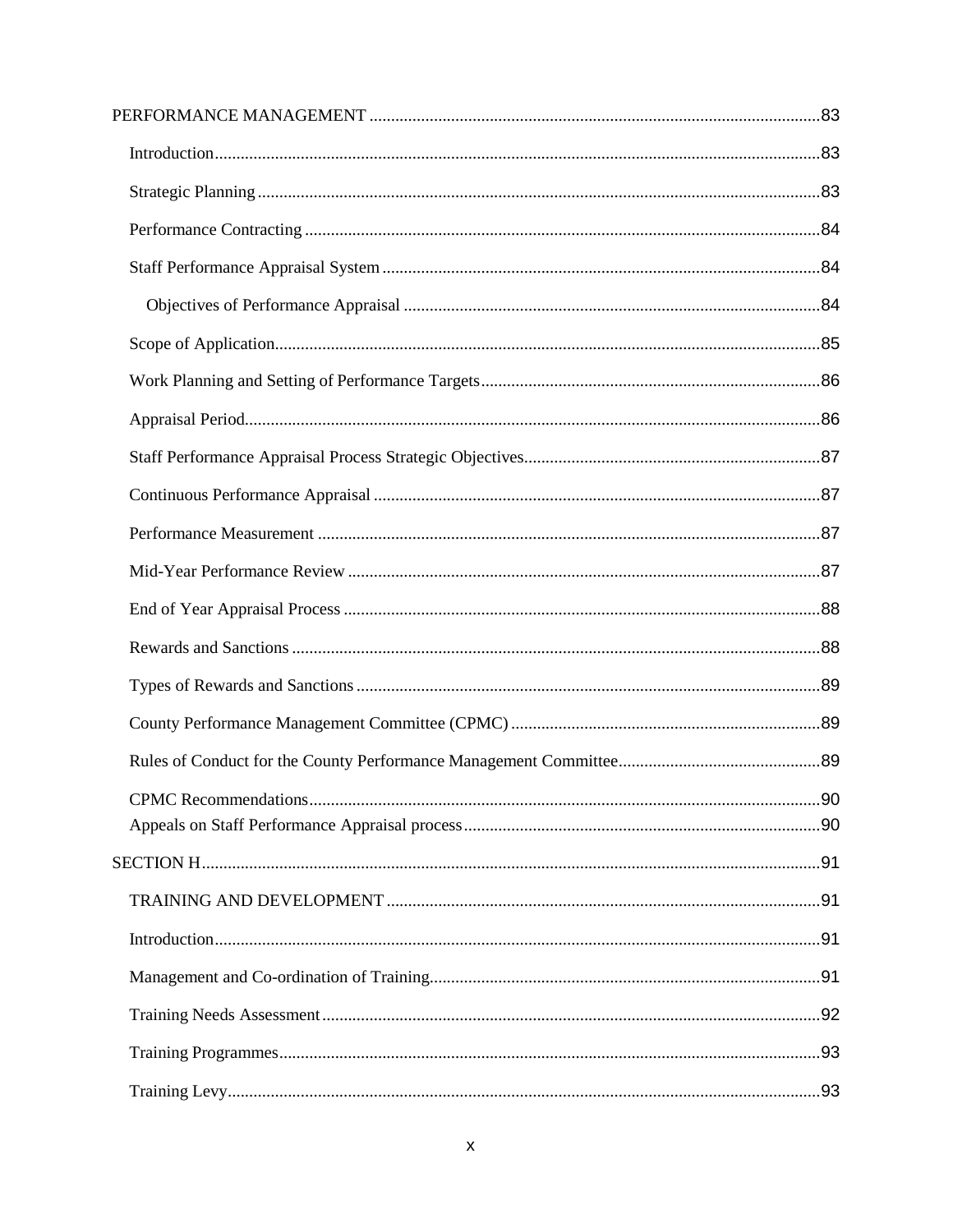PERFORMANCE MANAGEMENT ........ 83

- Introduction ........ 83
- Strategic Planning ........ 83
- Performance Contracting ........ 84
- Staff Performance Appraisal System ........ 84
  - Objectives of Performance Appraisal ........ 84
- Scope of Application ........ 85
- Work Planning and Setting of Performance Targets ........ 86
- Appraisal Period ........ 86
- Staff Performance Appraisal Process Strategic Objectives ........ 87
- Continuous Performance Appraisal ........ 87
- Performance Measurement ........ 87
- Mid-Year Performance Review ........ 87
- End of Year Appraisal Process ........ 88
- Rewards and Sanctions ........ 88
- Types of Rewards and Sanctions ........ 89
- County Performance Management Committee (CPMC) ........ 89
- Rules of Conduct for the County Performance Management Committee ........ 89
- CPMC Recommendations ........ 90
- Appeals on Staff Performance Appraisal process ........ 90

SECTION H ........ 91

- TRAINING AND DEVELOPMENT ........ 91
- Introduction ........ 91
- Management and Co-ordination of Training ........ 91
- Training Needs Assessment ........ 92
- Training Programmes ........ 93
- Training Levy ........ 93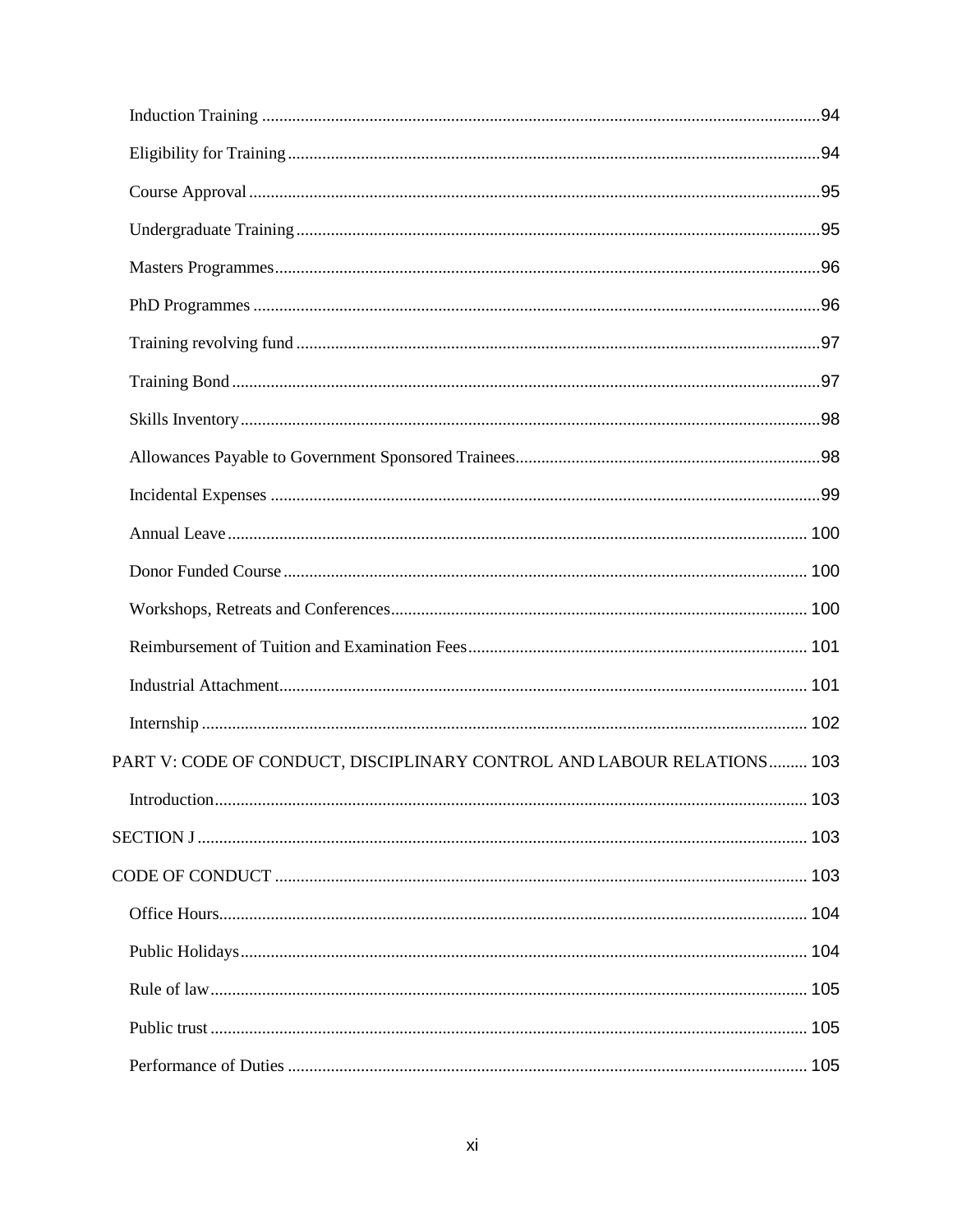Induction Training ........................................................................................................................94

Eligibility for Training ..................................................................................................................94

Course Approval ...........................................................................................................................95

Undergraduate Training ................................................................................................................95

Masters Programmes .....................................................................................................................96

PhD Programmes ..........................................................................................................................96

Training revolving fund ................................................................................................................97

Training Bond ...............................................................................................................................97

Skills Inventory .............................................................................................................................98

Allowances Payable to Government Sponsored Trainees .............................................................98

Incidental Expenses .......................................................................................................................99

Annual Leave ...............................................................................................................................100

Donor Funded Course ..................................................................................................................100

Workshops, Retreats and Conferences ..........................................................................................100

Reimbursement of Tuition and Examination Fees .........................................................................101

Industrial Attachment ...................................................................................................................101

Internship .....................................................................................................................................102

PART V: CODE OF CONDUCT, DISCIPLINARY CONTROL AND LABOUR RELATIONS .........103

Introduction .................................................................................................................................103

SECTION J ....................................................................................................................................103

CODE OF CONDUCT ..................................................................................................................103

Office Hours .................................................................................................................................104

Public Holidays ............................................................................................................................104

Rule of law ..................................................................................................................................105

Public trust ...................................................................................................................................105

Performance of Duties .................................................................................................................105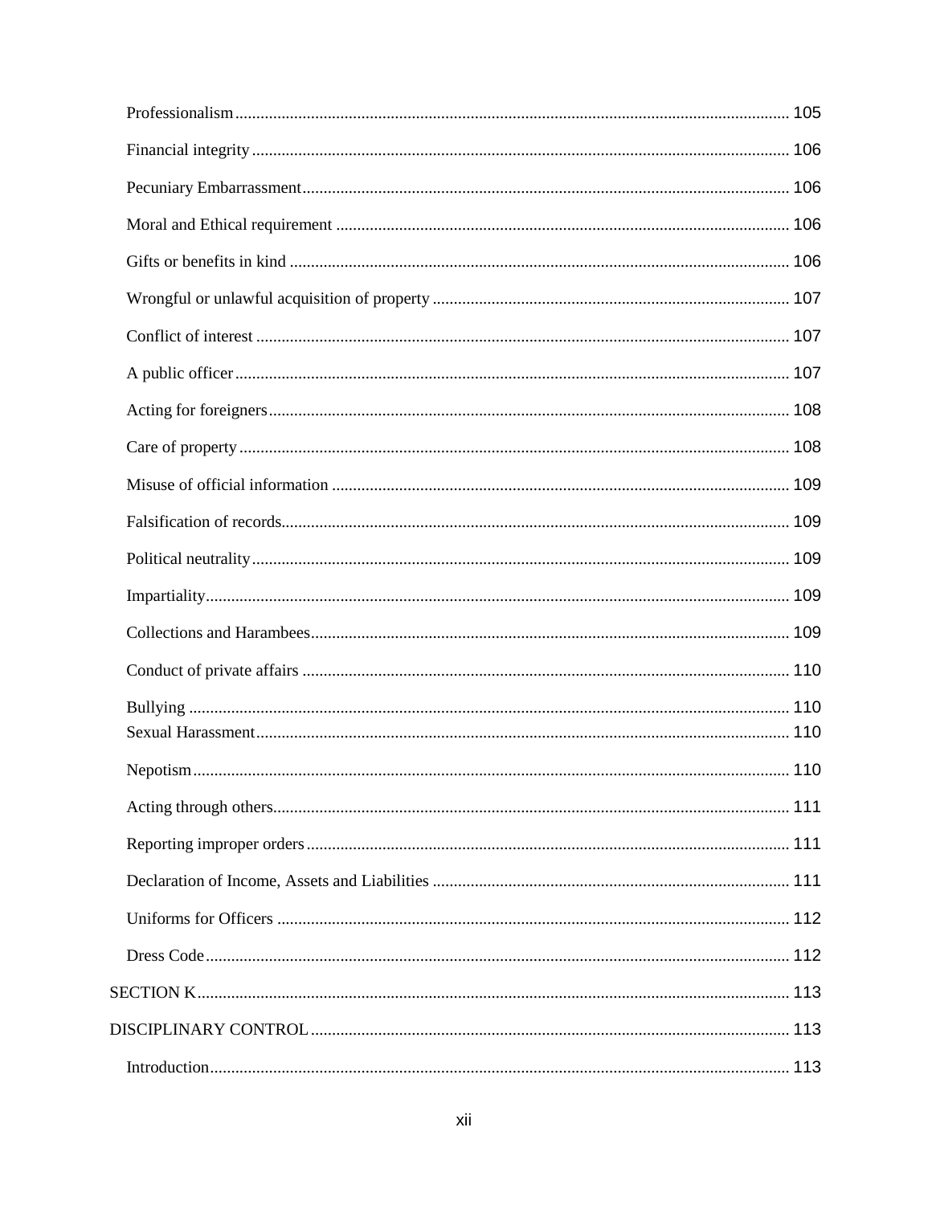Professionalism ........................................................................................................................ 105

Financial integrity ..................................................................................................................... 106

Pecuniary Embarrassment ......................................................................................................... 106

Moral and Ethical requirement ................................................................................................. 106

Gifts or benefits in kind ............................................................................................................ 106

Wrongful or unlawful acquisition of property .......................................................................... 107

Conflict of interest .................................................................................................................... 107

A public officer ......................................................................................................................... 107

Acting for foreigners ................................................................................................................. 108

Care of property ........................................................................................................................ 108

Misuse of official information .................................................................................................. 109

Falsification of records .............................................................................................................. 109

Political neutrality ..................................................................................................................... 109

Impartiality ............................................................................................................................... 109

Collections and Harambees ....................................................................................................... 109

Conduct of private affairs ......................................................................................................... 110

Bullying .................................................................................................................................... 110

Sexual Harassment .................................................................................................................... 110

Nepotism ................................................................................................................................... 110

Acting through others ................................................................................................................ 111

Reporting improper orders ........................................................................................................ 111

Declaration of Income, Assets and Liabilities .......................................................................... 111

Uniforms for Officers ............................................................................................................... 112

Dress Code ................................................................................................................................ 112

SECTION K ................................................................................................................................ 113

DISCIPLINARY CONTROL ..................................................................................................... 113

Introduction ............................................................................................................................... 113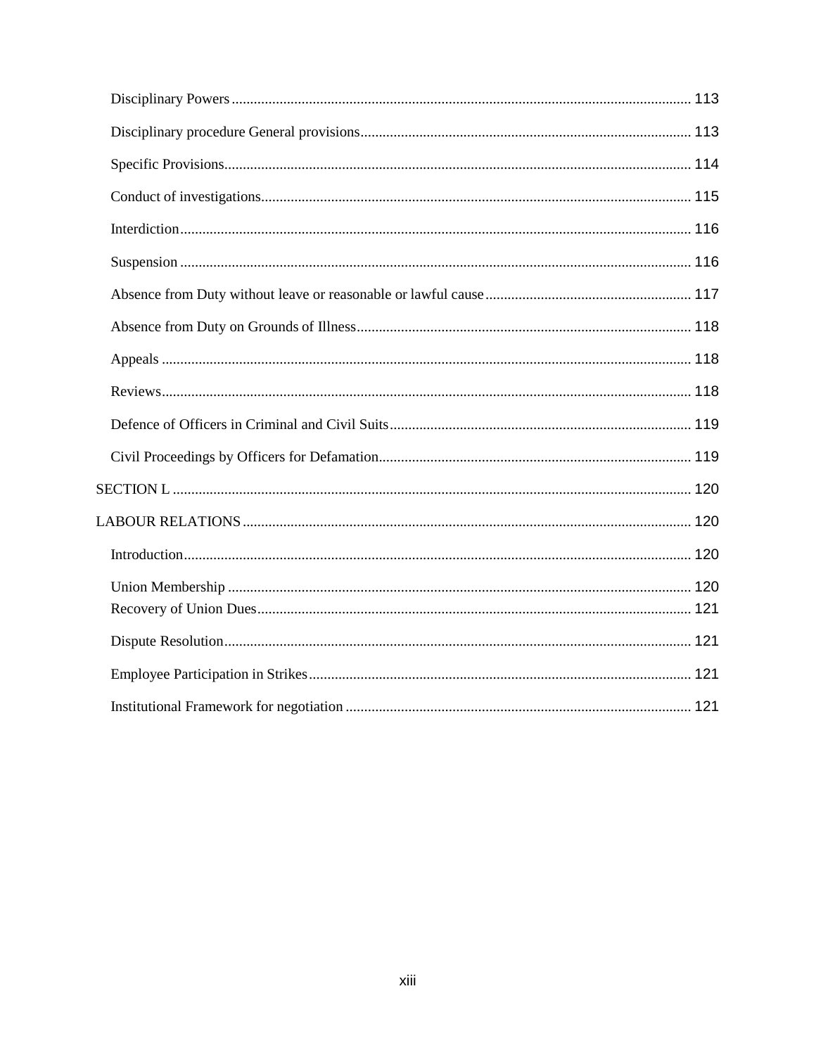Disciplinary Powers ........................................................ 113

Disciplinary procedure General provisions ........................................................ 113

Specific Provisions ........................................................ 114

Conduct of investigations ........................................................ 115

Interdiction ........................................................ 116

Suspension ........................................................ 116

Absence from Duty without leave or reasonable or lawful cause ........................................................ 117

Absence from Duty on Grounds of Illness ........................................................ 118

Appeals ........................................................ 118

Reviews ........................................................ 118

Defence of Officers in Criminal and Civil Suits ........................................................ 119

Civil Proceedings by Officers for Defamation ........................................................ 119

SECTION L ........................................................ 120

LABOUR RELATIONS ........................................................ 120

Introduction ........................................................ 120

Union Membership ........................................................ 120

Recovery of Union Dues ........................................................ 121

Dispute Resolution ........................................................ 121

Employee Participation in Strikes ........................................................ 121

Institutional Framework for negotiation ........................................................ 121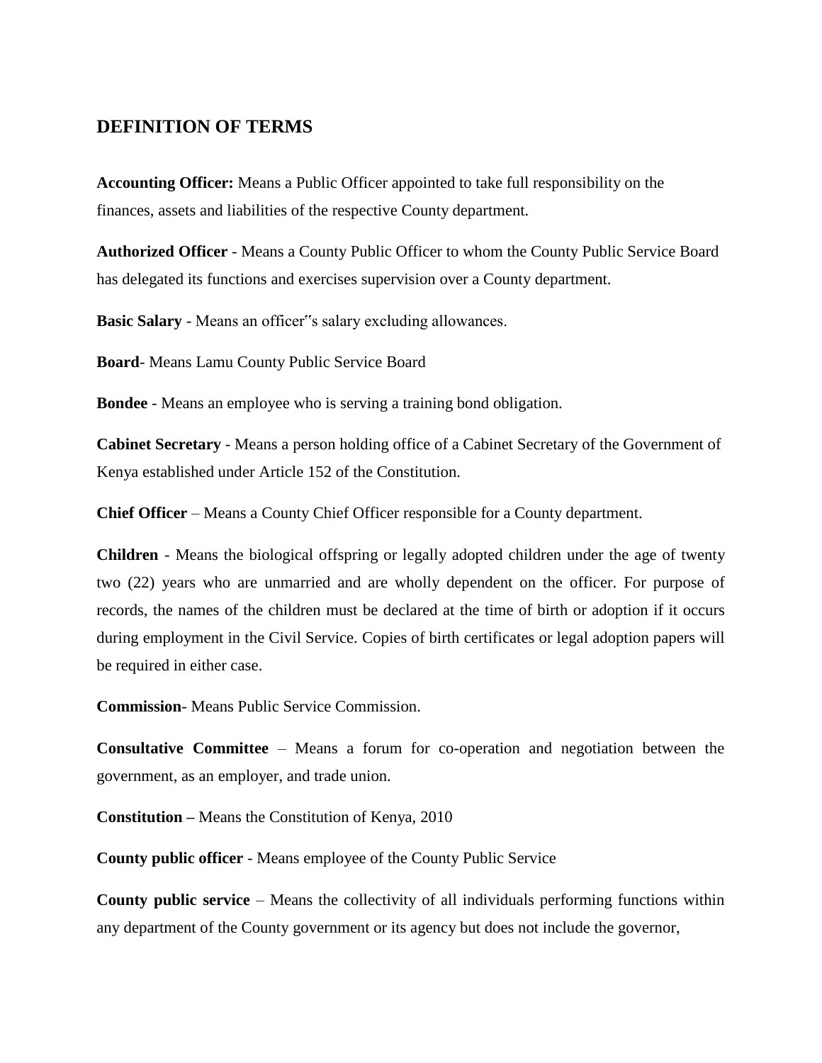## DEFINITION OF TERMS

**Accounting Officer:** Means a Public Officer appointed to take full responsibility on the finances, assets and liabilities of the respective County department.

**Authorized Officer** - Means a County Public Officer to whom the County Public Service Board has delegated its functions and exercises supervision over a County department.

**Basic Salary** - Means an officer‟s salary excluding allowances.

**Board**- Means Lamu County Public Service Board

**Bondee** - Means an employee who is serving a training bond obligation.

**Cabinet Secretary** - Means a person holding office of a Cabinet Secretary of the Government of Kenya established under Article 152 of the Constitution.

**Chief Officer** – Means a County Chief Officer responsible for a County department.

**Children** - Means the biological offspring or legally adopted children under the age of twenty two (22) years who are unmarried and are wholly dependent on the officer. For purpose of records, the names of the children must be declared at the time of birth or adoption if it occurs during employment in the Civil Service. Copies of birth certificates or legal adoption papers will be required in either case.

**Commission**- Means Public Service Commission.

**Consultative Committee** – Means a forum for co-operation and negotiation between the government, as an employer, and trade union.

**Constitution –** Means the Constitution of Kenya, 2010

**County public officer** - Means employee of the County Public Service

**County public service** – Means the collectivity of all individuals performing functions within any department of the County government or its agency but does not include the governor,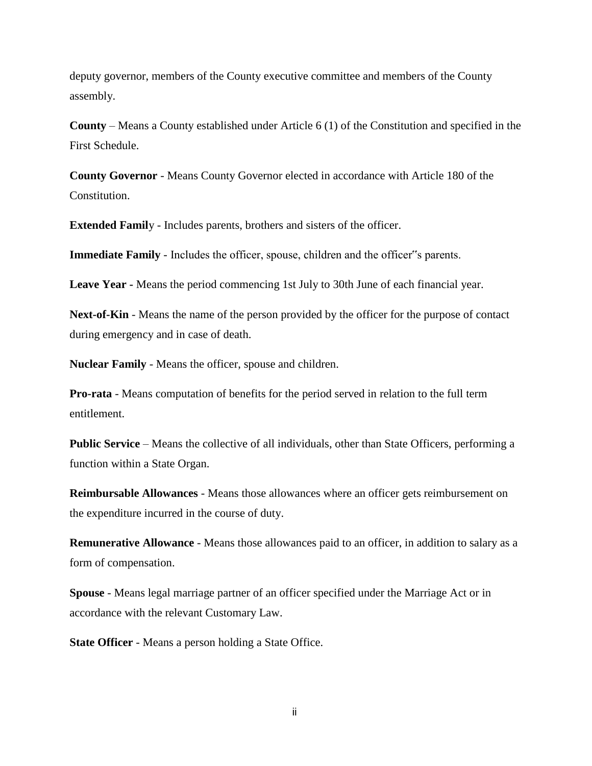deputy governor, members of the County executive committee and members of the County assembly.

**County** – Means a County established under Article 6 (1) of the Constitution and specified in the First Schedule.

**County Governor** - Means County Governor elected in accordance with Article 180 of the Constitution.

**Extended Famil**y - Includes parents, brothers and sisters of the officer.

**Immediate Family** - Includes the officer, spouse, children and the officer"s parents.

**Leave Year -** Means the period commencing 1st July to 30th June of each financial year.

**Next-of-Kin** - Means the name of the person provided by the officer for the purpose of contact during emergency and in case of death.

**Nuclear Family** - Means the officer, spouse and children.

**Pro-rata** - Means computation of benefits for the period served in relation to the full term entitlement.

**Public Service** – Means the collective of all individuals, other than State Officers, performing a function within a State Organ.

**Reimbursable Allowances** - Means those allowances where an officer gets reimbursement on the expenditure incurred in the course of duty.

**Remunerative Allowance** - Means those allowances paid to an officer, in addition to salary as a form of compensation.

**Spouse** - Means legal marriage partner of an officer specified under the Marriage Act or in accordance with the relevant Customary Law.

**State Officer** - Means a person holding a State Office.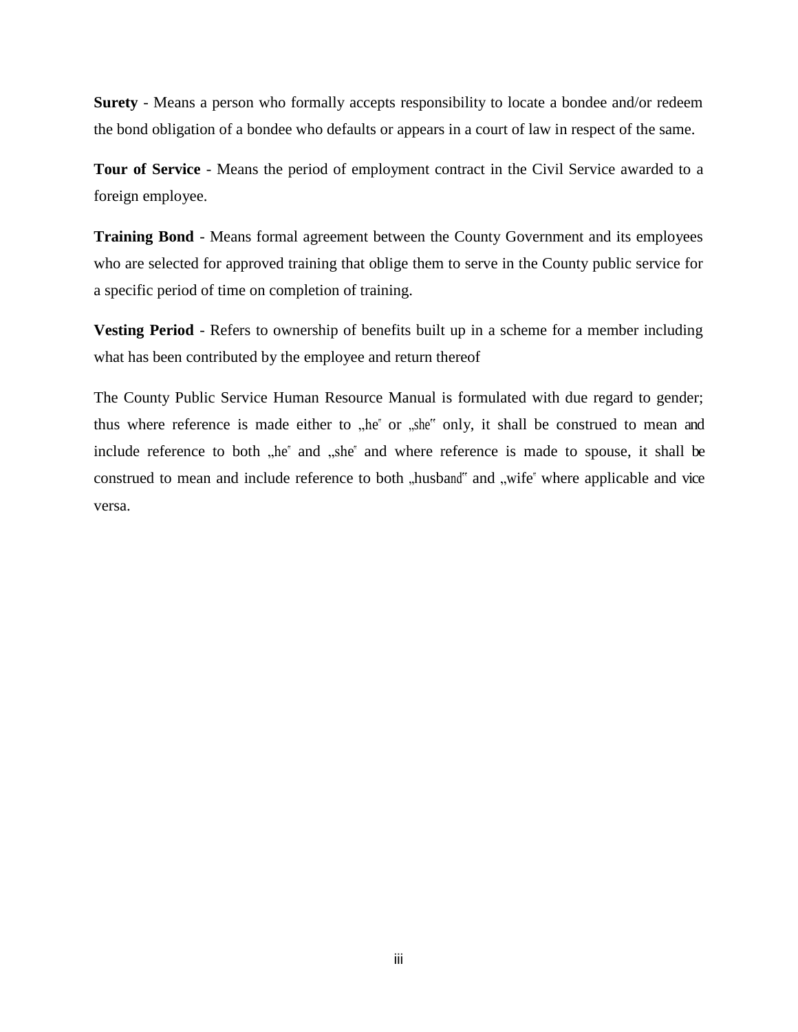**Surety** - Means a person who formally accepts responsibility to locate a bondee and/or redeem the bond obligation of a bondee who defaults or appears in a court of law in respect of the same.

**Tour of Service** - Means the period of employment contract in the Civil Service awarded to a foreign employee.

**Training Bond** - Means formal agreement between the County Government and its employees who are selected for approved training that oblige them to serve in the County public service for a specific period of time on completion of training.

**Vesting Period** - Refers to ownership of benefits built up in a scheme for a member including what has been contributed by the employee and return thereof

The County Public Service Human Resource Manual is formulated with due regard to gender; thus where reference is made either to „he" or „she" only, it shall be construed to mean and include reference to both „he" and „she" and where reference is made to spouse, it shall be construed to mean and include reference to both „husband" and „wife" where applicable and vice versa.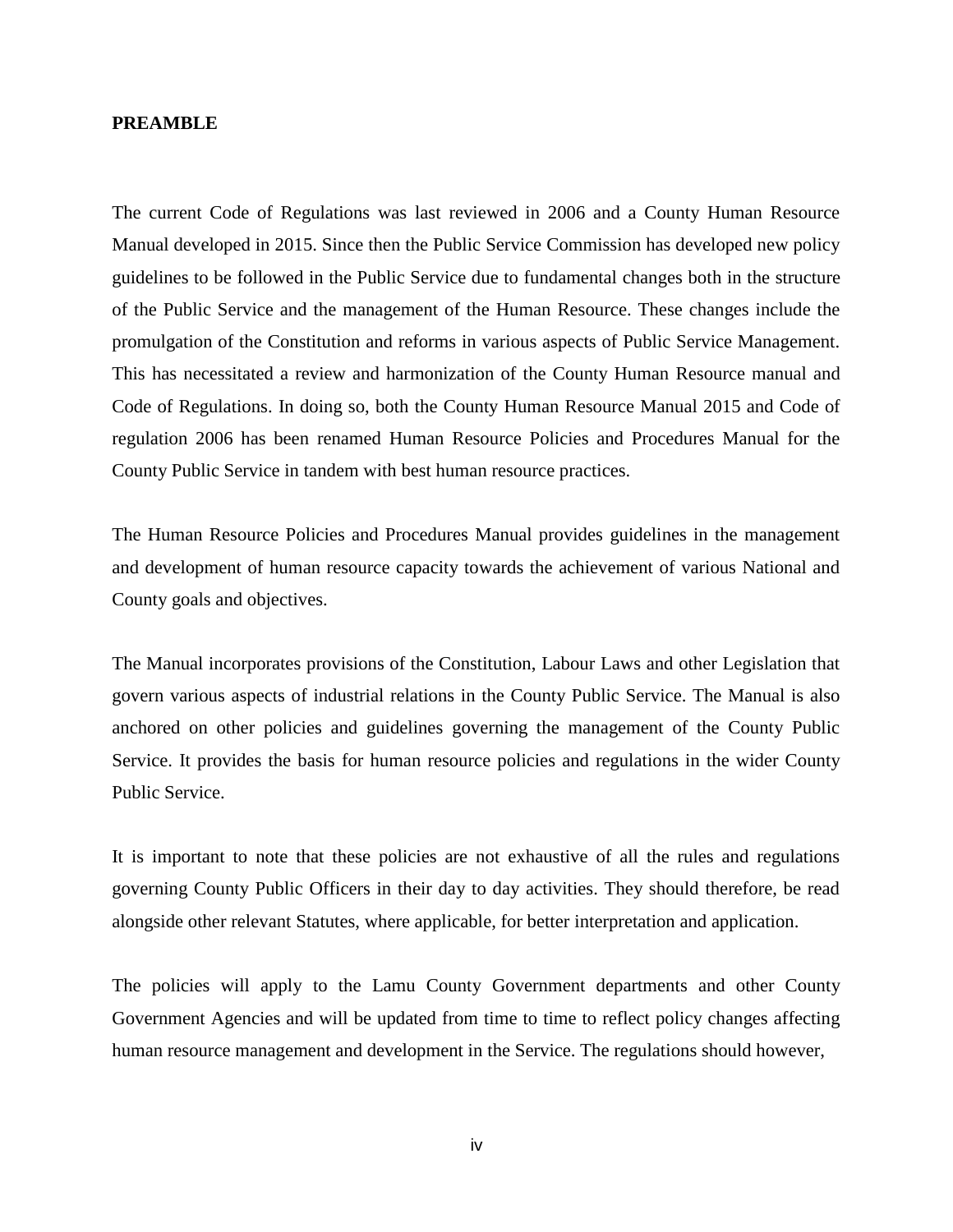## PREAMBLE

The current Code of Regulations was last reviewed in 2006 and a County Human Resource Manual developed in 2015. Since then the Public Service Commission has developed new policy guidelines to be followed in the Public Service due to fundamental changes both in the structure of the Public Service and the management of the Human Resource. These changes include the promulgation of the Constitution and reforms in various aspects of Public Service Management. This has necessitated a review and harmonization of the County Human Resource manual and Code of Regulations. In doing so, both the County Human Resource Manual 2015 and Code of regulation 2006 has been renamed Human Resource Policies and Procedures Manual for the County Public Service in tandem with best human resource practices.

The Human Resource Policies and Procedures Manual provides guidelines in the management and development of human resource capacity towards the achievement of various National and County goals and objectives.

The Manual incorporates provisions of the Constitution, Labour Laws and other Legislation that govern various aspects of industrial relations in the County Public Service. The Manual is also anchored on other policies and guidelines governing the management of the County Public Service. It provides the basis for human resource policies and regulations in the wider County Public Service.

It is important to note that these policies are not exhaustive of all the rules and regulations governing County Public Officers in their day to day activities. They should therefore, be read alongside other relevant Statutes, where applicable, for better interpretation and application.

The policies will apply to the Lamu County Government departments and other County Government Agencies and will be updated from time to time to reflect policy changes affecting human resource management and development in the Service. The regulations should however,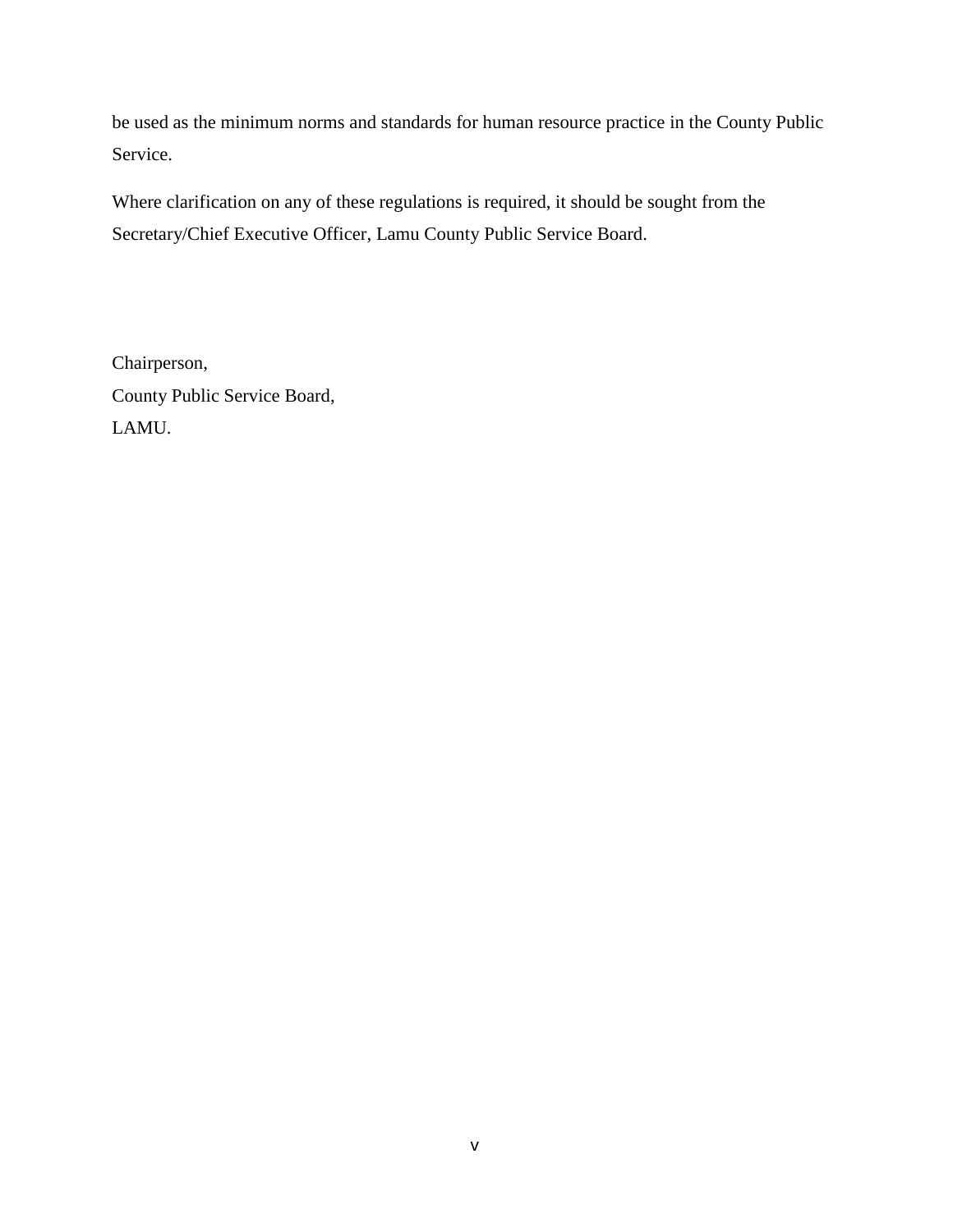be used as the minimum norms and standards for human resource practice in the County Public Service.

Where clarification on any of these regulations is required, it should be sought from the Secretary/Chief Executive Officer, Lamu County Public Service Board.

Chairperson,
County Public Service Board,
LAMU.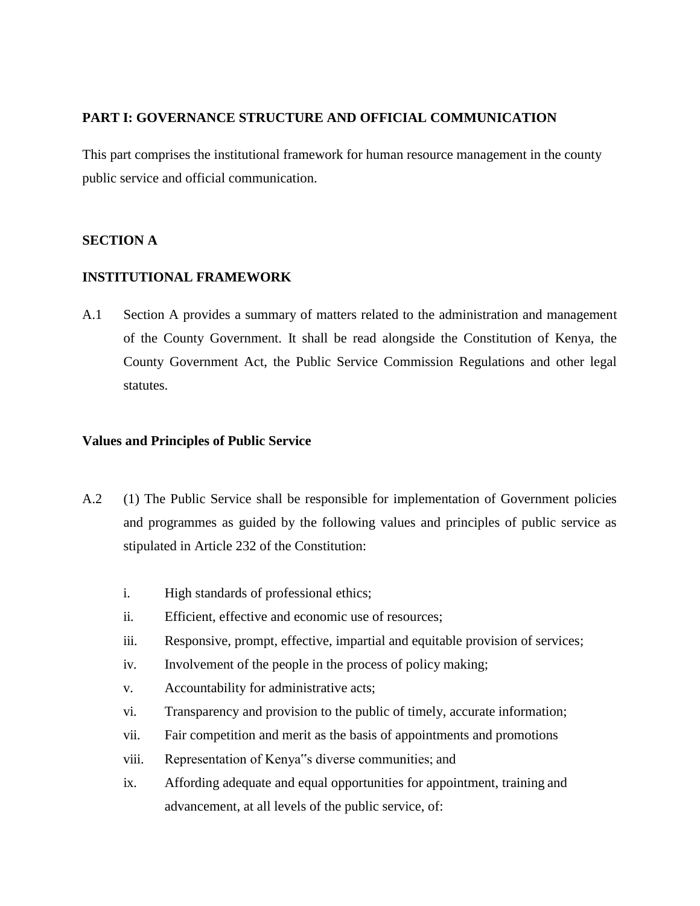## PART I: GOVERNANCE STRUCTURE AND OFFICIAL COMMUNICATION

This part comprises the institutional framework for human resource management in the county public service and official communication.

### SECTION A

### INSTITUTIONAL FRAMEWORK

A.1 Section A provides a summary of matters related to the administration and management of the County Government. It shall be read alongside the Constitution of Kenya, the County Government Act, the Public Service Commission Regulations and other legal statutes.

#### Values and Principles of Public Service

A.2 (1) The Public Service shall be responsible for implementation of Government policies and programmes as guided by the following values and principles of public service as stipulated in Article 232 of the Constitution:

i. High standards of professional ethics;
ii. Efficient, effective and economic use of resources;
iii. Responsive, prompt, effective, impartial and equitable provision of services;
iv. Involvement of the people in the process of policy making;
v. Accountability for administrative acts;
vi. Transparency and provision to the public of timely, accurate information;
vii. Fair competition and merit as the basis of appointments and promotions
viii. Representation of Kenya‟s diverse communities; and
ix. Affording adequate and equal opportunities for appointment, training and advancement, at all levels of the public service, of: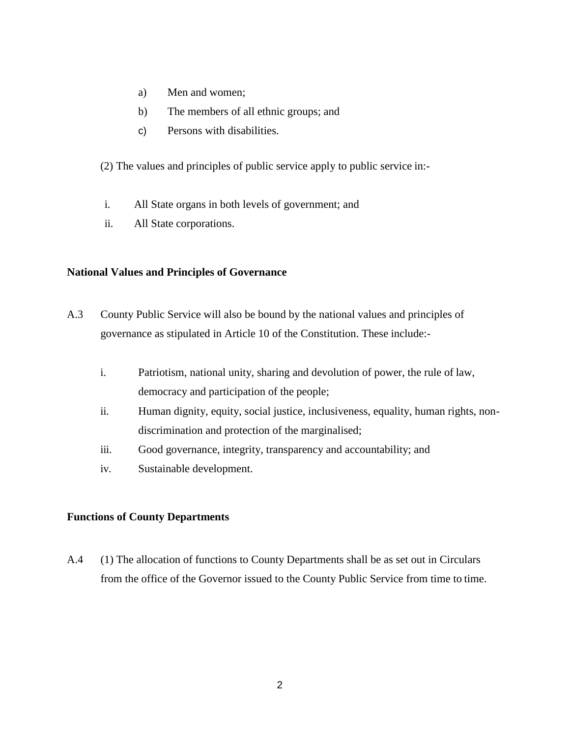a) Men and women;

b) The members of all ethnic groups; and

c) Persons with disabilities.

(2) The values and principles of public service apply to public service in:-

i. All State organs in both levels of government; and

ii. All State corporations.

**National Values and Principles of Governance**

A.3 County Public Service will also be bound by the national values and principles of governance as stipulated in Article 10 of the Constitution. These include:-

i. Patriotism, national unity, sharing and devolution of power, the rule of law, democracy and participation of the people;

ii. Human dignity, equity, social justice, inclusiveness, equality, human rights, non-discrimination and protection of the marginalised;

iii. Good governance, integrity, transparency and accountability; and

iv. Sustainable development.

**Functions of County Departments**

A.4 (1) The allocation of functions to County Departments shall be as set out in Circulars from the office of the Governor issued to the County Public Service from time to time.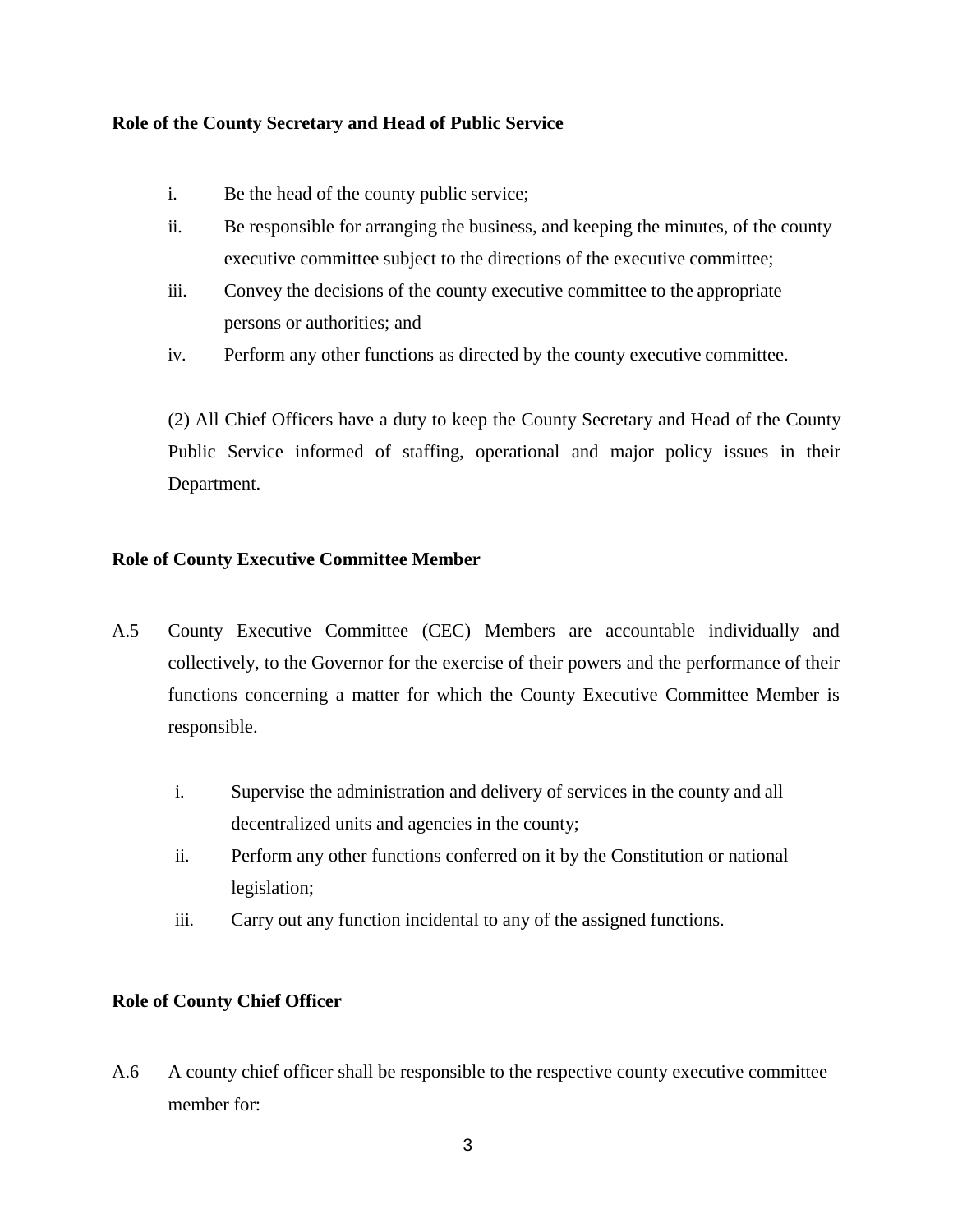**Role of the County Secretary and Head of Public Service**

i. Be the head of the county public service;
ii. Be responsible for arranging the business, and keeping the minutes, of the county executive committee subject to the directions of the executive committee;
iii. Convey the decisions of the county executive committee to the appropriate persons or authorities; and
iv. Perform any other functions as directed by the county executive committee.

(2) All Chief Officers have a duty to keep the County Secretary and Head of the County Public Service informed of staffing, operational and major policy issues in their Department.

**Role of County Executive Committee Member**

A.5 County Executive Committee (CEC) Members are accountable individually and collectively, to the Governor for the exercise of their powers and the performance of their functions concerning a matter for which the County Executive Committee Member is responsible.

i. Supervise the administration and delivery of services in the county and all decentralized units and agencies in the county;
ii. Perform any other functions conferred on it by the Constitution or national legislation;
iii. Carry out any function incidental to any of the assigned functions.

**Role of County Chief Officer**

A.6 A county chief officer shall be responsible to the respective county executive committee member for: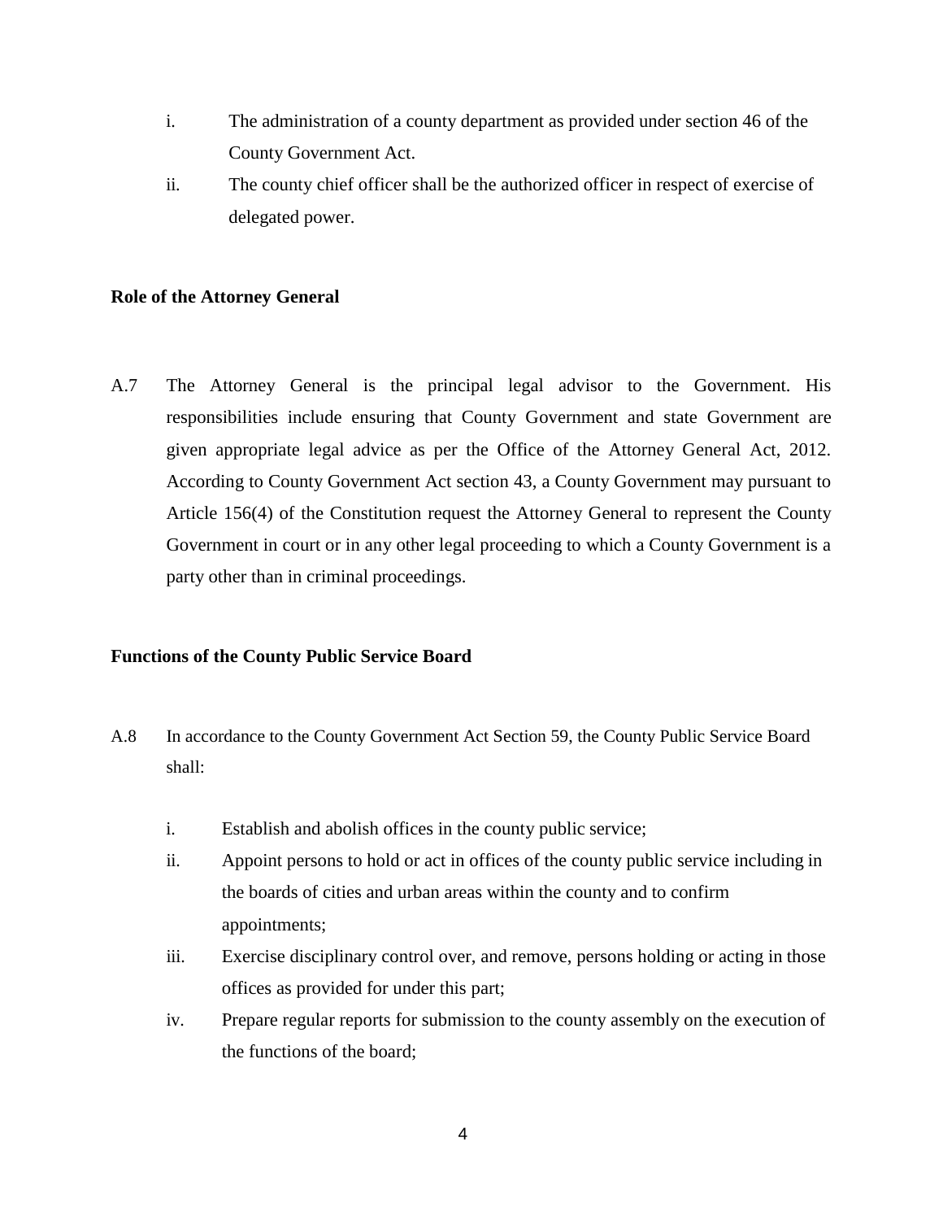i. The administration of a county department as provided under section 46 of the County Government Act.
ii. The county chief officer shall be the authorized officer in respect of exercise of delegated power.

**Role of the Attorney General**

A.7 The Attorney General is the principal legal advisor to the Government. His responsibilities include ensuring that County Government and state Government are given appropriate legal advice as per the Office of the Attorney General Act, 2012. According to County Government Act section 43, a County Government may pursuant to Article 156(4) of the Constitution request the Attorney General to represent the County Government in court or in any other legal proceeding to which a County Government is a party other than in criminal proceedings.

**Functions of the County Public Service Board**

A.8 In accordance to the County Government Act Section 59, the County Public Service Board shall:

i. Establish and abolish offices in the county public service;
ii. Appoint persons to hold or act in offices of the county public service including in the boards of cities and urban areas within the county and to confirm appointments;
iii. Exercise disciplinary control over, and remove, persons holding or acting in those offices as provided for under this part;
iv. Prepare regular reports for submission to the county assembly on the execution of the functions of the board;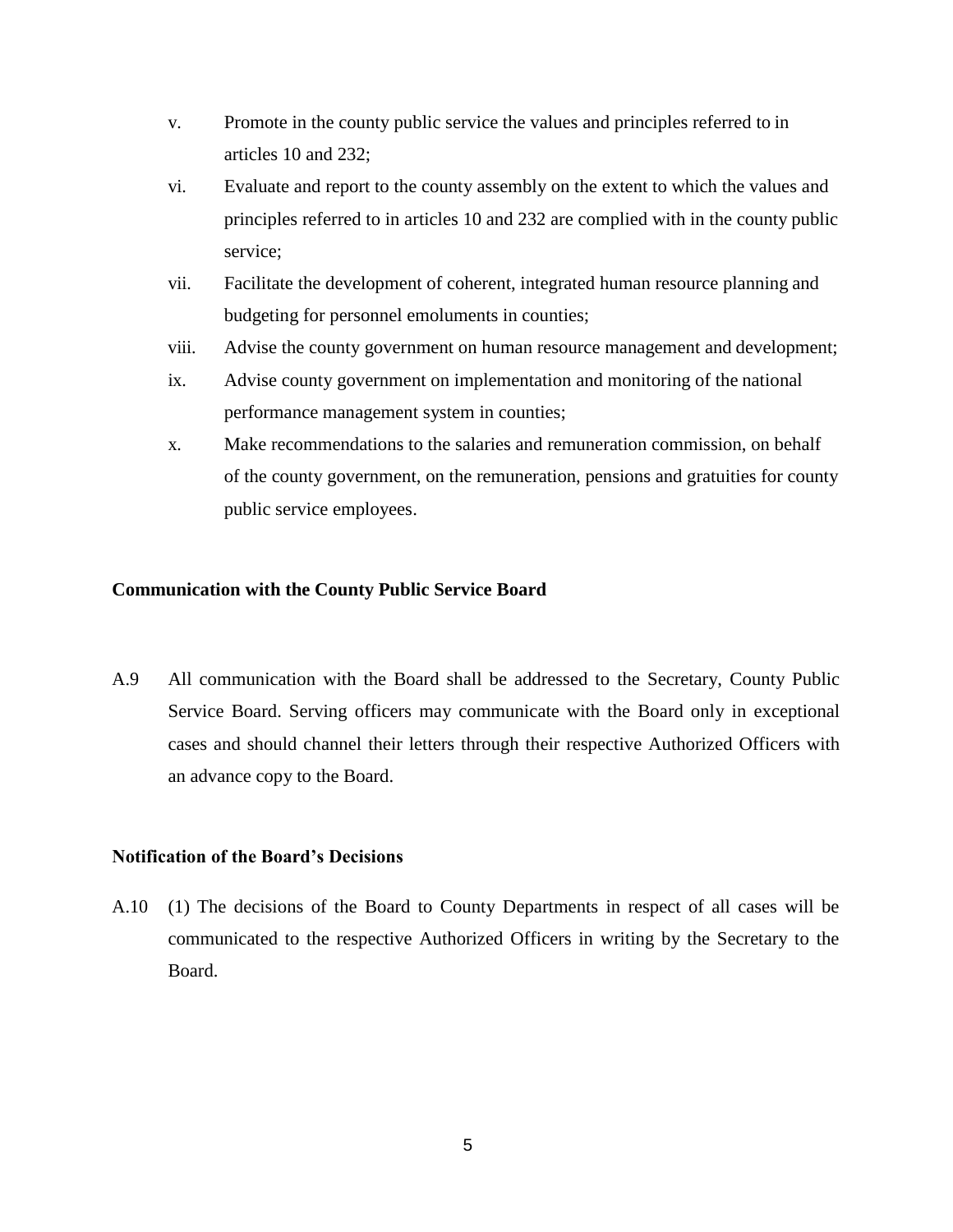v. Promote in the county public service the values and principles referred to in articles 10 and 232;

vi. Evaluate and report to the county assembly on the extent to which the values and principles referred to in articles 10 and 232 are complied with in the county public service;

vii. Facilitate the development of coherent, integrated human resource planning and budgeting for personnel emoluments in counties;

viii. Advise the county government on human resource management and development;

ix. Advise county government on implementation and monitoring of the national performance management system in counties;

x. Make recommendations to the salaries and remuneration commission, on behalf of the county government, on the remuneration, pensions and gratuities for county public service employees.

**Communication with the County Public Service Board**

A.9 All communication with the Board shall be addressed to the Secretary, County Public Service Board. Serving officers may communicate with the Board only in exceptional cases and should channel their letters through their respective Authorized Officers with an advance copy to the Board.

**Notification of the Board's Decisions**

A.10 (1) The decisions of the Board to County Departments in respect of all cases will be communicated to the respective Authorized Officers in writing by the Secretary to the Board.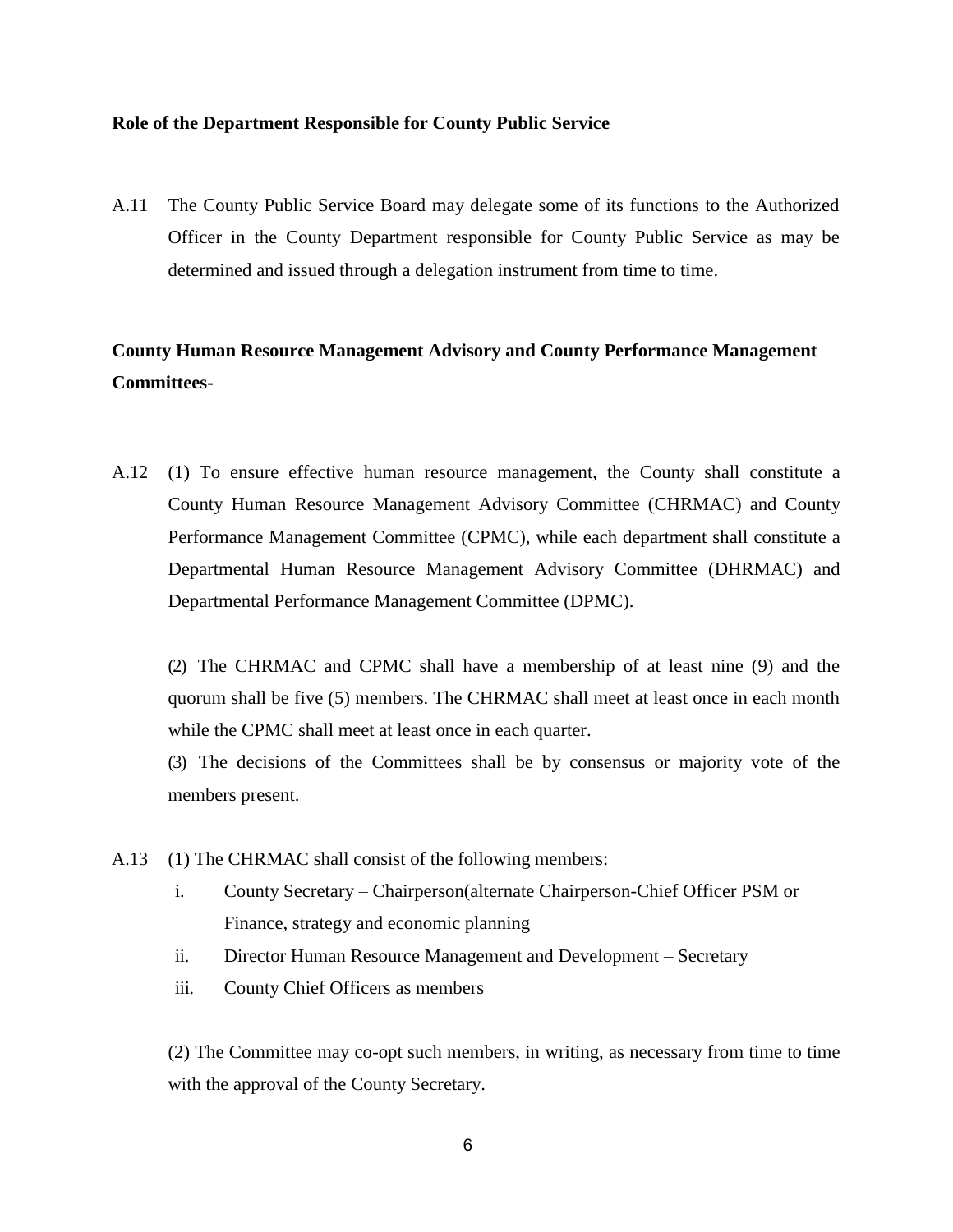**Role of the Department Responsible for County Public Service**

A.11 The County Public Service Board may delegate some of its functions to the Authorized Officer in the County Department responsible for County Public Service as may be determined and issued through a delegation instrument from time to time.

**County Human Resource Management Advisory and County Performance Management Committees-**

A.12 (1) To ensure effective human resource management, the County shall constitute a County Human Resource Management Advisory Committee (CHRMAC) and County Performance Management Committee (CPMC), while each department shall constitute a Departmental Human Resource Management Advisory Committee (DHRMAC) and Departmental Performance Management Committee (DPMC).

(2) The CHRMAC and CPMC shall have a membership of at least nine (9) and the quorum shall be five (5) members. The CHRMAC shall meet at least once in each month while the CPMC shall meet at least once in each quarter.

(3) The decisions of the Committees shall be by consensus or majority vote of the members present.

A.13 (1) The CHRMAC shall consist of the following members:

i. County Secretary – Chairperson(alternate Chairperson-Chief Officer PSM or Finance, strategy and economic planning
ii. Director Human Resource Management and Development – Secretary
iii. County Chief Officers as members

(2) The Committee may co-opt such members, in writing, as necessary from time to time with the approval of the County Secretary.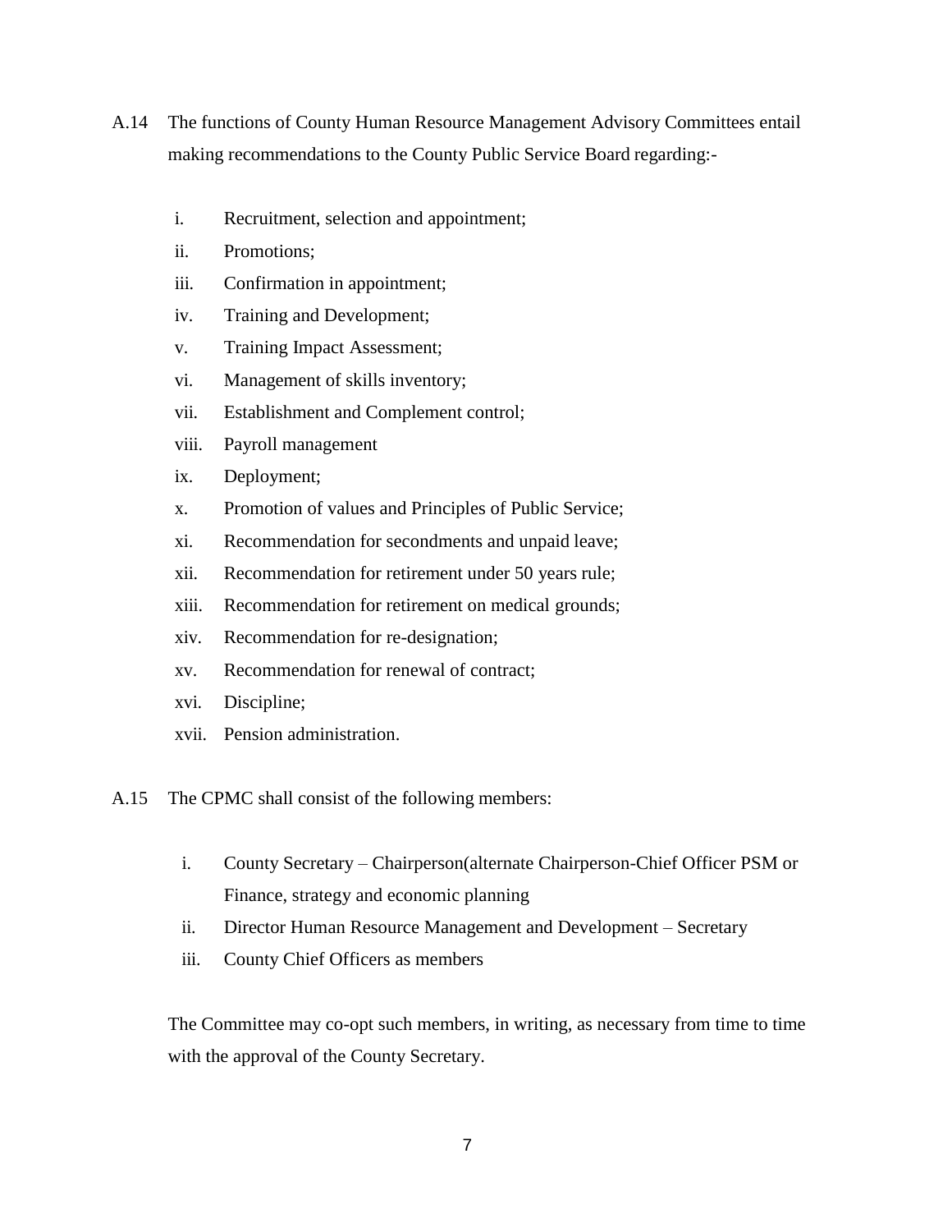A.14 The functions of County Human Resource Management Advisory Committees entail making recommendations to the County Public Service Board regarding:-

i. Recruitment, selection and appointment;
ii. Promotions;
iii. Confirmation in appointment;
iv. Training and Development;
v. Training Impact Assessment;
vi. Management of skills inventory;
vii. Establishment and Complement control;
viii. Payroll management
ix. Deployment;
x. Promotion of values and Principles of Public Service;
xi. Recommendation for secondments and unpaid leave;
xii. Recommendation for retirement under 50 years rule;
xiii. Recommendation for retirement on medical grounds;
xiv. Recommendation for re-designation;
xv. Recommendation for renewal of contract;
xvi. Discipline;
xvii. Pension administration.

A.15 The CPMC shall consist of the following members:

i. County Secretary – Chairperson(alternate Chairperson-Chief Officer PSM or Finance, strategy and economic planning
ii. Director Human Resource Management and Development – Secretary
iii. County Chief Officers as members

The Committee may co-opt such members, in writing, as necessary from time to time with the approval of the County Secretary.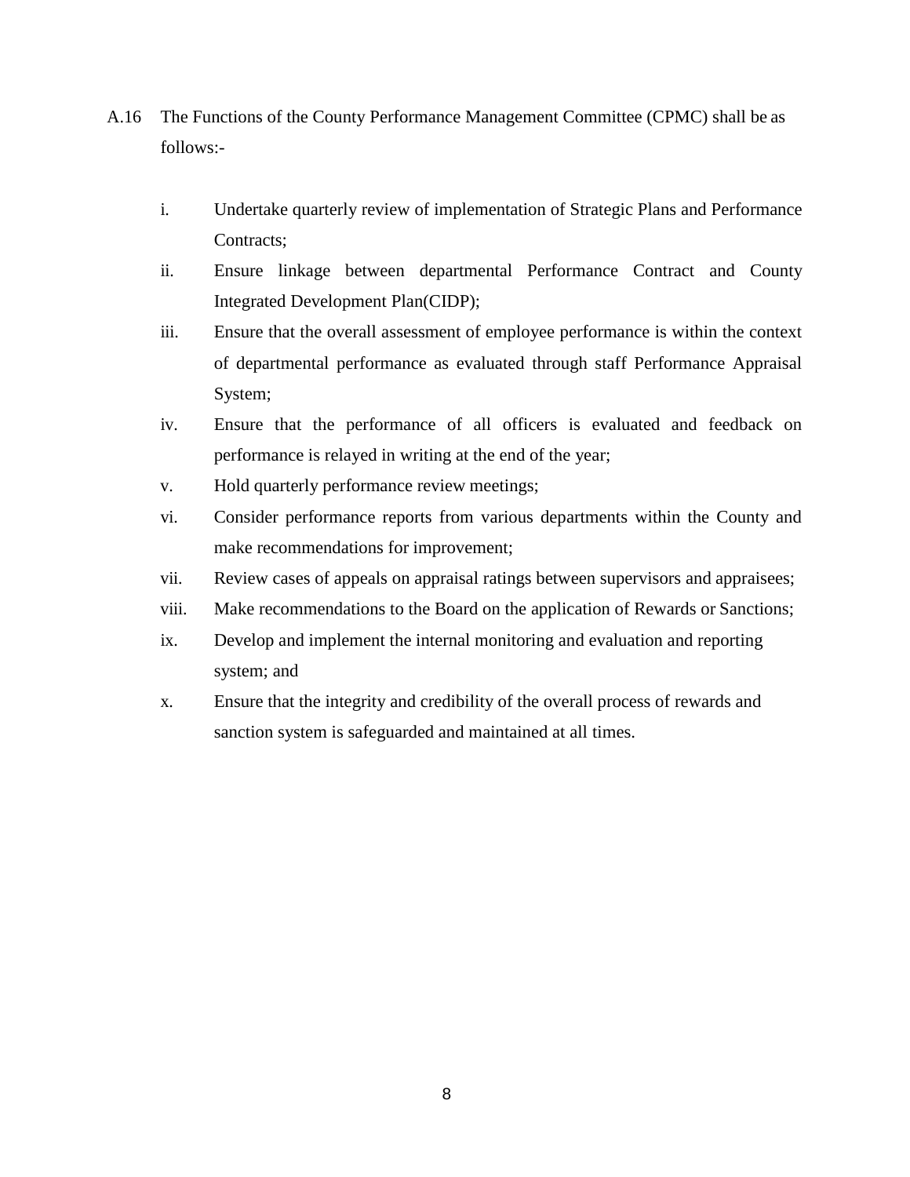A.16 The Functions of the County Performance Management Committee (CPMC) shall be as follows:-

i. Undertake quarterly review of implementation of Strategic Plans and Performance Contracts;
ii. Ensure linkage between departmental Performance Contract and County Integrated Development Plan(CIDP);
iii. Ensure that the overall assessment of employee performance is within the context of departmental performance as evaluated through staff Performance Appraisal System;
iv. Ensure that the performance of all officers is evaluated and feedback on performance is relayed in writing at the end of the year;
v. Hold quarterly performance review meetings;
vi. Consider performance reports from various departments within the County and make recommendations for improvement;
vii. Review cases of appeals on appraisal ratings between supervisors and appraisees;
viii. Make recommendations to the Board on the application of Rewards or Sanctions;
ix. Develop and implement the internal monitoring and evaluation and reporting system; and
x. Ensure that the integrity and credibility of the overall process of rewards and sanction system is safeguarded and maintained at all times.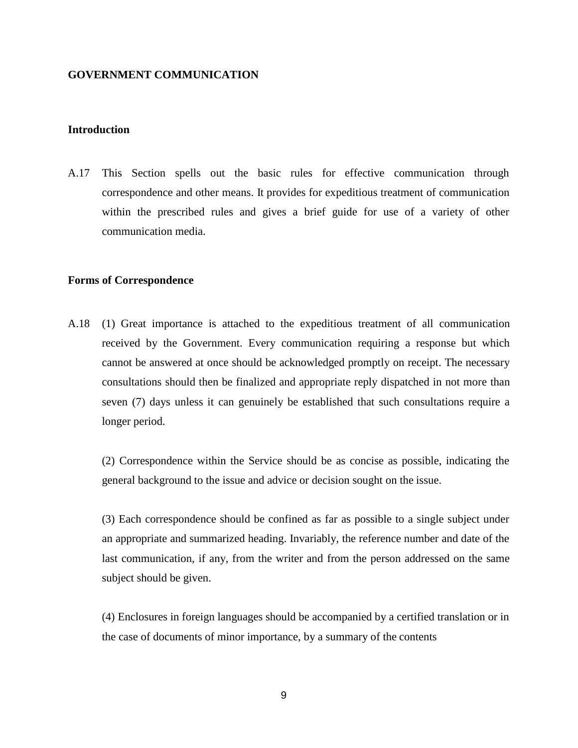## GOVERNMENT COMMUNICATION

### Introduction

A.17 This Section spells out the basic rules for effective communication through correspondence and other means. It provides for expeditious treatment of communication within the prescribed rules and gives a brief guide for use of a variety of other communication media.

### Forms of Correspondence

A.18 (1) Great importance is attached to the expeditious treatment of all communication received by the Government. Every communication requiring a response but which cannot be answered at once should be acknowledged promptly on receipt. The necessary consultations should then be finalized and appropriate reply dispatched in not more than seven (7) days unless it can genuinely be established that such consultations require a longer period.

(2) Correspondence within the Service should be as concise as possible, indicating the general background to the issue and advice or decision sought on the issue.

(3) Each correspondence should be confined as far as possible to a single subject under an appropriate and summarized heading. Invariably, the reference number and date of the last communication, if any, from the writer and from the person addressed on the same subject should be given.

(4) Enclosures in foreign languages should be accompanied by a certified translation or in the case of documents of minor importance, by a summary of the contents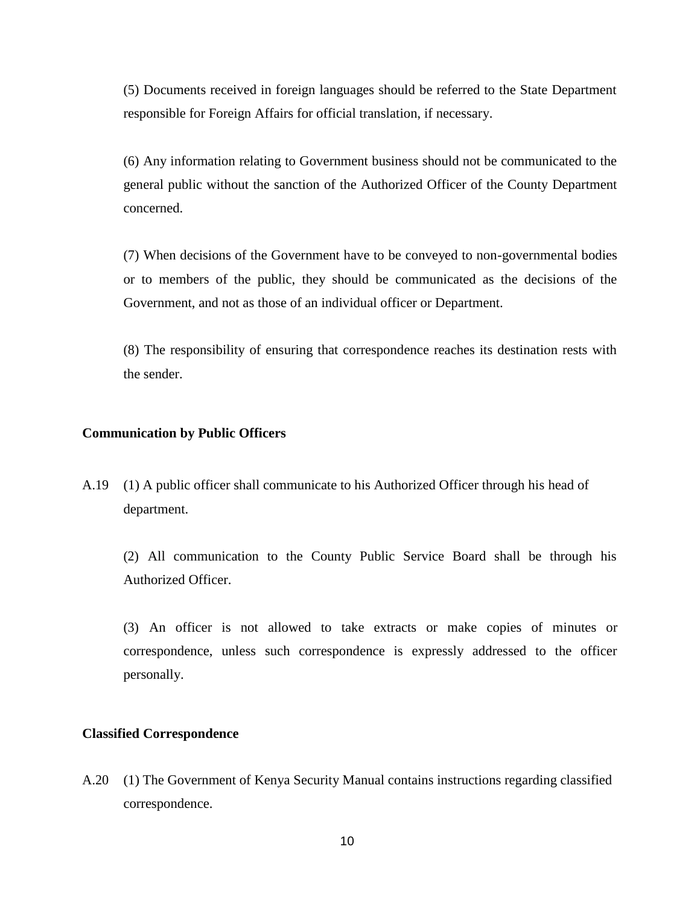(5) Documents received in foreign languages should be referred to the State Department responsible for Foreign Affairs for official translation, if necessary.

(6) Any information relating to Government business should not be communicated to the general public without the sanction of the Authorized Officer of the County Department concerned.

(7) When decisions of the Government have to be conveyed to non-governmental bodies or to members of the public, they should be communicated as the decisions of the Government, and not as those of an individual officer or Department.

(8) The responsibility of ensuring that correspondence reaches its destination rests with the sender.

**Communication by Public Officers**

A.19 (1) A public officer shall communicate to his Authorized Officer through his head of department.

(2) All communication to the County Public Service Board shall be through his Authorized Officer.

(3) An officer is not allowed to take extracts or make copies of minutes or correspondence, unless such correspondence is expressly addressed to the officer personally.

**Classified Correspondence**

A.20 (1) The Government of Kenya Security Manual contains instructions regarding classified correspondence.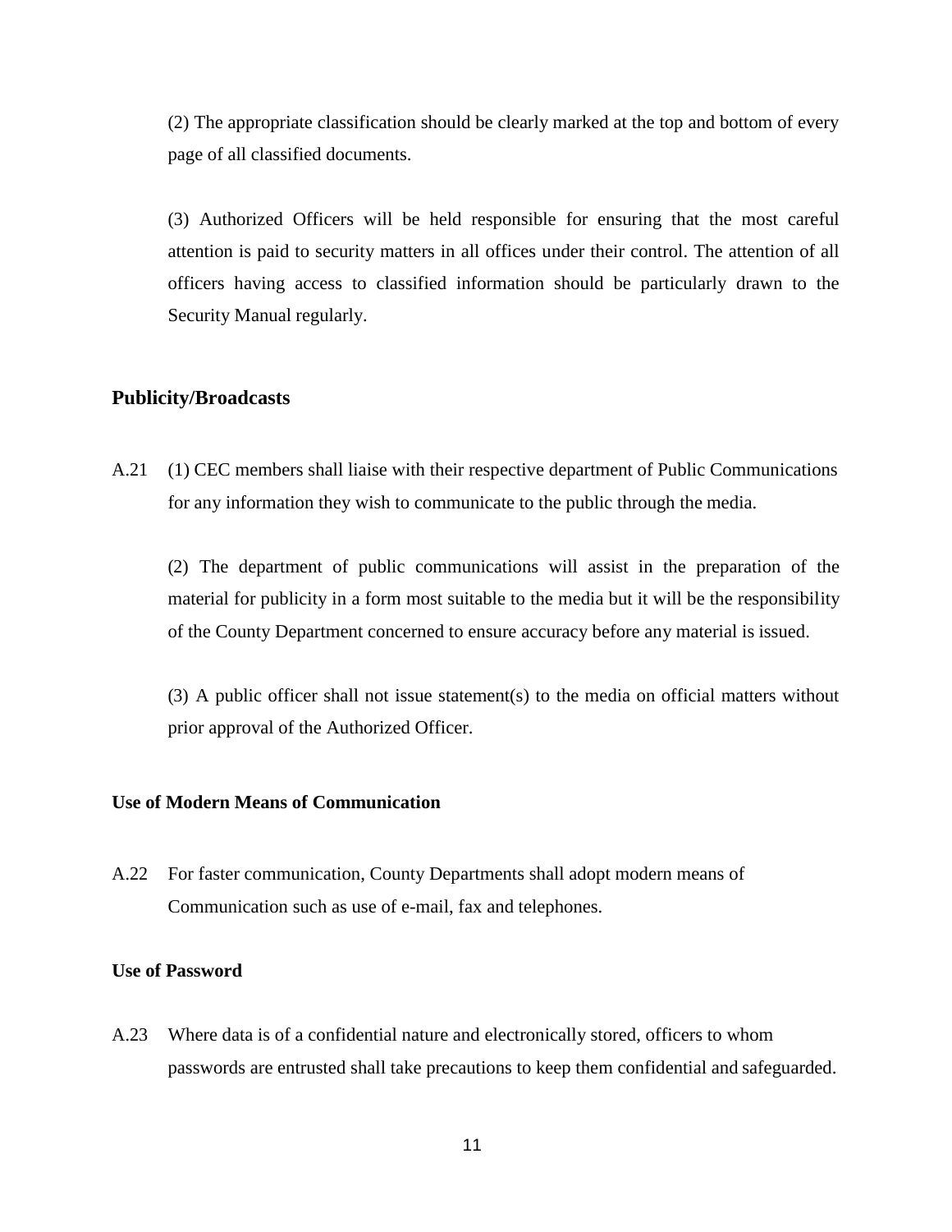(2) The appropriate classification should be clearly marked at the top and bottom of every page of all classified documents.

(3) Authorized Officers will be held responsible for ensuring that the most careful attention is paid to security matters in all offices under their control. The attention of all officers having access to classified information should be particularly drawn to the Security Manual regularly.

## Publicity/Broadcasts

A.21 (1) CEC members shall liaise with their respective department of Public Communications for any information they wish to communicate to the public through the media.

(2) The department of public communications will assist in the preparation of the material for publicity in a form most suitable to the media but it will be the responsibility of the County Department concerned to ensure accuracy before any material is issued.

(3) A public officer shall not issue statement(s) to the media on official matters without prior approval of the Authorized Officer.

### Use of Modern Means of Communication

A.22 For faster communication, County Departments shall adopt modern means of Communication such as use of e-mail, fax and telephones.

### Use of Password

A.23 Where data is of a confidential nature and electronically stored, officers to whom passwords are entrusted shall take precautions to keep them confidential and safeguarded.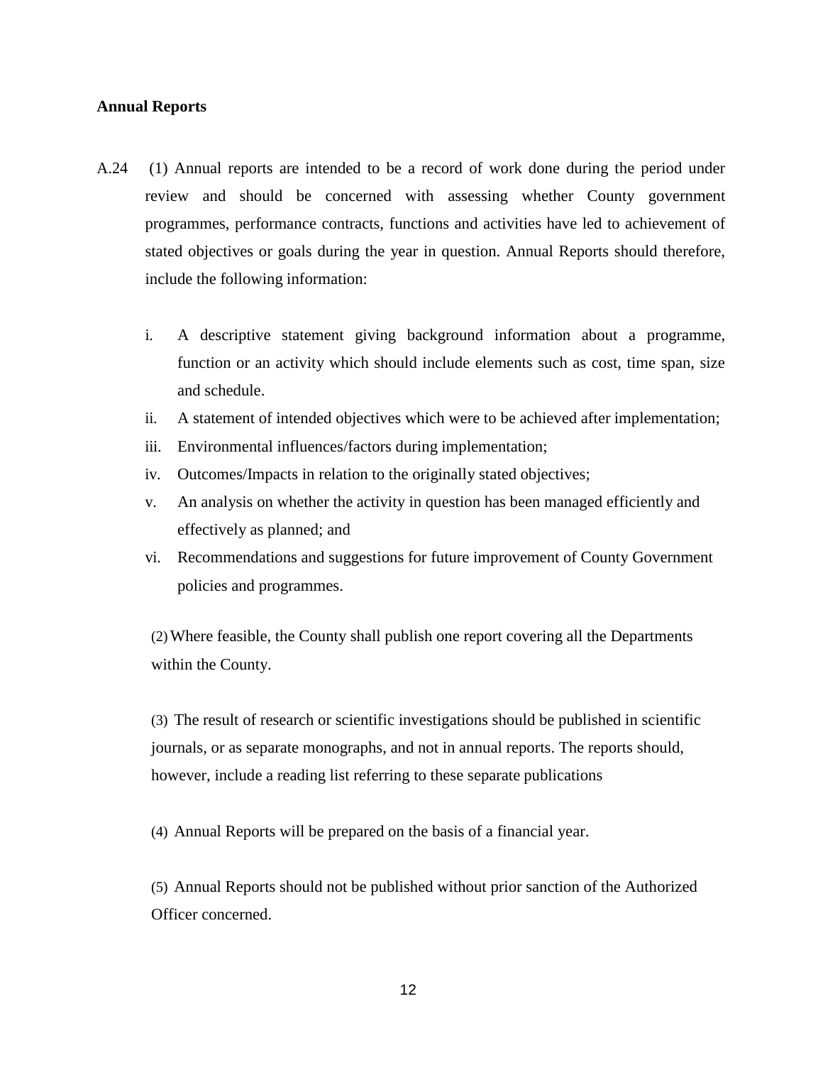**Annual Reports**

A.24 (1) Annual reports are intended to be a record of work done during the period under review and should be concerned with assessing whether County government programmes, performance contracts, functions and activities have led to achievement of stated objectives or goals during the year in question. Annual Reports should therefore, include the following information:

i. A descriptive statement giving background information about a programme, function or an activity which should include elements such as cost, time span, size and schedule.
ii. A statement of intended objectives which were to be achieved after implementation;
iii. Environmental influences/factors during implementation;
iv. Outcomes/Impacts in relation to the originally stated objectives;
v. An analysis on whether the activity in question has been managed efficiently and effectively as planned; and
vi. Recommendations and suggestions for future improvement of County Government policies and programmes.

(2) Where feasible, the County shall publish one report covering all the Departments within the County.

(3) The result of research or scientific investigations should be published in scientific journals, or as separate monographs, and not in annual reports. The reports should, however, include a reading list referring to these separate publications

(4) Annual Reports will be prepared on the basis of a financial year.

(5) Annual Reports should not be published without prior sanction of the Authorized Officer concerned.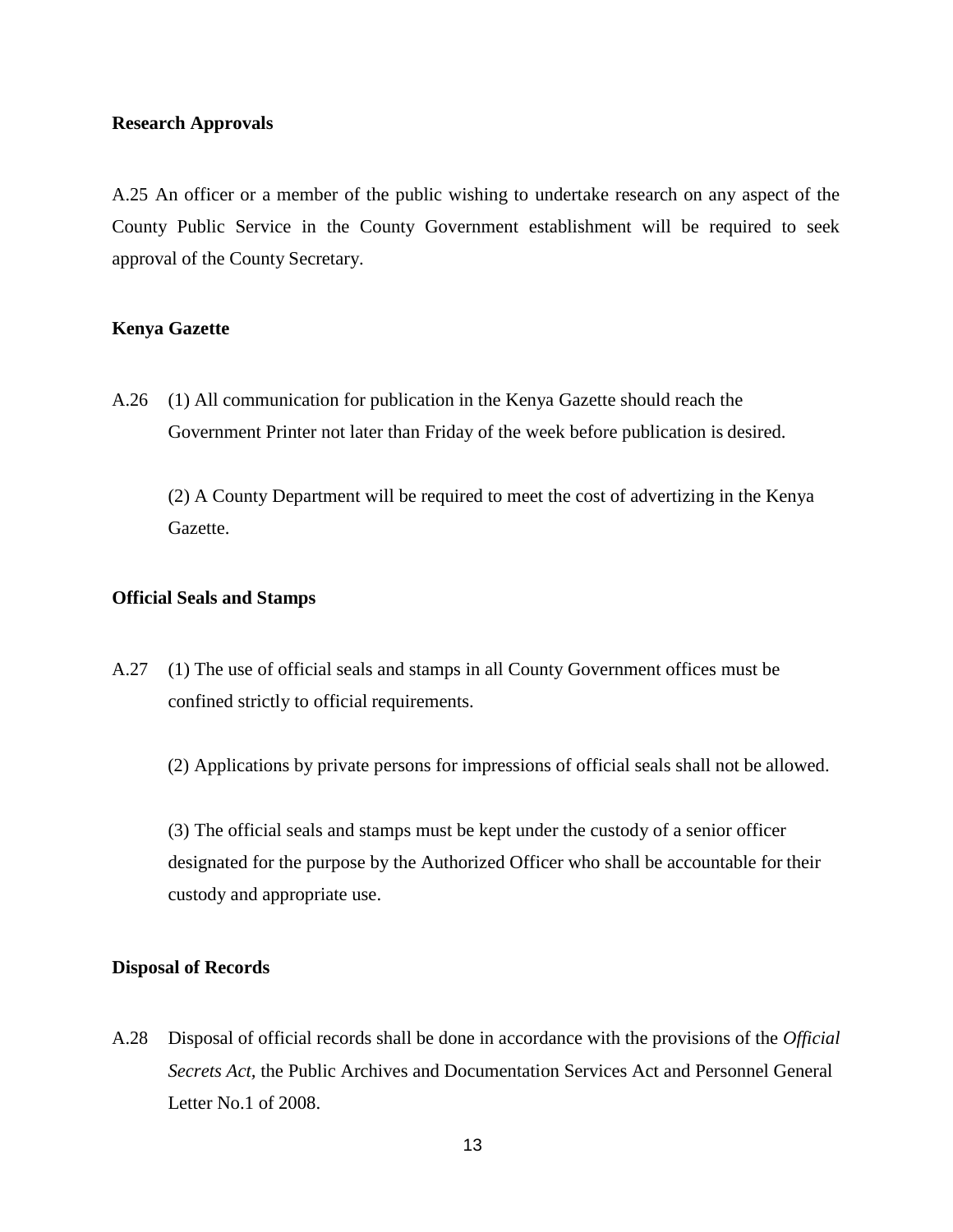**Research Approvals**

A.25 An officer or a member of the public wishing to undertake research on any aspect of the County Public Service in the County Government establishment will be required to seek approval of the County Secretary.

**Kenya Gazette**

A.26 (1) All communication for publication in the Kenya Gazette should reach the Government Printer not later than Friday of the week before publication is desired.

(2) A County Department will be required to meet the cost of advertizing in the Kenya Gazette.

**Official Seals and Stamps**

A.27 (1) The use of official seals and stamps in all County Government offices must be confined strictly to official requirements.

(2) Applications by private persons for impressions of official seals shall not be allowed.

(3) The official seals and stamps must be kept under the custody of a senior officer designated for the purpose by the Authorized Officer who shall be accountable for their custody and appropriate use.

**Disposal of Records**

A.28 Disposal of official records shall be done in accordance with the provisions of the *Official Secrets Act*, the Public Archives and Documentation Services Act and Personnel General Letter No.1 of 2008.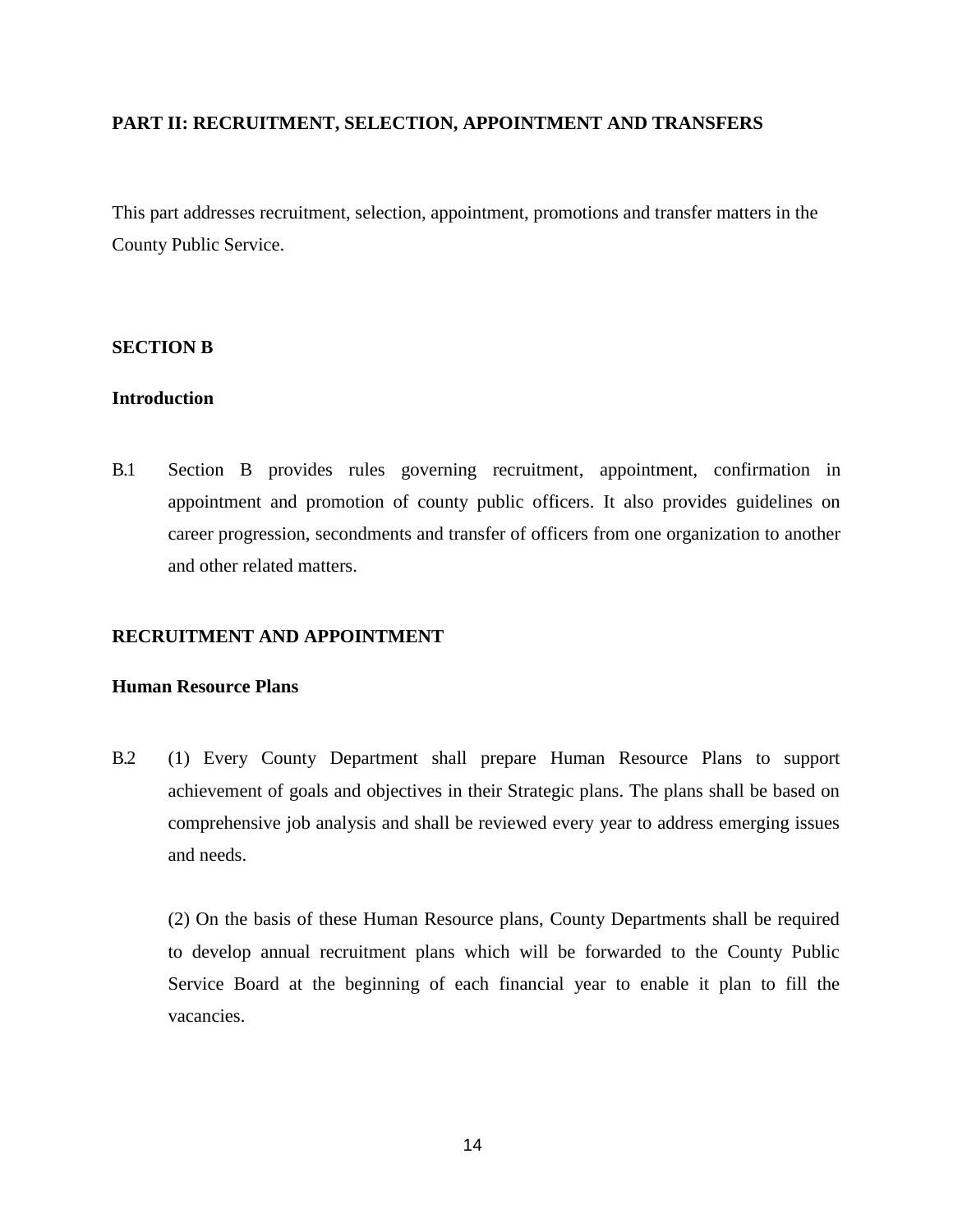## PART II: RECRUITMENT, SELECTION, APPOINTMENT AND TRANSFERS

This part addresses recruitment, selection, appointment, promotions and transfer matters in the County Public Service.

### SECTION B

**Introduction**

B.1 Section B provides rules governing recruitment, appointment, confirmation in appointment and promotion of county public officers. It also provides guidelines on career progression, secondments and transfer of officers from one organization to another and other related matters.

### RECRUITMENT AND APPOINTMENT

**Human Resource Plans**

B.2 (1) Every County Department shall prepare Human Resource Plans to support achievement of goals and objectives in their Strategic plans. The plans shall be based on comprehensive job analysis and shall be reviewed every year to address emerging issues and needs.

(2) On the basis of these Human Resource plans, County Departments shall be required to develop annual recruitment plans which will be forwarded to the County Public Service Board at the beginning of each financial year to enable it plan to fill the vacancies.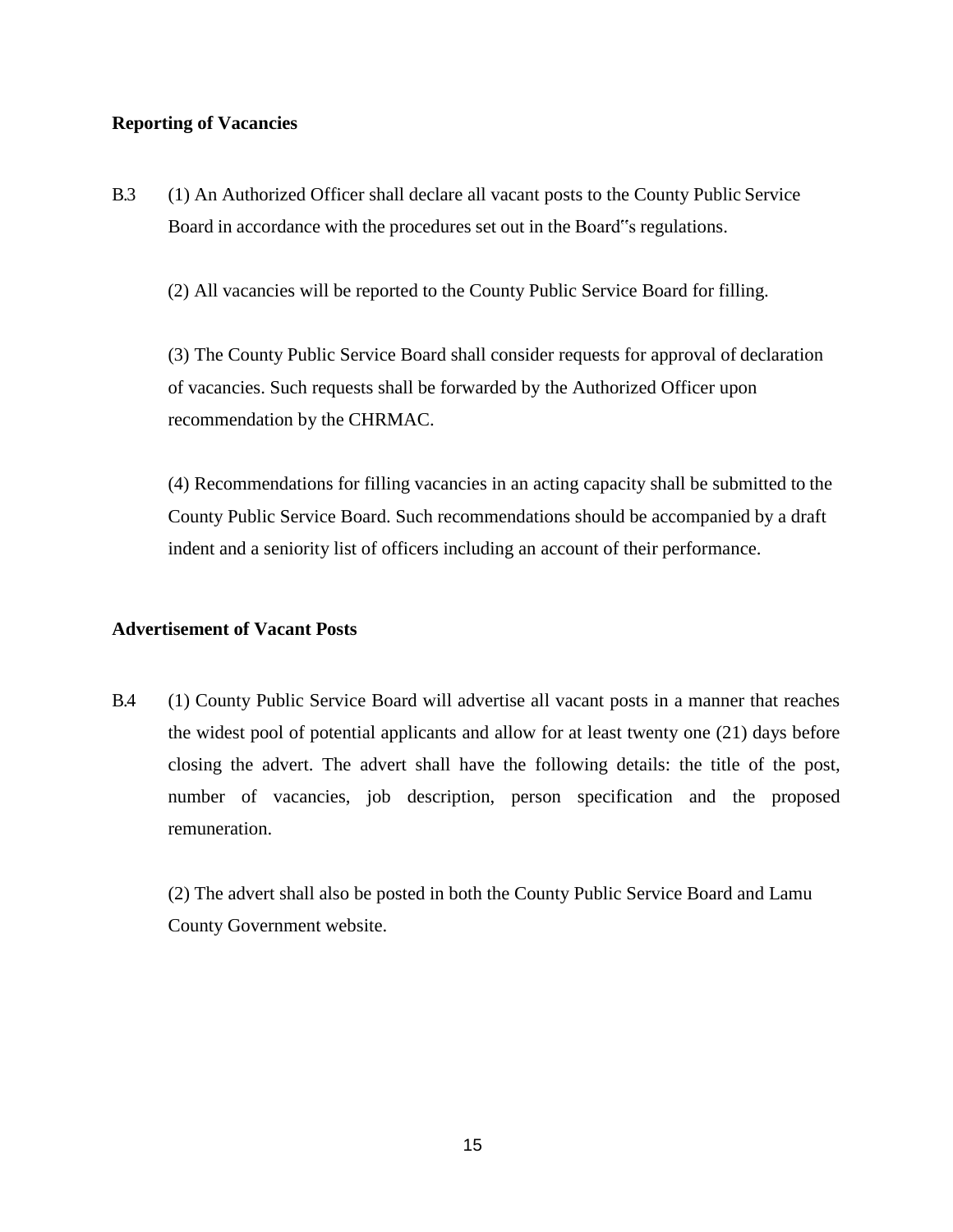**Reporting of Vacancies**

B.3 (1) An Authorized Officer shall declare all vacant posts to the County Public Service Board in accordance with the procedures set out in the Board"s regulations.

(2) All vacancies will be reported to the County Public Service Board for filling.

(3) The County Public Service Board shall consider requests for approval of declaration of vacancies. Such requests shall be forwarded by the Authorized Officer upon recommendation by the CHRMAC.

(4) Recommendations for filling vacancies in an acting capacity shall be submitted to the County Public Service Board. Such recommendations should be accompanied by a draft indent and a seniority list of officers including an account of their performance.

**Advertisement of Vacant Posts**

B.4 (1) County Public Service Board will advertise all vacant posts in a manner that reaches the widest pool of potential applicants and allow for at least twenty one (21) days before closing the advert. The advert shall have the following details: the title of the post, number of vacancies, job description, person specification and the proposed remuneration.

(2) The advert shall also be posted in both the County Public Service Board and Lamu County Government website.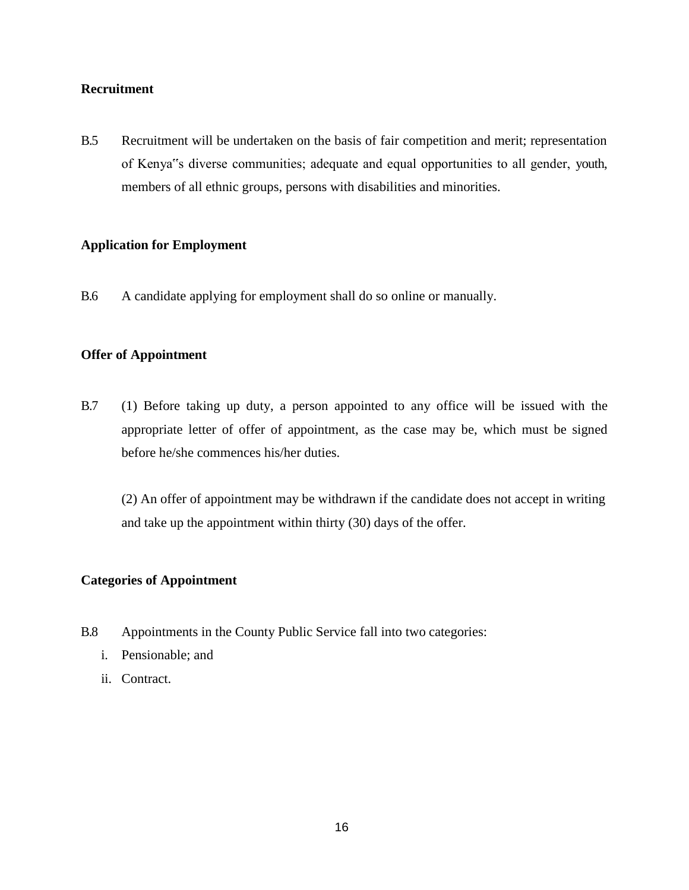**Recruitment**

B.5 Recruitment will be undertaken on the basis of fair competition and merit; representation of Kenya"s diverse communities; adequate and equal opportunities to all gender, youth, members of all ethnic groups, persons with disabilities and minorities.

**Application for Employment**

B.6 A candidate applying for employment shall do so online or manually.

**Offer of Appointment**

B.7 (1) Before taking up duty, a person appointed to any office will be issued with the appropriate letter of offer of appointment, as the case may be, which must be signed before he/she commences his/her duties.

(2) An offer of appointment may be withdrawn if the candidate does not accept in writing and take up the appointment within thirty (30) days of the offer.

**Categories of Appointment**

B.8 Appointments in the County Public Service fall into two categories:

i. Pensionable; and
ii. Contract.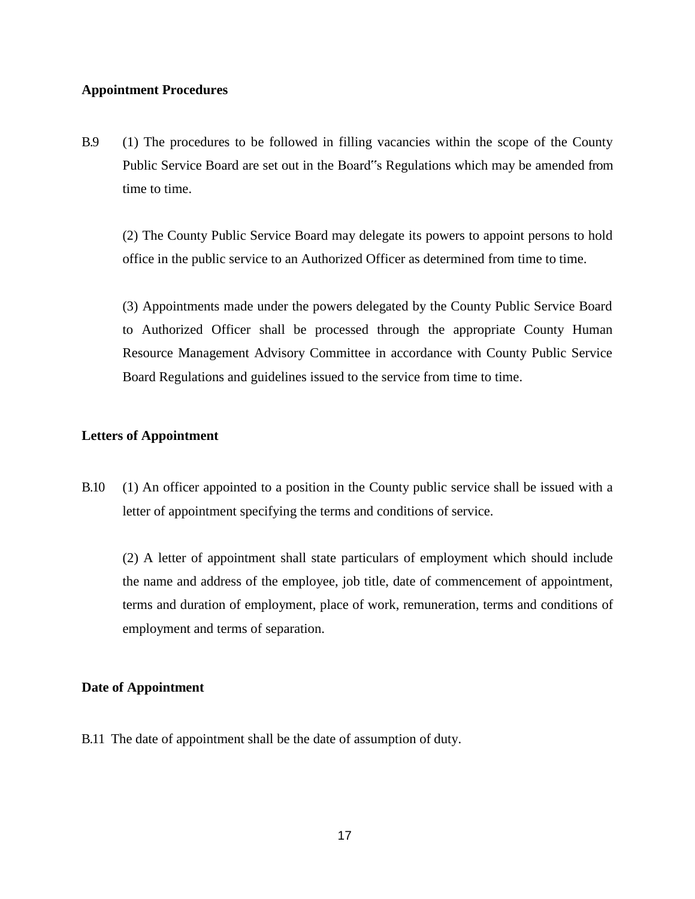**Appointment Procedures**

B.9 (1) The procedures to be followed in filling vacancies within the scope of the County Public Service Board are set out in the Board"s Regulations which may be amended from time to time.

(2) The County Public Service Board may delegate its powers to appoint persons to hold office in the public service to an Authorized Officer as determined from time to time.

(3) Appointments made under the powers delegated by the County Public Service Board to Authorized Officer shall be processed through the appropriate County Human Resource Management Advisory Committee in accordance with County Public Service Board Regulations and guidelines issued to the service from time to time.

**Letters of Appointment**

B.10 (1) An officer appointed to a position in the County public service shall be issued with a letter of appointment specifying the terms and conditions of service.

(2) A letter of appointment shall state particulars of employment which should include the name and address of the employee, job title, date of commencement of appointment, terms and duration of employment, place of work, remuneration, terms and conditions of employment and terms of separation.

**Date of Appointment**

B.11 The date of appointment shall be the date of assumption of duty.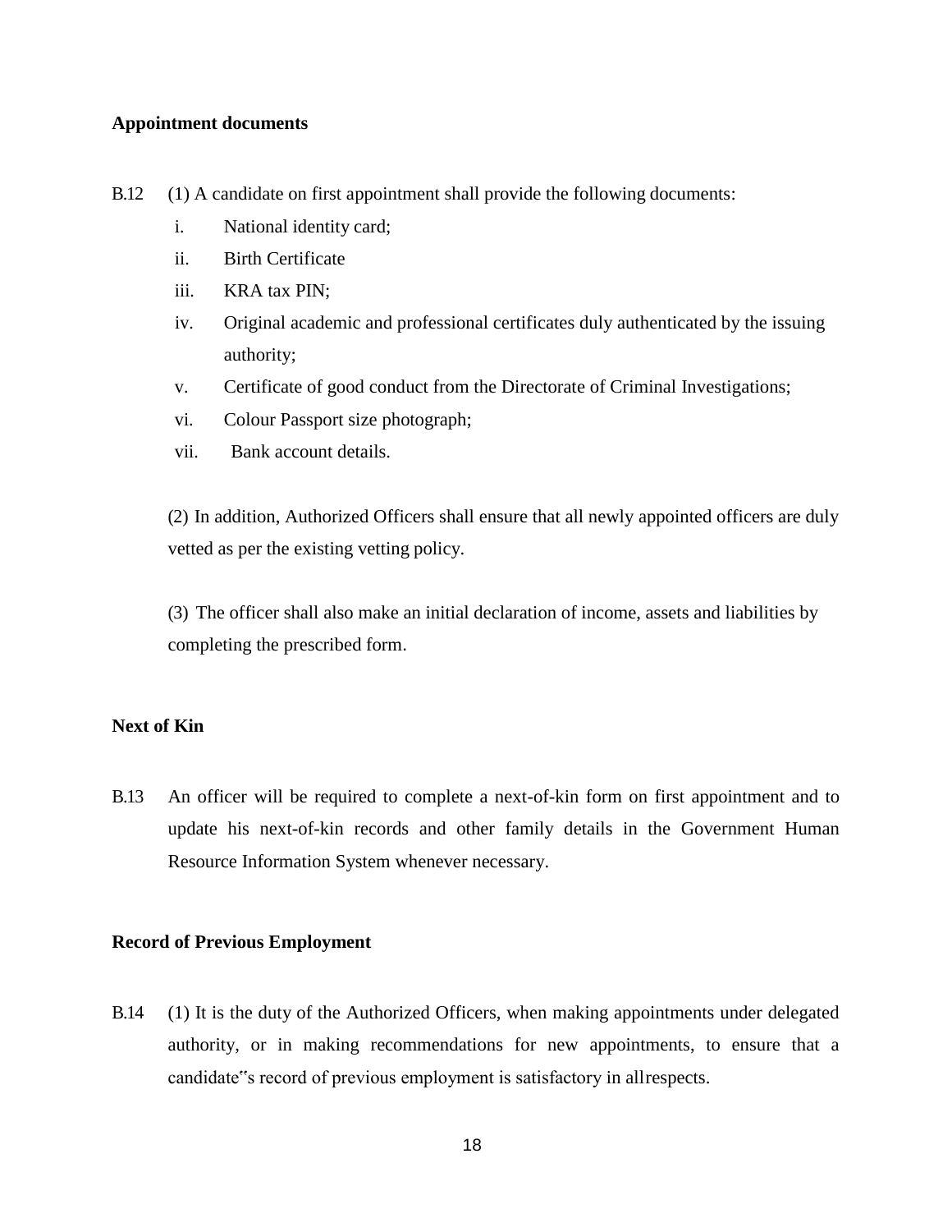**Appointment documents**

B.12 (1) A candidate on first appointment shall provide the following documents:

i. National identity card;

ii. Birth Certificate

iii. KRA tax PIN;

iv. Original academic and professional certificates duly authenticated by the issuing authority;

v. Certificate of good conduct from the Directorate of Criminal Investigations;

vi. Colour Passport size photograph;

vii. Bank account details.

(2) In addition, Authorized Officers shall ensure that all newly appointed officers are duly vetted as per the existing vetting policy.

(3) The officer shall also make an initial declaration of income, assets and liabilities by completing the prescribed form.

**Next of Kin**

B.13 An officer will be required to complete a next-of-kin form on first appointment and to update his next-of-kin records and other family details in the Government Human Resource Information System whenever necessary.

**Record of Previous Employment**

B.14 (1) It is the duty of the Authorized Officers, when making appointments under delegated authority, or in making recommendations for new appointments, to ensure that a candidate"s record of previous employment is satisfactory in allrespects.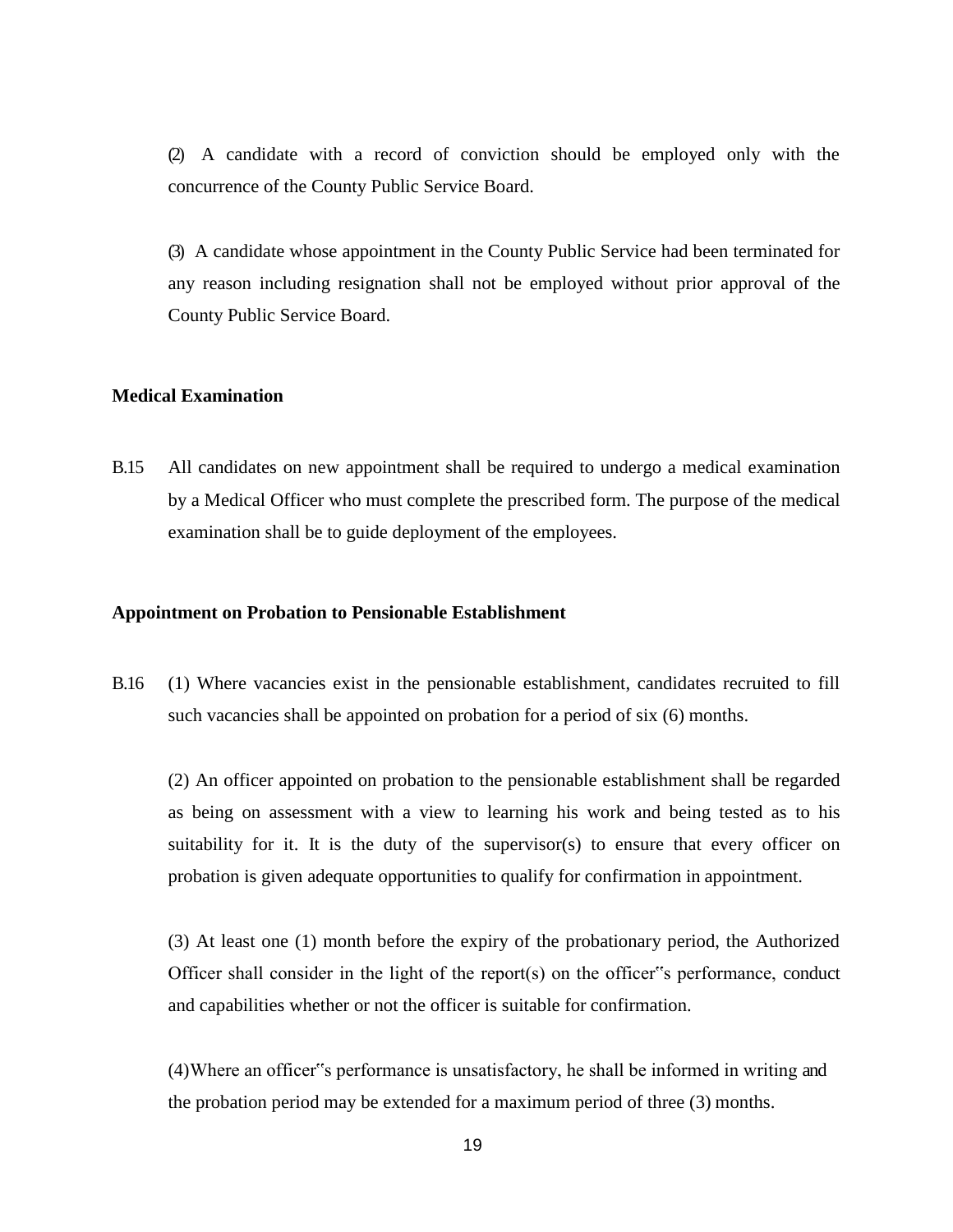(2) A candidate with a record of conviction should be employed only with the concurrence of the County Public Service Board.

(3) A candidate whose appointment in the County Public Service had been terminated for any reason including resignation shall not be employed without prior approval of the County Public Service Board.

**Medical Examination**

B.15 All candidates on new appointment shall be required to undergo a medical examination by a Medical Officer who must complete the prescribed form. The purpose of the medical examination shall be to guide deployment of the employees.

**Appointment on Probation to Pensionable Establishment**

B.16 (1) Where vacancies exist in the pensionable establishment, candidates recruited to fill such vacancies shall be appointed on probation for a period of six (6) months.

(2) An officer appointed on probation to the pensionable establishment shall be regarded as being on assessment with a view to learning his work and being tested as to his suitability for it. It is the duty of the supervisor(s) to ensure that every officer on probation is given adequate opportunities to qualify for confirmation in appointment.

(3) At least one (1) month before the expiry of the probationary period, the Authorized Officer shall consider in the light of the report(s) on the officer"s performance, conduct and capabilities whether or not the officer is suitable for confirmation.

(4)Where an officer"s performance is unsatisfactory, he shall be informed in writing and the probation period may be extended for a maximum period of three (3) months.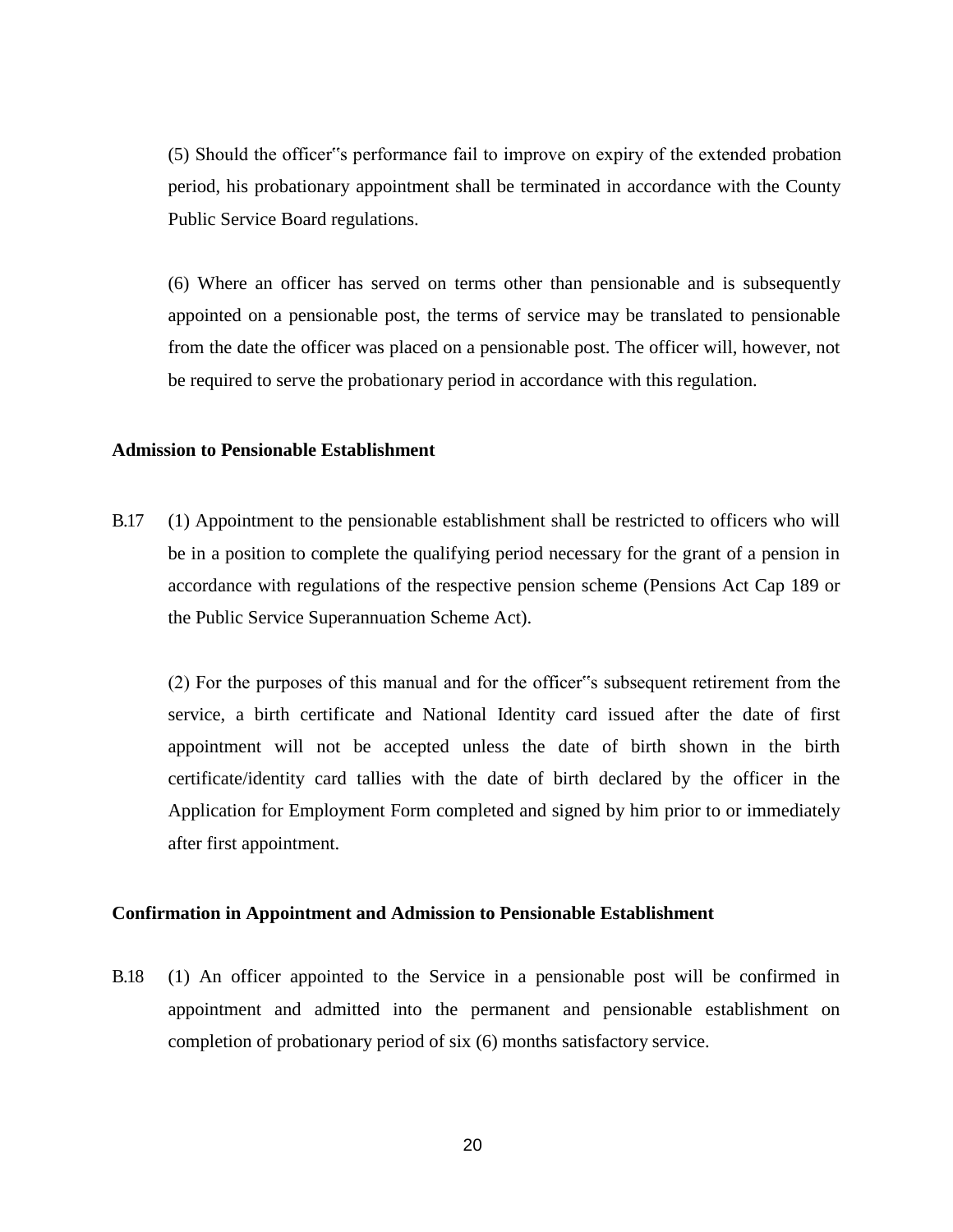(5) Should the officer"s performance fail to improve on expiry of the extended probation period, his probationary appointment shall be terminated in accordance with the County Public Service Board regulations.

(6) Where an officer has served on terms other than pensionable and is subsequently appointed on a pensionable post, the terms of service may be translated to pensionable from the date the officer was placed on a pensionable post. The officer will, however, not be required to serve the probationary period in accordance with this regulation.

**Admission to Pensionable Establishment**

B.17 (1) Appointment to the pensionable establishment shall be restricted to officers who will be in a position to complete the qualifying period necessary for the grant of a pension in accordance with regulations of the respective pension scheme (Pensions Act Cap 189 or the Public Service Superannuation Scheme Act).

(2) For the purposes of this manual and for the officer"s subsequent retirement from the service, a birth certificate and National Identity card issued after the date of first appointment will not be accepted unless the date of birth shown in the birth certificate/identity card tallies with the date of birth declared by the officer in the Application for Employment Form completed and signed by him prior to or immediately after first appointment.

**Confirmation in Appointment and Admission to Pensionable Establishment**

B.18 (1) An officer appointed to the Service in a pensionable post will be confirmed in appointment and admitted into the permanent and pensionable establishment on completion of probationary period of six (6) months satisfactory service.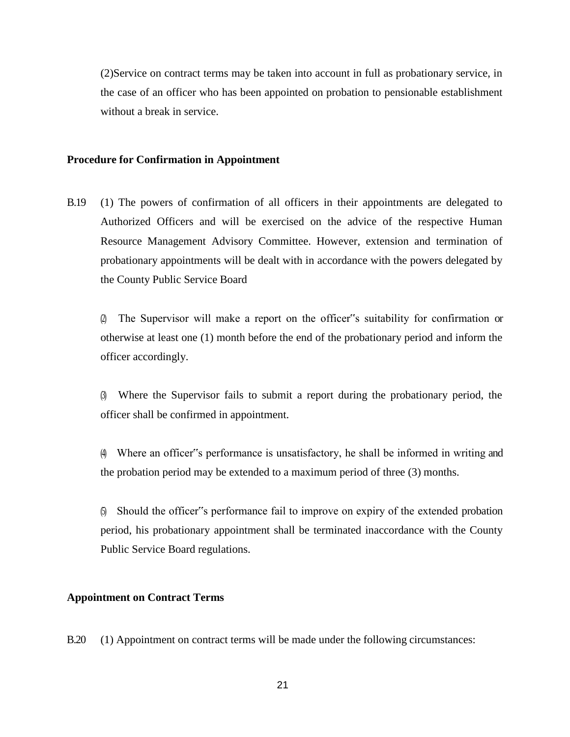(2)Service on contract terms may be taken into account in full as probationary service, in the case of an officer who has been appointed on probation to pensionable establishment without a break in service.

**Procedure for Confirmation in Appointment**

B.19 (1) The powers of confirmation of all officers in their appointments are delegated to Authorized Officers and will be exercised on the advice of the respective Human Resource Management Advisory Committee. However, extension and termination of probationary appointments will be dealt with in accordance with the powers delegated by the County Public Service Board

(2) The Supervisor will make a report on the officer"s suitability for confirmation or otherwise at least one (1) month before the end of the probationary period and inform the officer accordingly.

(3) Where the Supervisor fails to submit a report during the probationary period, the officer shall be confirmed in appointment.

(4) Where an officer"s performance is unsatisfactory, he shall be informed in writing and the probation period may be extended to a maximum period of three (3) months.

(5) Should the officer"s performance fail to improve on expiry of the extended probation period, his probationary appointment shall be terminated inaccordance with the County Public Service Board regulations.

**Appointment on Contract Terms**

B.20 (1) Appointment on contract terms will be made under the following circumstances: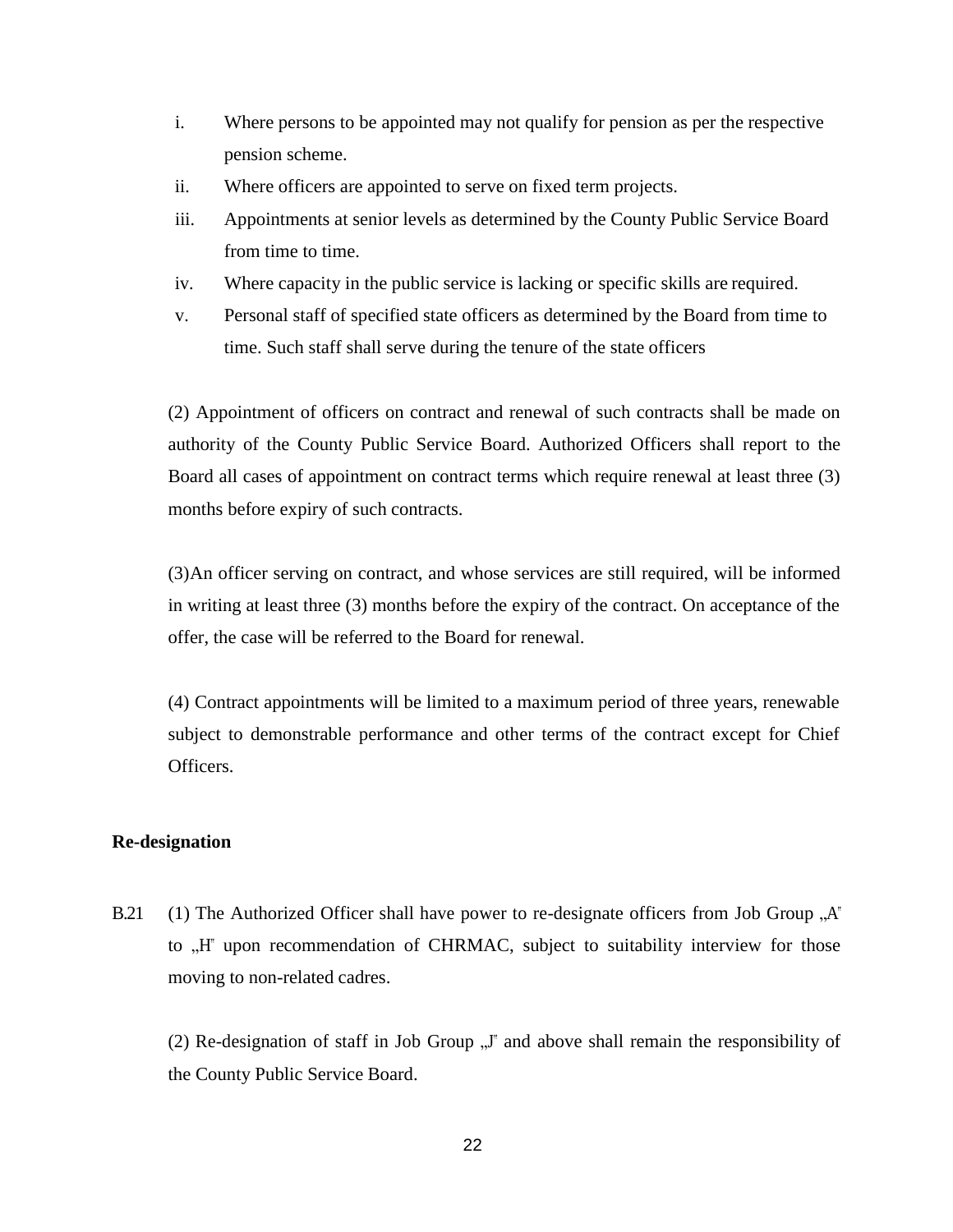i. Where persons to be appointed may not qualify for pension as per the respective pension scheme.
ii. Where officers are appointed to serve on fixed term projects.
iii. Appointments at senior levels as determined by the County Public Service Board from time to time.
iv. Where capacity in the public service is lacking or specific skills are required.
v. Personal staff of specified state officers as determined by the Board from time to time. Such staff shall serve during the tenure of the state officers

(2) Appointment of officers on contract and renewal of such contracts shall be made on authority of the County Public Service Board. Authorized Officers shall report to the Board all cases of appointment on contract terms which require renewal at least three (3) months before expiry of such contracts.

(3)An officer serving on contract, and whose services are still required, will be informed in writing at least three (3) months before the expiry of the contract. On acceptance of the offer, the case will be referred to the Board for renewal.

(4) Contract appointments will be limited to a maximum period of three years, renewable subject to demonstrable performance and other terms of the contract except for Chief Officers.

**Re-designation**

B.21 (1) The Authorized Officer shall have power to re-designate officers from Job Group „A" to „H" upon recommendation of CHRMAC, subject to suitability interview for those moving to non-related cadres.

(2) Re-designation of staff in Job Group „J" and above shall remain the responsibility of the County Public Service Board.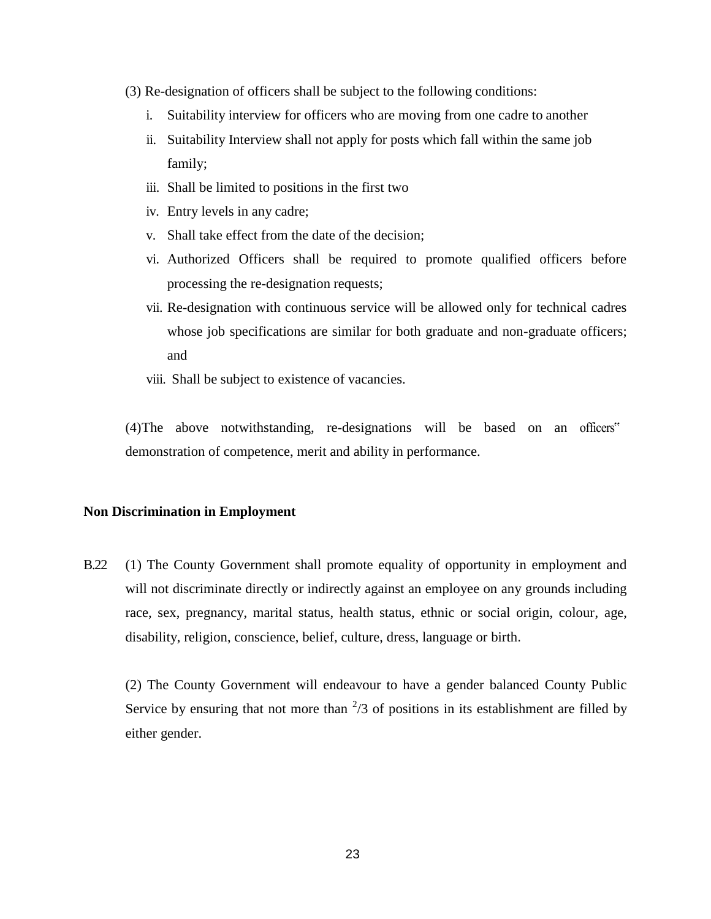(3) Re-designation of officers shall be subject to the following conditions:

i. Suitability interview for officers who are moving from one cadre to another
ii. Suitability Interview shall not apply for posts which fall within the same job family;
iii. Shall be limited to positions in the first two
iv. Entry levels in any cadre;
v. Shall take effect from the date of the decision;
vi. Authorized Officers shall be required to promote qualified officers before processing the re-designation requests;
vii. Re-designation with continuous service will be allowed only for technical cadres whose job specifications are similar for both graduate and non-graduate officers; and
viii. Shall be subject to existence of vacancies.

(4)The above notwithstanding, re-designations will be based on an officers‟ demonstration of competence, merit and ability in performance.

**Non Discrimination in Employment**

B.22 (1) The County Government shall promote equality of opportunity in employment and will not discriminate directly or indirectly against an employee on any grounds including race, sex, pregnancy, marital status, health status, ethnic or social origin, colour, age, disability, religion, conscience, belief, culture, dress, language or birth.

(2) The County Government will endeavour to have a gender balanced County Public Service by ensuring that not more than $^{2}/3$ of positions in its establishment are filled by either gender.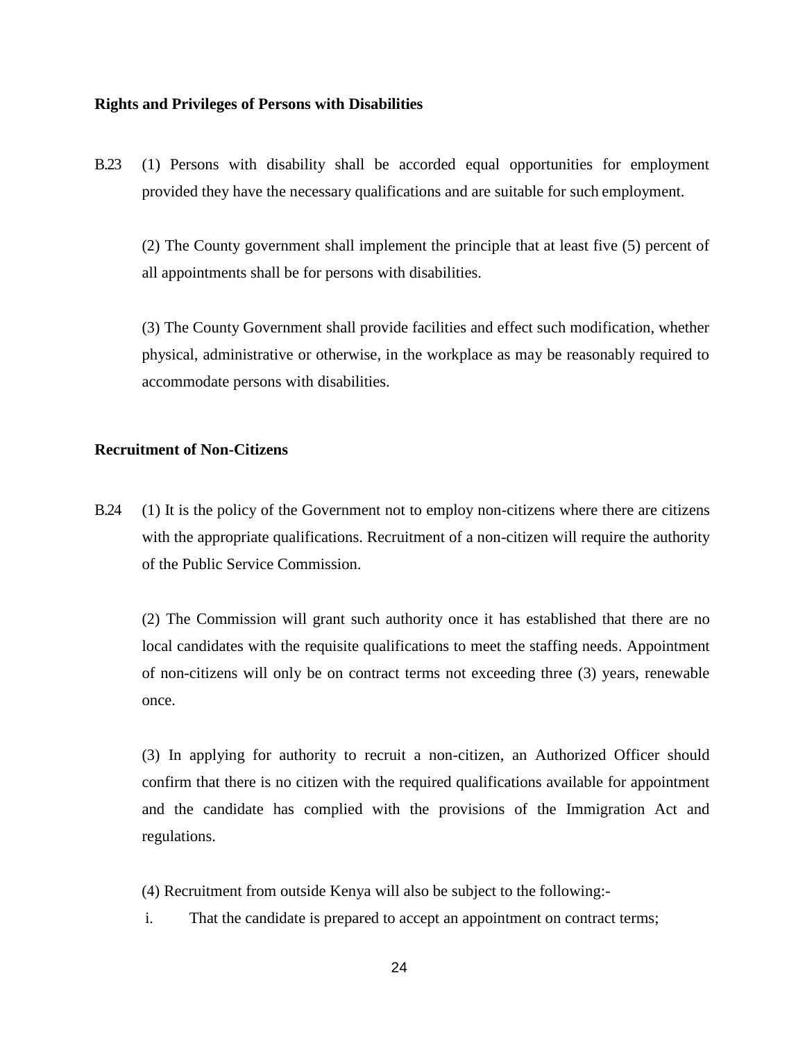**Rights and Privileges of Persons with Disabilities**

B.23 (1) Persons with disability shall be accorded equal opportunities for employment provided they have the necessary qualifications and are suitable for such employment.

(2) The County government shall implement the principle that at least five (5) percent of all appointments shall be for persons with disabilities.

(3) The County Government shall provide facilities and effect such modification, whether physical, administrative or otherwise, in the workplace as may be reasonably required to accommodate persons with disabilities.

**Recruitment of Non-Citizens**

B.24 (1) It is the policy of the Government not to employ non-citizens where there are citizens with the appropriate qualifications. Recruitment of a non-citizen will require the authority of the Public Service Commission.

(2) The Commission will grant such authority once it has established that there are no local candidates with the requisite qualifications to meet the staffing needs. Appointment of non-citizens will only be on contract terms not exceeding three (3) years, renewable once.

(3) In applying for authority to recruit a non-citizen, an Authorized Officer should confirm that there is no citizen with the required qualifications available for appointment and the candidate has complied with the provisions of the Immigration Act and regulations.

(4) Recruitment from outside Kenya will also be subject to the following:-

i. That the candidate is prepared to accept an appointment on contract terms;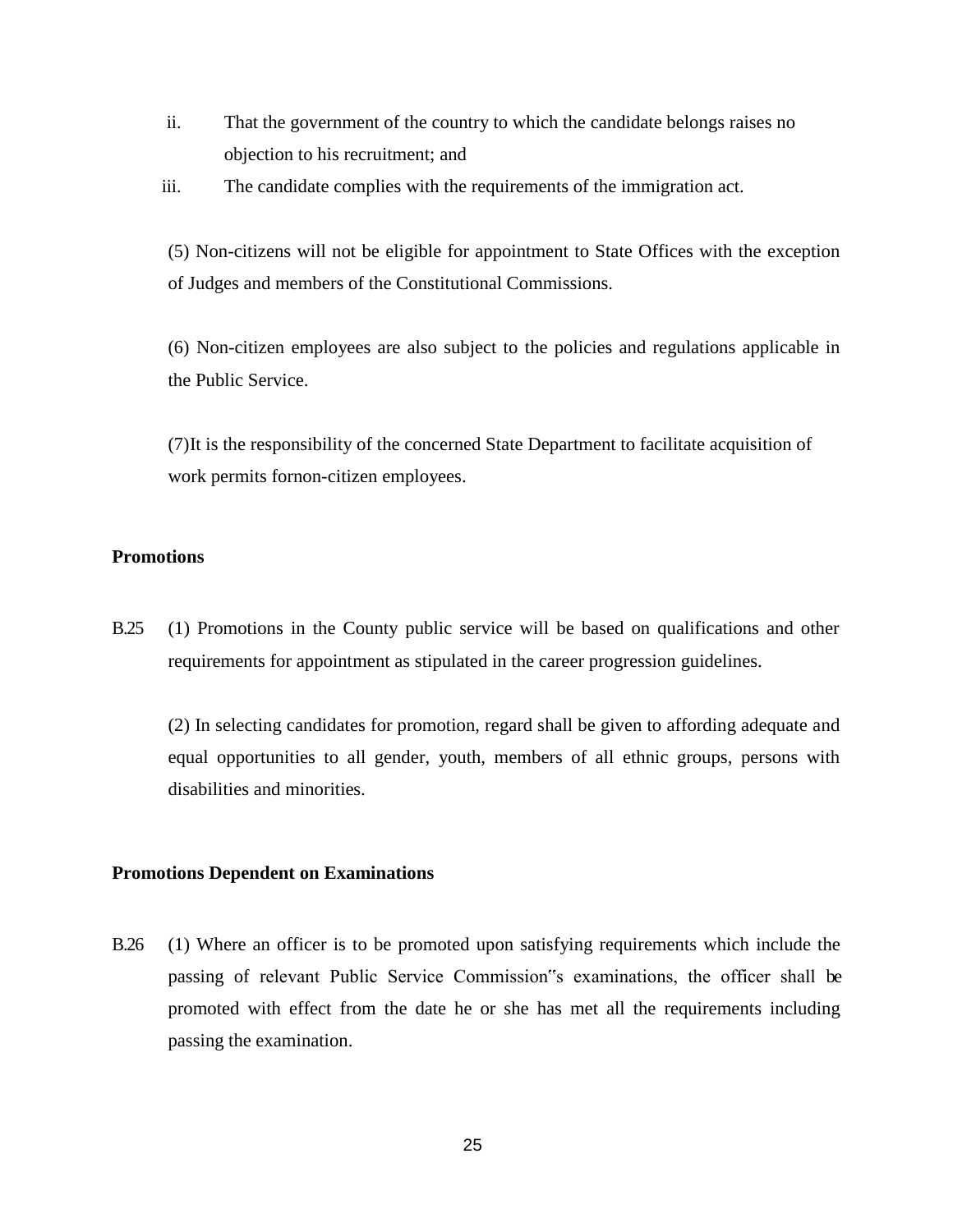ii. That the government of the country to which the candidate belongs raises no objection to his recruitment; and

iii. The candidate complies with the requirements of the immigration act.

(5) Non-citizens will not be eligible for appointment to State Offices with the exception of Judges and members of the Constitutional Commissions.

(6) Non-citizen employees are also subject to the policies and regulations applicable in the Public Service.

(7)It is the responsibility of the concerned State Department to facilitate acquisition of work permits fornon-citizen employees.

**Promotions**

B.25 (1) Promotions in the County public service will be based on qualifications and other requirements for appointment as stipulated in the career progression guidelines.

(2) In selecting candidates for promotion, regard shall be given to affording adequate and equal opportunities to all gender, youth, members of all ethnic groups, persons with disabilities and minorities.

**Promotions Dependent on Examinations**

B.26 (1) Where an officer is to be promoted upon satisfying requirements which include the passing of relevant Public Service Commission"s examinations, the officer shall be promoted with effect from the date he or she has met all the requirements including passing the examination.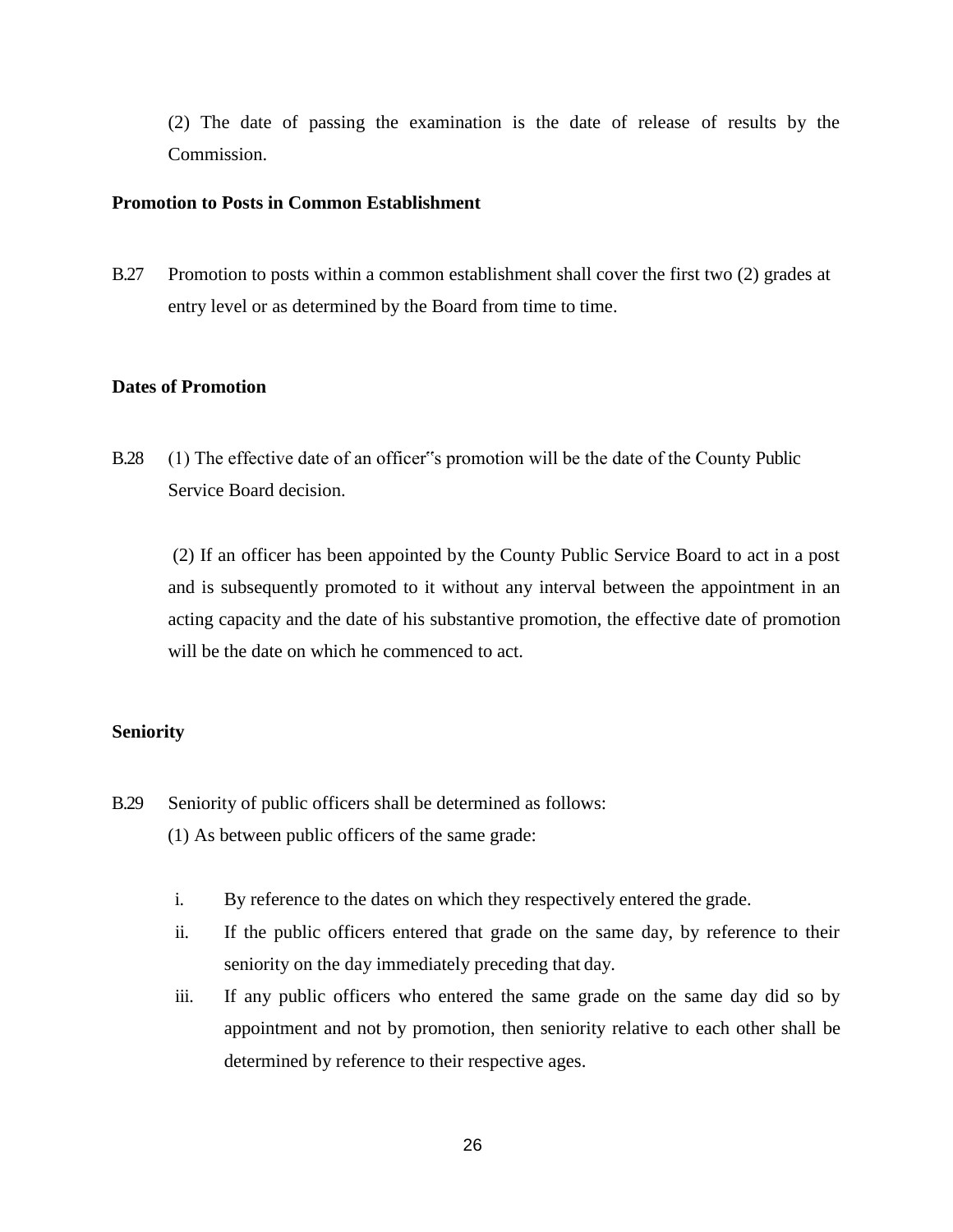(2) The date of passing the examination is the date of release of results by the Commission.

**Promotion to Posts in Common Establishment**

B.27 Promotion to posts within a common establishment shall cover the first two (2) grades at entry level or as determined by the Board from time to time.

**Dates of Promotion**

B.28 (1) The effective date of an officer"s promotion will be the date of the County Public Service Board decision.

(2) If an officer has been appointed by the County Public Service Board to act in a post and is subsequently promoted to it without any interval between the appointment in an acting capacity and the date of his substantive promotion, the effective date of promotion will be the date on which he commenced to act.

**Seniority**

B.29 Seniority of public officers shall be determined as follows:

(1) As between public officers of the same grade:

i. By reference to the dates on which they respectively entered the grade.
ii. If the public officers entered that grade on the same day, by reference to their seniority on the day immediately preceding that day.
iii. If any public officers who entered the same grade on the same day did so by appointment and not by promotion, then seniority relative to each other shall be determined by reference to their respective ages.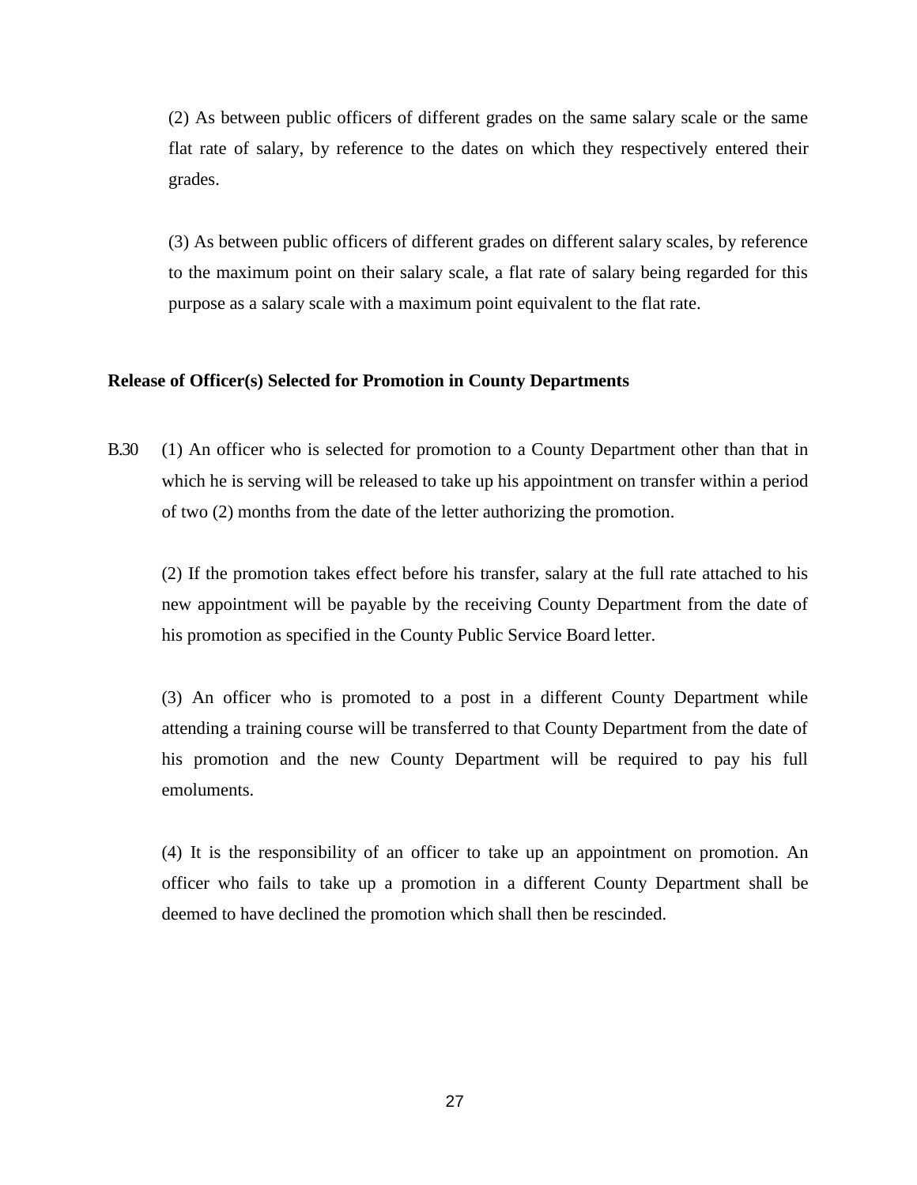(2) As between public officers of different grades on the same salary scale or the same flat rate of salary, by reference to the dates on which they respectively entered their grades.

(3) As between public officers of different grades on different salary scales, by reference to the maximum point on their salary scale, a flat rate of salary being regarded for this purpose as a salary scale with a maximum point equivalent to the flat rate.

**Release of Officer(s) Selected for Promotion in County Departments**

B.30 (1) An officer who is selected for promotion to a County Department other than that in which he is serving will be released to take up his appointment on transfer within a period of two (2) months from the date of the letter authorizing the promotion.

(2) If the promotion takes effect before his transfer, salary at the full rate attached to his new appointment will be payable by the receiving County Department from the date of his promotion as specified in the County Public Service Board letter.

(3) An officer who is promoted to a post in a different County Department while attending a training course will be transferred to that County Department from the date of his promotion and the new County Department will be required to pay his full emoluments.

(4) It is the responsibility of an officer to take up an appointment on promotion. An officer who fails to take up a promotion in a different County Department shall be deemed to have declined the promotion which shall then be rescinded.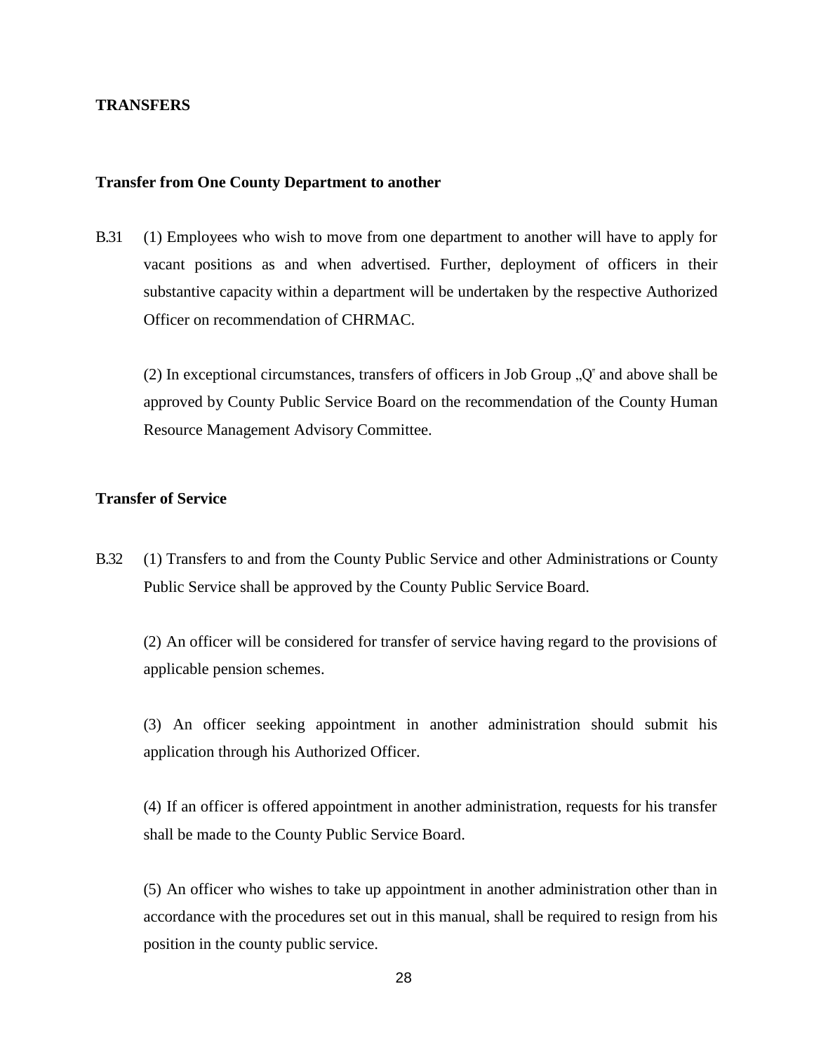## TRANSFERS

### Transfer from One County Department to another

B.31 (1) Employees who wish to move from one department to another will have to apply for vacant positions as and when advertised. Further, deployment of officers in their substantive capacity within a department will be undertaken by the respective Authorized Officer on recommendation of CHRMAC.

(2) In exceptional circumstances, transfers of officers in Job Group „Q" and above shall be approved by County Public Service Board on the recommendation of the County Human Resource Management Advisory Committee.

### Transfer of Service

B.32 (1) Transfers to and from the County Public Service and other Administrations or County Public Service shall be approved by the County Public Service Board.

(2) An officer will be considered for transfer of service having regard to the provisions of applicable pension schemes.

(3) An officer seeking appointment in another administration should submit his application through his Authorized Officer.

(4) If an officer is offered appointment in another administration, requests for his transfer shall be made to the County Public Service Board.

(5) An officer who wishes to take up appointment in another administration other than in accordance with the procedures set out in this manual, shall be required to resign from his position in the county public service.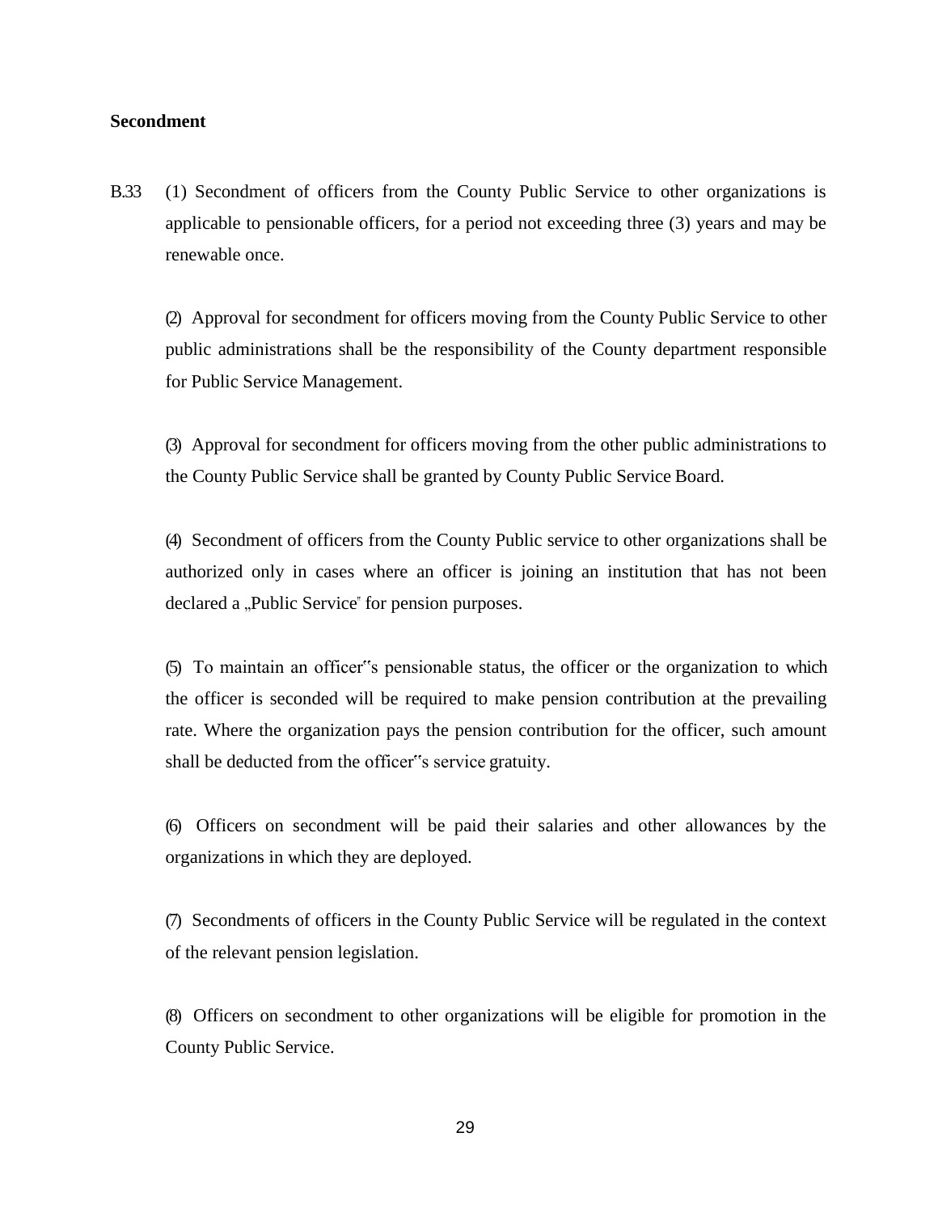**Secondment**

B.33 (1) Secondment of officers from the County Public Service to other organizations is applicable to pensionable officers, for a period not exceeding three (3) years and may be renewable once.

(2) Approval for secondment for officers moving from the County Public Service to other public administrations shall be the responsibility of the County department responsible for Public Service Management.

(3) Approval for secondment for officers moving from the other public administrations to the County Public Service shall be granted by County Public Service Board.

(4) Secondment of officers from the County Public service to other organizations shall be authorized only in cases where an officer is joining an institution that has not been declared a „Public Service" for pension purposes.

(5) To maintain an officer‟s pensionable status, the officer or the organization to which the officer is seconded will be required to make pension contribution at the prevailing rate. Where the organization pays the pension contribution for the officer, such amount shall be deducted from the officer‟s service gratuity.

(6) Officers on secondment will be paid their salaries and other allowances by the organizations in which they are deployed.

(7) Secondments of officers in the County Public Service will be regulated in the context of the relevant pension legislation.

(8) Officers on secondment to other organizations will be eligible for promotion in the County Public Service.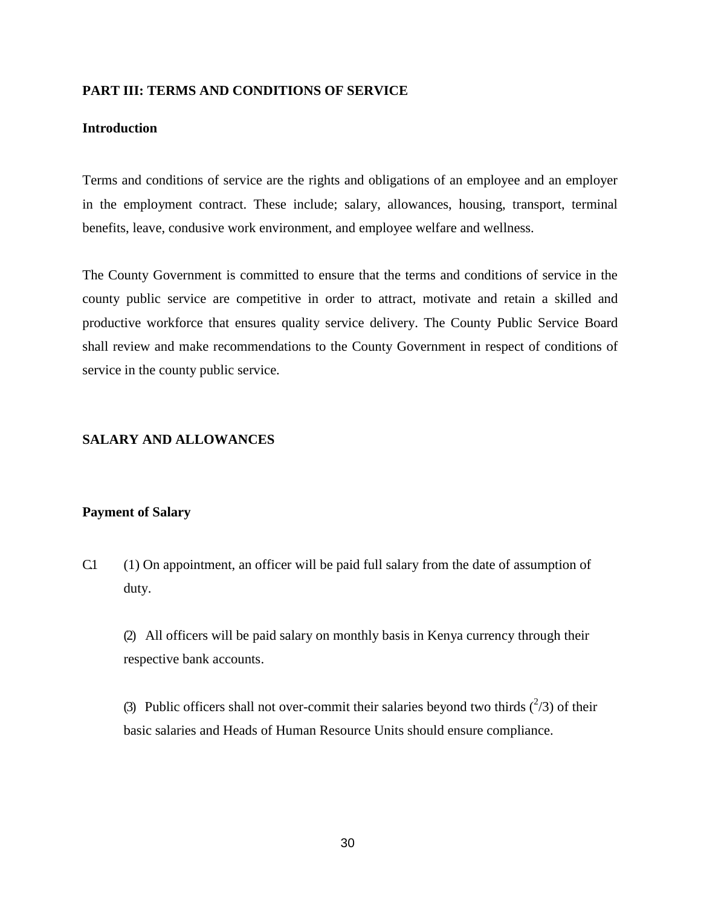## PART III: TERMS AND CONDITIONS OF SERVICE

### Introduction

Terms and conditions of service are the rights and obligations of an employee and an employer in the employment contract. These include; salary, allowances, housing, transport, terminal benefits, leave, condusive work environment, and employee welfare and wellness.

The County Government is committed to ensure that the terms and conditions of service in the county public service are competitive in order to attract, motivate and retain a skilled and productive workforce that ensures quality service delivery. The County Public Service Board shall review and make recommendations to the County Government in respect of conditions of service in the county public service.

## SALARY AND ALLOWANCES

### Payment of Salary

C.1 (1) On appointment, an officer will be paid full salary from the date of assumption of duty.

(2) All officers will be paid salary on monthly basis in Kenya currency through their respective bank accounts.

(3) Public officers shall not over-commit their salaries beyond two thirds ($^{2}/3$) of their basic salaries and Heads of Human Resource Units should ensure compliance.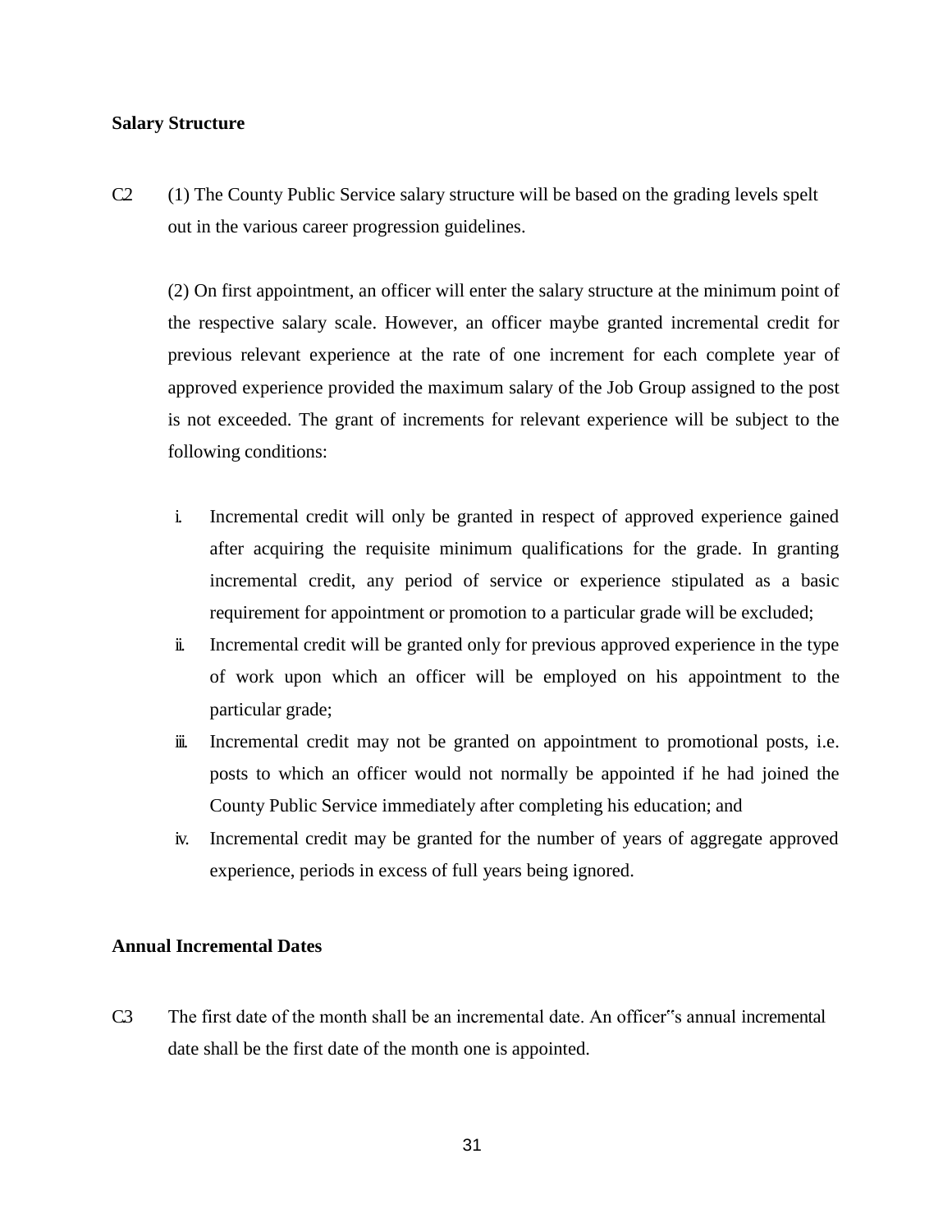**Salary Structure**

C2 (1) The County Public Service salary structure will be based on the grading levels spelt out in the various career progression guidelines.

(2) On first appointment, an officer will enter the salary structure at the minimum point of the respective salary scale. However, an officer maybe granted incremental credit for previous relevant experience at the rate of one increment for each complete year of approved experience provided the maximum salary of the Job Group assigned to the post is not exceeded. The grant of increments for relevant experience will be subject to the following conditions:

i. Incremental credit will only be granted in respect of approved experience gained after acquiring the requisite minimum qualifications for the grade. In granting incremental credit, any period of service or experience stipulated as a basic requirement for appointment or promotion to a particular grade will be excluded;
ii. Incremental credit will be granted only for previous approved experience in the type of work upon which an officer will be employed on his appointment to the particular grade;
iii. Incremental credit may not be granted on appointment to promotional posts, i.e. posts to which an officer would not normally be appointed if he had joined the County Public Service immediately after completing his education; and
iv. Incremental credit may be granted for the number of years of aggregate approved experience, periods in excess of full years being ignored.

**Annual Incremental Dates**

C3 The first date of the month shall be an incremental date. An officer"s annual incremental date shall be the first date of the month one is appointed.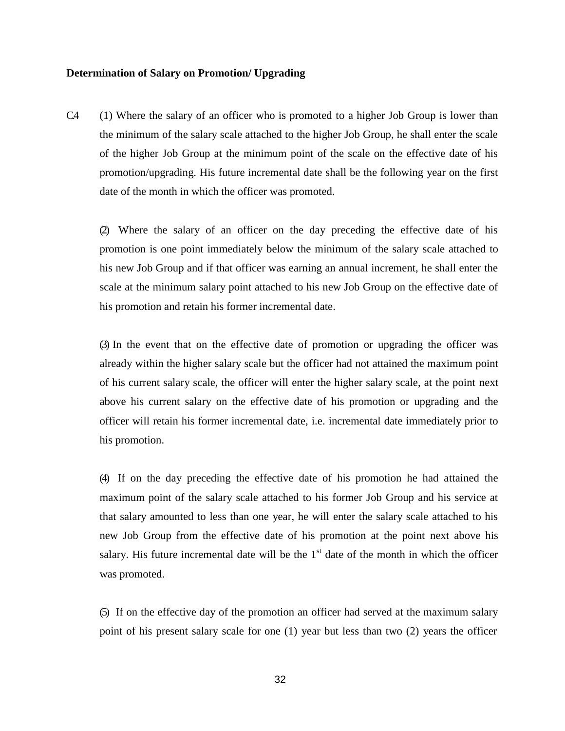**Determination of Salary on Promotion/ Upgrading**

C.4 (1) Where the salary of an officer who is promoted to a higher Job Group is lower than the minimum of the salary scale attached to the higher Job Group, he shall enter the scale of the higher Job Group at the minimum point of the scale on the effective date of his promotion/upgrading. His future incremental date shall be the following year on the first date of the month in which the officer was promoted.

(2) Where the salary of an officer on the day preceding the effective date of his promotion is one point immediately below the minimum of the salary scale attached to his new Job Group and if that officer was earning an annual increment, he shall enter the scale at the minimum salary point attached to his new Job Group on the effective date of his promotion and retain his former incremental date.

(3) In the event that on the effective date of promotion or upgrading the officer was already within the higher salary scale but the officer had not attained the maximum point of his current salary scale, the officer will enter the higher salary scale, at the point next above his current salary on the effective date of his promotion or upgrading and the officer will retain his former incremental date, i.e. incremental date immediately prior to his promotion.

(4) If on the day preceding the effective date of his promotion he had attained the maximum point of the salary scale attached to his former Job Group and his service at that salary amounted to less than one year, he will enter the salary scale attached to his new Job Group from the effective date of his promotion at the point next above his salary. His future incremental date will be the 1st date of the month in which the officer was promoted.

(5) If on the effective day of the promotion an officer had served at the maximum salary point of his present salary scale for one (1) year but less than two (2) years the officer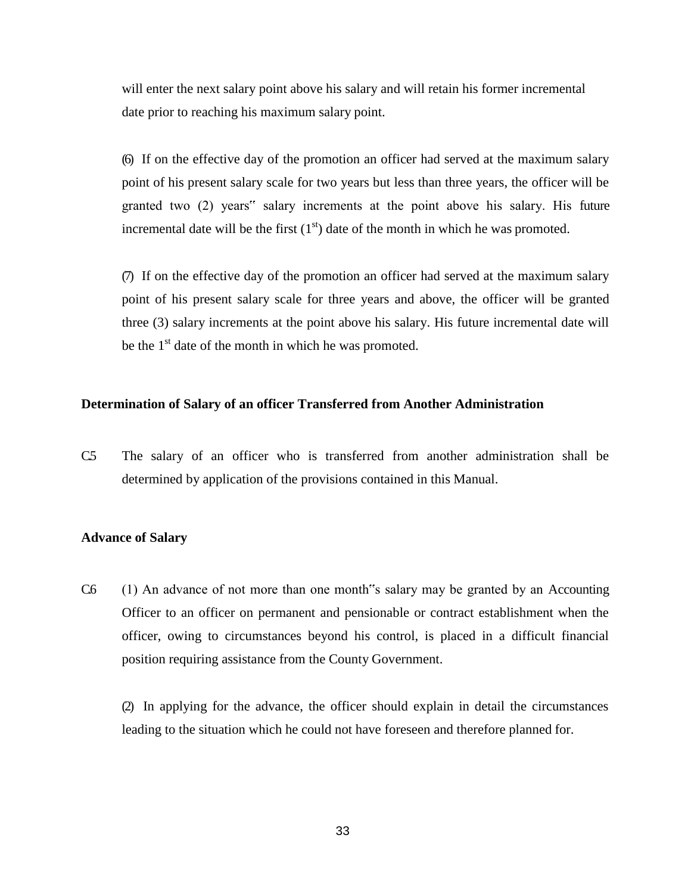will enter the next salary point above his salary and will retain his former incremental date prior to reaching his maximum salary point.

(6) If on the effective day of the promotion an officer had served at the maximum salary point of his present salary scale for two years but less than three years, the officer will be granted two (2) years" salary increments at the point above his salary. His future incremental date will be the first ($1^{st}$) date of the month in which he was promoted.

(7) If on the effective day of the promotion an officer had served at the maximum salary point of his present salary scale for three years and above, the officer will be granted three (3) salary increments at the point above his salary. His future incremental date will be the $1^{st}$ date of the month in which he was promoted.

**Determination of Salary of an officer Transferred from Another Administration**

C.5 The salary of an officer who is transferred from another administration shall be determined by application of the provisions contained in this Manual.

**Advance of Salary**

C.6 (1) An advance of not more than one month"s salary may be granted by an Accounting Officer to an officer on permanent and pensionable or contract establishment when the officer, owing to circumstances beyond his control, is placed in a difficult financial position requiring assistance from the County Government.

(2) In applying for the advance, the officer should explain in detail the circumstances leading to the situation which he could not have foreseen and therefore planned for.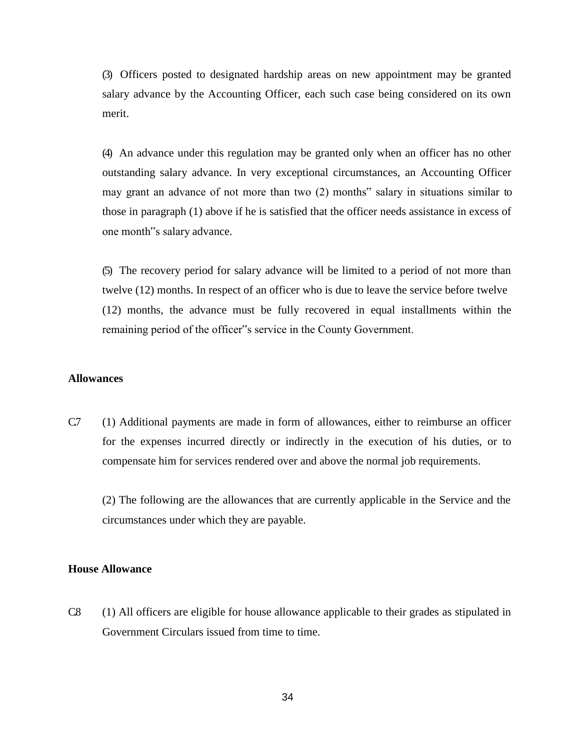(3) Officers posted to designated hardship areas on new appointment may be granted salary advance by the Accounting Officer, each such case being considered on its own merit.

(4) An advance under this regulation may be granted only when an officer has no other outstanding salary advance. In very exceptional circumstances, an Accounting Officer may grant an advance of not more than two (2) months" salary in situations similar to those in paragraph (1) above if he is satisfied that the officer needs assistance in excess of one month"s salary advance.

(5) The recovery period for salary advance will be limited to a period of not more than twelve (12) months. In respect of an officer who is due to leave the service before twelve (12) months, the advance must be fully recovered in equal installments within the remaining period of the officer"s service in the County Government.

**Allowances**

C.7 (1) Additional payments are made in form of allowances, either to reimburse an officer for the expenses incurred directly or indirectly in the execution of his duties, or to compensate him for services rendered over and above the normal job requirements.

(2) The following are the allowances that are currently applicable in the Service and the circumstances under which they are payable.

**House Allowance**

C.8 (1) All officers are eligible for house allowance applicable to their grades as stipulated in Government Circulars issued from time to time.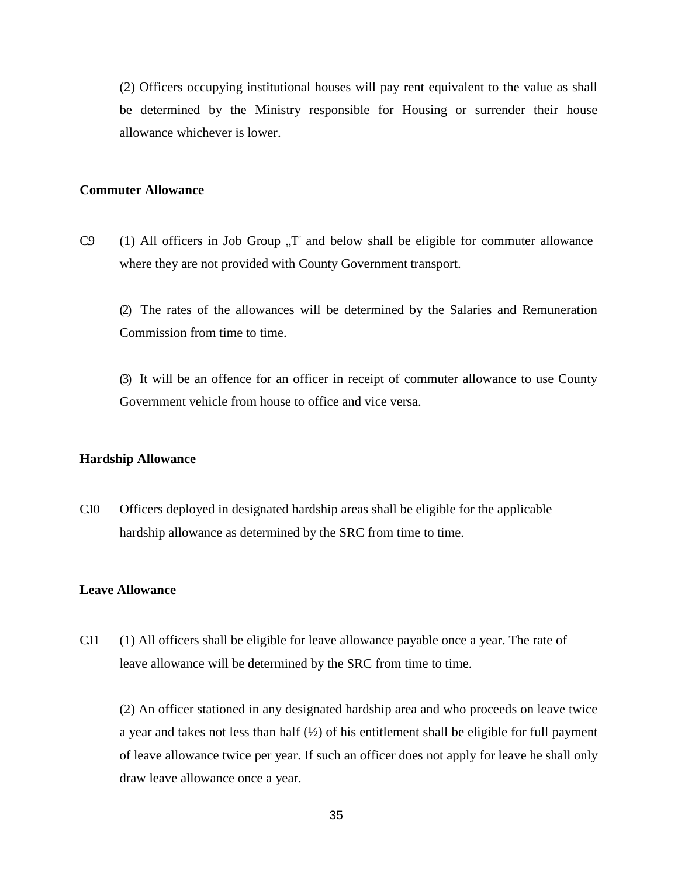(2) Officers occupying institutional houses will pay rent equivalent to the value as shall be determined by the Ministry responsible for Housing or surrender their house allowance whichever is lower.

**Commuter Allowance**

C.9 (1) All officers in Job Group „T" and below shall be eligible for commuter allowance where they are not provided with County Government transport.

(2) The rates of the allowances will be determined by the Salaries and Remuneration Commission from time to time.

(3) It will be an offence for an officer in receipt of commuter allowance to use County Government vehicle from house to office and vice versa.

**Hardship Allowance**

C.10 Officers deployed in designated hardship areas shall be eligible for the applicable hardship allowance as determined by the SRC from time to time.

**Leave Allowance**

C.11 (1) All officers shall be eligible for leave allowance payable once a year. The rate of leave allowance will be determined by the SRC from time to time.

(2) An officer stationed in any designated hardship area and who proceeds on leave twice a year and takes not less than half (½) of his entitlement shall be eligible for full payment of leave allowance twice per year. If such an officer does not apply for leave he shall only draw leave allowance once a year.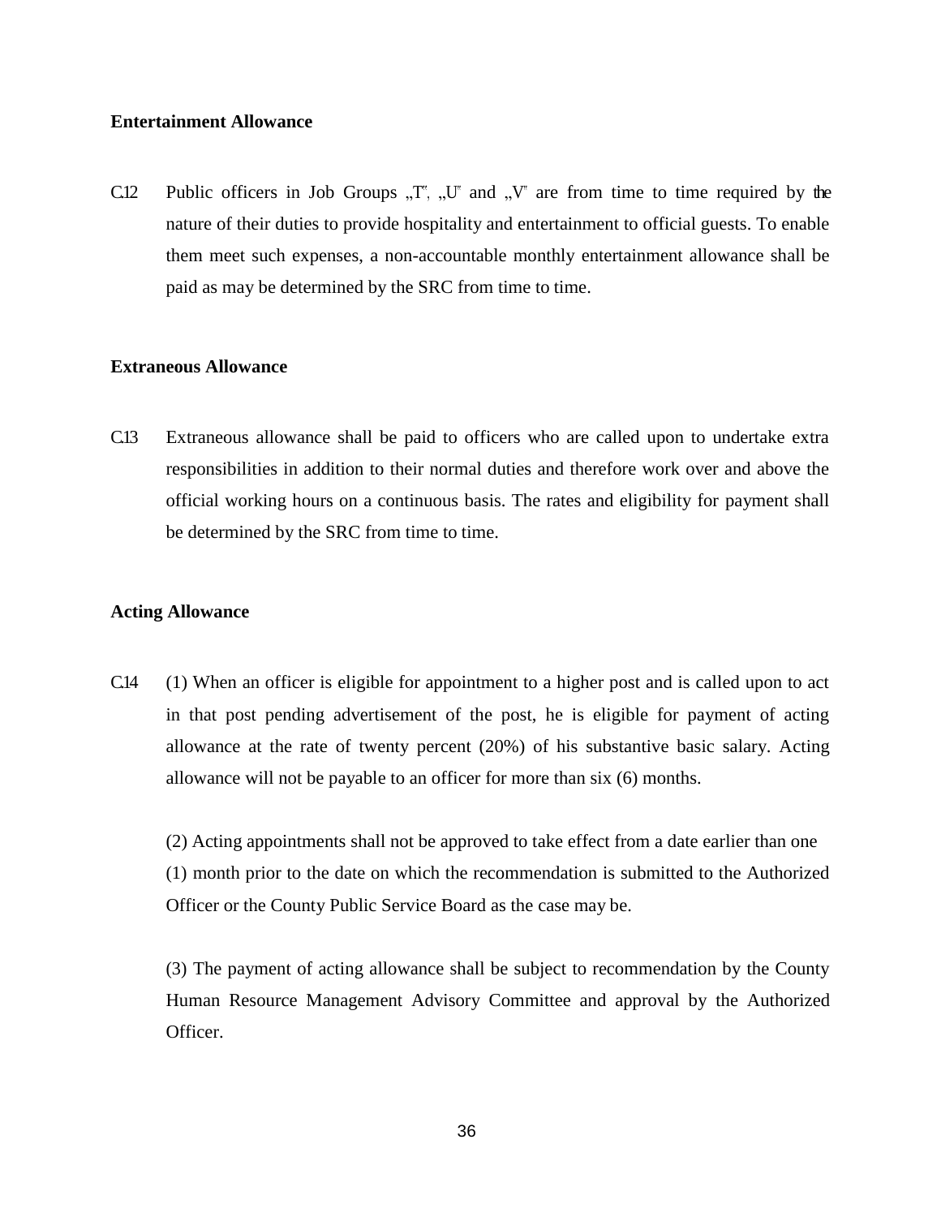**Entertainment Allowance**

C.12 Public officers in Job Groups „T", „U" and „V" are from time to time required by the nature of their duties to provide hospitality and entertainment to official guests. To enable them meet such expenses, a non-accountable monthly entertainment allowance shall be paid as may be determined by the SRC from time to time.

**Extraneous Allowance**

C.13 Extraneous allowance shall be paid to officers who are called upon to undertake extra responsibilities in addition to their normal duties and therefore work over and above the official working hours on a continuous basis. The rates and eligibility for payment shall be determined by the SRC from time to time.

**Acting Allowance**

C.14 (1) When an officer is eligible for appointment to a higher post and is called upon to act in that post pending advertisement of the post, he is eligible for payment of acting allowance at the rate of twenty percent (20%) of his substantive basic salary. Acting allowance will not be payable to an officer for more than six (6) months.

(2) Acting appointments shall not be approved to take effect from a date earlier than one (1) month prior to the date on which the recommendation is submitted to the Authorized Officer or the County Public Service Board as the case may be.

(3) The payment of acting allowance shall be subject to recommendation by the County Human Resource Management Advisory Committee and approval by the Authorized Officer.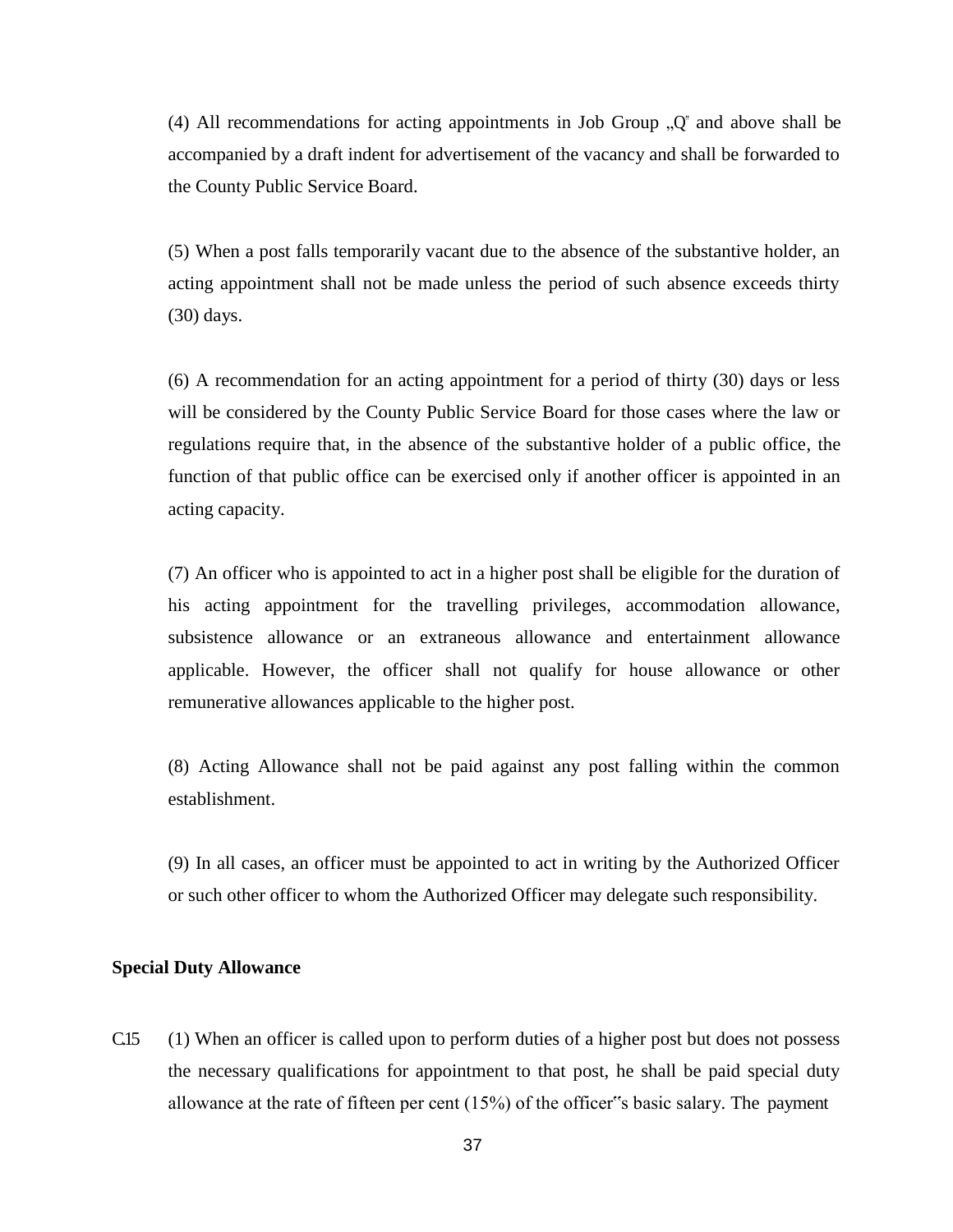(4) All recommendations for acting appointments in Job Group „Q" and above shall be accompanied by a draft indent for advertisement of the vacancy and shall be forwarded to the County Public Service Board.

(5) When a post falls temporarily vacant due to the absence of the substantive holder, an acting appointment shall not be made unless the period of such absence exceeds thirty (30) days.

(6) A recommendation for an acting appointment for a period of thirty (30) days or less will be considered by the County Public Service Board for those cases where the law or regulations require that, in the absence of the substantive holder of a public office, the function of that public office can be exercised only if another officer is appointed in an acting capacity.

(7) An officer who is appointed to act in a higher post shall be eligible for the duration of his acting appointment for the travelling privileges, accommodation allowance, subsistence allowance or an extraneous allowance and entertainment allowance applicable. However, the officer shall not qualify for house allowance or other remunerative allowances applicable to the higher post.

(8) Acting Allowance shall not be paid against any post falling within the common establishment.

(9) In all cases, an officer must be appointed to act in writing by the Authorized Officer or such other officer to whom the Authorized Officer may delegate such responsibility.

**Special Duty Allowance**

C.15 (1) When an officer is called upon to perform duties of a higher post but does not possess the necessary qualifications for appointment to that post, he shall be paid special duty allowance at the rate of fifteen per cent (15%) of the officer"s basic salary. The payment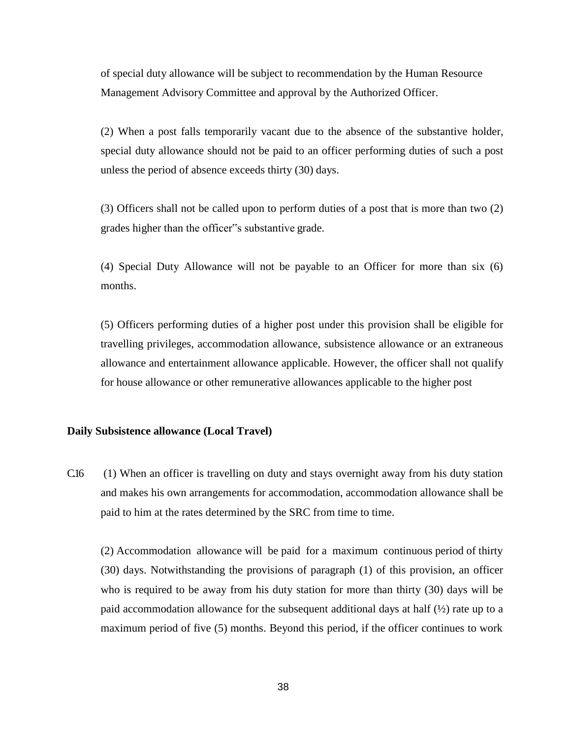of special duty allowance will be subject to recommendation by the Human Resource Management Advisory Committee and approval by the Authorized Officer.

(2) When a post falls temporarily vacant due to the absence of the substantive holder, special duty allowance should not be paid to an officer performing duties of such a post unless the period of absence exceeds thirty (30) days.

(3) Officers shall not be called upon to perform duties of a post that is more than two (2) grades higher than the officer"s substantive grade.

(4) Special Duty Allowance will not be payable to an Officer for more than six (6) months.

(5) Officers performing duties of a higher post under this provision shall be eligible for travelling privileges, accommodation allowance, subsistence allowance or an extraneous allowance and entertainment allowance applicable. However, the officer shall not qualify for house allowance or other remunerative allowances applicable to the higher post

**Daily Subsistence allowance (Local Travel)**

C.16 (1) When an officer is travelling on duty and stays overnight away from his duty station and makes his own arrangements for accommodation, accommodation allowance shall be paid to him at the rates determined by the SRC from time to time.

(2) Accommodation allowance will be paid for a maximum continuous period of thirty (30) days. Notwithstanding the provisions of paragraph (1) of this provision, an officer who is required to be away from his duty station for more than thirty (30) days will be paid accommodation allowance for the subsequent additional days at half (½) rate up to a maximum period of five (5) months. Beyond this period, if the officer continues to work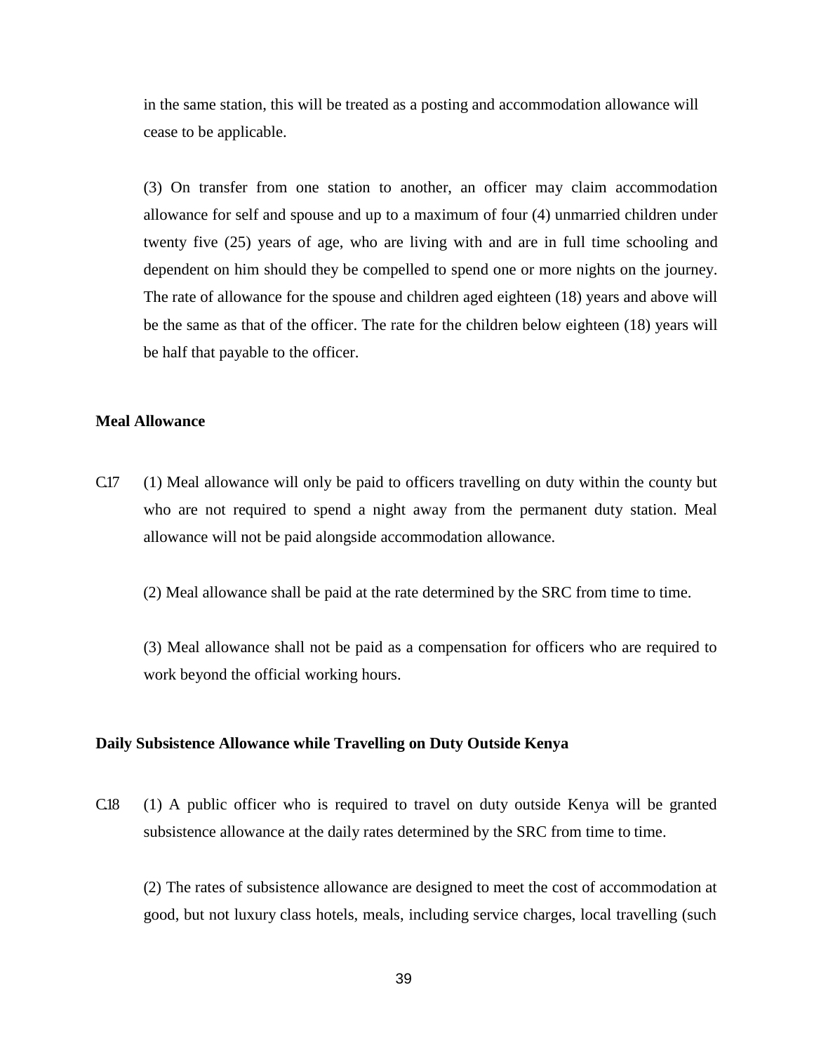in the same station, this will be treated as a posting and accommodation allowance will cease to be applicable.

(3) On transfer from one station to another, an officer may claim accommodation allowance for self and spouse and up to a maximum of four (4) unmarried children under twenty five (25) years of age, who are living with and are in full time schooling and dependent on him should they be compelled to spend one or more nights on the journey. The rate of allowance for the spouse and children aged eighteen (18) years and above will be the same as that of the officer. The rate for the children below eighteen (18) years will be half that payable to the officer.

**Meal Allowance**

C.17 (1) Meal allowance will only be paid to officers travelling on duty within the county but who are not required to spend a night away from the permanent duty station. Meal allowance will not be paid alongside accommodation allowance.

(2) Meal allowance shall be paid at the rate determined by the SRC from time to time.

(3) Meal allowance shall not be paid as a compensation for officers who are required to work beyond the official working hours.

**Daily Subsistence Allowance while Travelling on Duty Outside Kenya**

C.18 (1) A public officer who is required to travel on duty outside Kenya will be granted subsistence allowance at the daily rates determined by the SRC from time to time.

(2) The rates of subsistence allowance are designed to meet the cost of accommodation at good, but not luxury class hotels, meals, including service charges, local travelling (such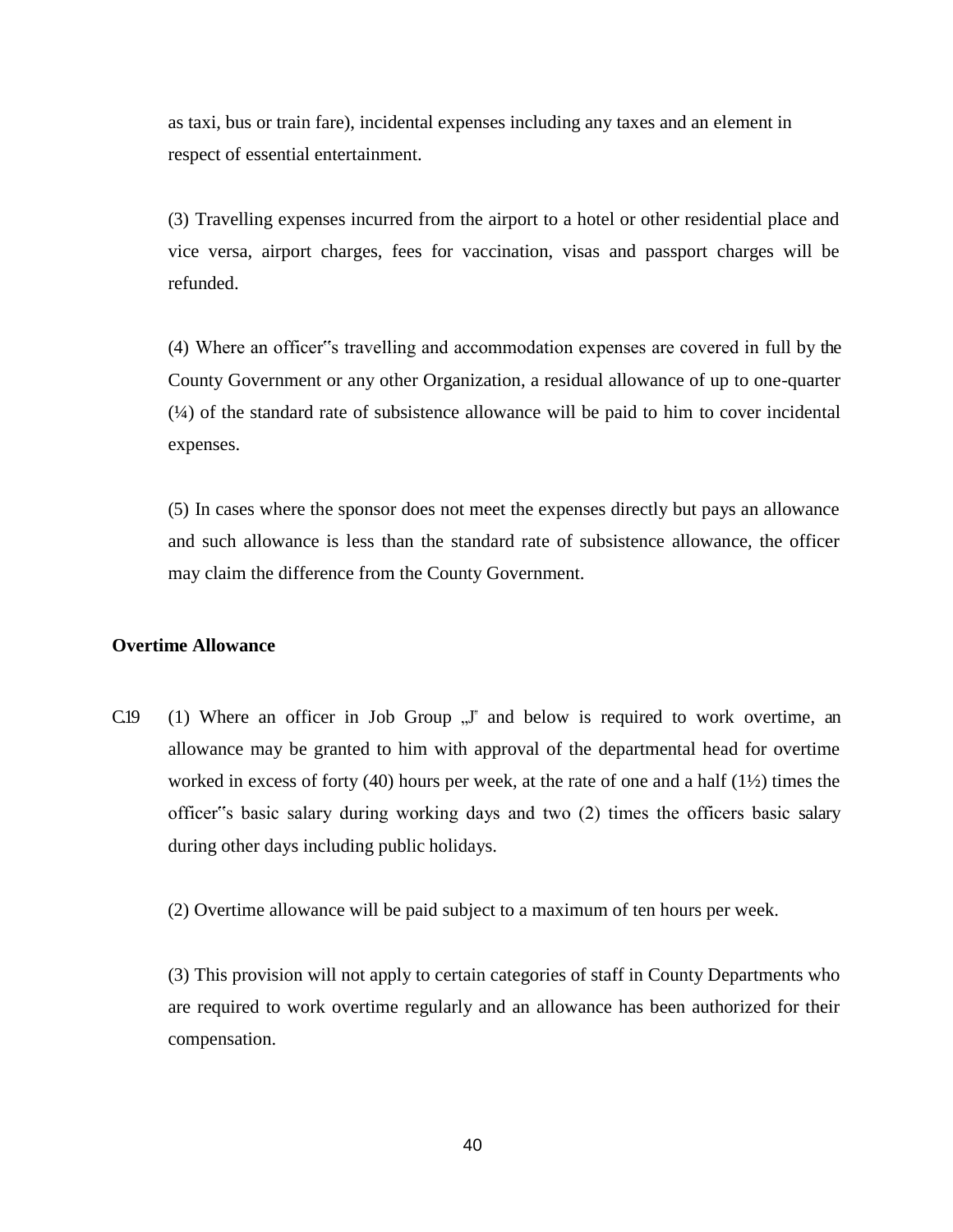as taxi, bus or train fare), incidental expenses including any taxes and an element in respect of essential entertainment.

(3) Travelling expenses incurred from the airport to a hotel or other residential place and vice versa, airport charges, fees for vaccination, visas and passport charges will be refunded.

(4) Where an officer"s travelling and accommodation expenses are covered in full by the County Government or any other Organization, a residual allowance of up to one-quarter (¼) of the standard rate of subsistence allowance will be paid to him to cover incidental expenses.

(5) In cases where the sponsor does not meet the expenses directly but pays an allowance and such allowance is less than the standard rate of subsistence allowance, the officer may claim the difference from the County Government.

**Overtime Allowance**

C.19 (1) Where an officer in Job Group „J" and below is required to work overtime, an allowance may be granted to him with approval of the departmental head for overtime worked in excess of forty (40) hours per week, at the rate of one and a half (1½) times the officer"s basic salary during working days and two (2) times the officers basic salary during other days including public holidays.

(2) Overtime allowance will be paid subject to a maximum of ten hours per week.

(3) This provision will not apply to certain categories of staff in County Departments who are required to work overtime regularly and an allowance has been authorized for their compensation.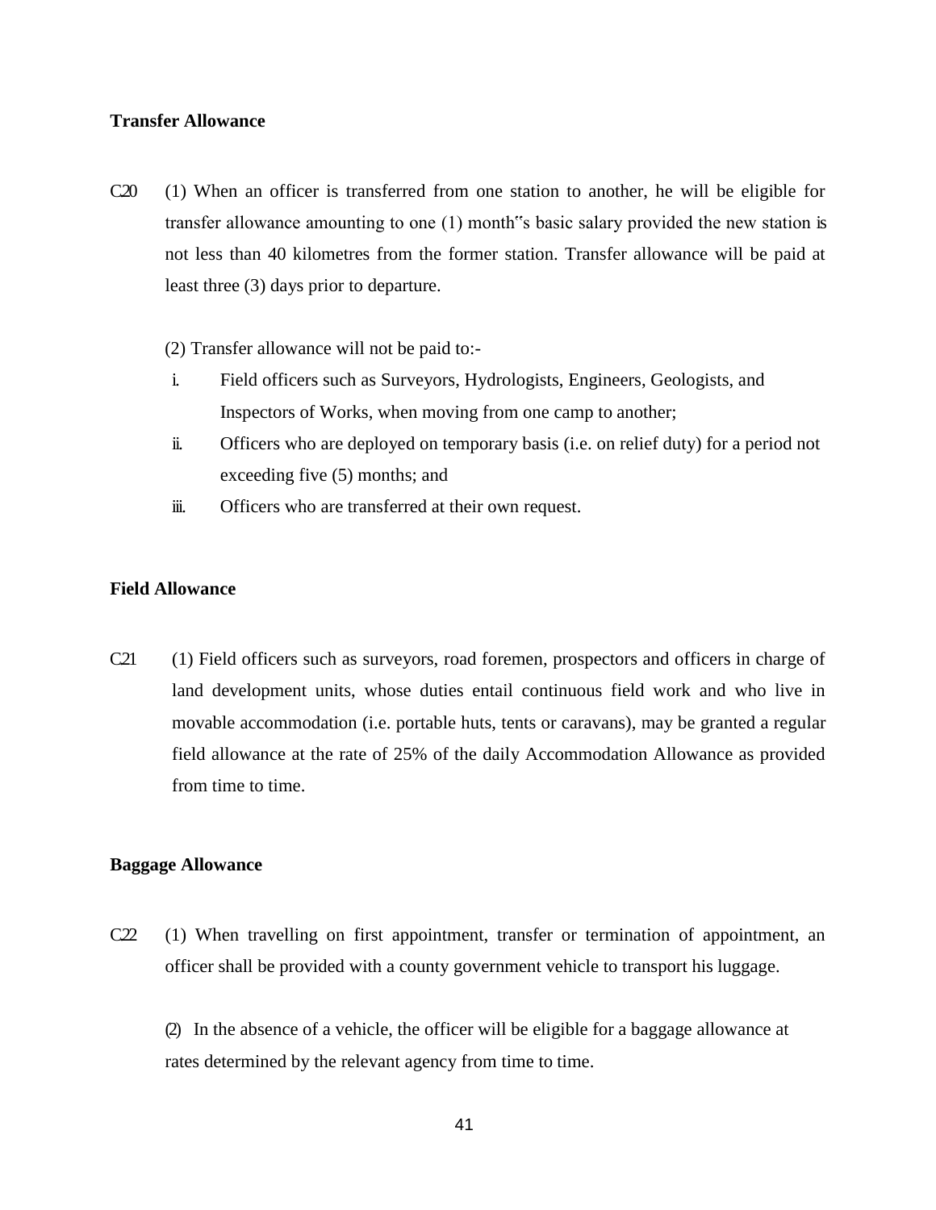**Transfer Allowance**

C.20 (1) When an officer is transferred from one station to another, he will be eligible for transfer allowance amounting to one (1) month"s basic salary provided the new station is not less than 40 kilometres from the former station. Transfer allowance will be paid at least three (3) days prior to departure.

(2) Transfer allowance will not be paid to:-

i. Field officers such as Surveyors, Hydrologists, Engineers, Geologists, and Inspectors of Works, when moving from one camp to another;
ii. Officers who are deployed on temporary basis (i.e. on relief duty) for a period not exceeding five (5) months; and
iii. Officers who are transferred at their own request.

**Field Allowance**

C.21 (1) Field officers such as surveyors, road foremen, prospectors and officers in charge of land development units, whose duties entail continuous field work and who live in movable accommodation (i.e. portable huts, tents or caravans), may be granted a regular field allowance at the rate of 25% of the daily Accommodation Allowance as provided from time to time.

**Baggage Allowance**

C.22 (1) When travelling on first appointment, transfer or termination of appointment, an officer shall be provided with a county government vehicle to transport his luggage.

(2) In the absence of a vehicle, the officer will be eligible for a baggage allowance at rates determined by the relevant agency from time to time.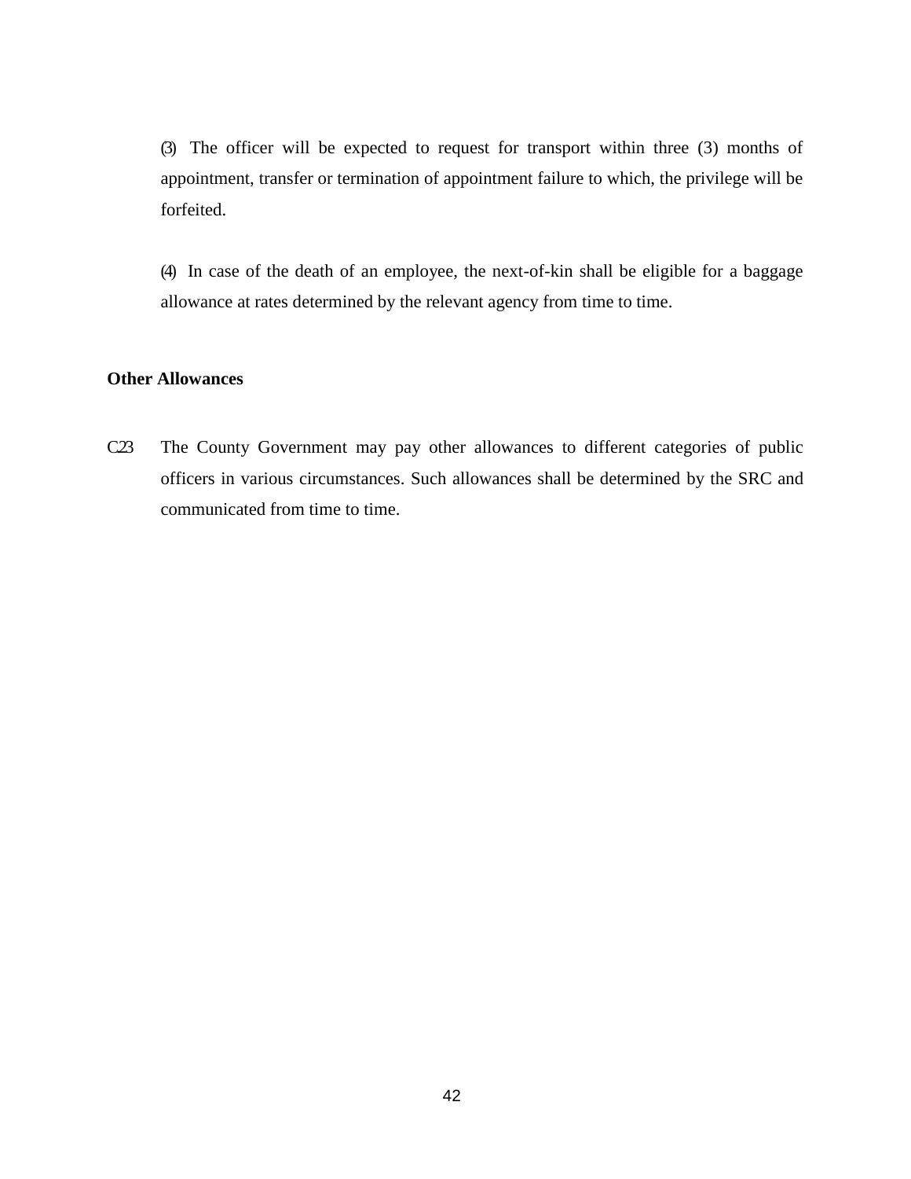(3) The officer will be expected to request for transport within three (3) months of appointment, transfer or termination of appointment failure to which, the privilege will be forfeited.

(4) In case of the death of an employee, the next-of-kin shall be eligible for a baggage allowance at rates determined by the relevant agency from time to time.

**Other Allowances**

C.23 The County Government may pay other allowances to different categories of public officers in various circumstances. Such allowances shall be determined by the SRC and communicated from time to time.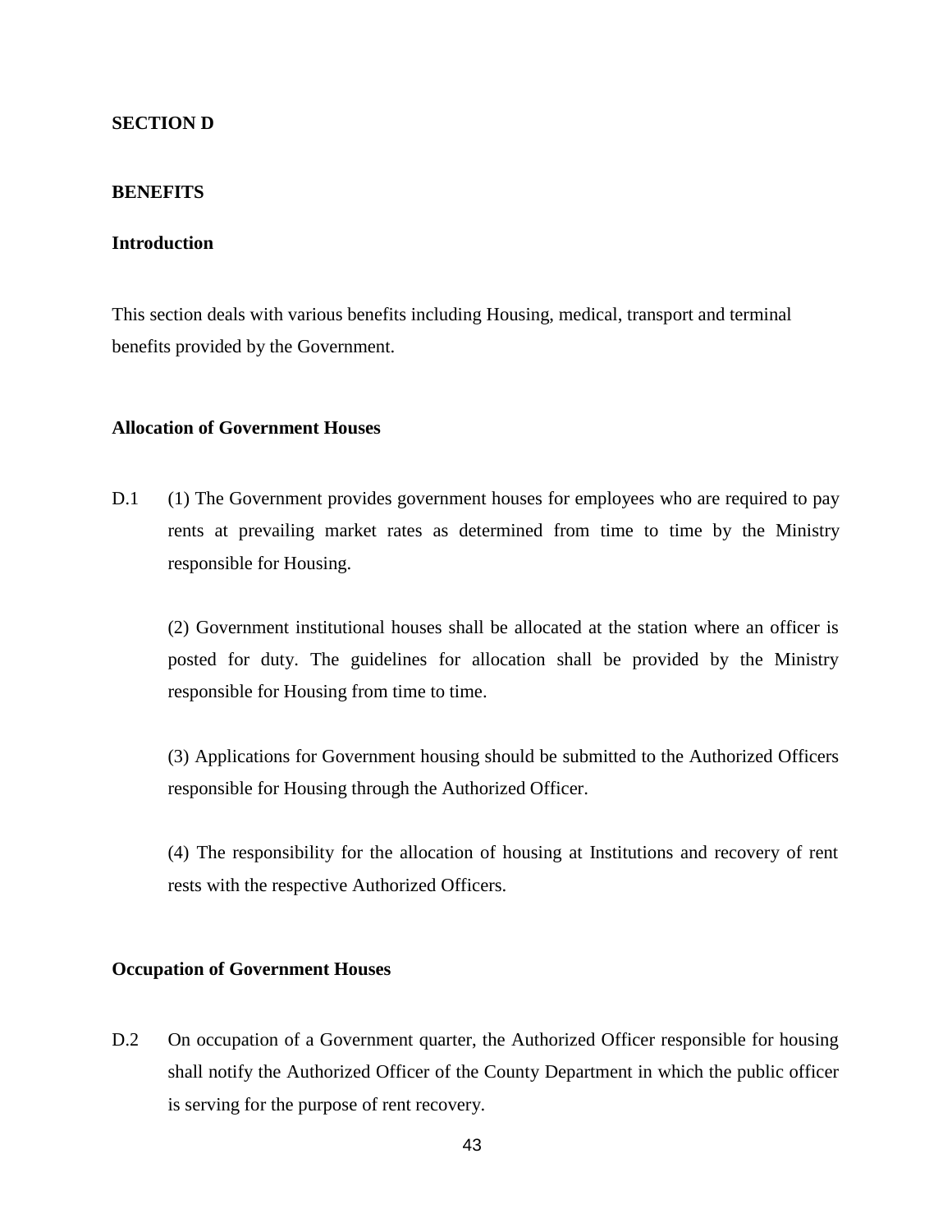## SECTION D

## BENEFITS

### Introduction

This section deals with various benefits including Housing, medical, transport and terminal benefits provided by the Government.

### Allocation of Government Houses

D.1 (1) The Government provides government houses for employees who are required to pay rents at prevailing market rates as determined from time to time by the Ministry responsible for Housing.

(2) Government institutional houses shall be allocated at the station where an officer is posted for duty. The guidelines for allocation shall be provided by the Ministry responsible for Housing from time to time.

(3) Applications for Government housing should be submitted to the Authorized Officers responsible for Housing through the Authorized Officer.

(4) The responsibility for the allocation of housing at Institutions and recovery of rent rests with the respective Authorized Officers.

### Occupation of Government Houses

D.2 On occupation of a Government quarter, the Authorized Officer responsible for housing shall notify the Authorized Officer of the County Department in which the public officer is serving for the purpose of rent recovery.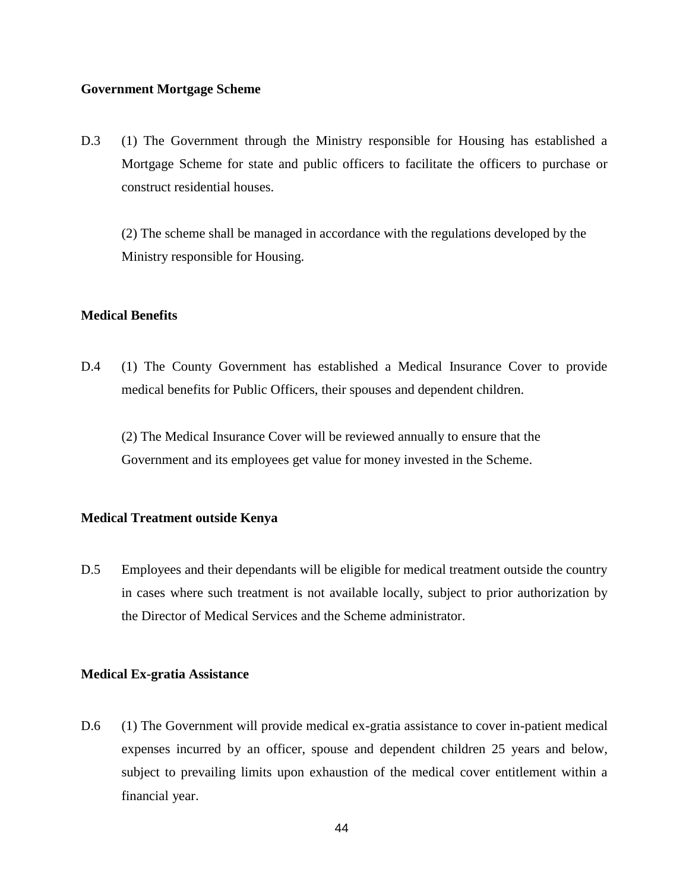**Government Mortgage Scheme**

D.3 (1) The Government through the Ministry responsible for Housing has established a Mortgage Scheme for state and public officers to facilitate the officers to purchase or construct residential houses.

(2) The scheme shall be managed in accordance with the regulations developed by the Ministry responsible for Housing.

**Medical Benefits**

D.4 (1) The County Government has established a Medical Insurance Cover to provide medical benefits for Public Officers, their spouses and dependent children.

(2) The Medical Insurance Cover will be reviewed annually to ensure that the Government and its employees get value for money invested in the Scheme.

**Medical Treatment outside Kenya**

D.5 Employees and their dependants will be eligible for medical treatment outside the country in cases where such treatment is not available locally, subject to prior authorization by the Director of Medical Services and the Scheme administrator.

**Medical Ex-gratia Assistance**

D.6 (1) The Government will provide medical ex-gratia assistance to cover in-patient medical expenses incurred by an officer, spouse and dependent children 25 years and below, subject to prevailing limits upon exhaustion of the medical cover entitlement within a financial year.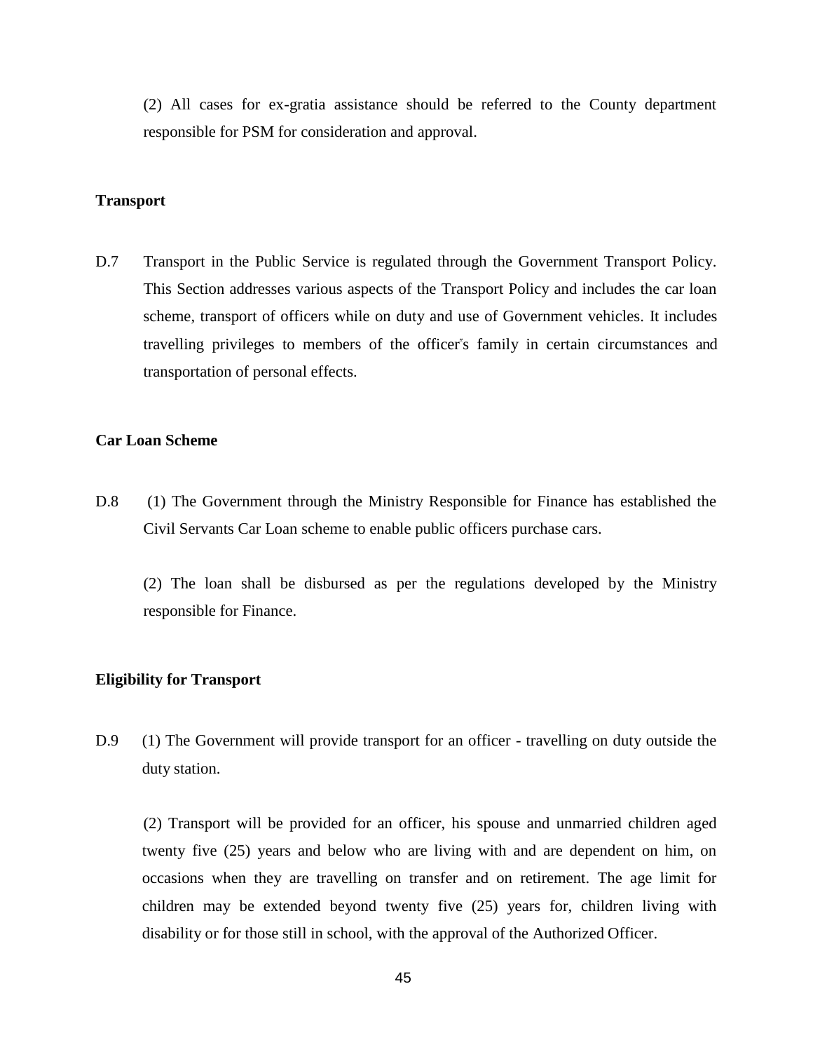(2) All cases for ex-gratia assistance should be referred to the County department responsible for PSM for consideration and approval.

**Transport**

D.7 Transport in the Public Service is regulated through the Government Transport Policy. This Section addresses various aspects of the Transport Policy and includes the car loan scheme, transport of officers while on duty and use of Government vehicles. It includes travelling privileges to members of the officer"s family in certain circumstances and transportation of personal effects.

**Car Loan Scheme**

D.8 (1) The Government through the Ministry Responsible for Finance has established the Civil Servants Car Loan scheme to enable public officers purchase cars.

(2) The loan shall be disbursed as per the regulations developed by the Ministry responsible for Finance.

**Eligibility for Transport**

D.9 (1) The Government will provide transport for an officer - travelling on duty outside the duty station.

(2) Transport will be provided for an officer, his spouse and unmarried children aged twenty five (25) years and below who are living with and are dependent on him, on occasions when they are travelling on transfer and on retirement. The age limit for children may be extended beyond twenty five (25) years for, children living with disability or for those still in school, with the approval of the Authorized Officer.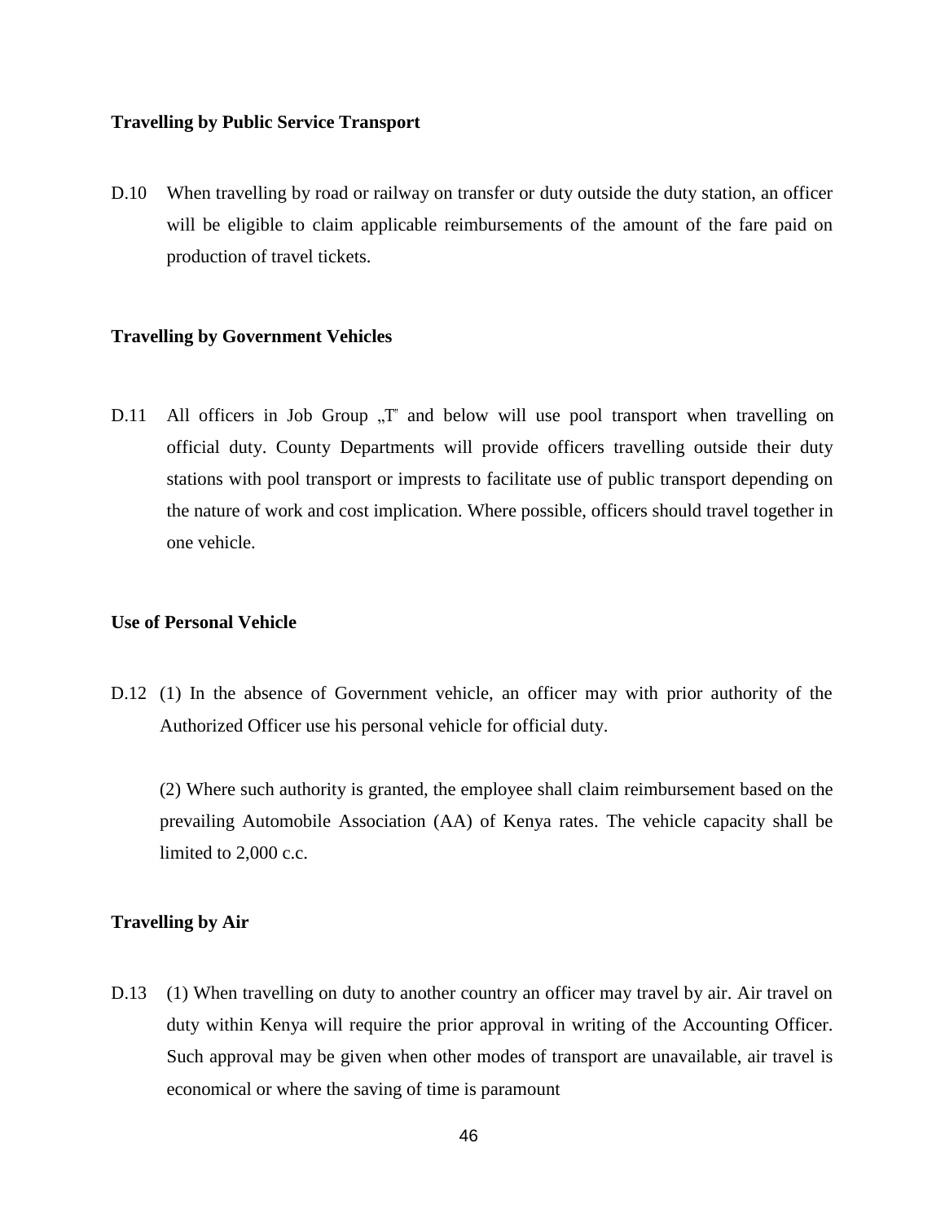**Travelling by Public Service Transport**

D.10 When travelling by road or railway on transfer or duty outside the duty station, an officer will be eligible to claim applicable reimbursements of the amount of the fare paid on production of travel tickets.

**Travelling by Government Vehicles**

D.11 All officers in Job Group „T" and below will use pool transport when travelling on official duty. County Departments will provide officers travelling outside their duty stations with pool transport or imprests to facilitate use of public transport depending on the nature of work and cost implication. Where possible, officers should travel together in one vehicle.

**Use of Personal Vehicle**

D.12 (1) In the absence of Government vehicle, an officer may with prior authority of the Authorized Officer use his personal vehicle for official duty.

(2) Where such authority is granted, the employee shall claim reimbursement based on the prevailing Automobile Association (AA) of Kenya rates. The vehicle capacity shall be limited to 2,000 c.c.

**Travelling by Air**

D.13 (1) When travelling on duty to another country an officer may travel by air. Air travel on duty within Kenya will require the prior approval in writing of the Accounting Officer. Such approval may be given when other modes of transport are unavailable, air travel is economical or where the saving of time is paramount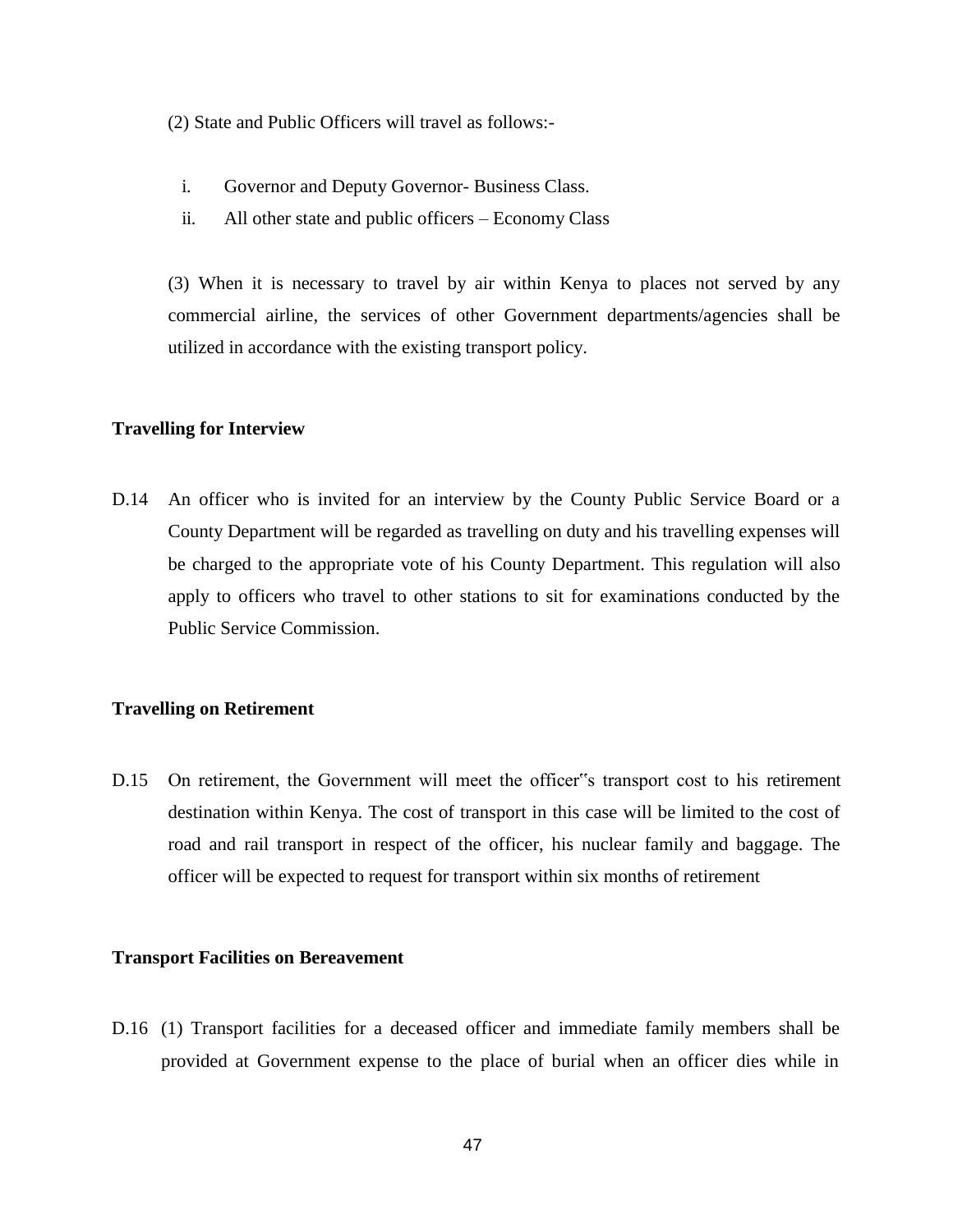(2) State and Public Officers will travel as follows:-

i. Governor and Deputy Governor- Business Class.
ii. All other state and public officers – Economy Class

(3) When it is necessary to travel by air within Kenya to places not served by any commercial airline, the services of other Government departments/agencies shall be utilized in accordance with the existing transport policy.

**Travelling for Interview**

D.14 An officer who is invited for an interview by the County Public Service Board or a County Department will be regarded as travelling on duty and his travelling expenses will be charged to the appropriate vote of his County Department. This regulation will also apply to officers who travel to other stations to sit for examinations conducted by the Public Service Commission.

**Travelling on Retirement**

D.15 On retirement, the Government will meet the officer"s transport cost to his retirement destination within Kenya. The cost of transport in this case will be limited to the cost of road and rail transport in respect of the officer, his nuclear family and baggage. The officer will be expected to request for transport within six months of retirement

**Transport Facilities on Bereavement**

D.16 (1) Transport facilities for a deceased officer and immediate family members shall be provided at Government expense to the place of burial when an officer dies while in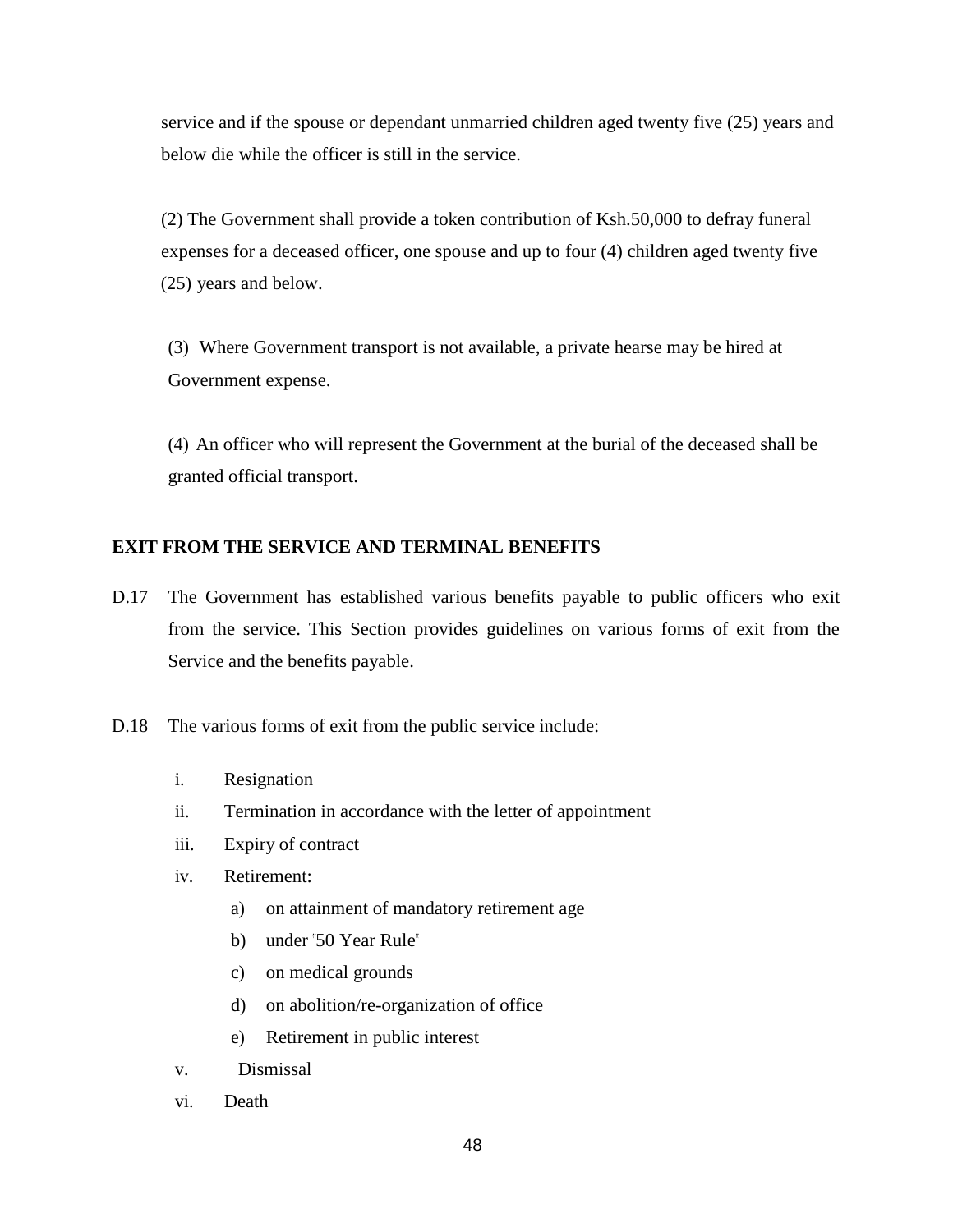service and if the spouse or dependant unmarried children aged twenty five (25) years and below die while the officer is still in the service.

(2) The Government shall provide a token contribution of Ksh.50,000 to defray funeral expenses for a deceased officer, one spouse and up to four (4) children aged twenty five (25) years and below.

(3) Where Government transport is not available, a private hearse may be hired at Government expense.

(4) An officer who will represent the Government at the burial of the deceased shall be granted official transport.

## EXIT FROM THE SERVICE AND TERMINAL BENEFITS

D.17 The Government has established various benefits payable to public officers who exit from the service. This Section provides guidelines on various forms of exit from the Service and the benefits payable.

D.18 The various forms of exit from the public service include:

i. Resignation
ii. Termination in accordance with the letter of appointment
iii. Expiry of contract
iv. Retirement:
   a) on attainment of mandatory retirement age
   b) under "50 Year Rule"
   c) on medical grounds
   d) on abolition/re-organization of office
   e) Retirement in public interest
v. Dismissal
vi. Death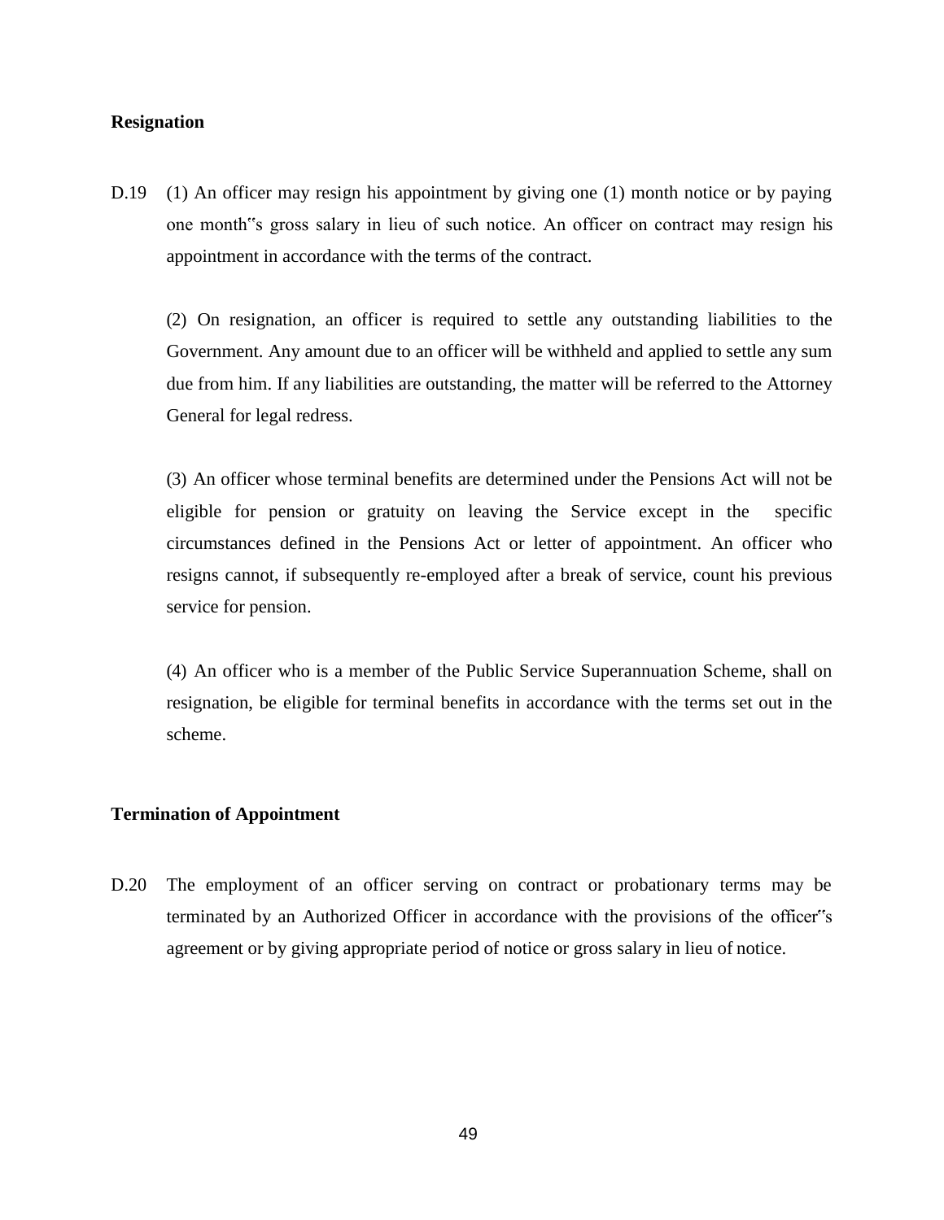**Resignation**

D.19 (1) An officer may resign his appointment by giving one (1) month notice or by paying one month‟s gross salary in lieu of such notice. An officer on contract may resign his appointment in accordance with the terms of the contract.

(2) On resignation, an officer is required to settle any outstanding liabilities to the Government. Any amount due to an officer will be withheld and applied to settle any sum due from him. If any liabilities are outstanding, the matter will be referred to the Attorney General for legal redress.

(3) An officer whose terminal benefits are determined under the Pensions Act will not be eligible for pension or gratuity on leaving the Service except in the specific circumstances defined in the Pensions Act or letter of appointment. An officer who resigns cannot, if subsequently re-employed after a break of service, count his previous service for pension.

(4) An officer who is a member of the Public Service Superannuation Scheme, shall on resignation, be eligible for terminal benefits in accordance with the terms set out in the scheme.

**Termination of Appointment**

D.20 The employment of an officer serving on contract or probationary terms may be terminated by an Authorized Officer in accordance with the provisions of the officer‟s agreement or by giving appropriate period of notice or gross salary in lieu of notice.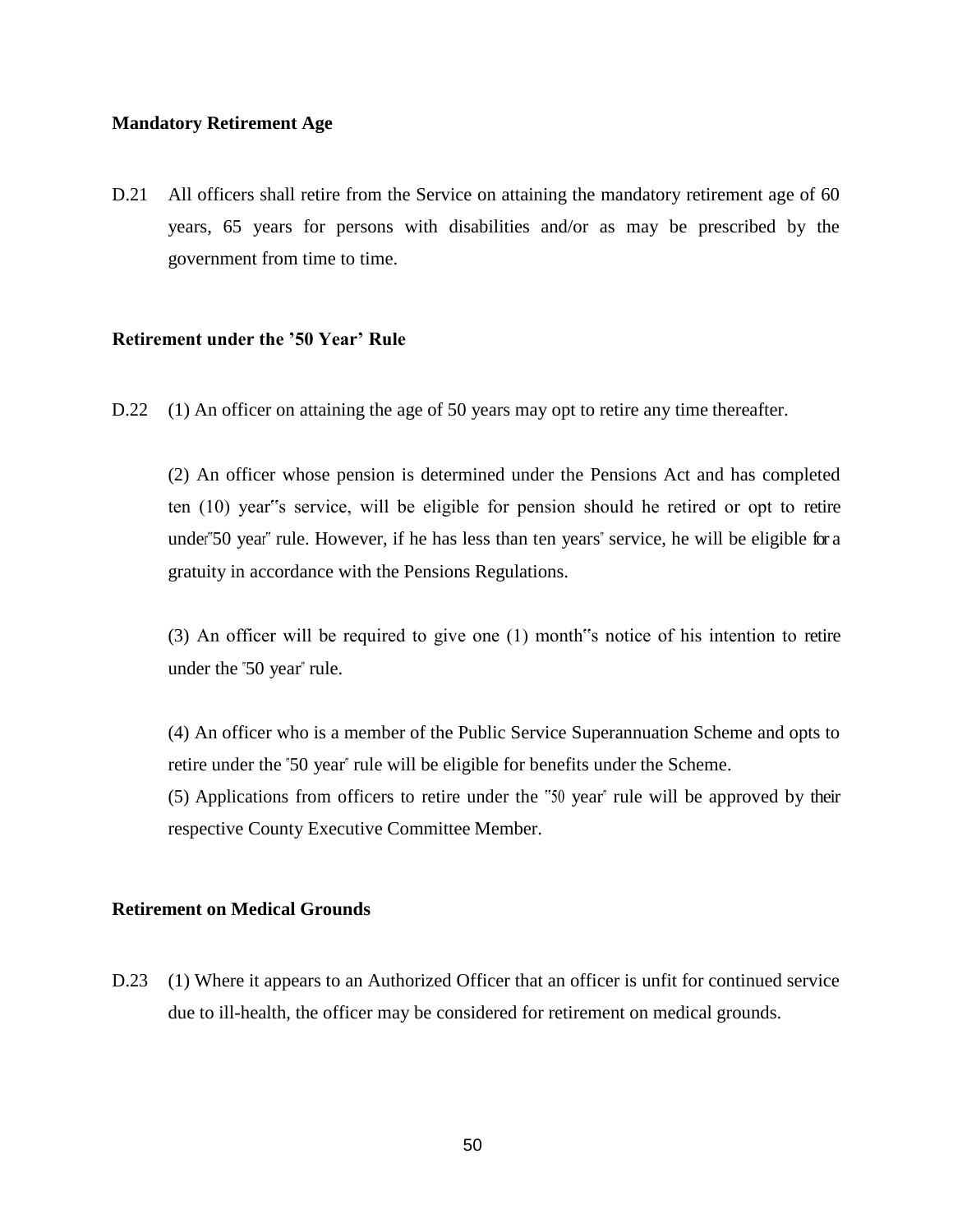**Mandatory Retirement Age**

D.21 All officers shall retire from the Service on attaining the mandatory retirement age of 60 years, 65 years for persons with disabilities and/or as may be prescribed by the government from time to time.

**Retirement under the '50 Year' Rule**

D.22 (1) An officer on attaining the age of 50 years may opt to retire any time thereafter.

(2) An officer whose pension is determined under the Pensions Act and has completed ten (10) year"s service, will be eligible for pension should he retired or opt to retire under"50 year" rule. However, if he has less than ten years" service, he will be eligible for a gratuity in accordance with the Pensions Regulations.

(3) An officer will be required to give one (1) month"s notice of his intention to retire under the "50 year" rule.

(4) An officer who is a member of the Public Service Superannuation Scheme and opts to retire under the "50 year" rule will be eligible for benefits under the Scheme.

(5) Applications from officers to retire under the "50 year" rule will be approved by their respective County Executive Committee Member.

**Retirement on Medical Grounds**

D.23 (1) Where it appears to an Authorized Officer that an officer is unfit for continued service due to ill-health, the officer may be considered for retirement on medical grounds.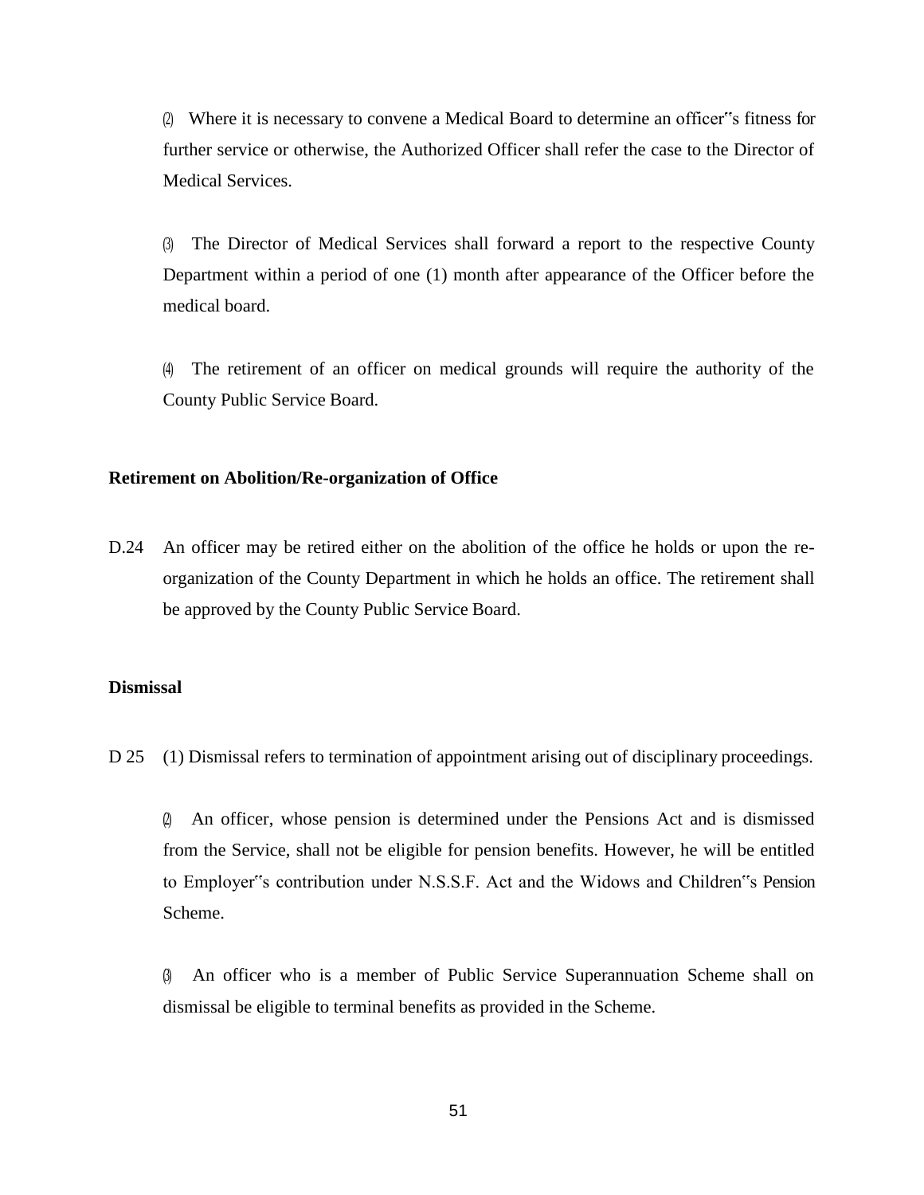(2) Where it is necessary to convene a Medical Board to determine an officer"s fitness for further service or otherwise, the Authorized Officer shall refer the case to the Director of Medical Services.

(3) The Director of Medical Services shall forward a report to the respective County Department within a period of one (1) month after appearance of the Officer before the medical board.

(4) The retirement of an officer on medical grounds will require the authority of the County Public Service Board.

**Retirement on Abolition/Re-organization of Office**

D.24 An officer may be retired either on the abolition of the office he holds or upon the re-organization of the County Department in which he holds an office. The retirement shall be approved by the County Public Service Board.

**Dismissal**

D 25 (1) Dismissal refers to termination of appointment arising out of disciplinary proceedings.

(2) An officer, whose pension is determined under the Pensions Act and is dismissed from the Service, shall not be eligible for pension benefits. However, he will be entitled to Employer"s contribution under N.S.S.F. Act and the Widows and Children"s Pension Scheme.

(3) An officer who is a member of Public Service Superannuation Scheme shall on dismissal be eligible to terminal benefits as provided in the Scheme.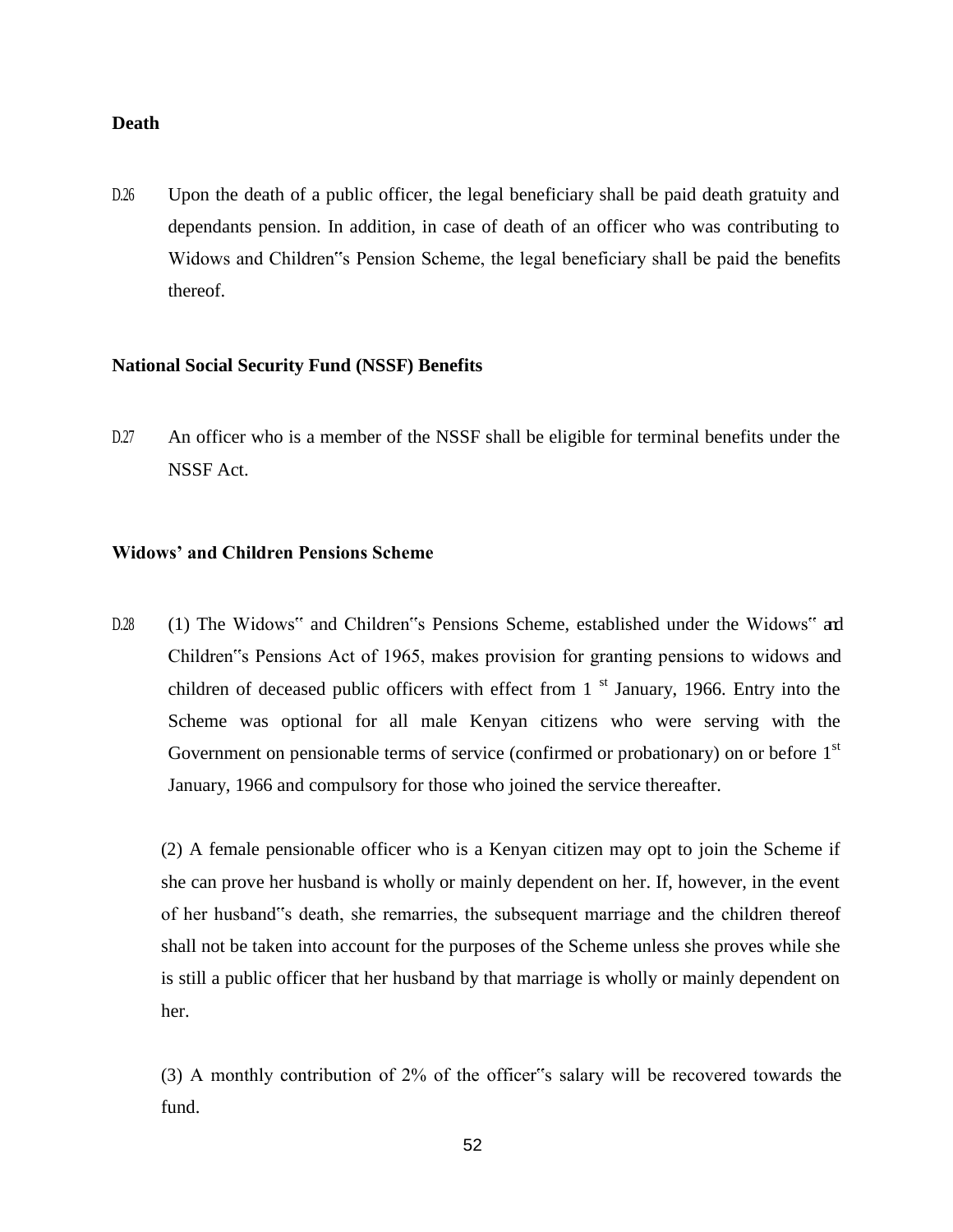**Death**

D.26 Upon the death of a public officer, the legal beneficiary shall be paid death gratuity and dependants pension. In addition, in case of death of an officer who was contributing to Widows and Children"s Pension Scheme, the legal beneficiary shall be paid the benefits thereof.

**National Social Security Fund (NSSF) Benefits**

D.27 An officer who is a member of the NSSF shall be eligible for terminal benefits under the NSSF Act.

**Widows' and Children Pensions Scheme**

D.28 (1) The Widows" and Children"s Pensions Scheme, established under the Widows" and Children"s Pensions Act of 1965, makes provision for granting pensions to widows and children of deceased public officers with effect from 1st January, 1966. Entry into the Scheme was optional for all male Kenyan citizens who were serving with the Government on pensionable terms of service (confirmed or probationary) on or before 1st January, 1966 and compulsory for those who joined the service thereafter.

(2) A female pensionable officer who is a Kenyan citizen may opt to join the Scheme if she can prove her husband is wholly or mainly dependent on her. If, however, in the event of her husband"s death, she remarries, the subsequent marriage and the children thereof shall not be taken into account for the purposes of the Scheme unless she proves while she is still a public officer that her husband by that marriage is wholly or mainly dependent on her.

(3) A monthly contribution of 2% of the officer"s salary will be recovered towards the fund.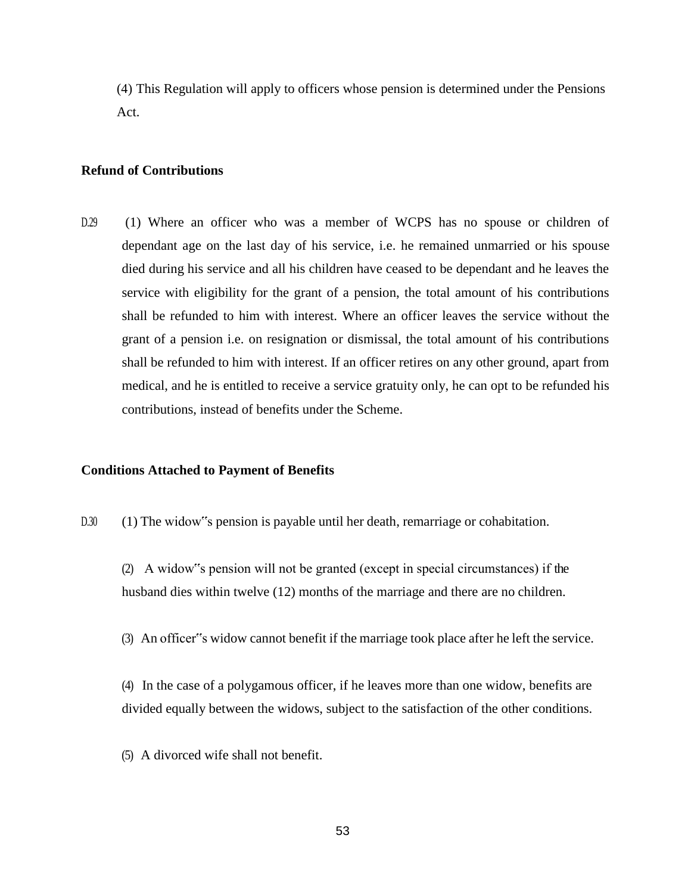(4) This Regulation will apply to officers whose pension is determined under the Pensions Act.

**Refund of Contributions**

D.29 (1) Where an officer who was a member of WCPS has no spouse or children of dependant age on the last day of his service, i.e. he remained unmarried or his spouse died during his service and all his children have ceased to be dependant and he leaves the service with eligibility for the grant of a pension, the total amount of his contributions shall be refunded to him with interest. Where an officer leaves the service without the grant of a pension i.e. on resignation or dismissal, the total amount of his contributions shall be refunded to him with interest. If an officer retires on any other ground, apart from medical, and he is entitled to receive a service gratuity only, he can opt to be refunded his contributions, instead of benefits under the Scheme.

**Conditions Attached to Payment of Benefits**

D.30 (1) The widow"s pension is payable until her death, remarriage or cohabitation.

(2) A widow"s pension will not be granted (except in special circumstances) if the husband dies within twelve (12) months of the marriage and there are no children.

(3) An officer"s widow cannot benefit if the marriage took place after he left the service.

(4) In the case of a polygamous officer, if he leaves more than one widow, benefits are divided equally between the widows, subject to the satisfaction of the other conditions.

(5) A divorced wife shall not benefit.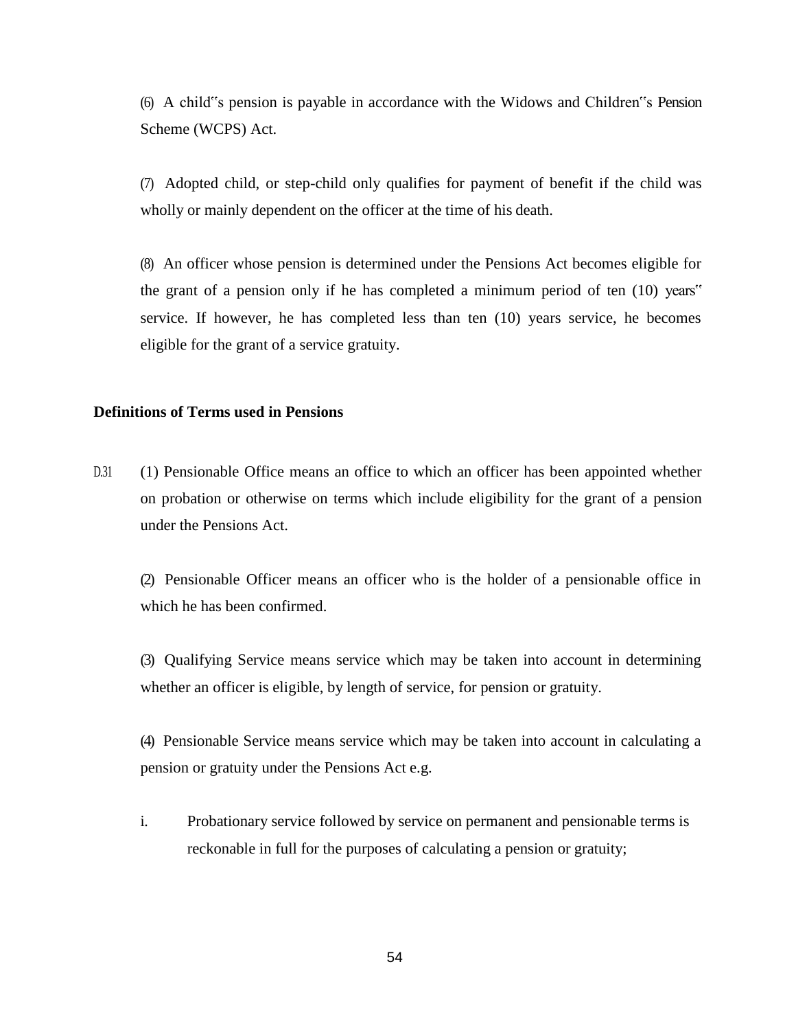(6) A child‟s pension is payable in accordance with the Widows and Children‟s Pension Scheme (WCPS) Act.

(7) Adopted child, or step-child only qualifies for payment of benefit if the child was wholly or mainly dependent on the officer at the time of his death.

(8) An officer whose pension is determined under the Pensions Act becomes eligible for the grant of a pension only if he has completed a minimum period of ten (10) years‟ service. If however, he has completed less than ten (10) years service, he becomes eligible for the grant of a service gratuity.

**Definitions of Terms used in Pensions**

D.31 (1) Pensionable Office means an office to which an officer has been appointed whether on probation or otherwise on terms which include eligibility for the grant of a pension under the Pensions Act.

(2) Pensionable Officer means an officer who is the holder of a pensionable office in which he has been confirmed.

(3) Qualifying Service means service which may be taken into account in determining whether an officer is eligible, by length of service, for pension or gratuity.

(4) Pensionable Service means service which may be taken into account in calculating a pension or gratuity under the Pensions Act e.g.

i. Probationary service followed by service on permanent and pensionable terms is reckonable in full for the purposes of calculating a pension or gratuity;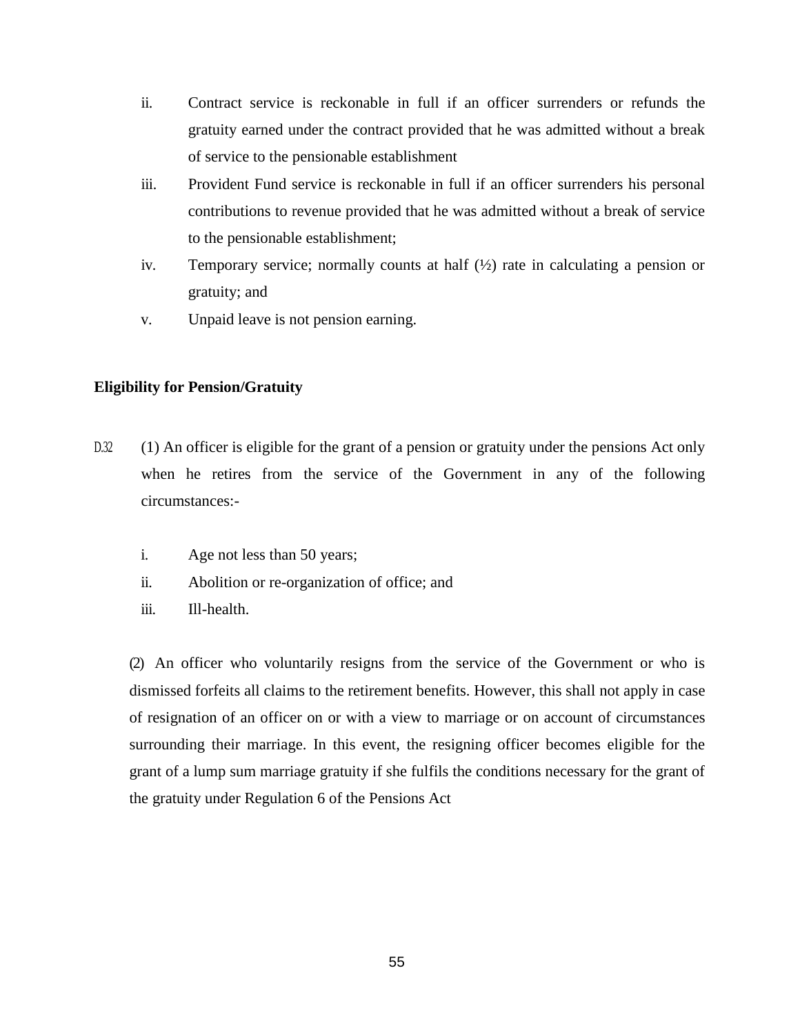ii. Contract service is reckonable in full if an officer surrenders or refunds the gratuity earned under the contract provided that he was admitted without a break of service to the pensionable establishment

iii. Provident Fund service is reckonable in full if an officer surrenders his personal contributions to revenue provided that he was admitted without a break of service to the pensionable establishment;

iv. Temporary service; normally counts at half (½) rate in calculating a pension or gratuity; and

v. Unpaid leave is not pension earning.

**Eligibility for Pension/Gratuity**

D.32 (1) An officer is eligible for the grant of a pension or gratuity under the pensions Act only when he retires from the service of the Government in any of the following circumstances:-

i. Age not less than 50 years;

ii. Abolition or re-organization of office; and

iii. Ill-health.

(2) An officer who voluntarily resigns from the service of the Government or who is dismissed forfeits all claims to the retirement benefits. However, this shall not apply in case of resignation of an officer on or with a view to marriage or on account of circumstances surrounding their marriage. In this event, the resigning officer becomes eligible for the grant of a lump sum marriage gratuity if she fulfils the conditions necessary for the grant of the gratuity under Regulation 6 of the Pensions Act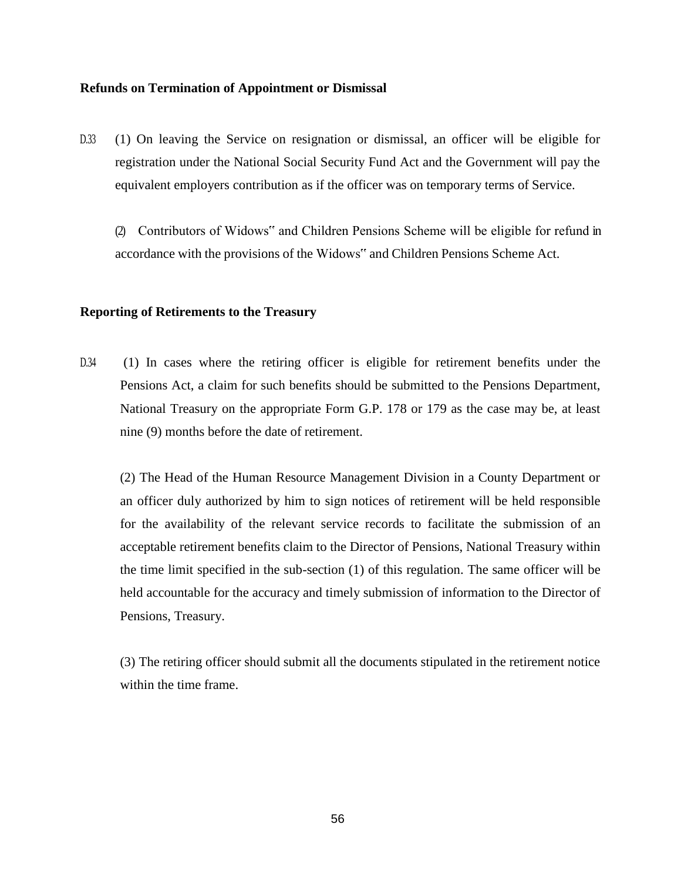**Refunds on Termination of Appointment or Dismissal**

D.33 (1) On leaving the Service on resignation or dismissal, an officer will be eligible for registration under the National Social Security Fund Act and the Government will pay the equivalent employers contribution as if the officer was on temporary terms of Service.

(2) Contributors of Widows" and Children Pensions Scheme will be eligible for refund in accordance with the provisions of the Widows" and Children Pensions Scheme Act.

**Reporting of Retirements to the Treasury**

D.34 (1) In cases where the retiring officer is eligible for retirement benefits under the Pensions Act, a claim for such benefits should be submitted to the Pensions Department, National Treasury on the appropriate Form G.P. 178 or 179 as the case may be, at least nine (9) months before the date of retirement.

(2) The Head of the Human Resource Management Division in a County Department or an officer duly authorized by him to sign notices of retirement will be held responsible for the availability of the relevant service records to facilitate the submission of an acceptable retirement benefits claim to the Director of Pensions, National Treasury within the time limit specified in the sub-section (1) of this regulation. The same officer will be held accountable for the accuracy and timely submission of information to the Director of Pensions, Treasury.

(3) The retiring officer should submit all the documents stipulated in the retirement notice within the time frame.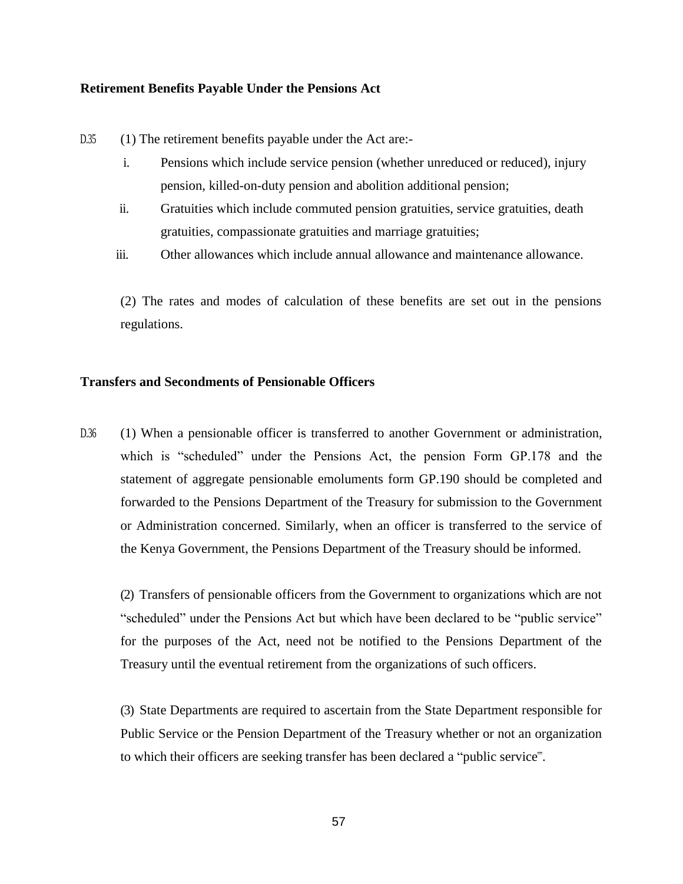**Retirement Benefits Payable Under the Pensions Act**

D.35 (1) The retirement benefits payable under the Act are:-

i. Pensions which include service pension (whether unreduced or reduced), injury pension, killed-on-duty pension and abolition additional pension;

ii. Gratuities which include commuted pension gratuities, service gratuities, death gratuities, compassionate gratuities and marriage gratuities;

iii. Other allowances which include annual allowance and maintenance allowance.

(2) The rates and modes of calculation of these benefits are set out in the pensions regulations.

**Transfers and Secondments of Pensionable Officers**

D.36 (1) When a pensionable officer is transferred to another Government or administration, which is "scheduled" under the Pensions Act, the pension Form GP.178 and the statement of aggregate pensionable emoluments form GP.190 should be completed and forwarded to the Pensions Department of the Treasury for submission to the Government or Administration concerned. Similarly, when an officer is transferred to the service of the Kenya Government, the Pensions Department of the Treasury should be informed.

(2) Transfers of pensionable officers from the Government to organizations which are not "scheduled" under the Pensions Act but which have been declared to be "public service" for the purposes of the Act, need not be notified to the Pensions Department of the Treasury until the eventual retirement from the organizations of such officers.

(3) State Departments are required to ascertain from the State Department responsible for Public Service or the Pension Department of the Treasury whether or not an organization to which their officers are seeking transfer has been declared a "public service"".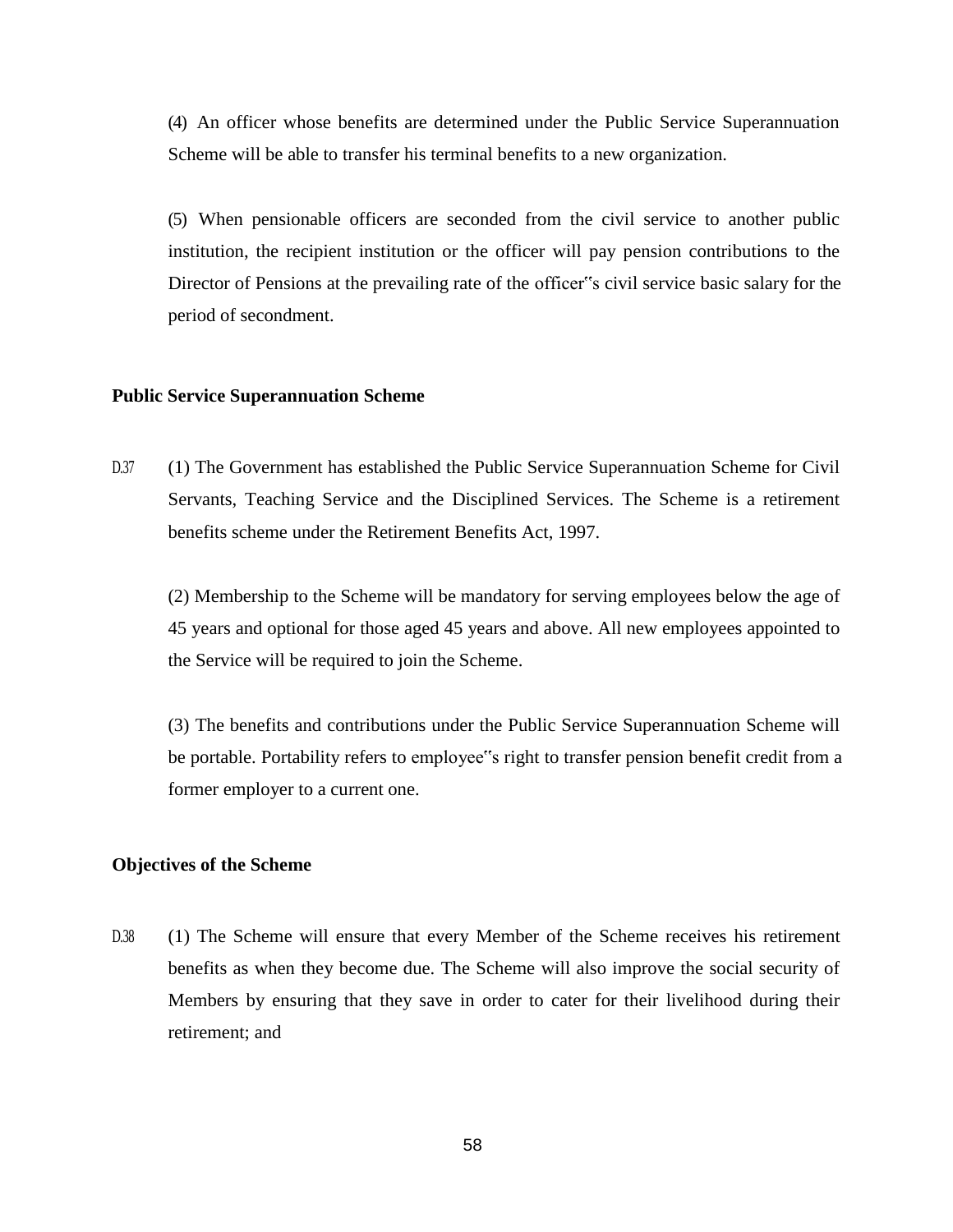(4) An officer whose benefits are determined under the Public Service Superannuation Scheme will be able to transfer his terminal benefits to a new organization.

(5) When pensionable officers are seconded from the civil service to another public institution, the recipient institution or the officer will pay pension contributions to the Director of Pensions at the prevailing rate of the officer‟s civil service basic salary for the period of secondment.

**Public Service Superannuation Scheme**

D.37 (1) The Government has established the Public Service Superannuation Scheme for Civil Servants, Teaching Service and the Disciplined Services. The Scheme is a retirement benefits scheme under the Retirement Benefits Act, 1997.

(2) Membership to the Scheme will be mandatory for serving employees below the age of 45 years and optional for those aged 45 years and above. All new employees appointed to the Service will be required to join the Scheme.

(3) The benefits and contributions under the Public Service Superannuation Scheme will be portable. Portability refers to employee‟s right to transfer pension benefit credit from a former employer to a current one.

**Objectives of the Scheme**

D.38 (1) The Scheme will ensure that every Member of the Scheme receives his retirement benefits as when they become due. The Scheme will also improve the social security of Members by ensuring that they save in order to cater for their livelihood during their retirement; and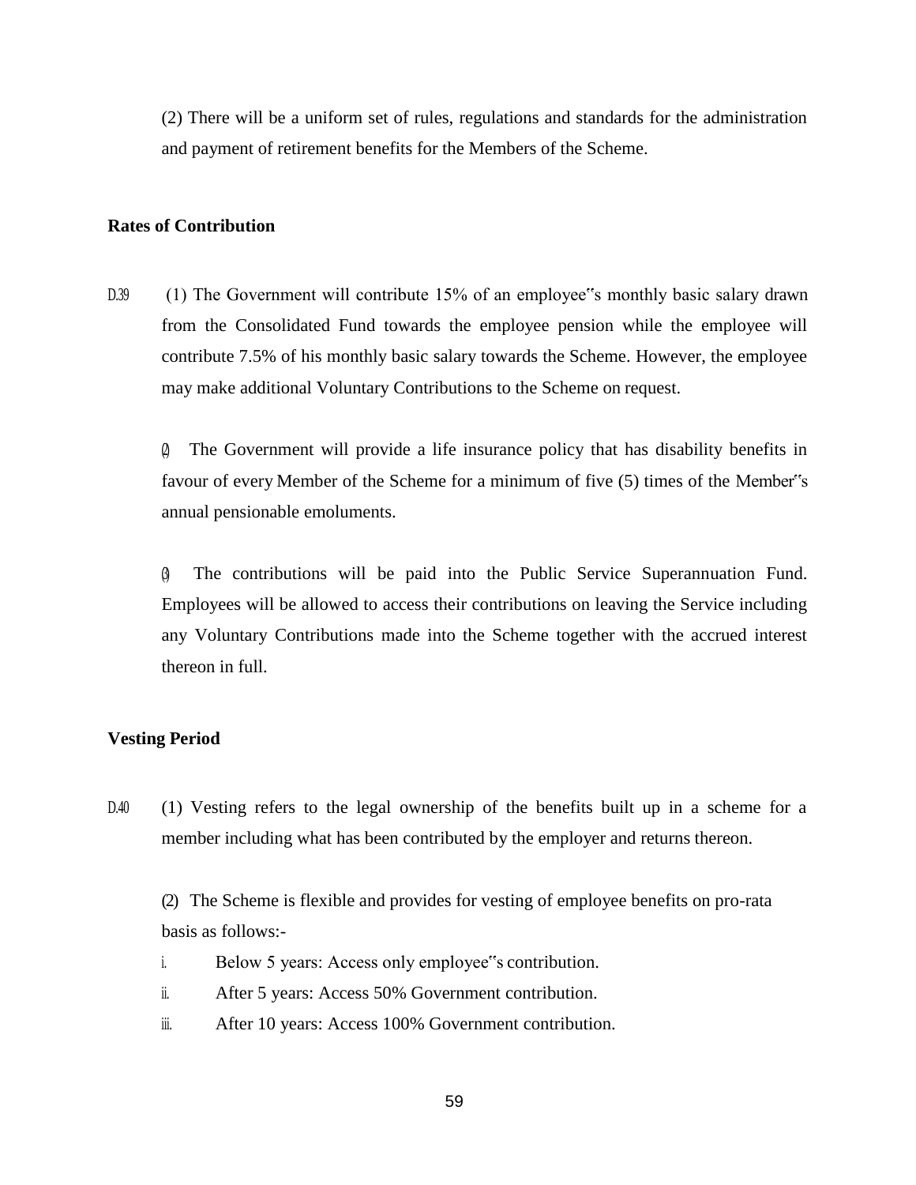(2) There will be a uniform set of rules, regulations and standards for the administration and payment of retirement benefits for the Members of the Scheme.

**Rates of Contribution**

D.39 (1) The Government will contribute 15% of an employee"s monthly basic salary drawn from the Consolidated Fund towards the employee pension while the employee will contribute 7.5% of his monthly basic salary towards the Scheme. However, the employee may make additional Voluntary Contributions to the Scheme on request.

(2) The Government will provide a life insurance policy that has disability benefits in favour of every Member of the Scheme for a minimum of five (5) times of the Member"s annual pensionable emoluments.

(3) The contributions will be paid into the Public Service Superannuation Fund. Employees will be allowed to access their contributions on leaving the Service including any Voluntary Contributions made into the Scheme together with the accrued interest thereon in full.

**Vesting Period**

D.40 (1) Vesting refers to the legal ownership of the benefits built up in a scheme for a member including what has been contributed by the employer and returns thereon.

(2) The Scheme is flexible and provides for vesting of employee benefits on pro-rata basis as follows:-

i. Below 5 years: Access only employee"s contribution.
ii. After 5 years: Access 50% Government contribution.
iii. After 10 years: Access 100% Government contribution.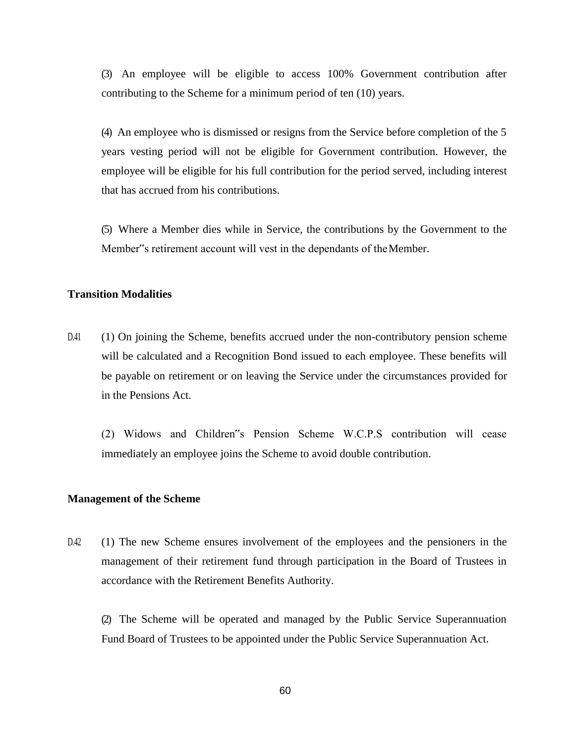(3) An employee will be eligible to access 100% Government contribution after contributing to the Scheme for a minimum period of ten (10) years.

(4) An employee who is dismissed or resigns from the Service before completion of the 5 years vesting period will not be eligible for Government contribution. However, the employee will be eligible for his full contribution for the period served, including interest that has accrued from his contributions.

(5) Where a Member dies while in Service, the contributions by the Government to the Member‟s retirement account will vest in the dependants of the Member.

**Transition Modalities**

D.41 (1) On joining the Scheme, benefits accrued under the non-contributory pension scheme will be calculated and a Recognition Bond issued to each employee. These benefits will be payable on retirement or on leaving the Service under the circumstances provided for in the Pensions Act.

(2) Widows and Children‟s Pension Scheme W.C.P.S contribution will cease immediately an employee joins the Scheme to avoid double contribution.

**Management of the Scheme**

D.42 (1) The new Scheme ensures involvement of the employees and the pensioners in the management of their retirement fund through participation in the Board of Trustees in accordance with the Retirement Benefits Authority.

(2) The Scheme will be operated and managed by the Public Service Superannuation Fund Board of Trustees to be appointed under the Public Service Superannuation Act.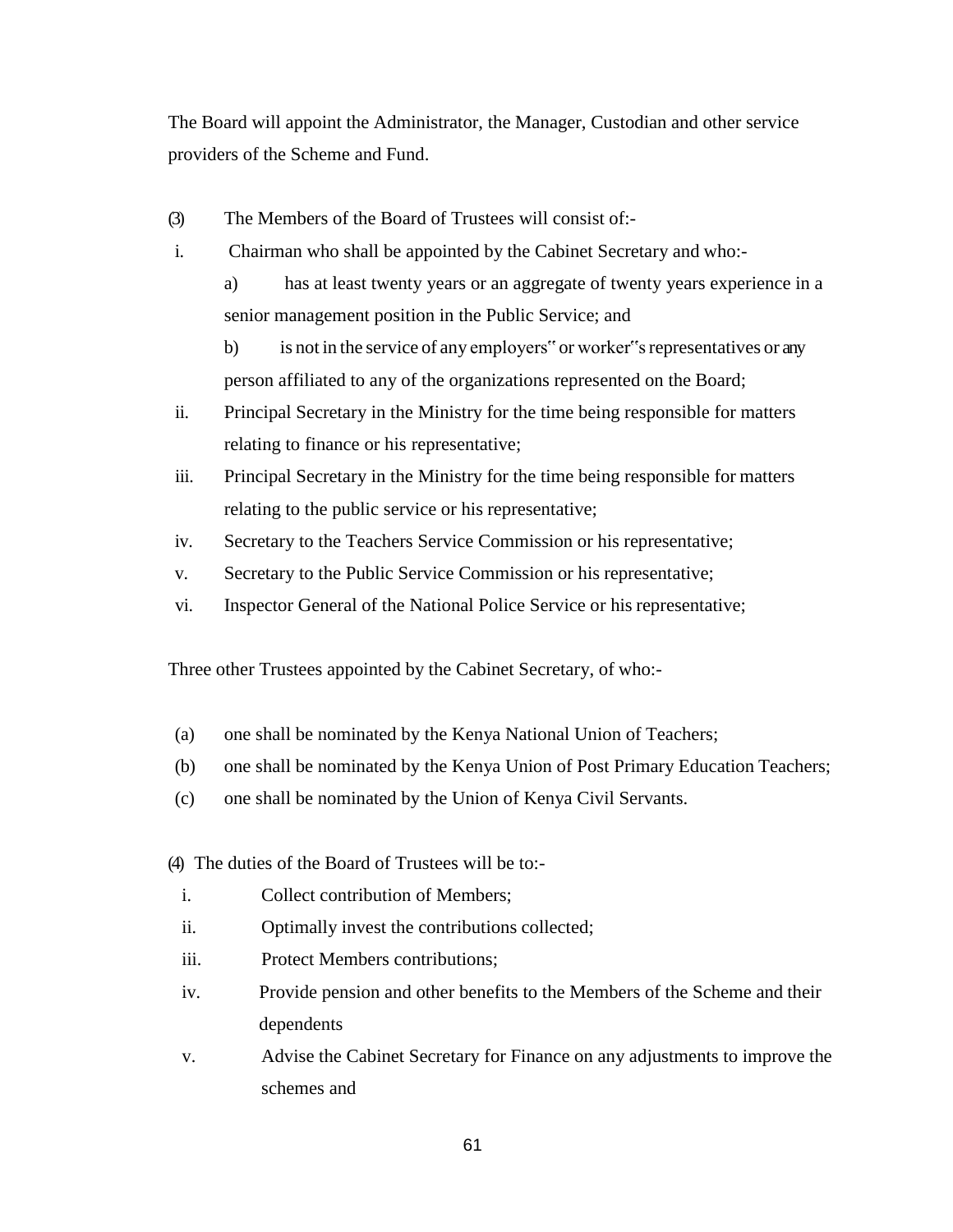The Board will appoint the Administrator, the Manager, Custodian and other service providers of the Scheme and Fund.

(3) The Members of the Board of Trustees will consist of:-

i. Chairman who shall be appointed by the Cabinet Secretary and who:-

   a) has at least twenty years or an aggregate of twenty years experience in a senior management position in the Public Service; and

   b) is not in the service of any employers" or worker"s representatives or any person affiliated to any of the organizations represented on the Board;

ii. Principal Secretary in the Ministry for the time being responsible for matters relating to finance or his representative;

iii. Principal Secretary in the Ministry for the time being responsible for matters relating to the public service or his representative;

iv. Secretary to the Teachers Service Commission or his representative;

v. Secretary to the Public Service Commission or his representative;

vi. Inspector General of the National Police Service or his representative;

Three other Trustees appointed by the Cabinet Secretary, of who:-

(a) one shall be nominated by the Kenya National Union of Teachers;

(b) one shall be nominated by the Kenya Union of Post Primary Education Teachers;

(c) one shall be nominated by the Union of Kenya Civil Servants.

(4) The duties of the Board of Trustees will be to:-

i. Collect contribution of Members;

ii. Optimally invest the contributions collected;

iii. Protect Members contributions;

iv. Provide pension and other benefits to the Members of the Scheme and their dependents

v. Advise the Cabinet Secretary for Finance on any adjustments to improve the schemes and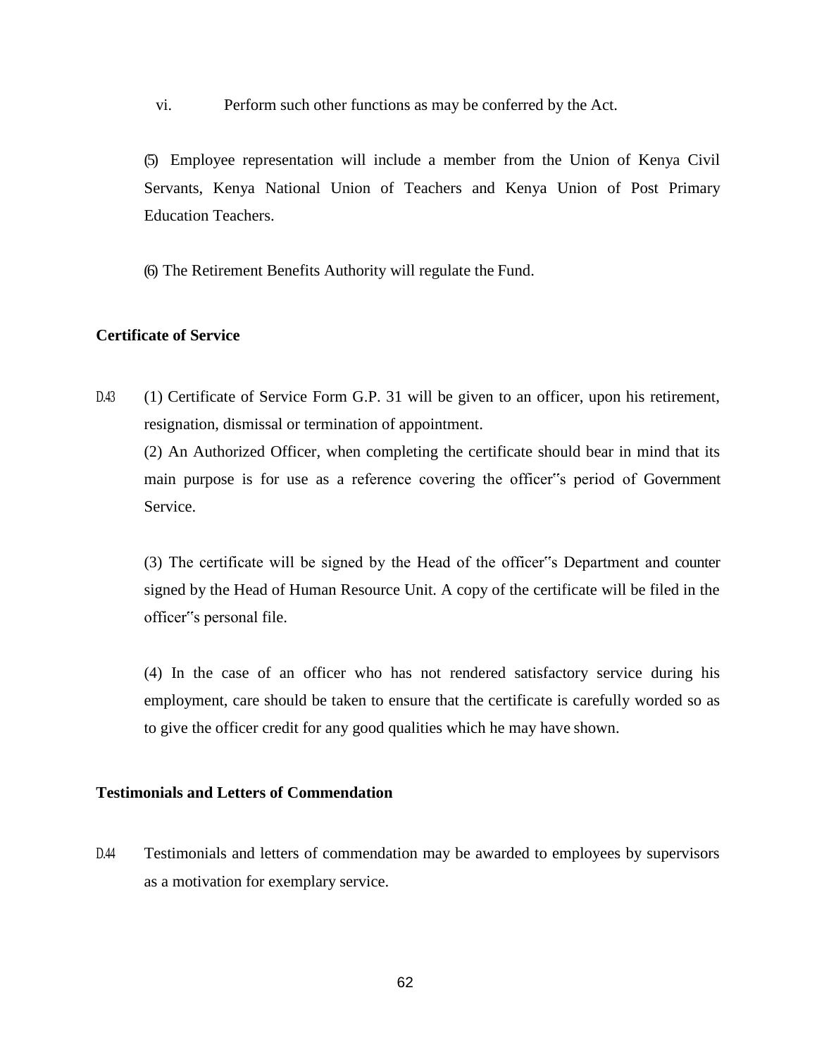vi. Perform such other functions as may be conferred by the Act.

(5) Employee representation will include a member from the Union of Kenya Civil Servants, Kenya National Union of Teachers and Kenya Union of Post Primary Education Teachers.

(6) The Retirement Benefits Authority will regulate the Fund.

**Certificate of Service**

D.43 (1) Certificate of Service Form G.P. 31 will be given to an officer, upon his retirement, resignation, dismissal or termination of appointment.

(2) An Authorized Officer, when completing the certificate should bear in mind that its main purpose is for use as a reference covering the officer"s period of Government Service.

(3) The certificate will be signed by the Head of the officer"s Department and counter signed by the Head of Human Resource Unit. A copy of the certificate will be filed in the officer"s personal file.

(4) In the case of an officer who has not rendered satisfactory service during his employment, care should be taken to ensure that the certificate is carefully worded so as to give the officer credit for any good qualities which he may have shown.

**Testimonials and Letters of Commendation**

D.44 Testimonials and letters of commendation may be awarded to employees by supervisors as a motivation for exemplary service.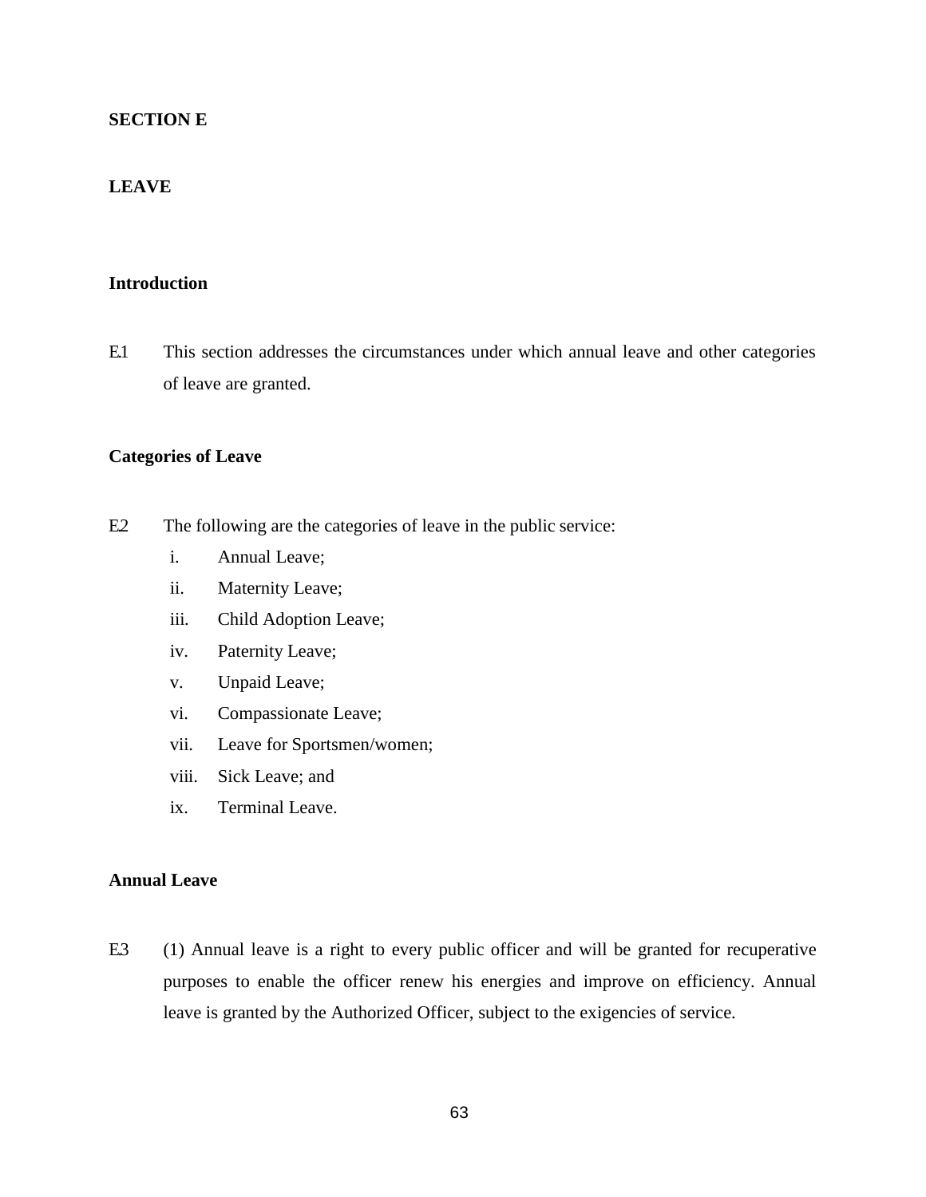**SECTION E**

**LEAVE**

**Introduction**

E.1 This section addresses the circumstances under which annual leave and other categories of leave are granted.

**Categories of Leave**

E.2 The following are the categories of leave in the public service:

i. Annual Leave;
ii. Maternity Leave;
iii. Child Adoption Leave;
iv. Paternity Leave;
v. Unpaid Leave;
vi. Compassionate Leave;
vii. Leave for Sportsmen/women;
viii. Sick Leave; and
ix. Terminal Leave.

**Annual Leave**

E.3 (1) Annual leave is a right to every public officer and will be granted for recuperative purposes to enable the officer renew his energies and improve on efficiency. Annual leave is granted by the Authorized Officer, subject to the exigencies of service.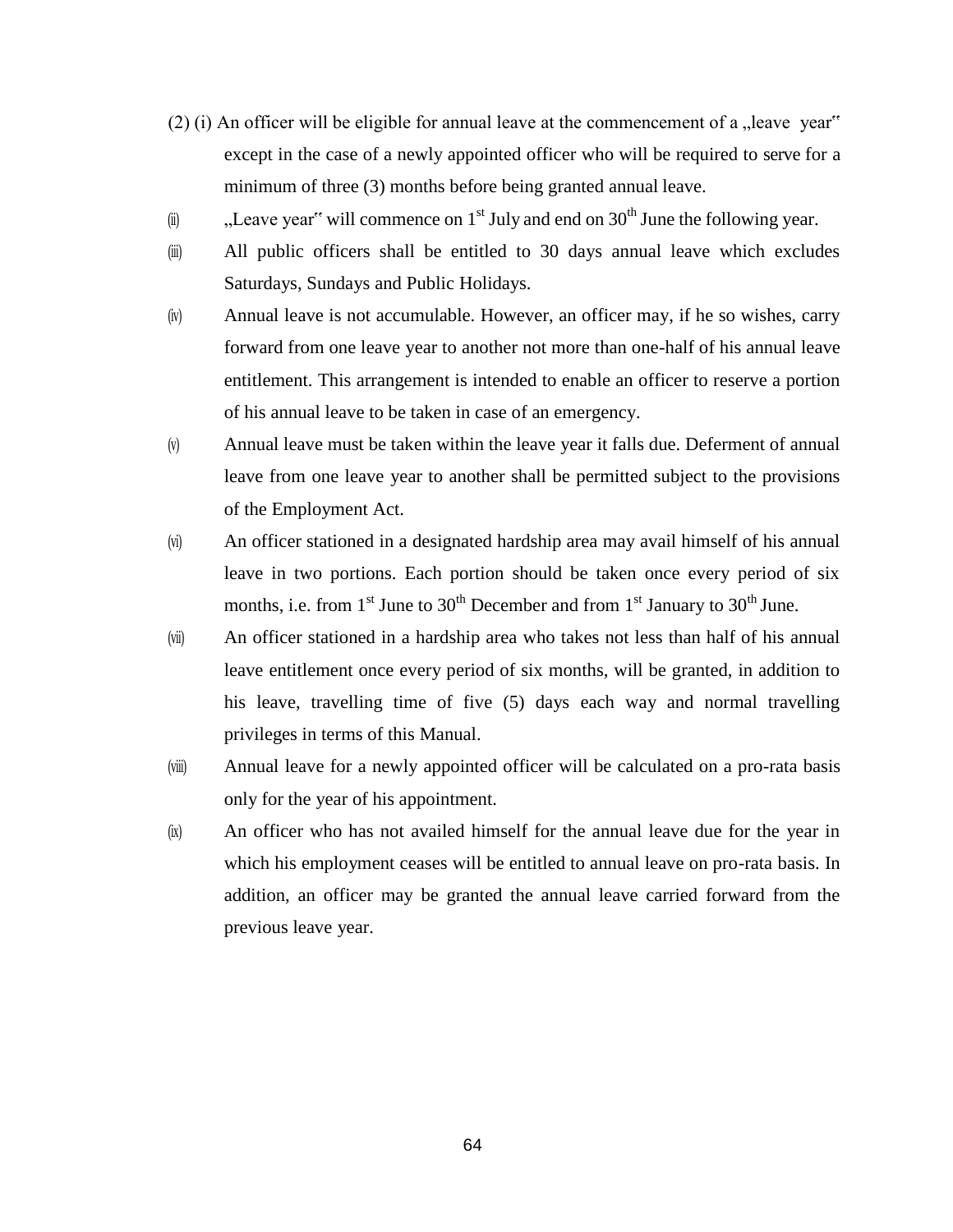(2) (i) An officer will be eligible for annual leave at the commencement of a „leave year" except in the case of a newly appointed officer who will be required to serve for a minimum of three (3) months before being granted annual leave.

(ii) „Leave year" will commence on 1st July and end on 30th June the following year.

(iii) All public officers shall be entitled to 30 days annual leave which excludes Saturdays, Sundays and Public Holidays.

(iv) Annual leave is not accumulable. However, an officer may, if he so wishes, carry forward from one leave year to another not more than one-half of his annual leave entitlement. This arrangement is intended to enable an officer to reserve a portion of his annual leave to be taken in case of an emergency.

(v) Annual leave must be taken within the leave year it falls due. Deferment of annual leave from one leave year to another shall be permitted subject to the provisions of the Employment Act.

(vi) An officer stationed in a designated hardship area may avail himself of his annual leave in two portions. Each portion should be taken once every period of six months, i.e. from 1st June to 30th December and from 1st January to 30th June.

(vii) An officer stationed in a hardship area who takes not less than half of his annual leave entitlement once every period of six months, will be granted, in addition to his leave, travelling time of five (5) days each way and normal travelling privileges in terms of this Manual.

(viii) Annual leave for a newly appointed officer will be calculated on a pro-rata basis only for the year of his appointment.

(ix) An officer who has not availed himself for the annual leave due for the year in which his employment ceases will be entitled to annual leave on pro-rata basis. In addition, an officer may be granted the annual leave carried forward from the previous leave year.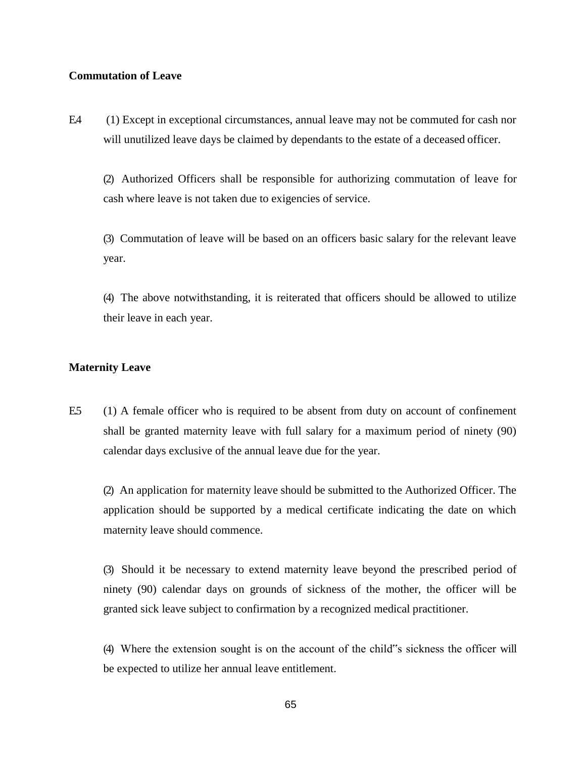**Commutation of Leave**

E.4 (1) Except in exceptional circumstances, annual leave may not be commuted for cash nor will unutilized leave days be claimed by dependants to the estate of a deceased officer.

(2) Authorized Officers shall be responsible for authorizing commutation of leave for cash where leave is not taken due to exigencies of service.

(3) Commutation of leave will be based on an officers basic salary for the relevant leave year.

(4) The above notwithstanding, it is reiterated that officers should be allowed to utilize their leave in each year.

**Maternity Leave**

E.5 (1) A female officer who is required to be absent from duty on account of confinement shall be granted maternity leave with full salary for a maximum period of ninety (90) calendar days exclusive of the annual leave due for the year.

(2) An application for maternity leave should be submitted to the Authorized Officer. The application should be supported by a medical certificate indicating the date on which maternity leave should commence.

(3) Should it be necessary to extend maternity leave beyond the prescribed period of ninety (90) calendar days on grounds of sickness of the mother, the officer will be granted sick leave subject to confirmation by a recognized medical practitioner.

(4) Where the extension sought is on the account of the child"s sickness the officer will be expected to utilize her annual leave entitlement.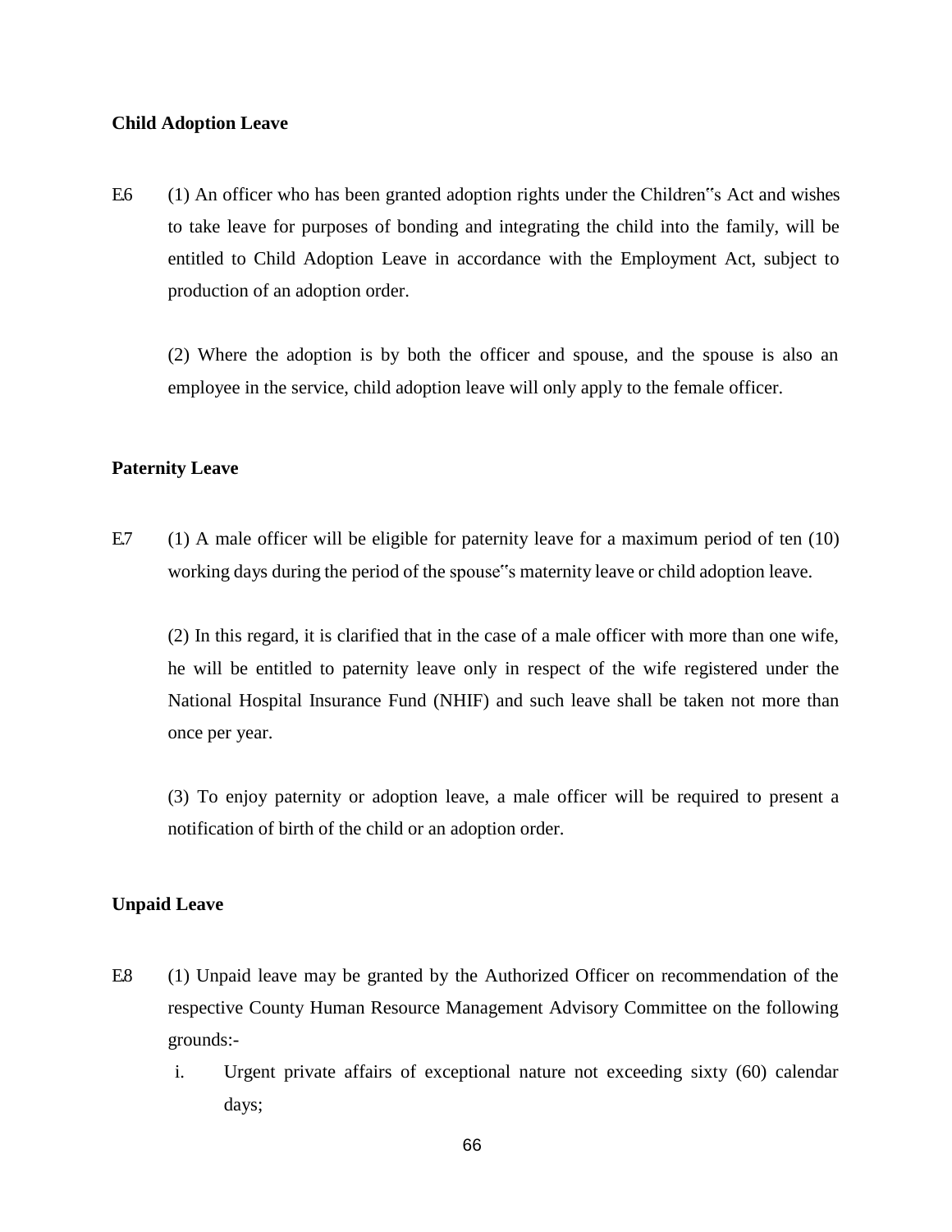**Child Adoption Leave**

E.6 (1) An officer who has been granted adoption rights under the Children"s Act and wishes to take leave for purposes of bonding and integrating the child into the family, will be entitled to Child Adoption Leave in accordance with the Employment Act, subject to production of an adoption order.

(2) Where the adoption is by both the officer and spouse, and the spouse is also an employee in the service, child adoption leave will only apply to the female officer.

**Paternity Leave**

E.7 (1) A male officer will be eligible for paternity leave for a maximum period of ten (10) working days during the period of the spouse"s maternity leave or child adoption leave.

(2) In this regard, it is clarified that in the case of a male officer with more than one wife, he will be entitled to paternity leave only in respect of the wife registered under the National Hospital Insurance Fund (NHIF) and such leave shall be taken not more than once per year.

(3) To enjoy paternity or adoption leave, a male officer will be required to present a notification of birth of the child or an adoption order.

**Unpaid Leave**

E.8 (1) Unpaid leave may be granted by the Authorized Officer on recommendation of the respective County Human Resource Management Advisory Committee on the following grounds:-

i. Urgent private affairs of exceptional nature not exceeding sixty (60) calendar days;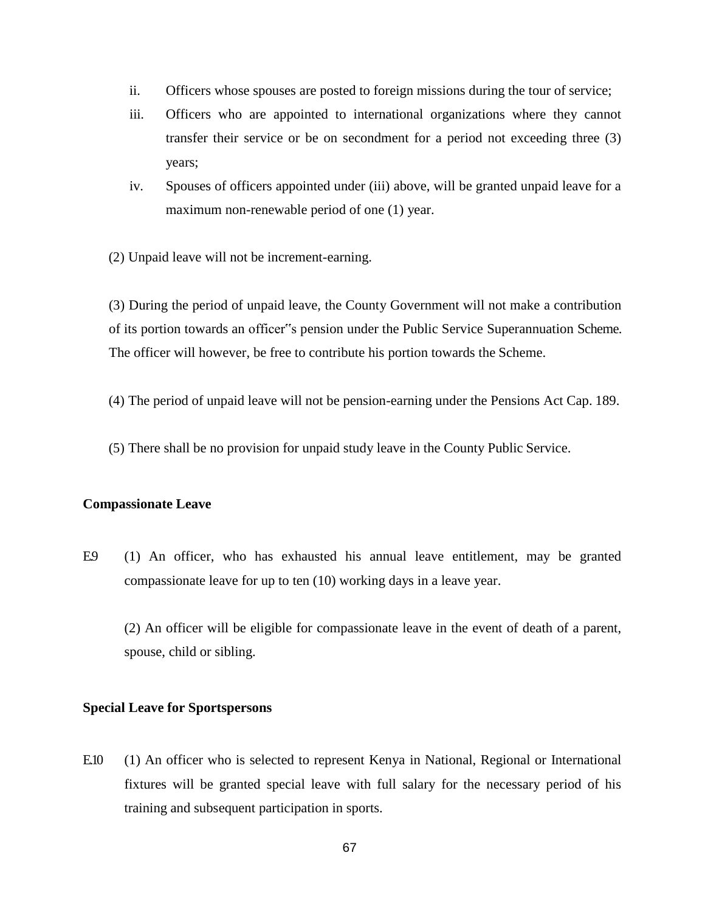ii. Officers whose spouses are posted to foreign missions during the tour of service;

iii. Officers who are appointed to international organizations where they cannot transfer their service or be on secondment for a period not exceeding three (3) years;

iv. Spouses of officers appointed under (iii) above, will be granted unpaid leave for a maximum non-renewable period of one (1) year.

(2) Unpaid leave will not be increment-earning.

(3) During the period of unpaid leave, the County Government will not make a contribution of its portion towards an officer‟s pension under the Public Service Superannuation Scheme. The officer will however, be free to contribute his portion towards the Scheme.

(4) The period of unpaid leave will not be pension-earning under the Pensions Act Cap. 189.

(5) There shall be no provision for unpaid study leave in the County Public Service.

**Compassionate Leave**

E.9 (1) An officer, who has exhausted his annual leave entitlement, may be granted compassionate leave for up to ten (10) working days in a leave year.

(2) An officer will be eligible for compassionate leave in the event of death of a parent, spouse, child or sibling.

**Special Leave for Sportspersons**

E.10 (1) An officer who is selected to represent Kenya in National, Regional or International fixtures will be granted special leave with full salary for the necessary period of his training and subsequent participation in sports.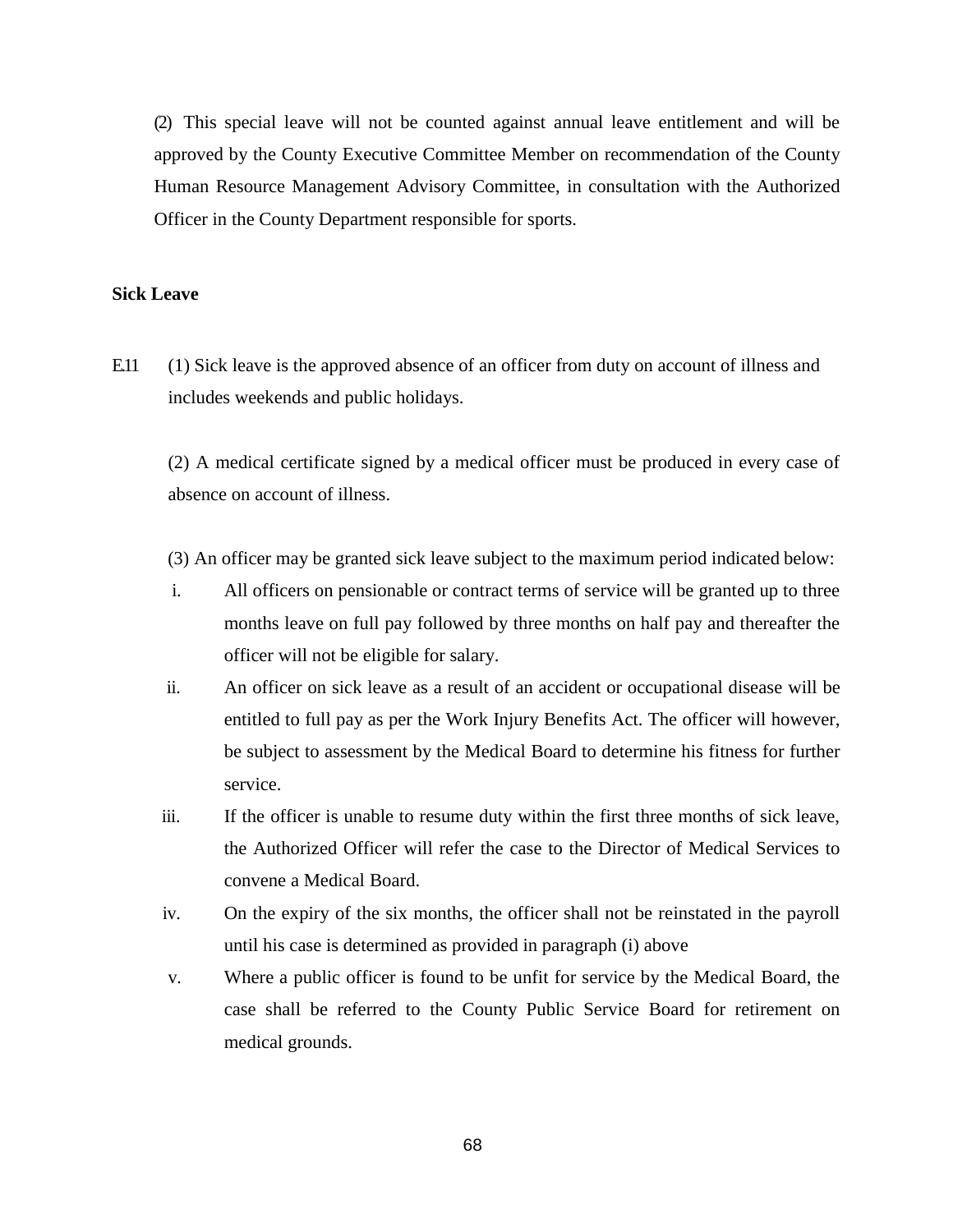(2) This special leave will not be counted against annual leave entitlement and will be approved by the County Executive Committee Member on recommendation of the County Human Resource Management Advisory Committee, in consultation with the Authorized Officer in the County Department responsible for sports.

**Sick Leave**

E.11 (1) Sick leave is the approved absence of an officer from duty on account of illness and includes weekends and public holidays.

(2) A medical certificate signed by a medical officer must be produced in every case of absence on account of illness.

(3) An officer may be granted sick leave subject to the maximum period indicated below:

i. All officers on pensionable or contract terms of service will be granted up to three months leave on full pay followed by three months on half pay and thereafter the officer will not be eligible for salary.

ii. An officer on sick leave as a result of an accident or occupational disease will be entitled to full pay as per the Work Injury Benefits Act. The officer will however, be subject to assessment by the Medical Board to determine his fitness for further service.

iii. If the officer is unable to resume duty within the first three months of sick leave, the Authorized Officer will refer the case to the Director of Medical Services to convene a Medical Board.

iv. On the expiry of the six months, the officer shall not be reinstated in the payroll until his case is determined as provided in paragraph (i) above

v. Where a public officer is found to be unfit for service by the Medical Board, the case shall be referred to the County Public Service Board for retirement on medical grounds.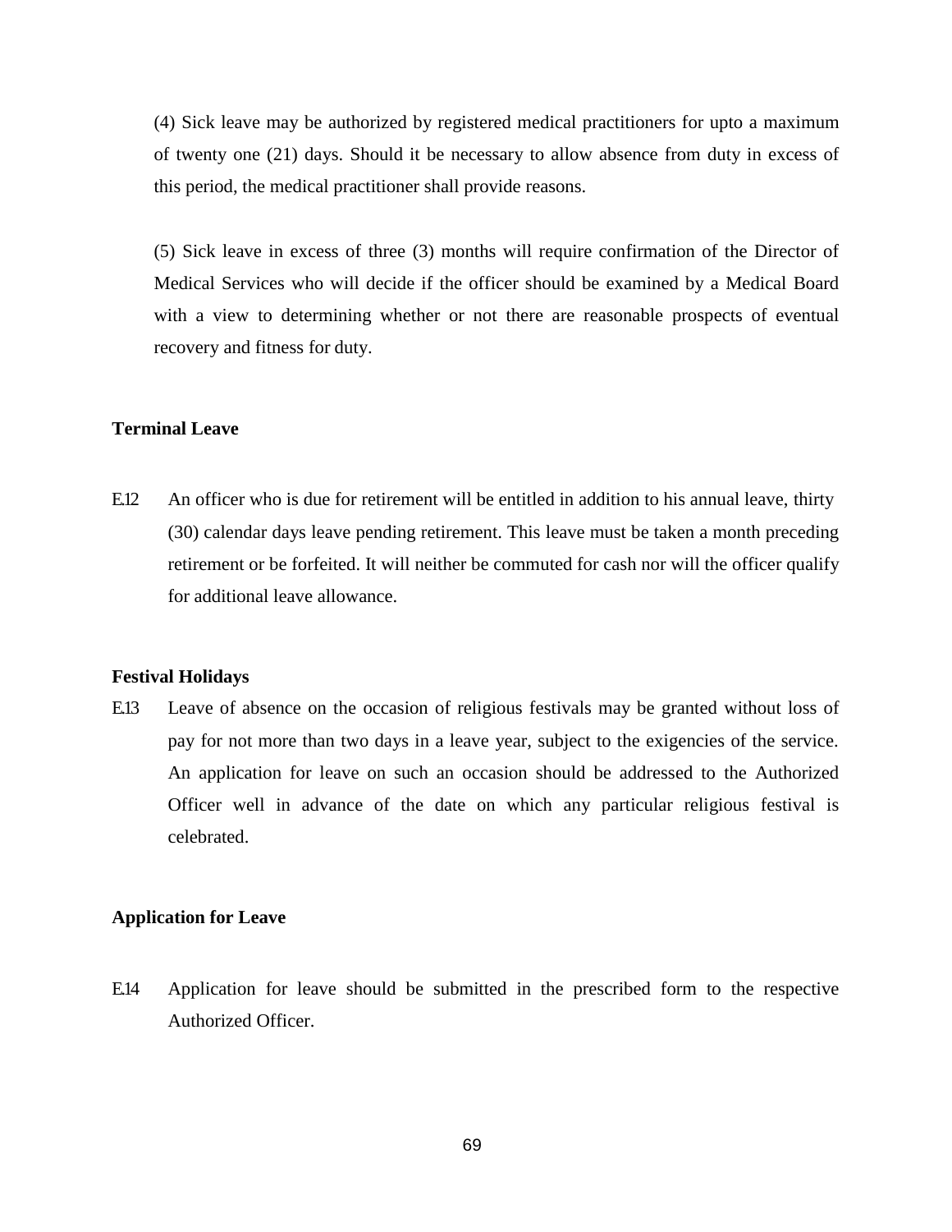(4) Sick leave may be authorized by registered medical practitioners for upto a maximum of twenty one (21) days. Should it be necessary to allow absence from duty in excess of this period, the medical practitioner shall provide reasons.

(5) Sick leave in excess of three (3) months will require confirmation of the Director of Medical Services who will decide if the officer should be examined by a Medical Board with a view to determining whether or not there are reasonable prospects of eventual recovery and fitness for duty.

**Terminal Leave**

E.12 An officer who is due for retirement will be entitled in addition to his annual leave, thirty (30) calendar days leave pending retirement. This leave must be taken a month preceding retirement or be forfeited. It will neither be commuted for cash nor will the officer qualify for additional leave allowance.

**Festival Holidays**

E.13 Leave of absence on the occasion of religious festivals may be granted without loss of pay for not more than two days in a leave year, subject to the exigencies of the service. An application for leave on such an occasion should be addressed to the Authorized Officer well in advance of the date on which any particular religious festival is celebrated.

**Application for Leave**

E.14 Application for leave should be submitted in the prescribed form to the respective Authorized Officer.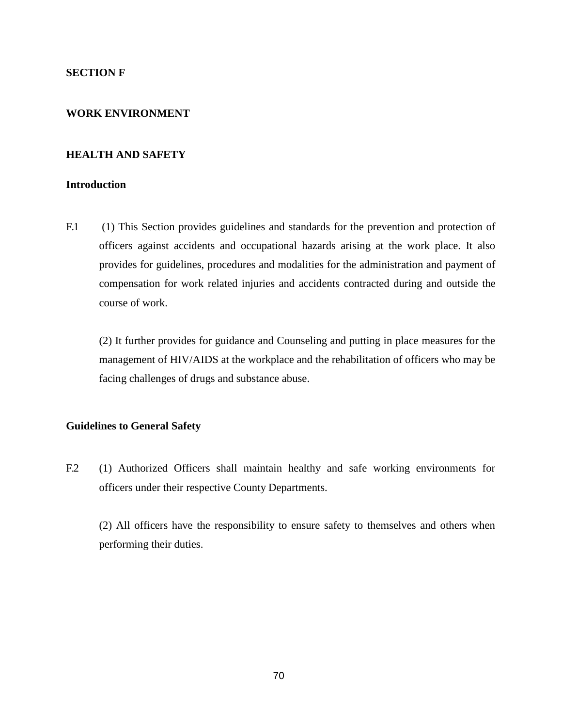## SECTION F

## WORK ENVIRONMENT

### HEALTH AND SAFETY

**Introduction**

F.1 (1) This Section provides guidelines and standards for the prevention and protection of officers against accidents and occupational hazards arising at the work place. It also provides for guidelines, procedures and modalities for the administration and payment of compensation for work related injuries and accidents contracted during and outside the course of work.

(2) It further provides for guidance and Counseling and putting in place measures for the management of HIV/AIDS at the workplace and the rehabilitation of officers who may be facing challenges of drugs and substance abuse.

**Guidelines to General Safety**

F.2 (1) Authorized Officers shall maintain healthy and safe working environments for officers under their respective County Departments.

(2) All officers have the responsibility to ensure safety to themselves and others when performing their duties.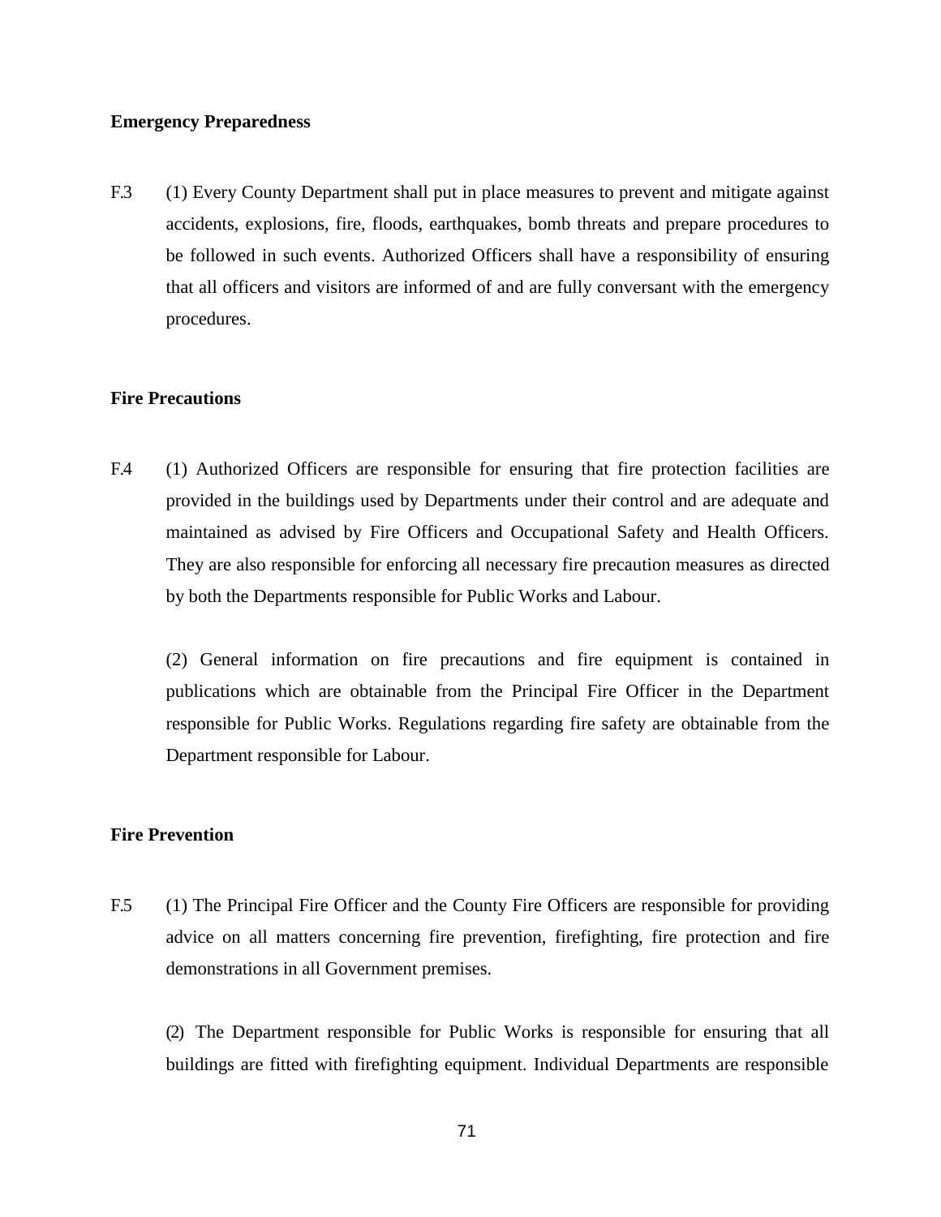**Emergency Preparedness**

F.3 (1) Every County Department shall put in place measures to prevent and mitigate against accidents, explosions, fire, floods, earthquakes, bomb threats and prepare procedures to be followed in such events. Authorized Officers shall have a responsibility of ensuring that all officers and visitors are informed of and are fully conversant with the emergency procedures.

**Fire Precautions**

F.4 (1) Authorized Officers are responsible for ensuring that fire protection facilities are provided in the buildings used by Departments under their control and are adequate and maintained as advised by Fire Officers and Occupational Safety and Health Officers. They are also responsible for enforcing all necessary fire precaution measures as directed by both the Departments responsible for Public Works and Labour.

(2) General information on fire precautions and fire equipment is contained in publications which are obtainable from the Principal Fire Officer in the Department responsible for Public Works. Regulations regarding fire safety are obtainable from the Department responsible for Labour.

**Fire Prevention**

F.5 (1) The Principal Fire Officer and the County Fire Officers are responsible for providing advice on all matters concerning fire prevention, firefighting, fire protection and fire demonstrations in all Government premises.

(2) The Department responsible for Public Works is responsible for ensuring that all buildings are fitted with firefighting equipment. Individual Departments are responsible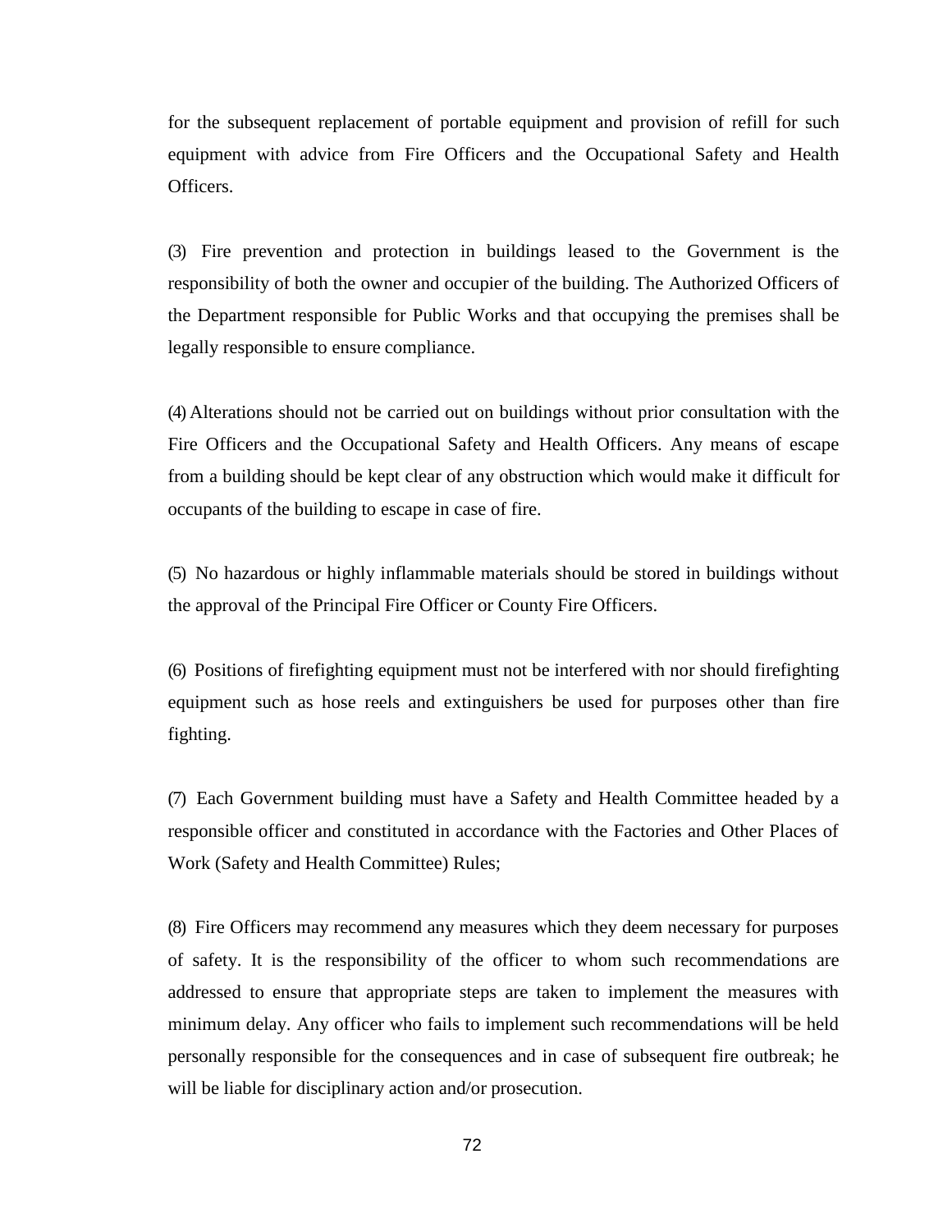for the subsequent replacement of portable equipment and provision of refill for such equipment with advice from Fire Officers and the Occupational Safety and Health Officers.

(3) Fire prevention and protection in buildings leased to the Government is the responsibility of both the owner and occupier of the building. The Authorized Officers of the Department responsible for Public Works and that occupying the premises shall be legally responsible to ensure compliance.

(4) Alterations should not be carried out on buildings without prior consultation with the Fire Officers and the Occupational Safety and Health Officers. Any means of escape from a building should be kept clear of any obstruction which would make it difficult for occupants of the building to escape in case of fire.

(5) No hazardous or highly inflammable materials should be stored in buildings without the approval of the Principal Fire Officer or County Fire Officers.

(6) Positions of firefighting equipment must not be interfered with nor should firefighting equipment such as hose reels and extinguishers be used for purposes other than fire fighting.

(7) Each Government building must have a Safety and Health Committee headed by a responsible officer and constituted in accordance with the Factories and Other Places of Work (Safety and Health Committee) Rules;

(8) Fire Officers may recommend any measures which they deem necessary for purposes of safety. It is the responsibility of the officer to whom such recommendations are addressed to ensure that appropriate steps are taken to implement the measures with minimum delay. Any officer who fails to implement such recommendations will be held personally responsible for the consequences and in case of subsequent fire outbreak; he will be liable for disciplinary action and/or prosecution.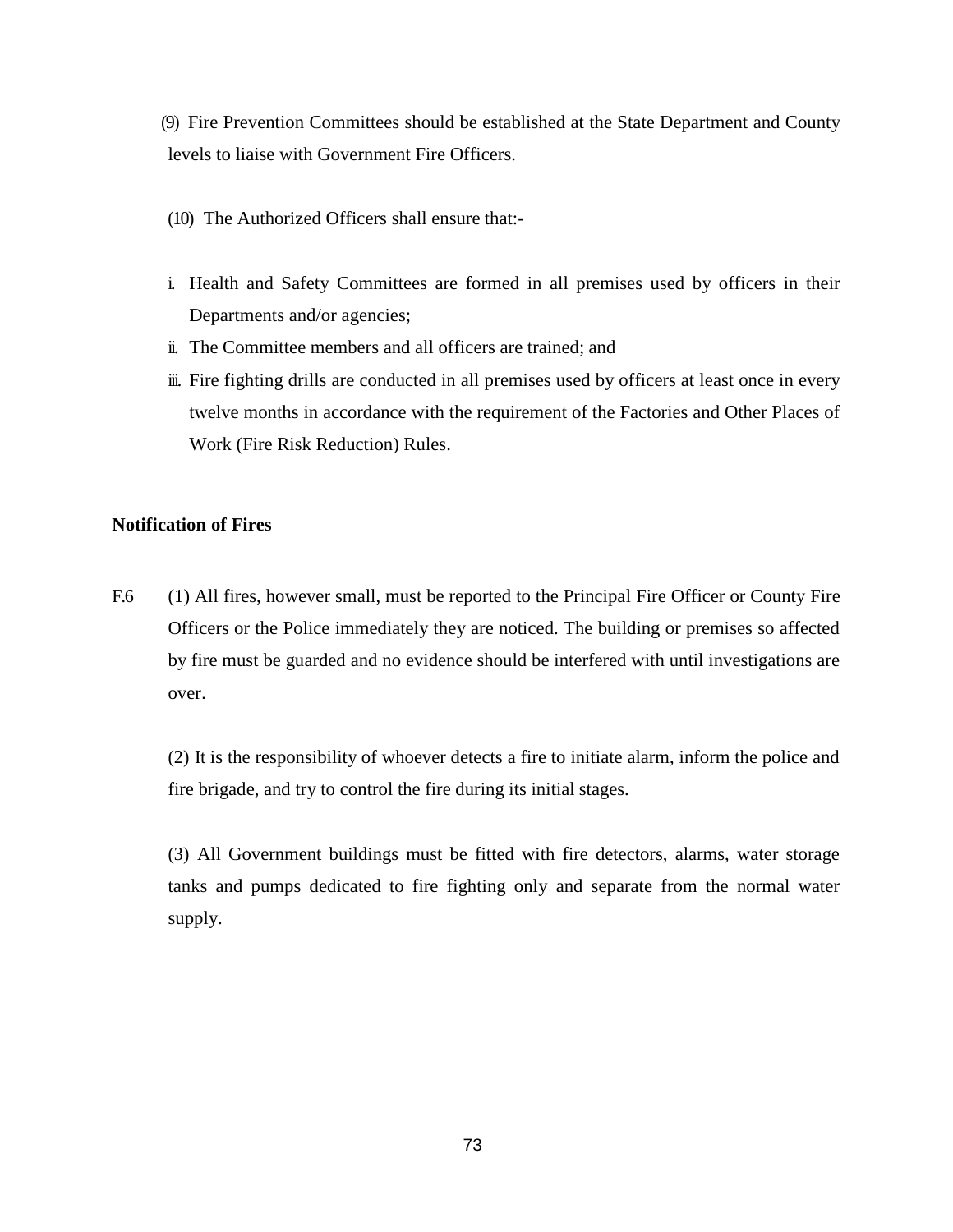(9) Fire Prevention Committees should be established at the State Department and County levels to liaise with Government Fire Officers.

(10) The Authorized Officers shall ensure that:-

i. Health and Safety Committees are formed in all premises used by officers in their Departments and/or agencies;
ii. The Committee members and all officers are trained; and
iii. Fire fighting drills are conducted in all premises used by officers at least once in every twelve months in accordance with the requirement of the Factories and Other Places of Work (Fire Risk Reduction) Rules.

**Notification of Fires**

F.6 (1) All fires, however small, must be reported to the Principal Fire Officer or County Fire Officers or the Police immediately they are noticed. The building or premises so affected by fire must be guarded and no evidence should be interfered with until investigations are over.

(2) It is the responsibility of whoever detects a fire to initiate alarm, inform the police and fire brigade, and try to control the fire during its initial stages.

(3) All Government buildings must be fitted with fire detectors, alarms, water storage tanks and pumps dedicated to fire fighting only and separate from the normal water supply.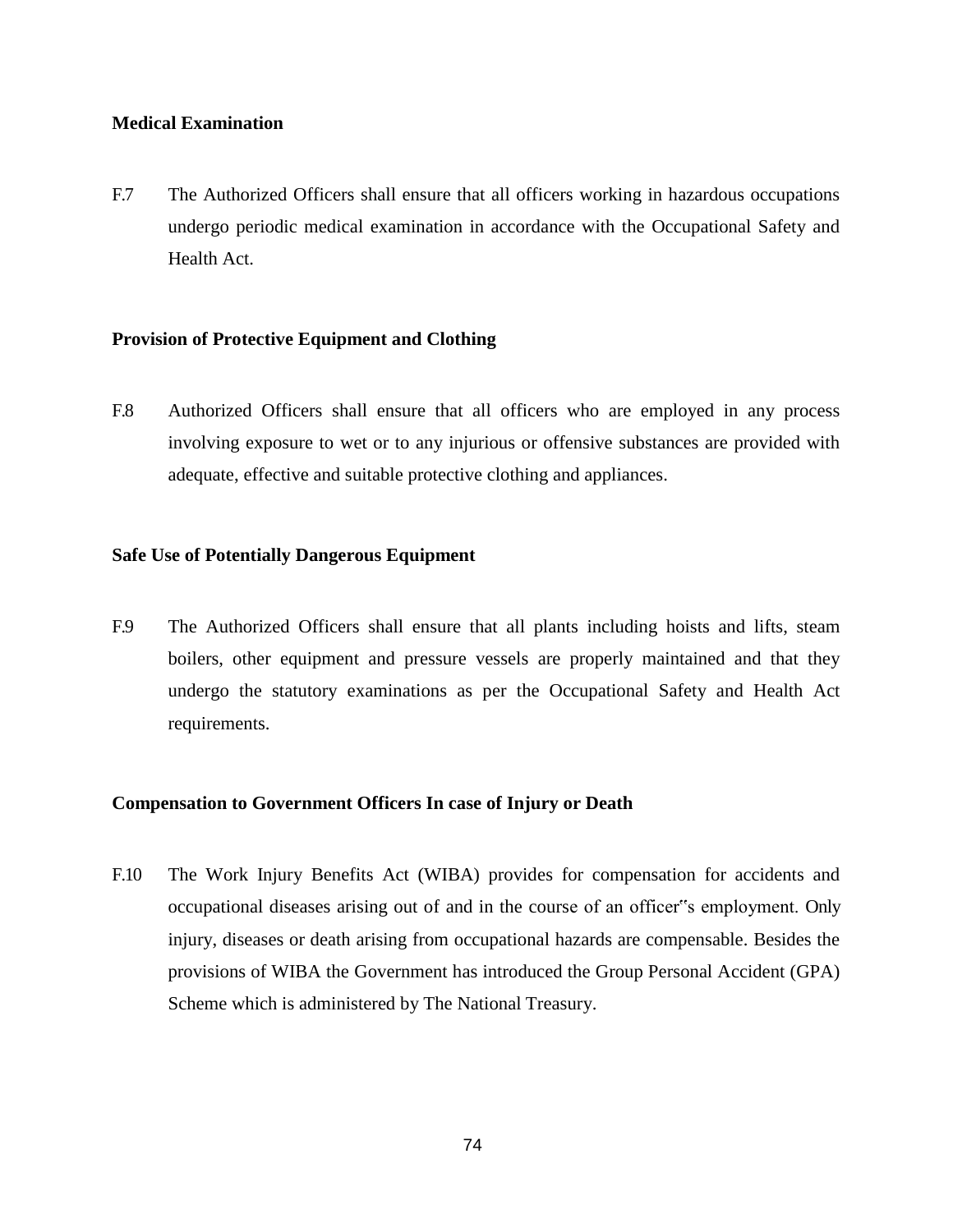**Medical Examination**

F.7 The Authorized Officers shall ensure that all officers working in hazardous occupations undergo periodic medical examination in accordance with the Occupational Safety and Health Act.

**Provision of Protective Equipment and Clothing**

F.8 Authorized Officers shall ensure that all officers who are employed in any process involving exposure to wet or to any injurious or offensive substances are provided with adequate, effective and suitable protective clothing and appliances.

**Safe Use of Potentially Dangerous Equipment**

F.9 The Authorized Officers shall ensure that all plants including hoists and lifts, steam boilers, other equipment and pressure vessels are properly maintained and that they undergo the statutory examinations as per the Occupational Safety and Health Act requirements.

**Compensation to Government Officers In case of Injury or Death**

F.10 The Work Injury Benefits Act (WIBA) provides for compensation for accidents and occupational diseases arising out of and in the course of an officer"s employment. Only injury, diseases or death arising from occupational hazards are compensable. Besides the provisions of WIBA the Government has introduced the Group Personal Accident (GPA) Scheme which is administered by The National Treasury.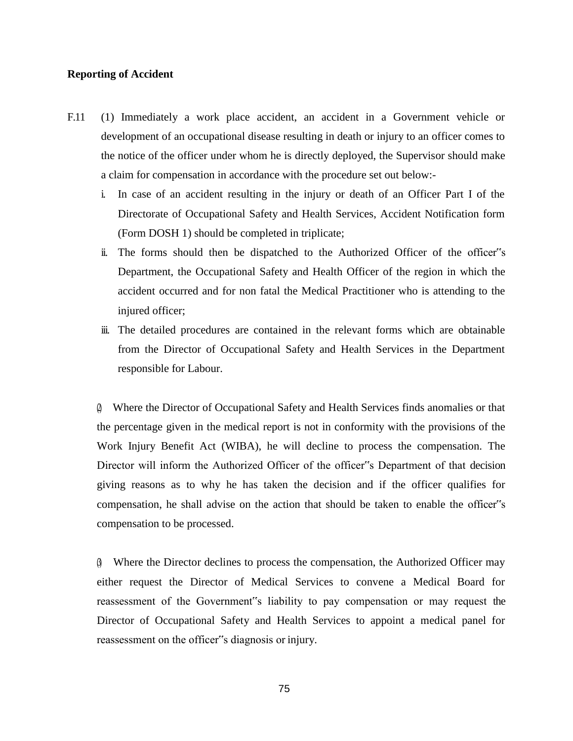**Reporting of Accident**

F.11 (1) Immediately a work place accident, an accident in a Government vehicle or development of an occupational disease resulting in death or injury to an officer comes to the notice of the officer under whom he is directly deployed, the Supervisor should make a claim for compensation in accordance with the procedure set out below:-

i. In case of an accident resulting in the injury or death of an Officer Part I of the Directorate of Occupational Safety and Health Services, Accident Notification form (Form DOSH 1) should be completed in triplicate;

ii. The forms should then be dispatched to the Authorized Officer of the officer"s Department, the Occupational Safety and Health Officer of the region in which the accident occurred and for non fatal the Medical Practitioner who is attending to the injured officer;

iii. The detailed procedures are contained in the relevant forms which are obtainable from the Director of Occupational Safety and Health Services in the Department responsible for Labour.

(2) Where the Director of Occupational Safety and Health Services finds anomalies or that the percentage given in the medical report is not in conformity with the provisions of the Work Injury Benefit Act (WIBA), he will decline to process the compensation. The Director will inform the Authorized Officer of the officer"s Department of that decision giving reasons as to why he has taken the decision and if the officer qualifies for compensation, he shall advise on the action that should be taken to enable the officer"s compensation to be processed.

(3) Where the Director declines to process the compensation, the Authorized Officer may either request the Director of Medical Services to convene a Medical Board for reassessment of the Government"s liability to pay compensation or may request the Director of Occupational Safety and Health Services to appoint a medical panel for reassessment on the officer"s diagnosis or injury.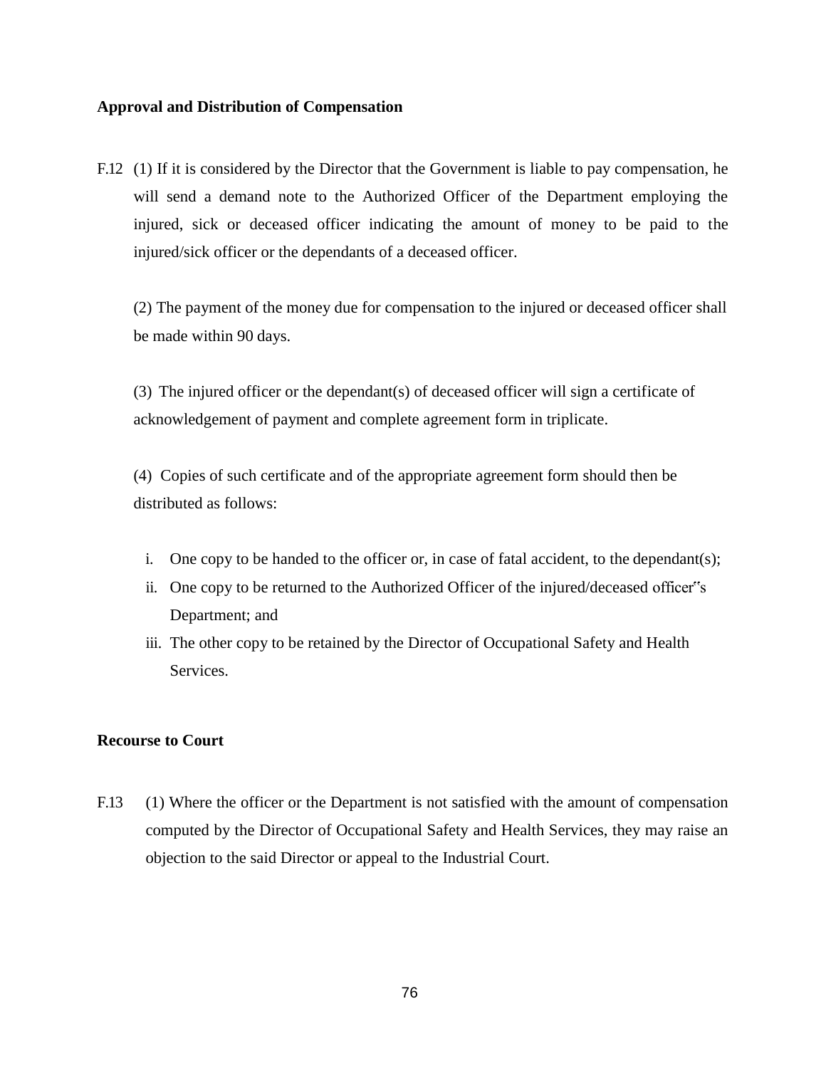**Approval and Distribution of Compensation**

F.12 (1) If it is considered by the Director that the Government is liable to pay compensation, he will send a demand note to the Authorized Officer of the Department employing the injured, sick or deceased officer indicating the amount of money to be paid to the injured/sick officer or the dependants of a deceased officer.

(2) The payment of the money due for compensation to the injured or deceased officer shall be made within 90 days.

(3) The injured officer or the dependant(s) of deceased officer will sign a certificate of acknowledgement of payment and complete agreement form in triplicate.

(4) Copies of such certificate and of the appropriate agreement form should then be distributed as follows:

i. One copy to be handed to the officer or, in case of fatal accident, to the dependant(s);
ii. One copy to be returned to the Authorized Officer of the injured/deceased officer"s Department; and
iii. The other copy to be retained by the Director of Occupational Safety and Health Services.

**Recourse to Court**

F.13 (1) Where the officer or the Department is not satisfied with the amount of compensation computed by the Director of Occupational Safety and Health Services, they may raise an objection to the said Director or appeal to the Industrial Court.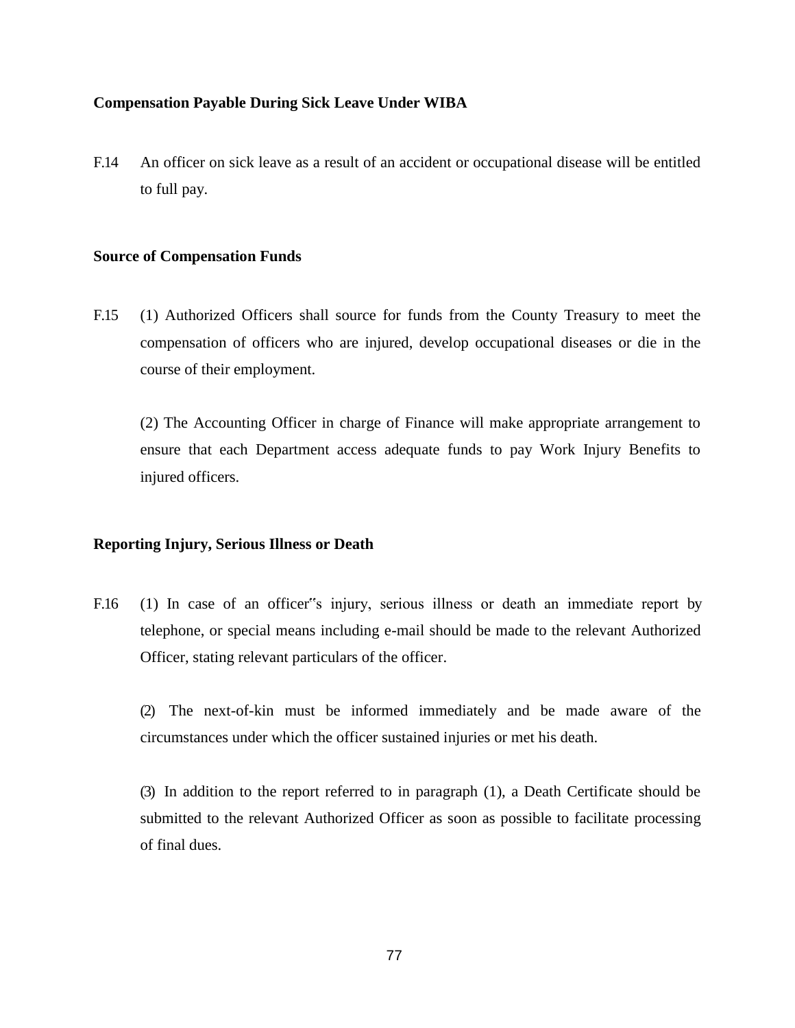**Compensation Payable During Sick Leave Under WIBA**

F.14 An officer on sick leave as a result of an accident or occupational disease will be entitled to full pay.

**Source of Compensation Funds**

F.15 (1) Authorized Officers shall source for funds from the County Treasury to meet the compensation of officers who are injured, develop occupational diseases or die in the course of their employment.

(2) The Accounting Officer in charge of Finance will make appropriate arrangement to ensure that each Department access adequate funds to pay Work Injury Benefits to injured officers.

**Reporting Injury, Serious Illness or Death**

F.16 (1) In case of an officer"s injury, serious illness or death an immediate report by telephone, or special means including e-mail should be made to the relevant Authorized Officer, stating relevant particulars of the officer.

(2) The next-of-kin must be informed immediately and be made aware of the circumstances under which the officer sustained injuries or met his death.

(3) In addition to the report referred to in paragraph (1), a Death Certificate should be submitted to the relevant Authorized Officer as soon as possible to facilitate processing of final dues.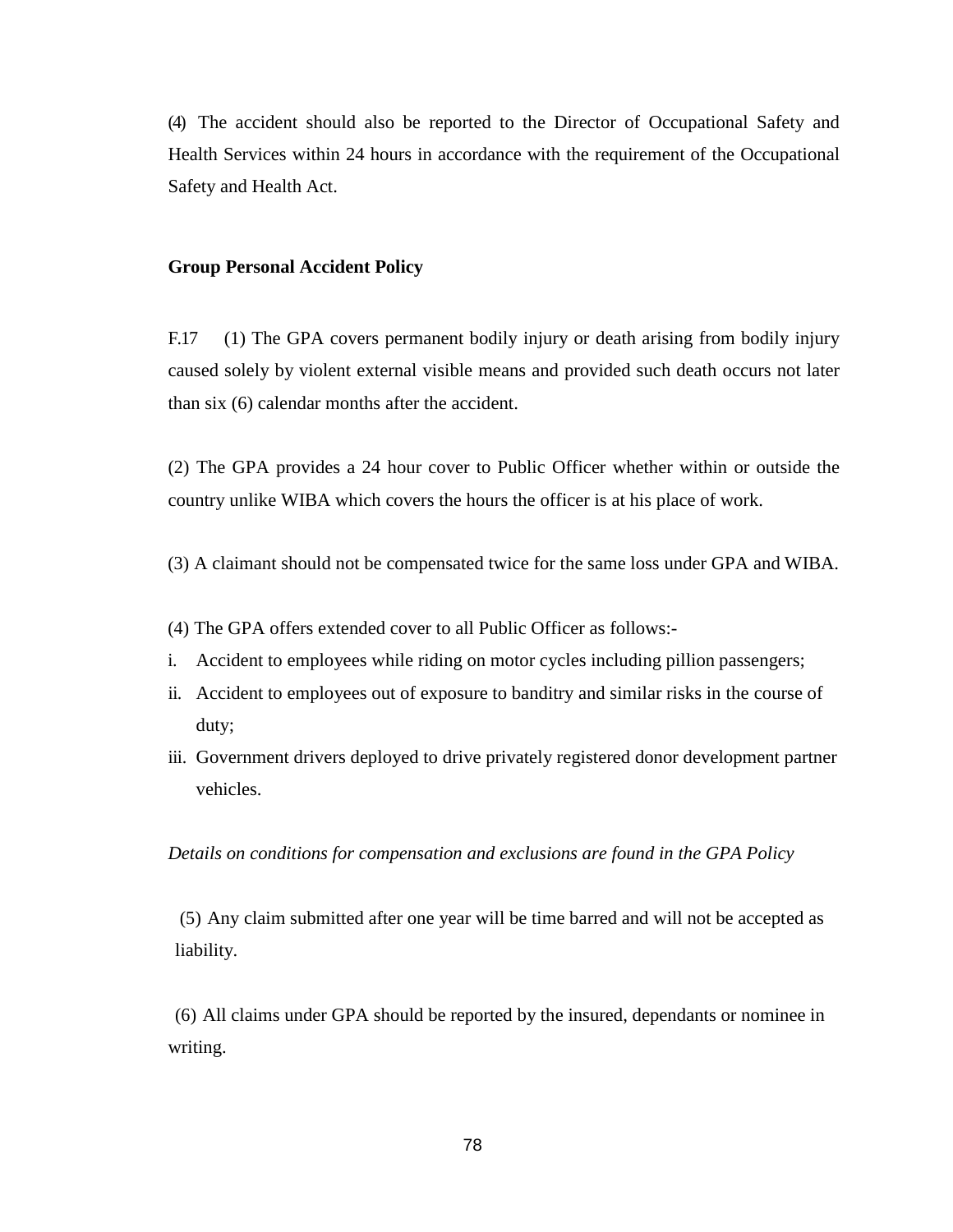(4) The accident should also be reported to the Director of Occupational Safety and Health Services within 24 hours in accordance with the requirement of the Occupational Safety and Health Act.

**Group Personal Accident Policy**

F.17 (1) The GPA covers permanent bodily injury or death arising from bodily injury caused solely by violent external visible means and provided such death occurs not later than six (6) calendar months after the accident.

(2) The GPA provides a 24 hour cover to Public Officer whether within or outside the country unlike WIBA which covers the hours the officer is at his place of work.

(3) A claimant should not be compensated twice for the same loss under GPA and WIBA.

(4) The GPA offers extended cover to all Public Officer as follows:-

i. Accident to employees while riding on motor cycles including pillion passengers;
ii. Accident to employees out of exposure to banditry and similar risks in the course of duty;
iii. Government drivers deployed to drive privately registered donor development partner vehicles.

*Details on conditions for compensation and exclusions are found in the GPA Policy*

(5) Any claim submitted after one year will be time barred and will not be accepted as liability.

(6) All claims under GPA should be reported by the insured, dependants or nominee in writing.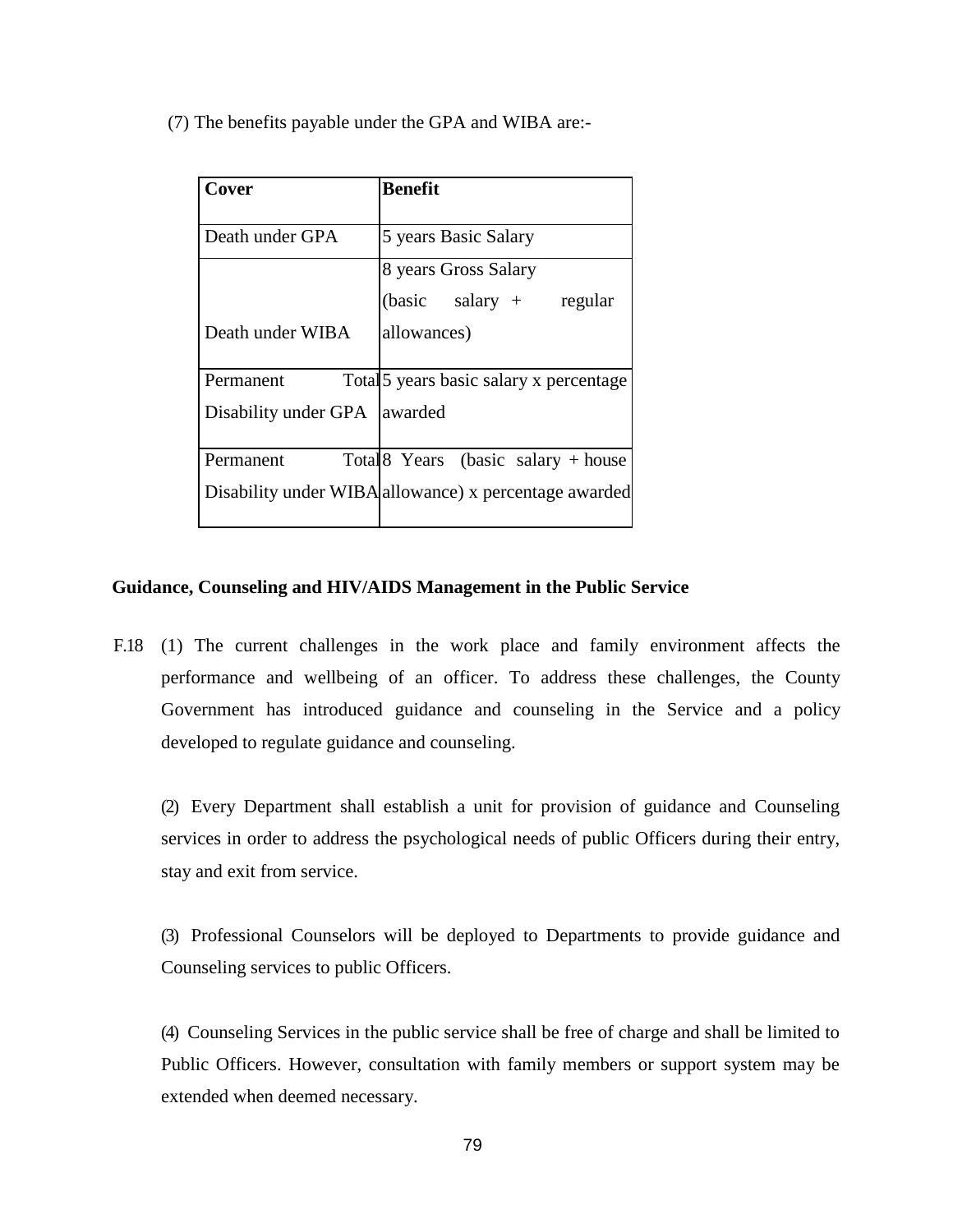(7) The benefits payable under the GPA and WIBA are:-

| Cover | Benefit |
|---|---|
| Death under GPA | 5 years Basic Salary |
| Death under WIBA | 8 years Gross Salary (basic salary + regular allowances) |
| Permanent Total Disability under GPA | 5 years basic salary x percentage awarded |
| Permanent Total Disability under WIBA | 8 Years (basic salary + house allowance) x percentage awarded |

**Guidance, Counseling and HIV/AIDS Management in the Public Service**

F.18 (1) The current challenges in the work place and family environment affects the performance and wellbeing of an officer. To address these challenges, the County Government has introduced guidance and counseling in the Service and a policy developed to regulate guidance and counseling.

(2) Every Department shall establish a unit for provision of guidance and Counseling services in order to address the psychological needs of public Officers during their entry, stay and exit from service.

(3) Professional Counselors will be deployed to Departments to provide guidance and Counseling services to public Officers.

(4) Counseling Services in the public service shall be free of charge and shall be limited to Public Officers. However, consultation with family members or support system may be extended when deemed necessary.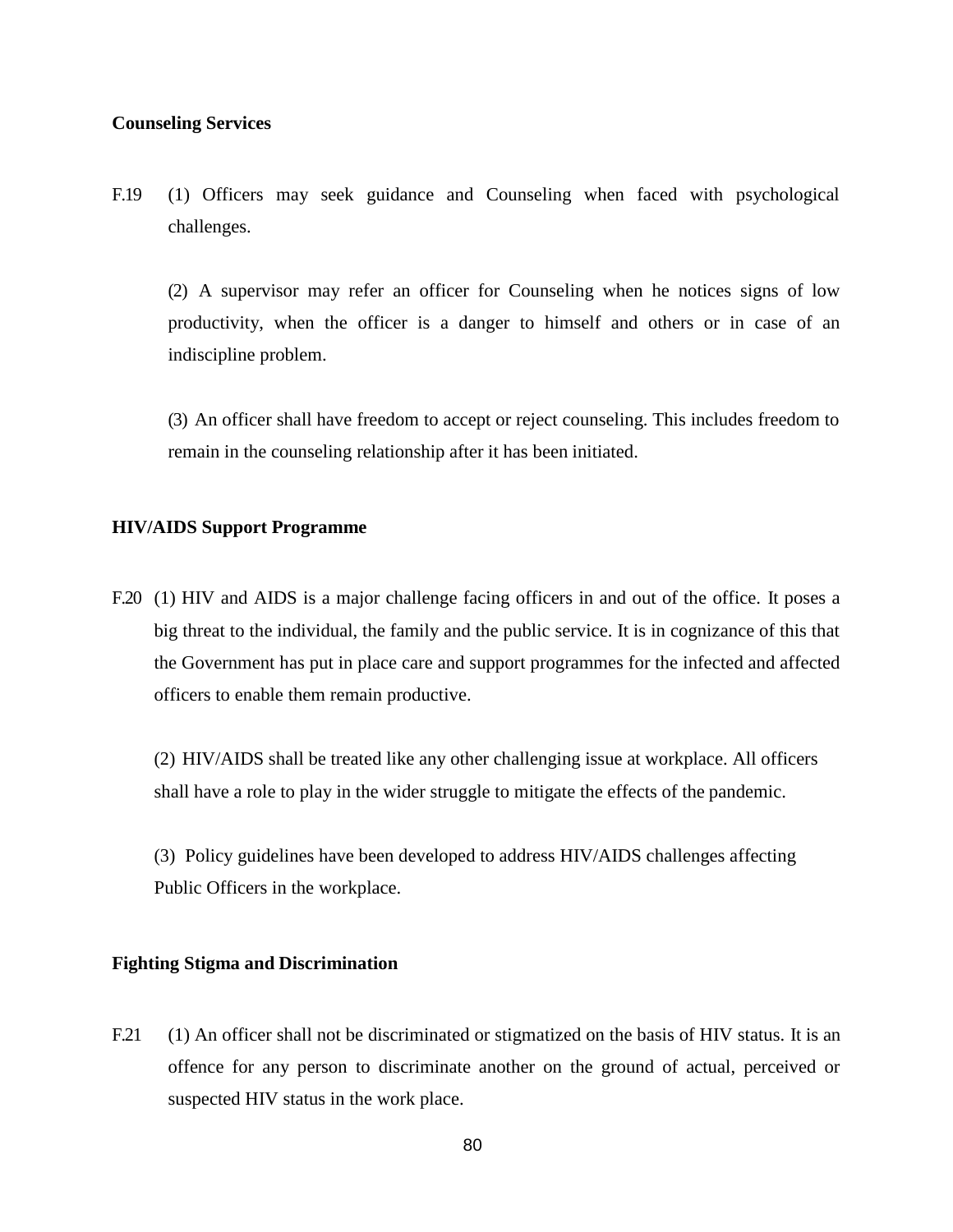**Counseling Services**

F.19 (1) Officers may seek guidance and Counseling when faced with psychological challenges.

(2) A supervisor may refer an officer for Counseling when he notices signs of low productivity, when the officer is a danger to himself and others or in case of an indiscipline problem.

(3) An officer shall have freedom to accept or reject counseling. This includes freedom to remain in the counseling relationship after it has been initiated.

**HIV/AIDS Support Programme**

F.20 (1) HIV and AIDS is a major challenge facing officers in and out of the office. It poses a big threat to the individual, the family and the public service. It is in cognizance of this that the Government has put in place care and support programmes for the infected and affected officers to enable them remain productive.

(2) HIV/AIDS shall be treated like any other challenging issue at workplace. All officers shall have a role to play in the wider struggle to mitigate the effects of the pandemic.

(3) Policy guidelines have been developed to address HIV/AIDS challenges affecting Public Officers in the workplace.

**Fighting Stigma and Discrimination**

F.21 (1) An officer shall not be discriminated or stigmatized on the basis of HIV status. It is an offence for any person to discriminate another on the ground of actual, perceived or suspected HIV status in the work place.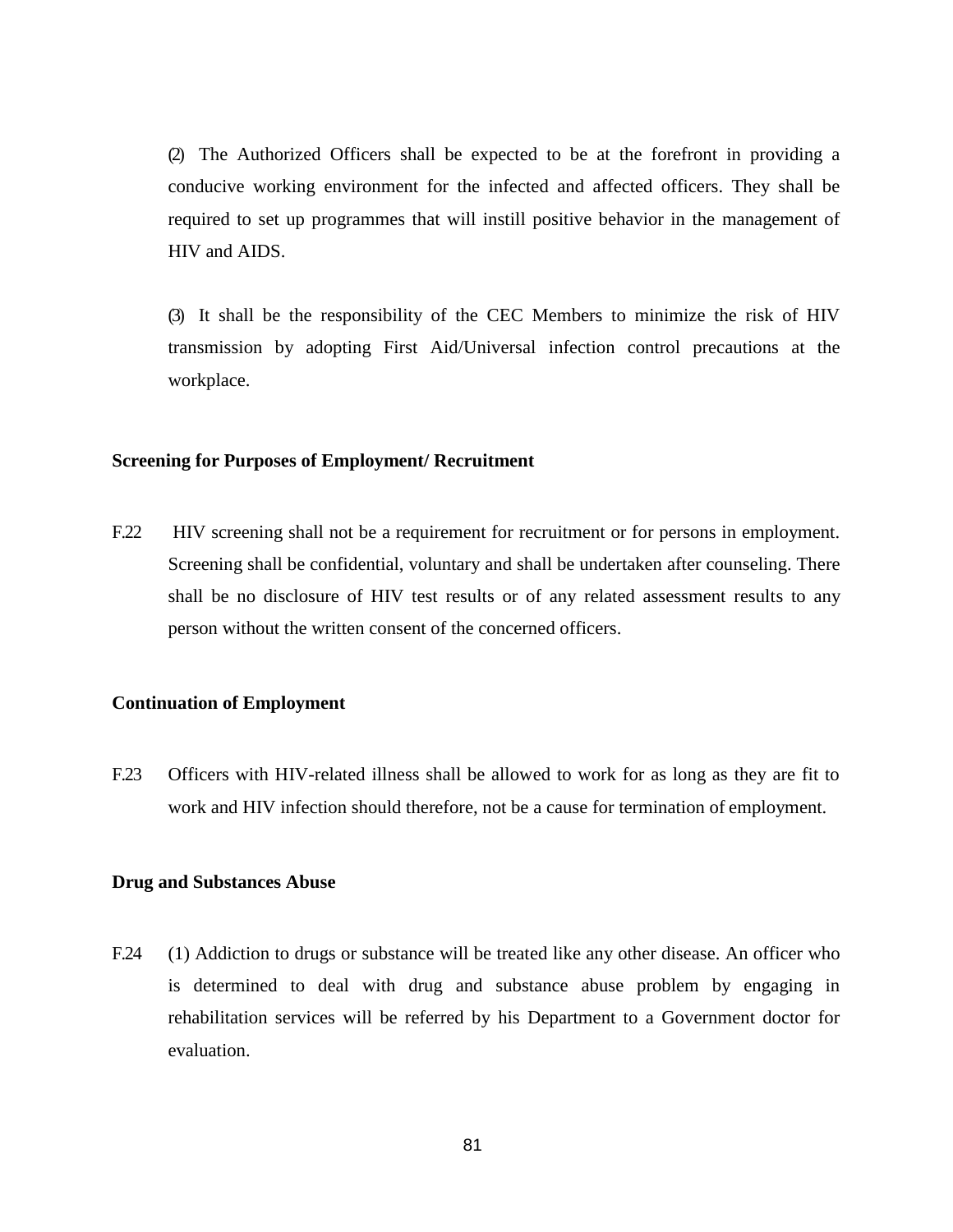(2) The Authorized Officers shall be expected to be at the forefront in providing a conducive working environment for the infected and affected officers. They shall be required to set up programmes that will instill positive behavior in the management of HIV and AIDS.

(3) It shall be the responsibility of the CEC Members to minimize the risk of HIV transmission by adopting First Aid/Universal infection control precautions at the workplace.

**Screening for Purposes of Employment/ Recruitment**

F.22 HIV screening shall not be a requirement for recruitment or for persons in employment. Screening shall be confidential, voluntary and shall be undertaken after counseling. There shall be no disclosure of HIV test results or of any related assessment results to any person without the written consent of the concerned officers.

**Continuation of Employment**

F.23 Officers with HIV-related illness shall be allowed to work for as long as they are fit to work and HIV infection should therefore, not be a cause for termination of employment.

**Drug and Substances Abuse**

F.24 (1) Addiction to drugs or substance will be treated like any other disease. An officer who is determined to deal with drug and substance abuse problem by engaging in rehabilitation services will be referred by his Department to a Government doctor for evaluation.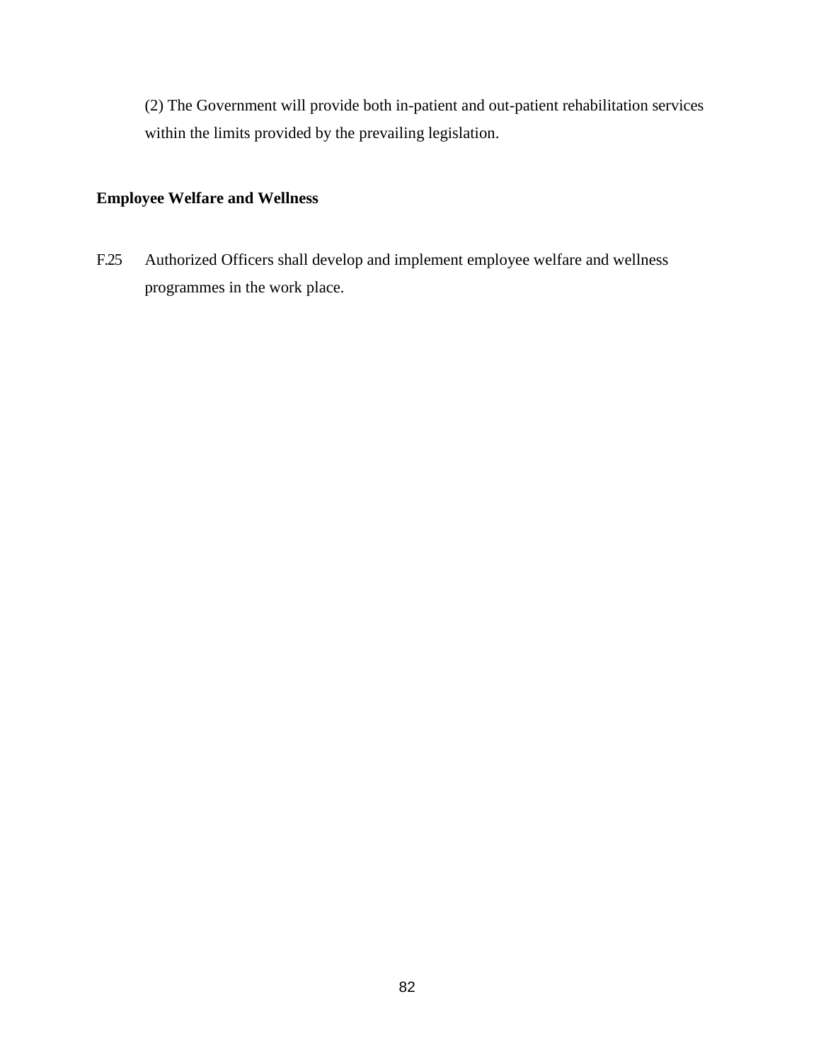(2) The Government will provide both in-patient and out-patient rehabilitation services within the limits provided by the prevailing legislation.

**Employee Welfare and Wellness**

F.25 Authorized Officers shall develop and implement employee welfare and wellness programmes in the work place.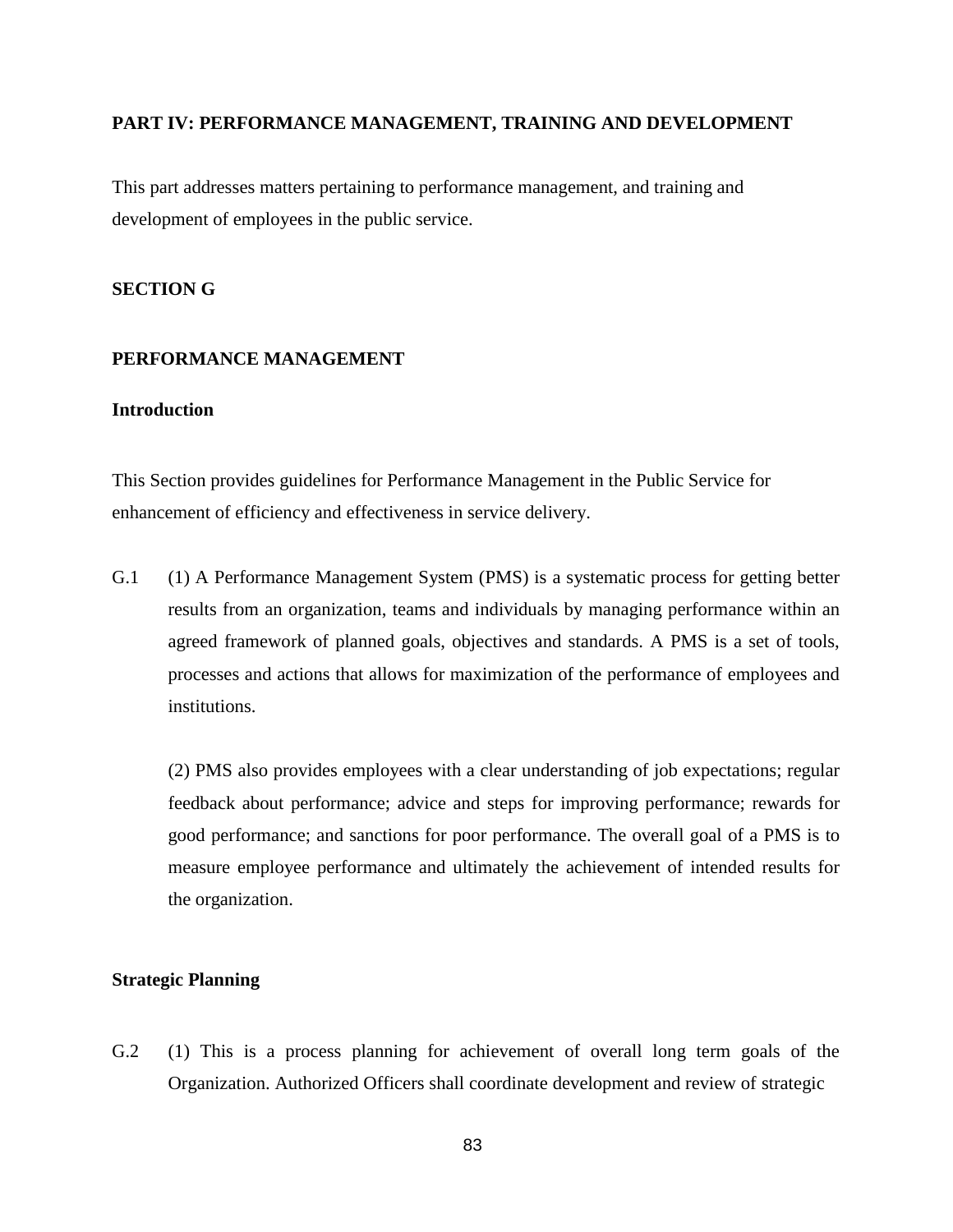## PART IV: PERFORMANCE MANAGEMENT, TRAINING AND DEVELOPMENT

This part addresses matters pertaining to performance management, and training and development of employees in the public service.

## SECTION G

## PERFORMANCE MANAGEMENT

### Introduction

This Section provides guidelines for Performance Management in the Public Service for enhancement of efficiency and effectiveness in service delivery.

G.1 (1) A Performance Management System (PMS) is a systematic process for getting better results from an organization, teams and individuals by managing performance within an agreed framework of planned goals, objectives and standards. A PMS is a set of tools, processes and actions that allows for maximization of the performance of employees and institutions.

(2) PMS also provides employees with a clear understanding of job expectations; regular feedback about performance; advice and steps for improving performance; rewards for good performance; and sanctions for poor performance. The overall goal of a PMS is to measure employee performance and ultimately the achievement of intended results for the organization.

### Strategic Planning

G.2 (1) This is a process planning for achievement of overall long term goals of the Organization. Authorized Officers shall coordinate development and review of strategic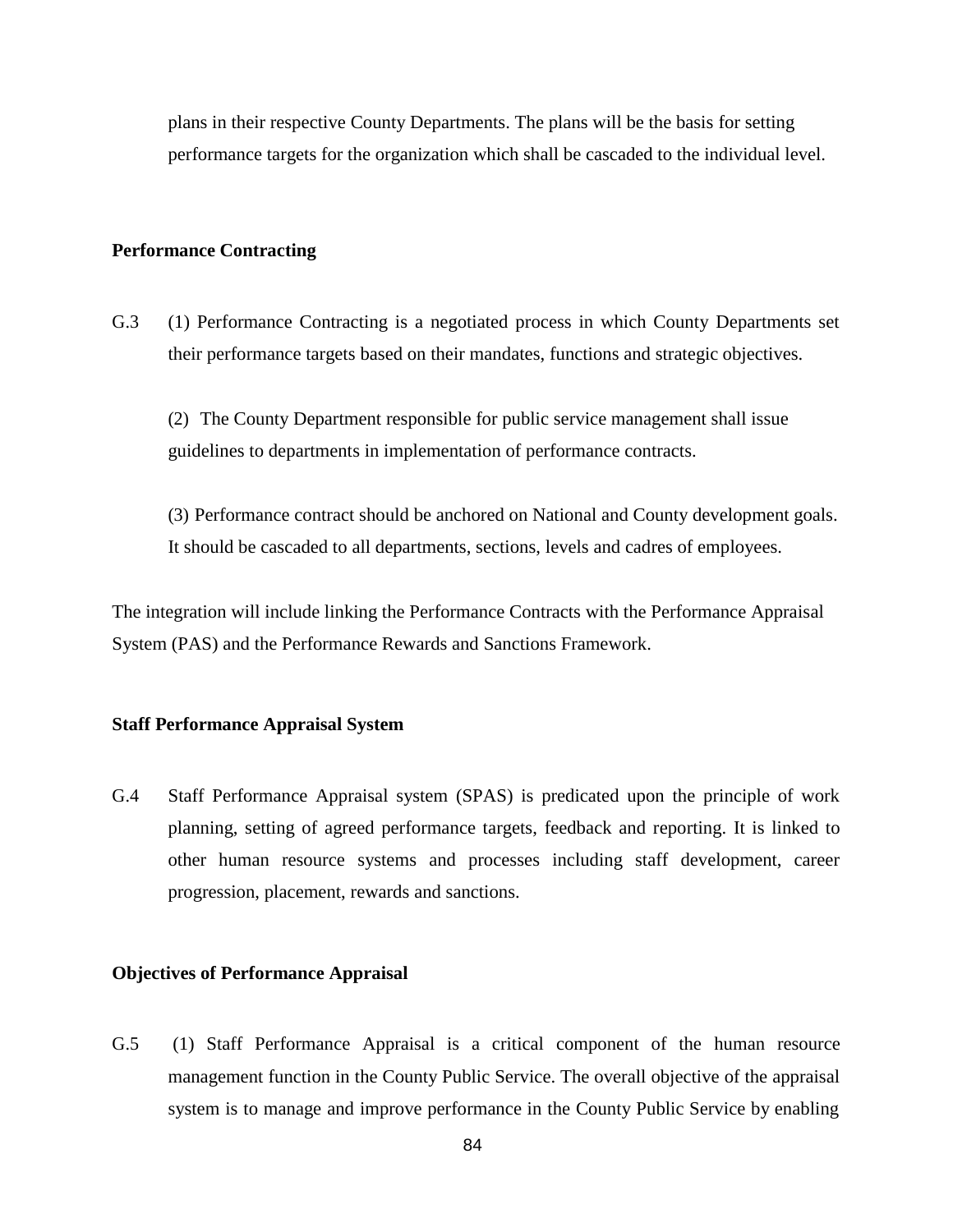plans in their respective County Departments. The plans will be the basis for setting performance targets for the organization which shall be cascaded to the individual level.

**Performance Contracting**

G.3 (1) Performance Contracting is a negotiated process in which County Departments set their performance targets based on their mandates, functions and strategic objectives.

(2) The County Department responsible for public service management shall issue guidelines to departments in implementation of performance contracts.

(3) Performance contract should be anchored on National and County development goals. It should be cascaded to all departments, sections, levels and cadres of employees.

The integration will include linking the Performance Contracts with the Performance Appraisal System (PAS) and the Performance Rewards and Sanctions Framework.

**Staff Performance Appraisal System**

G.4 Staff Performance Appraisal system (SPAS) is predicated upon the principle of work planning, setting of agreed performance targets, feedback and reporting. It is linked to other human resource systems and processes including staff development, career progression, placement, rewards and sanctions.

**Objectives of Performance Appraisal**

G.5 (1) Staff Performance Appraisal is a critical component of the human resource management function in the County Public Service. The overall objective of the appraisal system is to manage and improve performance in the County Public Service by enabling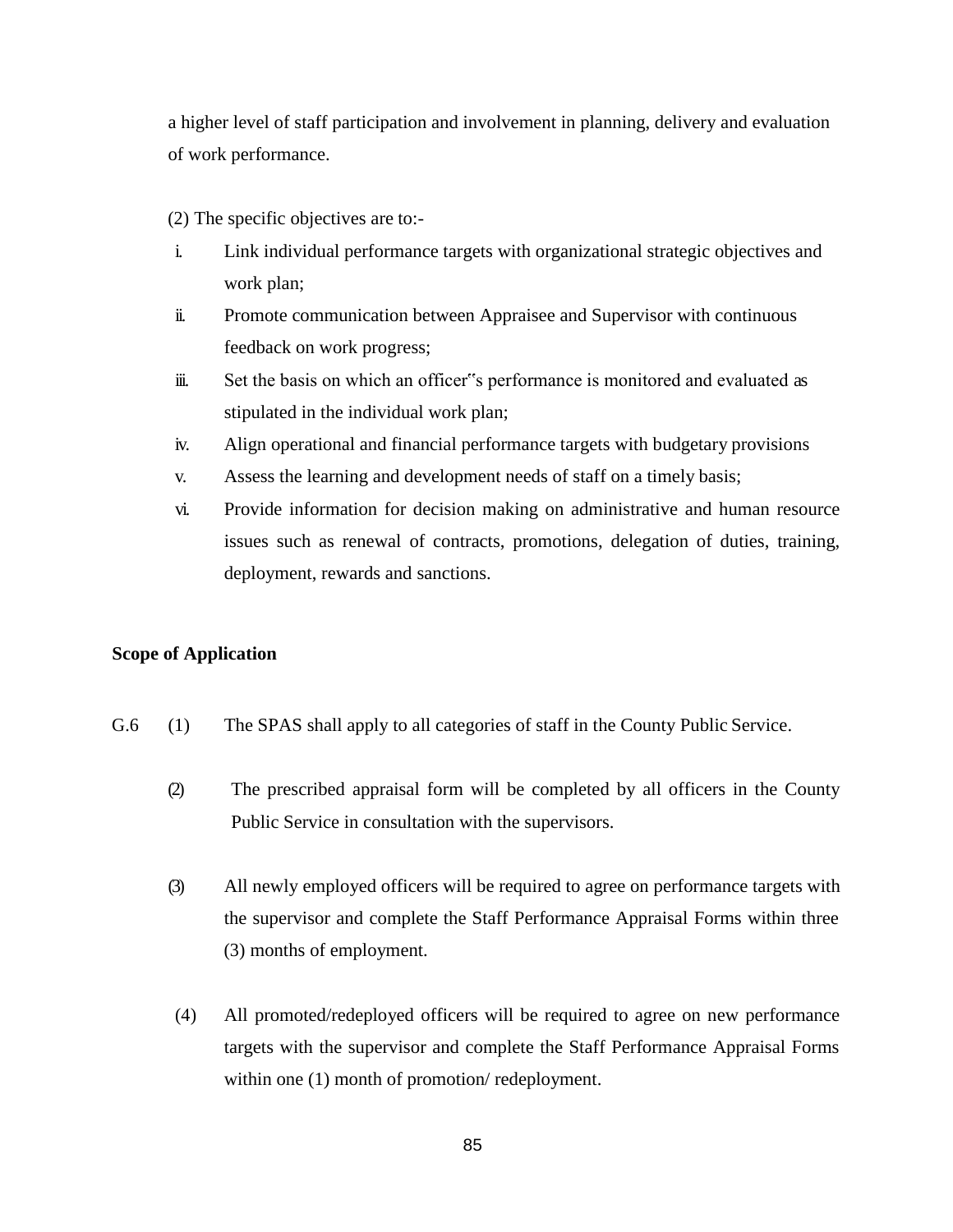a higher level of staff participation and involvement in planning, delivery and evaluation of work performance.

(2) The specific objectives are to:-

i. Link individual performance targets with organizational strategic objectives and work plan;
ii. Promote communication between Appraisee and Supervisor with continuous feedback on work progress;
iii. Set the basis on which an officer"s performance is monitored and evaluated as stipulated in the individual work plan;
iv. Align operational and financial performance targets with budgetary provisions
v. Assess the learning and development needs of staff on a timely basis;
vi. Provide information for decision making on administrative and human resource issues such as renewal of contracts, promotions, delegation of duties, training, deployment, rewards and sanctions.

**Scope of Application**

G.6 (1) The SPAS shall apply to all categories of staff in the County Public Service.

(2) The prescribed appraisal form will be completed by all officers in the County Public Service in consultation with the supervisors.

(3) All newly employed officers will be required to agree on performance targets with the supervisor and complete the Staff Performance Appraisal Forms within three (3) months of employment.

(4) All promoted/redeployed officers will be required to agree on new performance targets with the supervisor and complete the Staff Performance Appraisal Forms within one (1) month of promotion/ redeployment.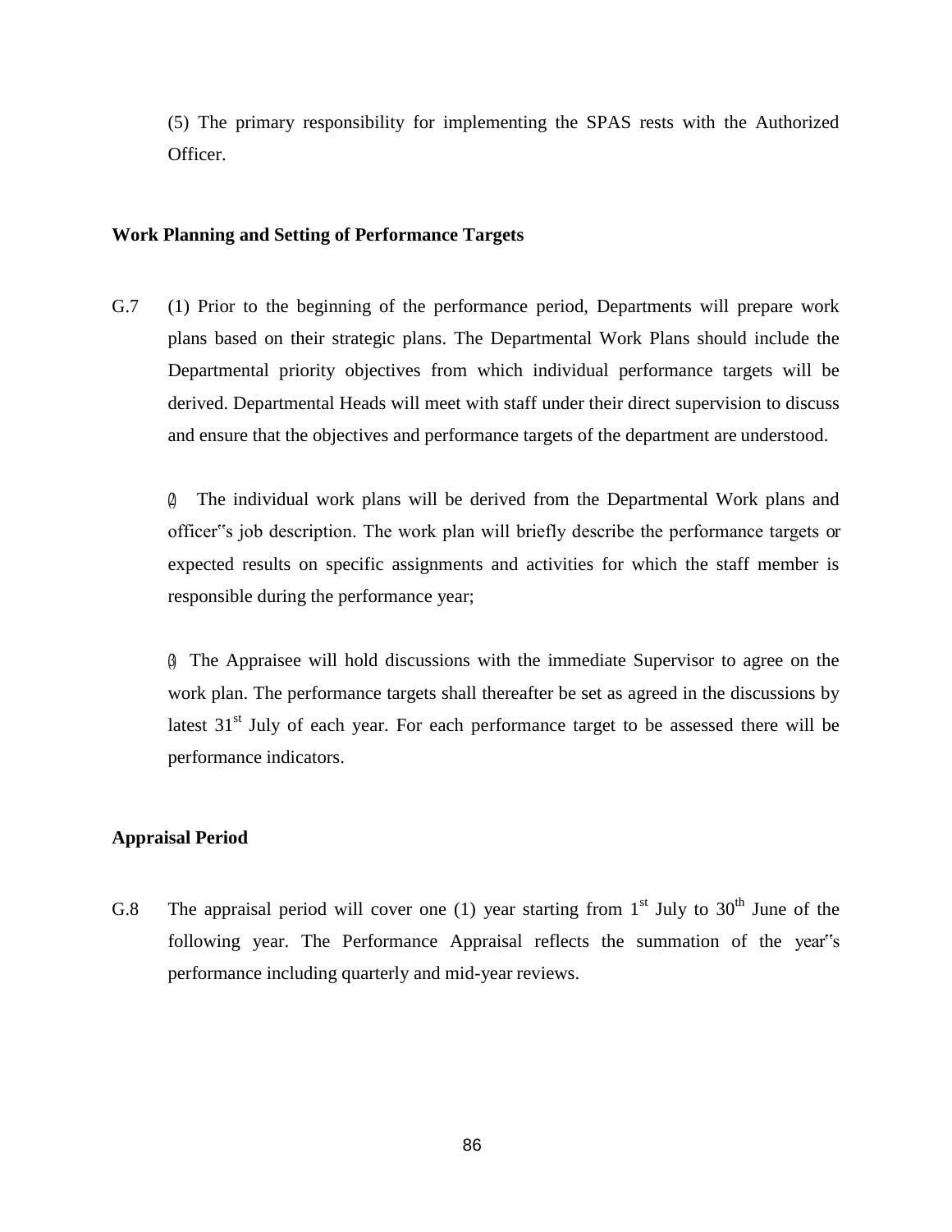(5) The primary responsibility for implementing the SPAS rests with the Authorized Officer.

**Work Planning and Setting of Performance Targets**

G.7 (1) Prior to the beginning of the performance period, Departments will prepare work plans based on their strategic plans. The Departmental Work Plans should include the Departmental priority objectives from which individual performance targets will be derived. Departmental Heads will meet with staff under their direct supervision to discuss and ensure that the objectives and performance targets of the department are understood.

(2) The individual work plans will be derived from the Departmental Work plans and officer‟s job description. The work plan will briefly describe the performance targets or expected results on specific assignments and activities for which the staff member is responsible during the performance year;

(3) The Appraisee will hold discussions with the immediate Supervisor to agree on the work plan. The performance targets shall thereafter be set as agreed in the discussions by latest 31st July of each year. For each performance target to be assessed there will be performance indicators.

**Appraisal Period**

G.8 The appraisal period will cover one (1) year starting from 1st July to 30th June of the following year. The Performance Appraisal reflects the summation of the year‟s performance including quarterly and mid-year reviews.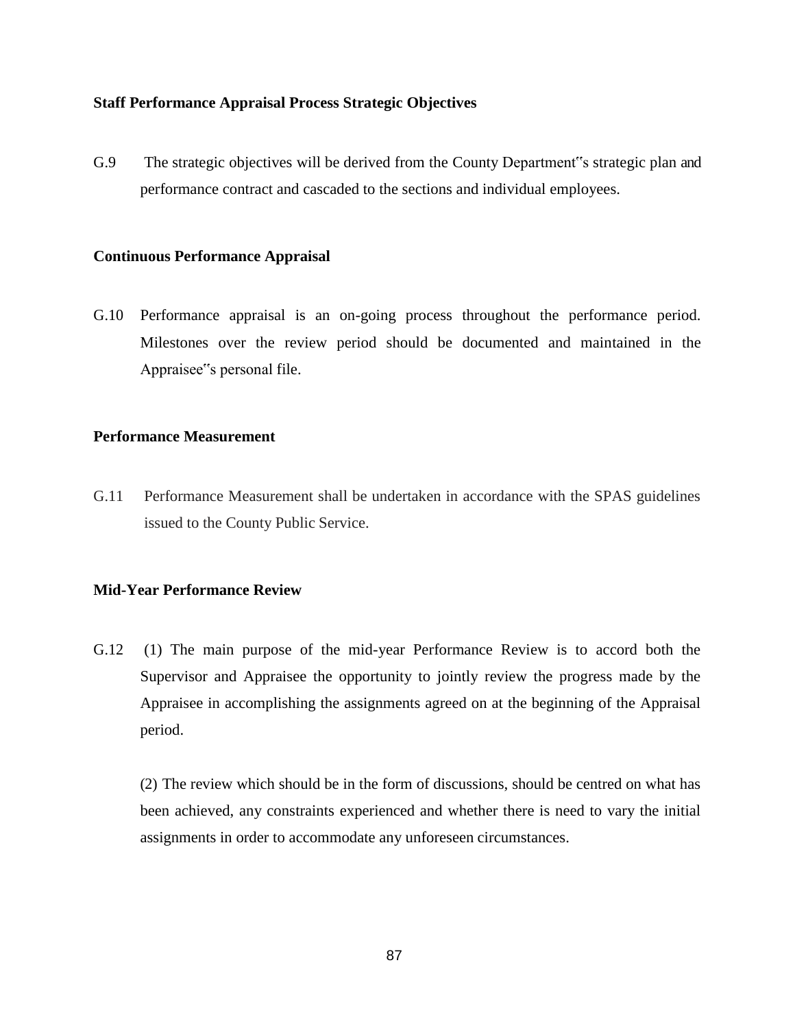**Staff Performance Appraisal Process Strategic Objectives**

G.9 The strategic objectives will be derived from the County Department‟s strategic plan and performance contract and cascaded to the sections and individual employees.

**Continuous Performance Appraisal**

G.10 Performance appraisal is an on-going process throughout the performance period. Milestones over the review period should be documented and maintained in the Appraisee‟s personal file.

**Performance Measurement**

G.11 Performance Measurement shall be undertaken in accordance with the SPAS guidelines issued to the County Public Service.

**Mid-Year Performance Review**

G.12 (1) The main purpose of the mid-year Performance Review is to accord both the Supervisor and Appraisee the opportunity to jointly review the progress made by the Appraisee in accomplishing the assignments agreed on at the beginning of the Appraisal period.

(2) The review which should be in the form of discussions, should be centred on what has been achieved, any constraints experienced and whether there is need to vary the initial assignments in order to accommodate any unforeseen circumstances.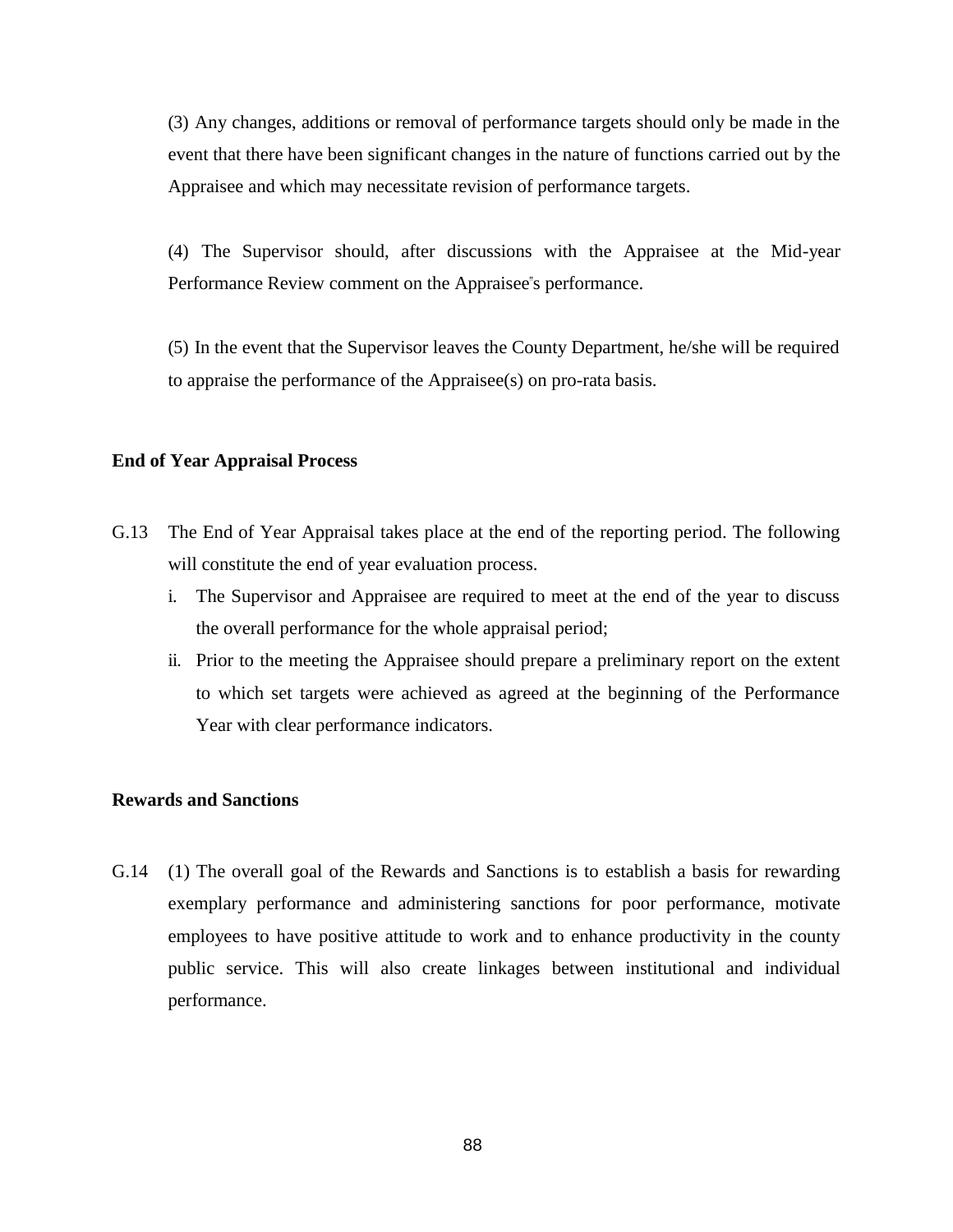(3) Any changes, additions or removal of performance targets should only be made in the event that there have been significant changes in the nature of functions carried out by the Appraisee and which may necessitate revision of performance targets.

(4) The Supervisor should, after discussions with the Appraisee at the Mid-year Performance Review comment on the Appraisee"s performance.

(5) In the event that the Supervisor leaves the County Department, he/she will be required to appraise the performance of the Appraisee(s) on pro-rata basis.

**End of Year Appraisal Process**

G.13 The End of Year Appraisal takes place at the end of the reporting period. The following will constitute the end of year evaluation process.

i. The Supervisor and Appraisee are required to meet at the end of the year to discuss the overall performance for the whole appraisal period;
ii. Prior to the meeting the Appraisee should prepare a preliminary report on the extent to which set targets were achieved as agreed at the beginning of the Performance Year with clear performance indicators.

**Rewards and Sanctions**

G.14 (1) The overall goal of the Rewards and Sanctions is to establish a basis for rewarding exemplary performance and administering sanctions for poor performance, motivate employees to have positive attitude to work and to enhance productivity in the county public service. This will also create linkages between institutional and individual performance.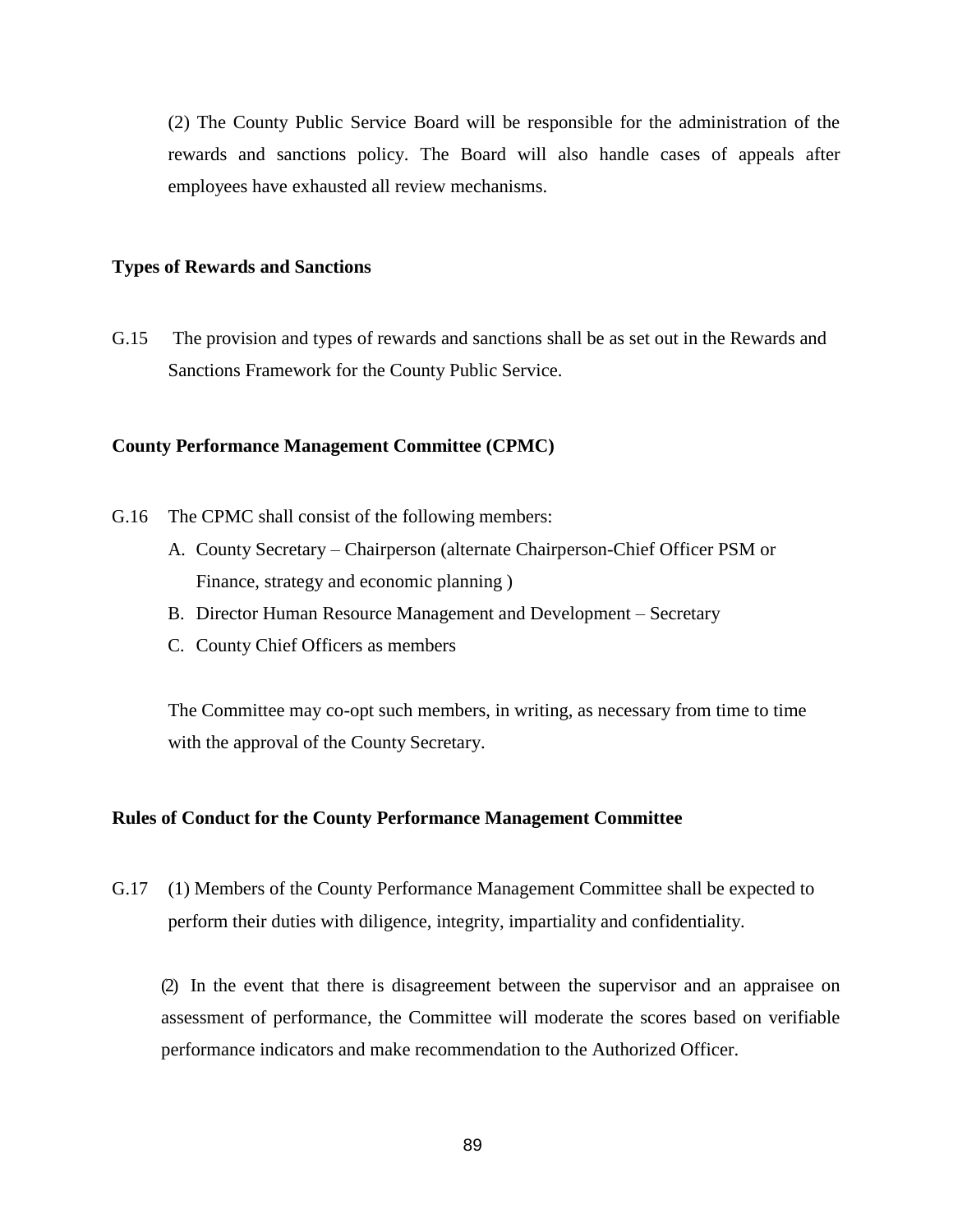(2) The County Public Service Board will be responsible for the administration of the rewards and sanctions policy. The Board will also handle cases of appeals after employees have exhausted all review mechanisms.

**Types of Rewards and Sanctions**

G.15 The provision and types of rewards and sanctions shall be as set out in the Rewards and Sanctions Framework for the County Public Service.

**County Performance Management Committee (CPMC)**

G.16 The CPMC shall consist of the following members:

A. County Secretary – Chairperson (alternate Chairperson-Chief Officer PSM or Finance, strategy and economic planning )
B. Director Human Resource Management and Development – Secretary
C. County Chief Officers as members

The Committee may co-opt such members, in writing, as necessary from time to time with the approval of the County Secretary.

**Rules of Conduct for the County Performance Management Committee**

G.17 (1) Members of the County Performance Management Committee shall be expected to perform their duties with diligence, integrity, impartiality and confidentiality.

(2) In the event that there is disagreement between the supervisor and an appraisee on assessment of performance, the Committee will moderate the scores based on verifiable performance indicators and make recommendation to the Authorized Officer.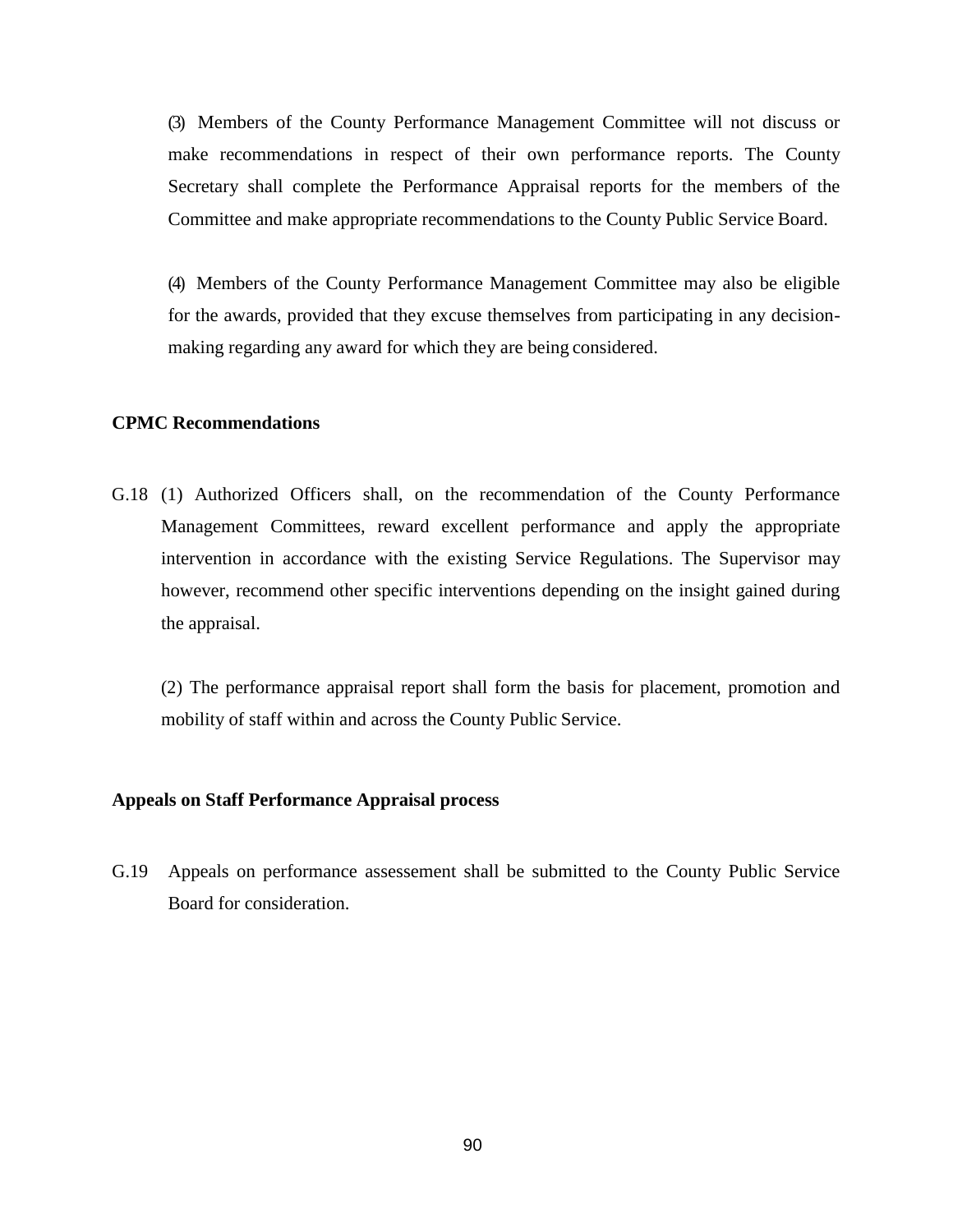(3) Members of the County Performance Management Committee will not discuss or make recommendations in respect of their own performance reports. The County Secretary shall complete the Performance Appraisal reports for the members of the Committee and make appropriate recommendations to the County Public Service Board.

(4) Members of the County Performance Management Committee may also be eligible for the awards, provided that they excuse themselves from participating in any decision-making regarding any award for which they are being considered.

**CPMC Recommendations**

G.18 (1) Authorized Officers shall, on the recommendation of the County Performance Management Committees, reward excellent performance and apply the appropriate intervention in accordance with the existing Service Regulations. The Supervisor may however, recommend other specific interventions depending on the insight gained during the appraisal.

(2) The performance appraisal report shall form the basis for placement, promotion and mobility of staff within and across the County Public Service.

**Appeals on Staff Performance Appraisal process**

G.19 Appeals on performance assessement shall be submitted to the County Public Service Board for consideration.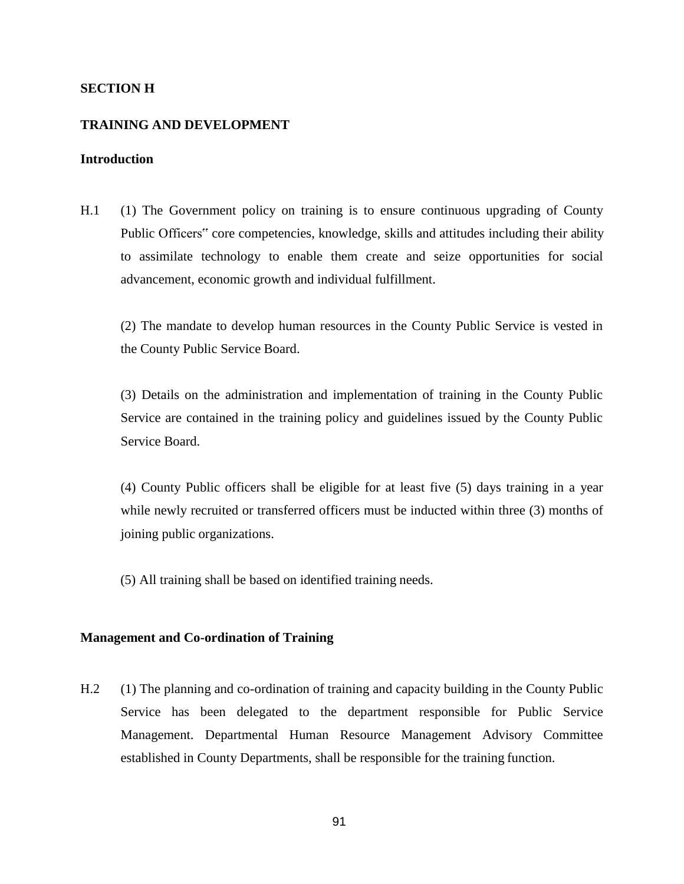**SECTION H**

**TRAINING AND DEVELOPMENT**

**Introduction**

H.1 (1) The Government policy on training is to ensure continuous upgrading of County Public Officers‟ core competencies, knowledge, skills and attitudes including their ability to assimilate technology to enable them create and seize opportunities for social advancement, economic growth and individual fulfillment.

(2) The mandate to develop human resources in the County Public Service is vested in the County Public Service Board.

(3) Details on the administration and implementation of training in the County Public Service are contained in the training policy and guidelines issued by the County Public Service Board.

(4) County Public officers shall be eligible for at least five (5) days training in a year while newly recruited or transferred officers must be inducted within three (3) months of joining public organizations.

(5) All training shall be based on identified training needs.

**Management and Co-ordination of Training**

H.2 (1) The planning and co-ordination of training and capacity building in the County Public Service has been delegated to the department responsible for Public Service Management. Departmental Human Resource Management Advisory Committee established in County Departments, shall be responsible for the training function.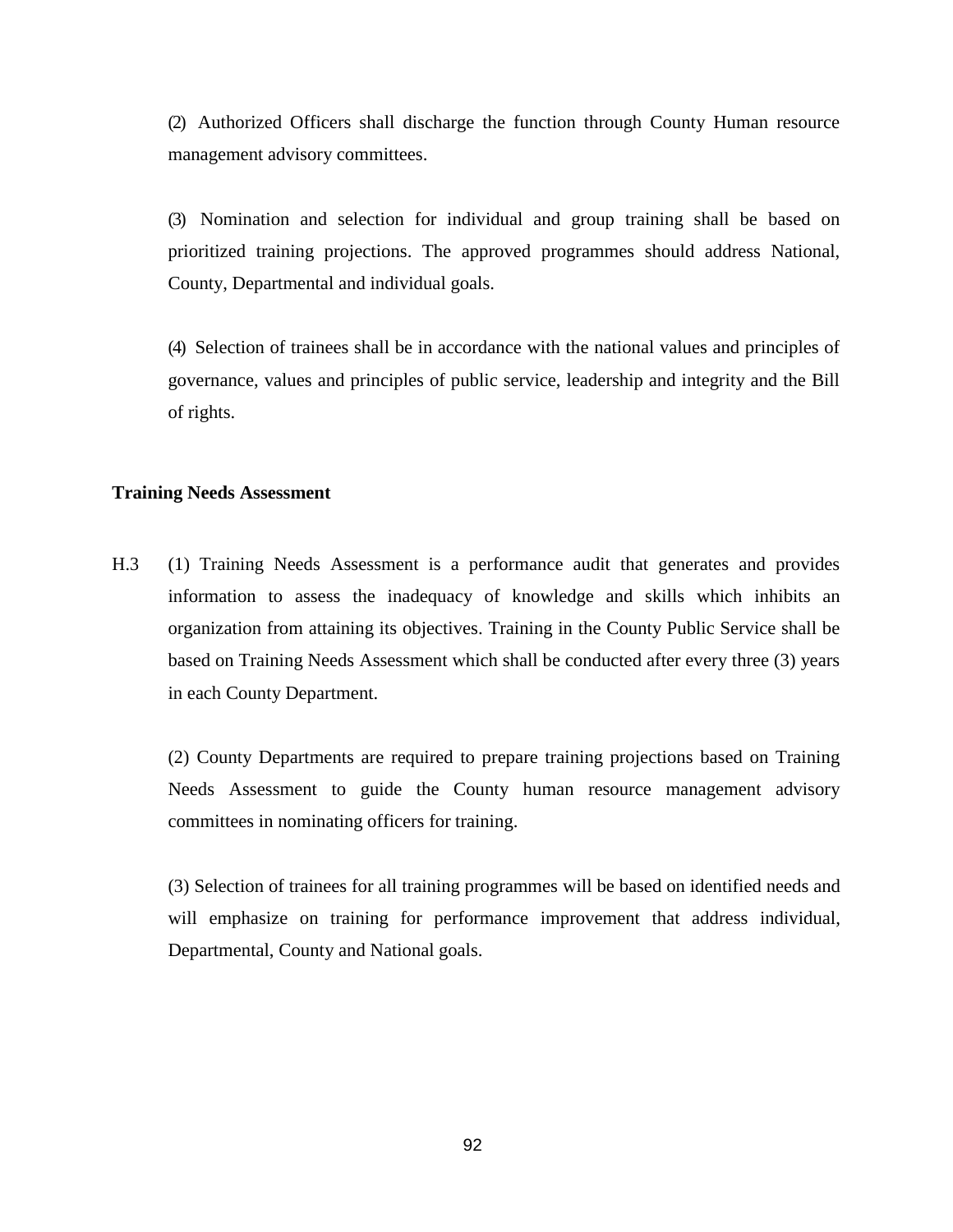(2) Authorized Officers shall discharge the function through County Human resource management advisory committees.

(3) Nomination and selection for individual and group training shall be based on prioritized training projections. The approved programmes should address National, County, Departmental and individual goals.

(4) Selection of trainees shall be in accordance with the national values and principles of governance, values and principles of public service, leadership and integrity and the Bill of rights.

**Training Needs Assessment**

H.3 (1) Training Needs Assessment is a performance audit that generates and provides information to assess the inadequacy of knowledge and skills which inhibits an organization from attaining its objectives. Training in the County Public Service shall be based on Training Needs Assessment which shall be conducted after every three (3) years in each County Department.

(2) County Departments are required to prepare training projections based on Training Needs Assessment to guide the County human resource management advisory committees in nominating officers for training.

(3) Selection of trainees for all training programmes will be based on identified needs and will emphasize on training for performance improvement that address individual, Departmental, County and National goals.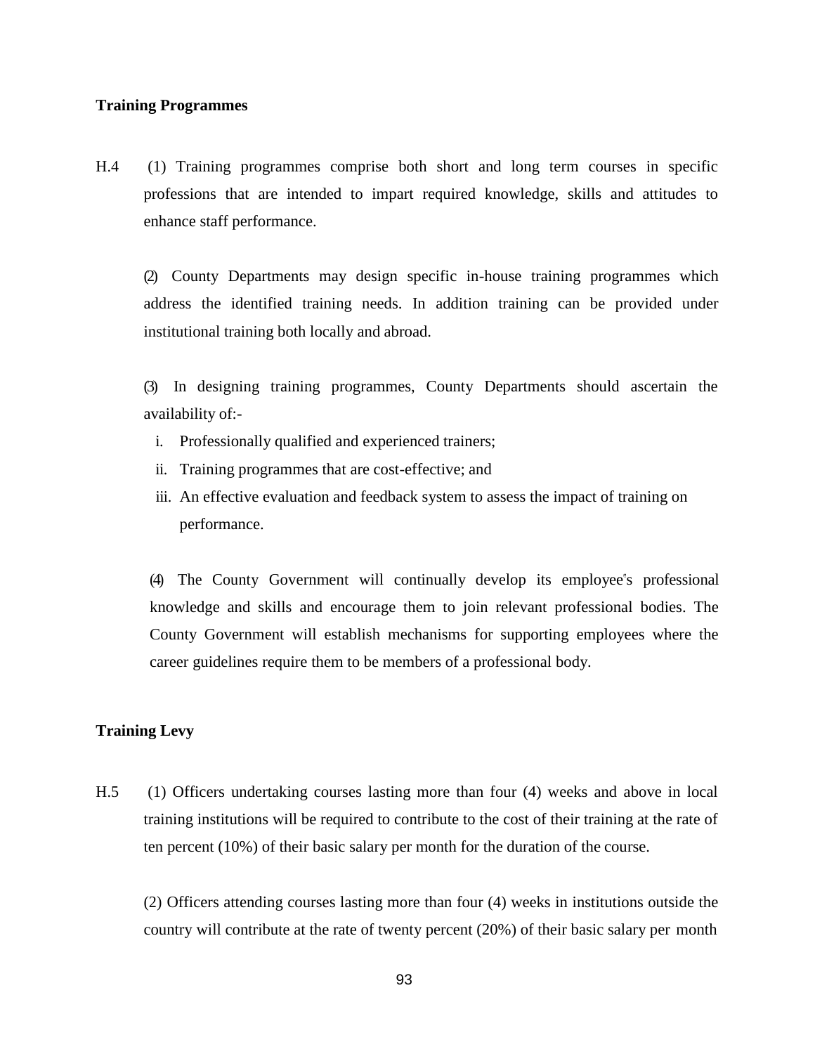**Training Programmes**

H.4 (1) Training programmes comprise both short and long term courses in specific professions that are intended to impart required knowledge, skills and attitudes to enhance staff performance.

(2) County Departments may design specific in-house training programmes which address the identified training needs. In addition training can be provided under institutional training both locally and abroad.

(3) In designing training programmes, County Departments should ascertain the availability of:-

i. Professionally qualified and experienced trainers;
ii. Training programmes that are cost-effective; and
iii. An effective evaluation and feedback system to assess the impact of training on performance.

(4) The County Government will continually develop its employee"s professional knowledge and skills and encourage them to join relevant professional bodies. The County Government will establish mechanisms for supporting employees where the career guidelines require them to be members of a professional body.

**Training Levy**

H.5 (1) Officers undertaking courses lasting more than four (4) weeks and above in local training institutions will be required to contribute to the cost of their training at the rate of ten percent (10%) of their basic salary per month for the duration of the course.

(2) Officers attending courses lasting more than four (4) weeks in institutions outside the country will contribute at the rate of twenty percent (20%) of their basic salary per month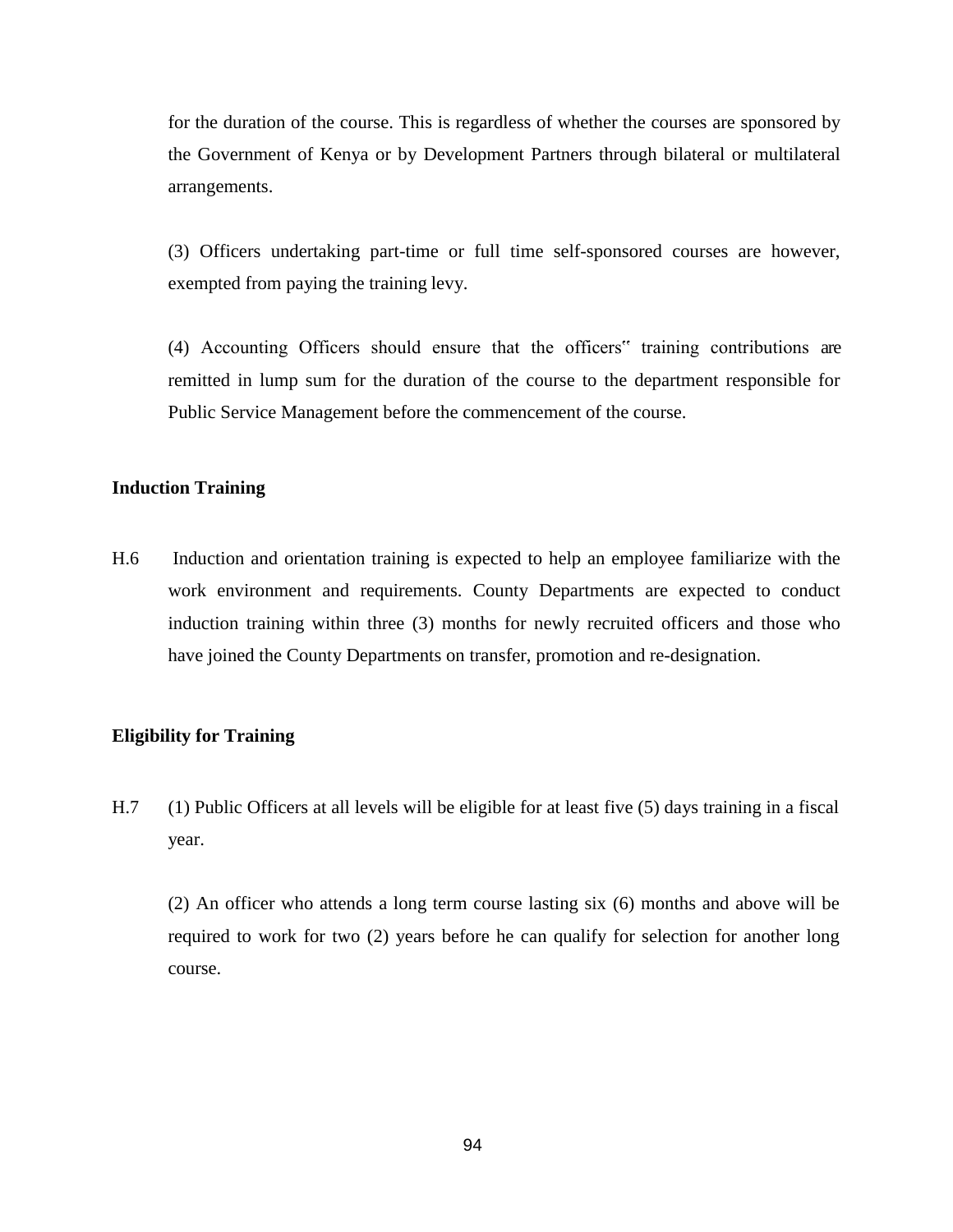for the duration of the course. This is regardless of whether the courses are sponsored by the Government of Kenya or by Development Partners through bilateral or multilateral arrangements.

(3) Officers undertaking part-time or full time self-sponsored courses are however, exempted from paying the training levy.

(4) Accounting Officers should ensure that the officers" training contributions are remitted in lump sum for the duration of the course to the department responsible for Public Service Management before the commencement of the course.

**Induction Training**

H.6 Induction and orientation training is expected to help an employee familiarize with the work environment and requirements. County Departments are expected to conduct induction training within three (3) months for newly recruited officers and those who have joined the County Departments on transfer, promotion and re-designation.

**Eligibility for Training**

H.7 (1) Public Officers at all levels will be eligible for at least five (5) days training in a fiscal year.

(2) An officer who attends a long term course lasting six (6) months and above will be required to work for two (2) years before he can qualify for selection for another long course.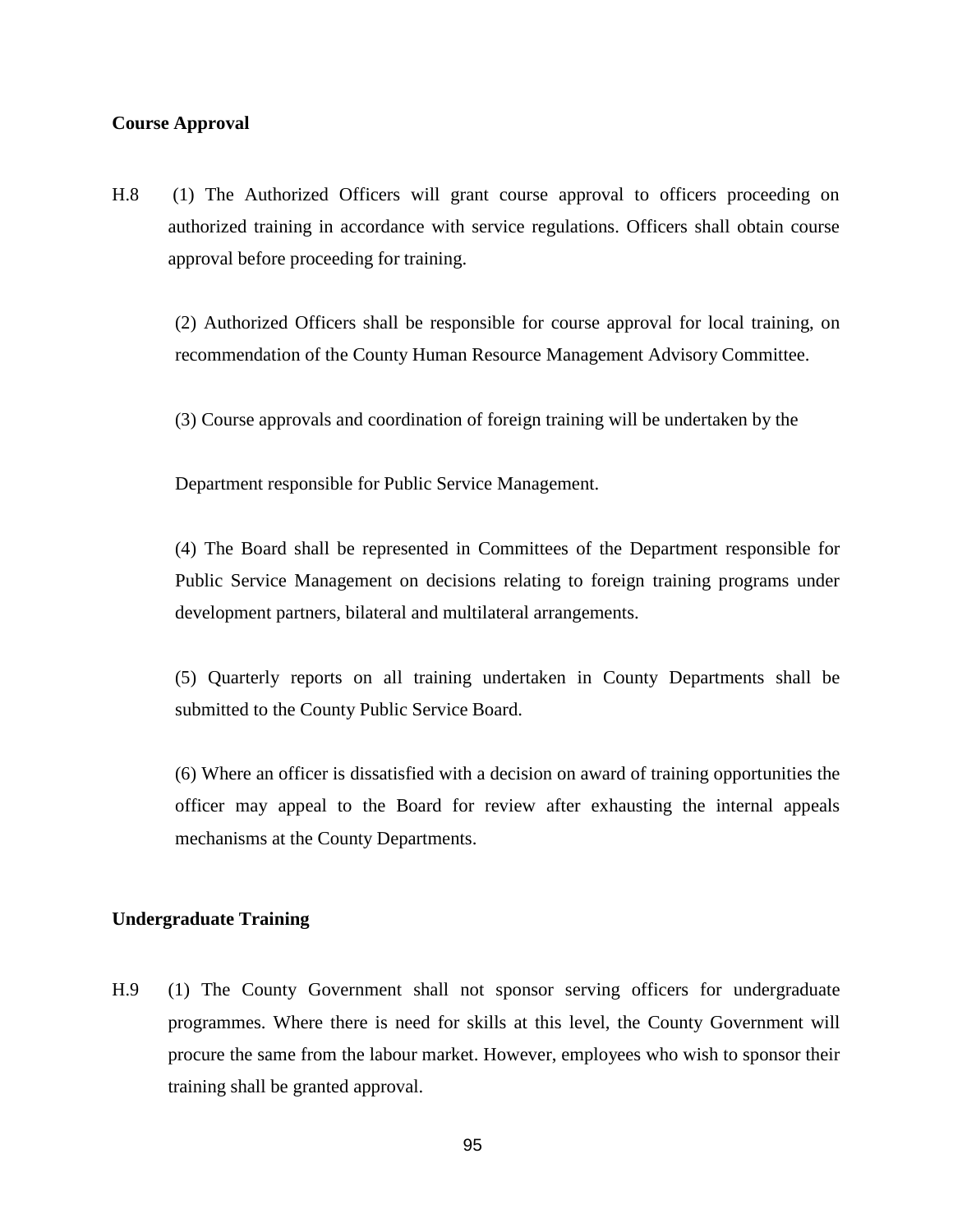**Course Approval**

H.8 (1) The Authorized Officers will grant course approval to officers proceeding on authorized training in accordance with service regulations. Officers shall obtain course approval before proceeding for training.

(2) Authorized Officers shall be responsible for course approval for local training, on recommendation of the County Human Resource Management Advisory Committee.

(3) Course approvals and coordination of foreign training will be undertaken by the

Department responsible for Public Service Management.

(4) The Board shall be represented in Committees of the Department responsible for Public Service Management on decisions relating to foreign training programs under development partners, bilateral and multilateral arrangements.

(5) Quarterly reports on all training undertaken in County Departments shall be submitted to the County Public Service Board.

(6) Where an officer is dissatisfied with a decision on award of training opportunities the officer may appeal to the Board for review after exhausting the internal appeals mechanisms at the County Departments.

**Undergraduate Training**

H.9 (1) The County Government shall not sponsor serving officers for undergraduate programmes. Where there is need for skills at this level, the County Government will procure the same from the labour market. However, employees who wish to sponsor their training shall be granted approval.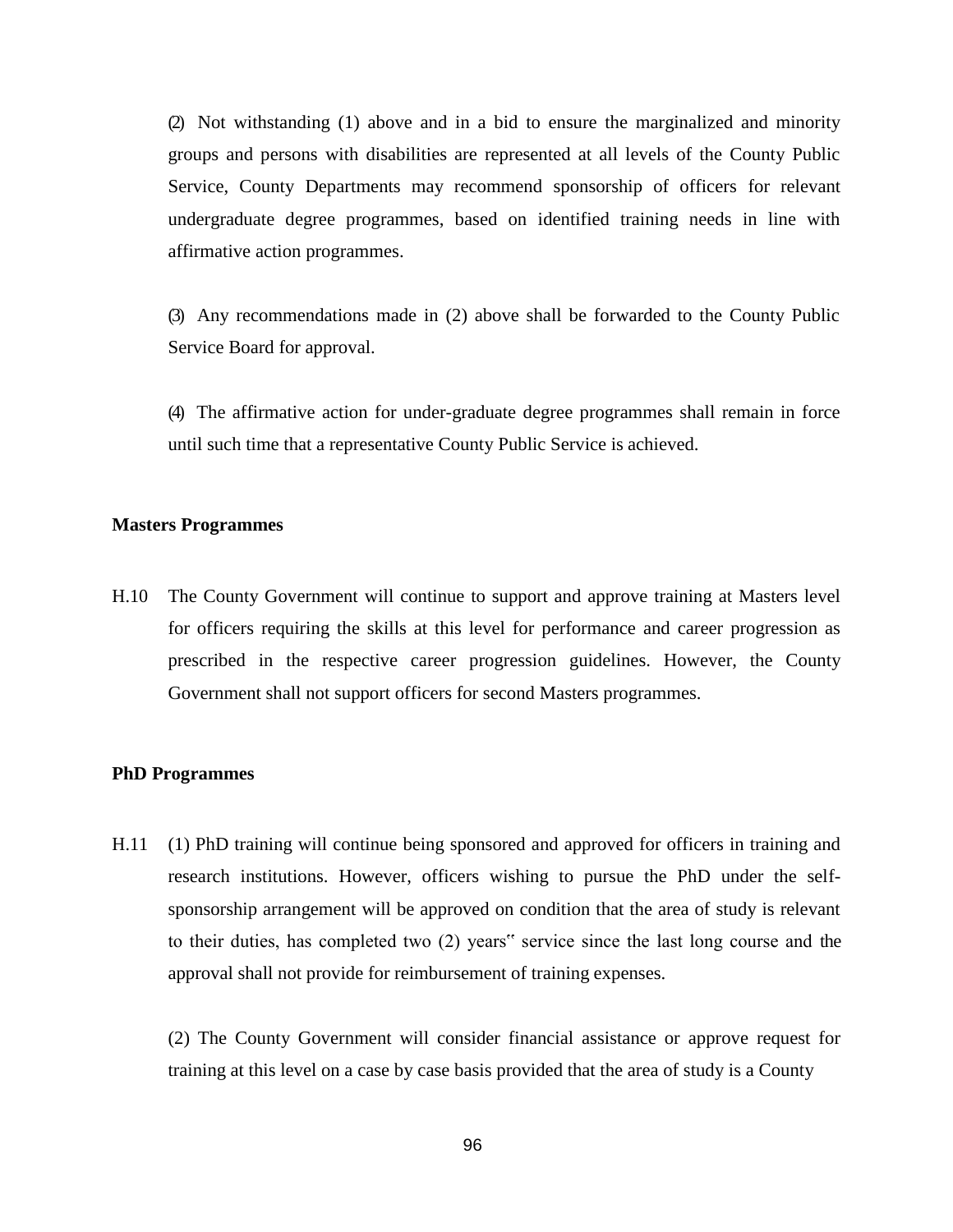(2) Not withstanding (1) above and in a bid to ensure the marginalized and minority groups and persons with disabilities are represented at all levels of the County Public Service, County Departments may recommend sponsorship of officers for relevant undergraduate degree programmes, based on identified training needs in line with affirmative action programmes.

(3) Any recommendations made in (2) above shall be forwarded to the County Public Service Board for approval.

(4) The affirmative action for under-graduate degree programmes shall remain in force until such time that a representative County Public Service is achieved.

**Masters Programmes**

H.10 The County Government will continue to support and approve training at Masters level for officers requiring the skills at this level for performance and career progression as prescribed in the respective career progression guidelines. However, the County Government shall not support officers for second Masters programmes.

**PhD Programmes**

H.11 (1) PhD training will continue being sponsored and approved for officers in training and research institutions. However, officers wishing to pursue the PhD under the self-sponsorship arrangement will be approved on condition that the area of study is relevant to their duties, has completed two (2) years" service since the last long course and the approval shall not provide for reimbursement of training expenses.

(2) The County Government will consider financial assistance or approve request for training at this level on a case by case basis provided that the area of study is a County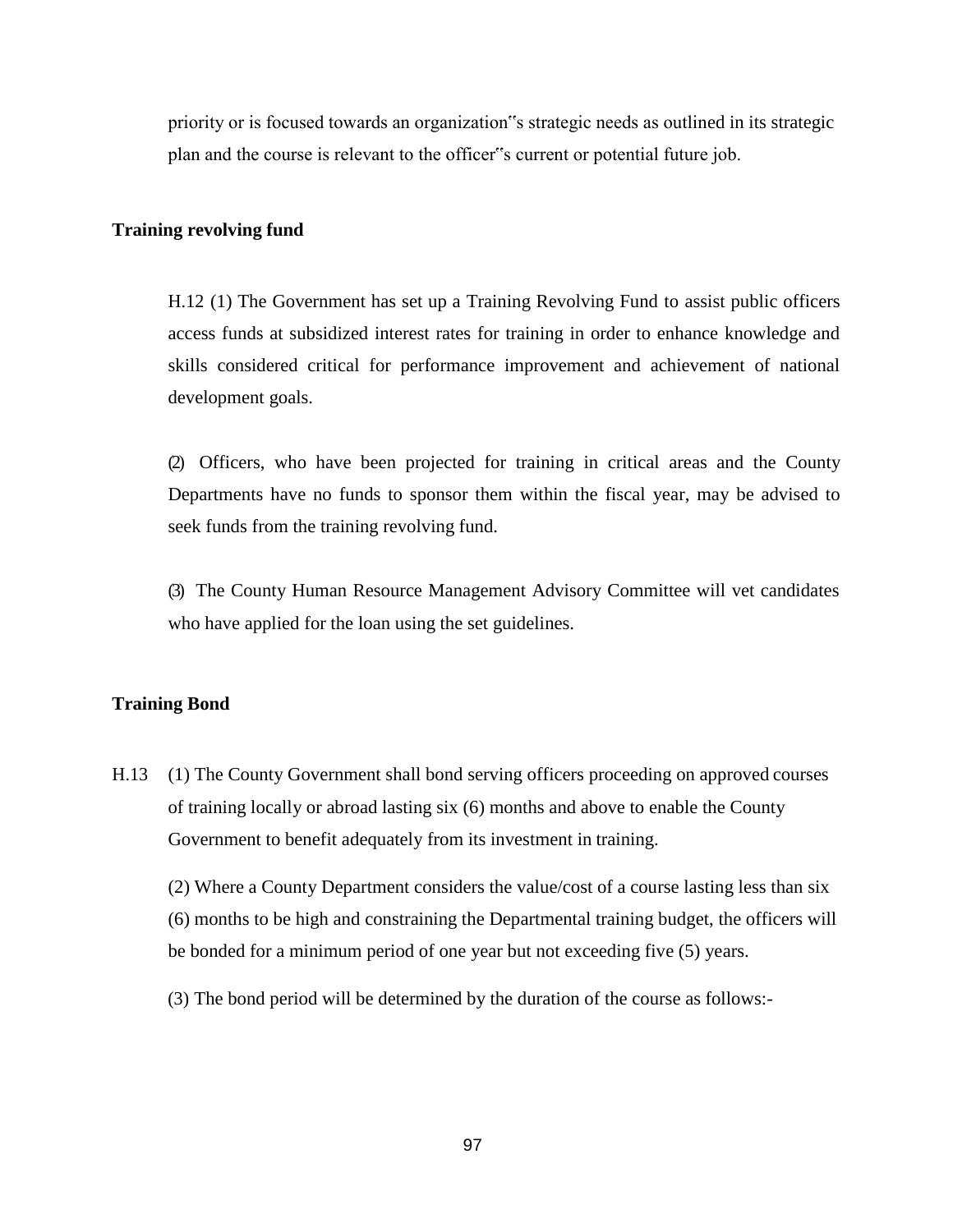priority or is focused towards an organization"s strategic needs as outlined in its strategic plan and the course is relevant to the officer"s current or potential future job.

**Training revolving fund**

H.12 (1) The Government has set up a Training Revolving Fund to assist public officers access funds at subsidized interest rates for training in order to enhance knowledge and skills considered critical for performance improvement and achievement of national development goals.

(2) Officers, who have been projected for training in critical areas and the County Departments have no funds to sponsor them within the fiscal year, may be advised to seek funds from the training revolving fund.

(3) The County Human Resource Management Advisory Committee will vet candidates who have applied for the loan using the set guidelines.

**Training Bond**

H.13 (1) The County Government shall bond serving officers proceeding on approved courses of training locally or abroad lasting six (6) months and above to enable the County Government to benefit adequately from its investment in training.

(2) Where a County Department considers the value/cost of a course lasting less than six (6) months to be high and constraining the Departmental training budget, the officers will be bonded for a minimum period of one year but not exceeding five (5) years.

(3) The bond period will be determined by the duration of the course as follows:-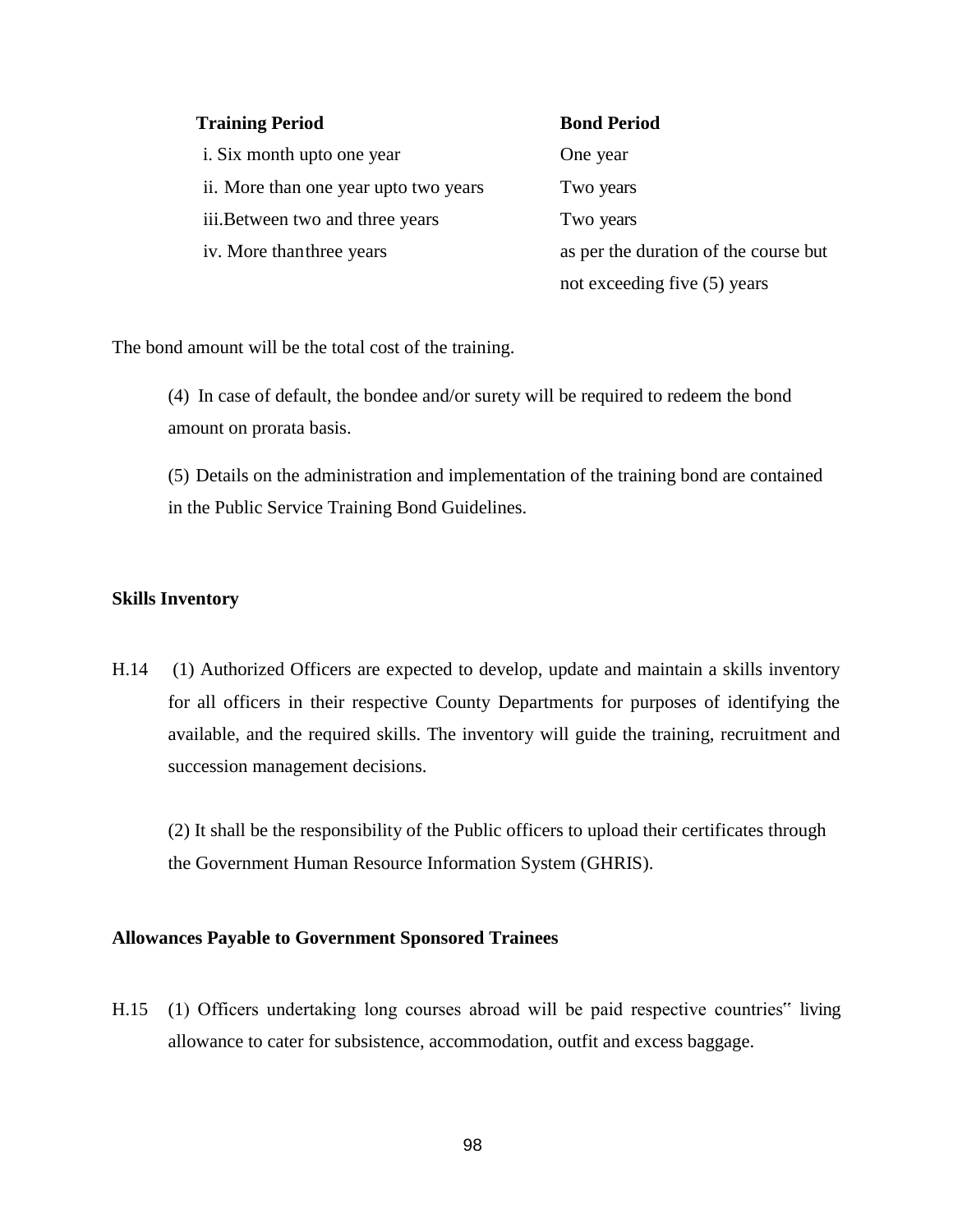| Training Period | Bond Period |
|---|---|
| i. Six month upto one year | One year |
| ii. More than one year upto two years | Two years |
| iii.Between two and three years | Two years |
| iv. More thanthree years | as per the duration of the course but not exceeding five (5) years |

The bond amount will be the total cost of the training.

(4) In case of default, the bondee and/or surety will be required to redeem the bond amount on prorata basis.

(5) Details on the administration and implementation of the training bond are contained in the Public Service Training Bond Guidelines.

**Skills Inventory**

H.14 (1) Authorized Officers are expected to develop, update and maintain a skills inventory for all officers in their respective County Departments for purposes of identifying the available, and the required skills. The inventory will guide the training, recruitment and succession management decisions.

(2) It shall be the responsibility of the Public officers to upload their certificates through the Government Human Resource Information System (GHRIS).

**Allowances Payable to Government Sponsored Trainees**

H.15 (1) Officers undertaking long courses abroad will be paid respective countries" living allowance to cater for subsistence, accommodation, outfit and excess baggage.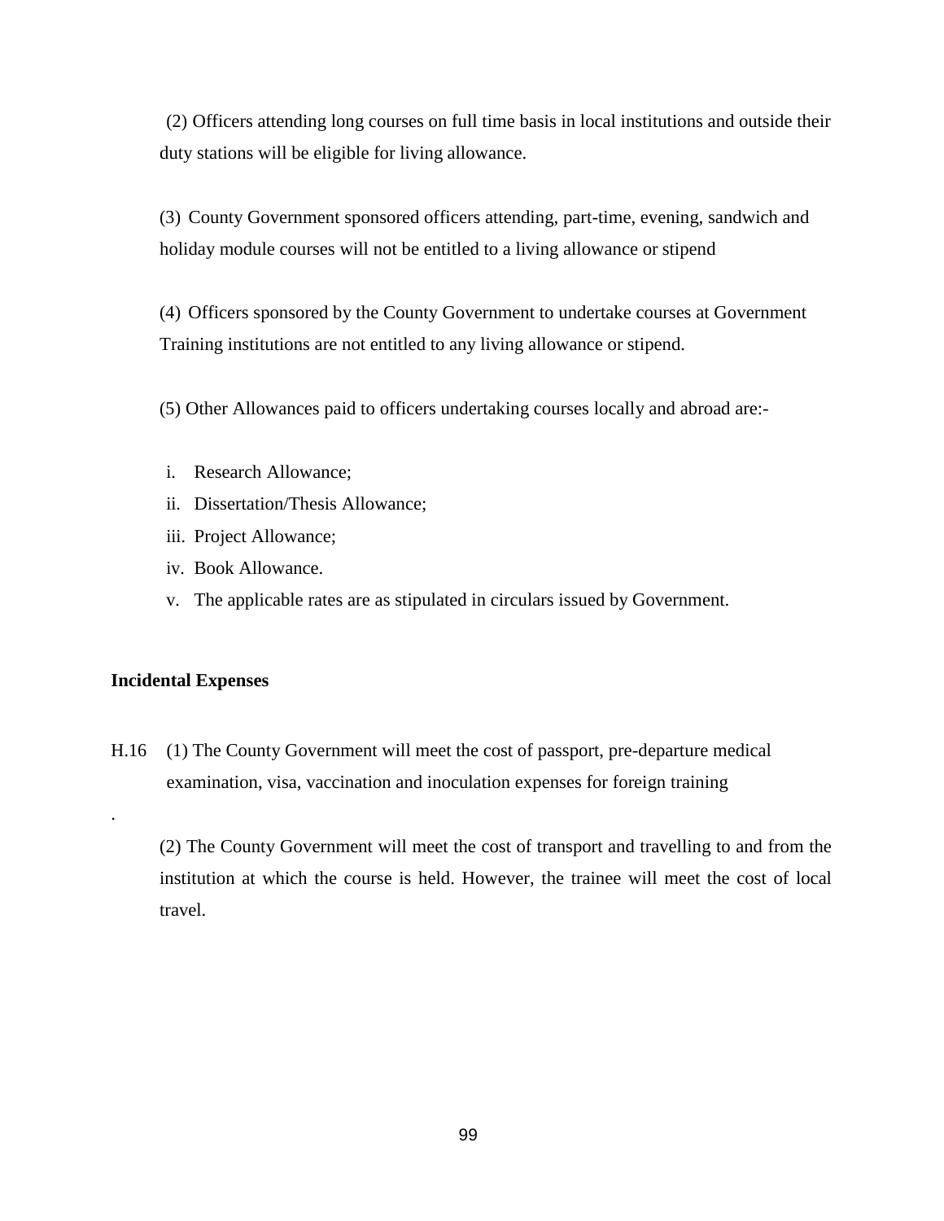(2) Officers attending long courses on full time basis in local institutions and outside their duty stations will be eligible for living allowance.

(3) County Government sponsored officers attending, part-time, evening, sandwich and holiday module courses will not be entitled to a living allowance or stipend

(4) Officers sponsored by the County Government to undertake courses at Government Training institutions are not entitled to any living allowance or stipend.

(5) Other Allowances paid to officers undertaking courses locally and abroad are:-

i. Research Allowance;
ii. Dissertation/Thesis Allowance;
iii. Project Allowance;
iv. Book Allowance.
v. The applicable rates are as stipulated in circulars issued by Government.

**Incidental Expenses**

H.16 (1) The County Government will meet the cost of passport, pre-departure medical examination, visa, vaccination and inoculation expenses for foreign training

.

(2) The County Government will meet the cost of transport and travelling to and from the institution at which the course is held. However, the trainee will meet the cost of local travel.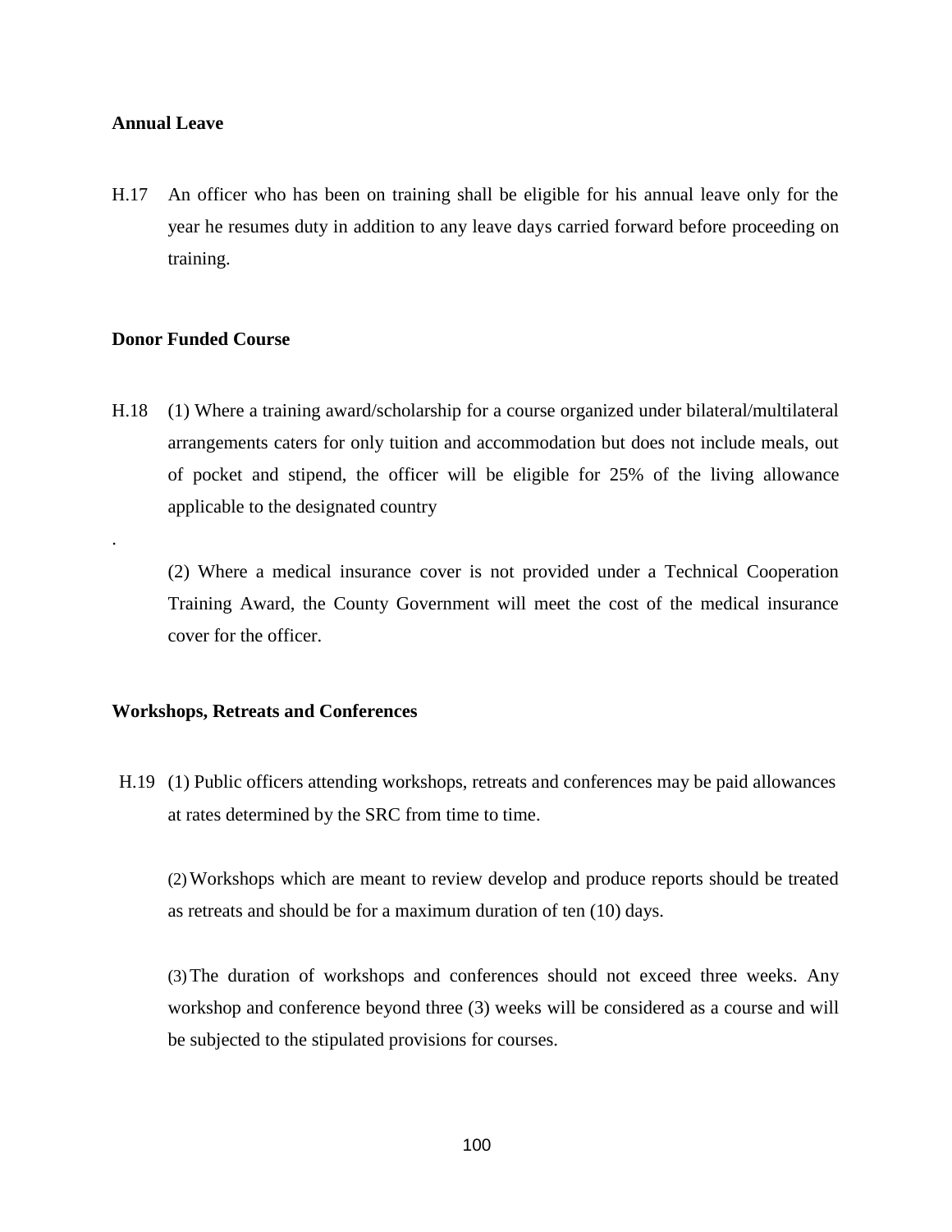**Annual Leave**

H.17 An officer who has been on training shall be eligible for his annual leave only for the year he resumes duty in addition to any leave days carried forward before proceeding on training.

**Donor Funded Course**

H.18 (1) Where a training award/scholarship for a course organized under bilateral/multilateral arrangements caters for only tuition and accommodation but does not include meals, out of pocket and stipend, the officer will be eligible for 25% of the living allowance applicable to the designated country

.

(2) Where a medical insurance cover is not provided under a Technical Cooperation Training Award, the County Government will meet the cost of the medical insurance cover for the officer.

**Workshops, Retreats and Conferences**

H.19 (1) Public officers attending workshops, retreats and conferences may be paid allowances at rates determined by the SRC from time to time.

(2) Workshops which are meant to review develop and produce reports should be treated as retreats and should be for a maximum duration of ten (10) days.

(3) The duration of workshops and conferences should not exceed three weeks. Any workshop and conference beyond three (3) weeks will be considered as a course and will be subjected to the stipulated provisions for courses.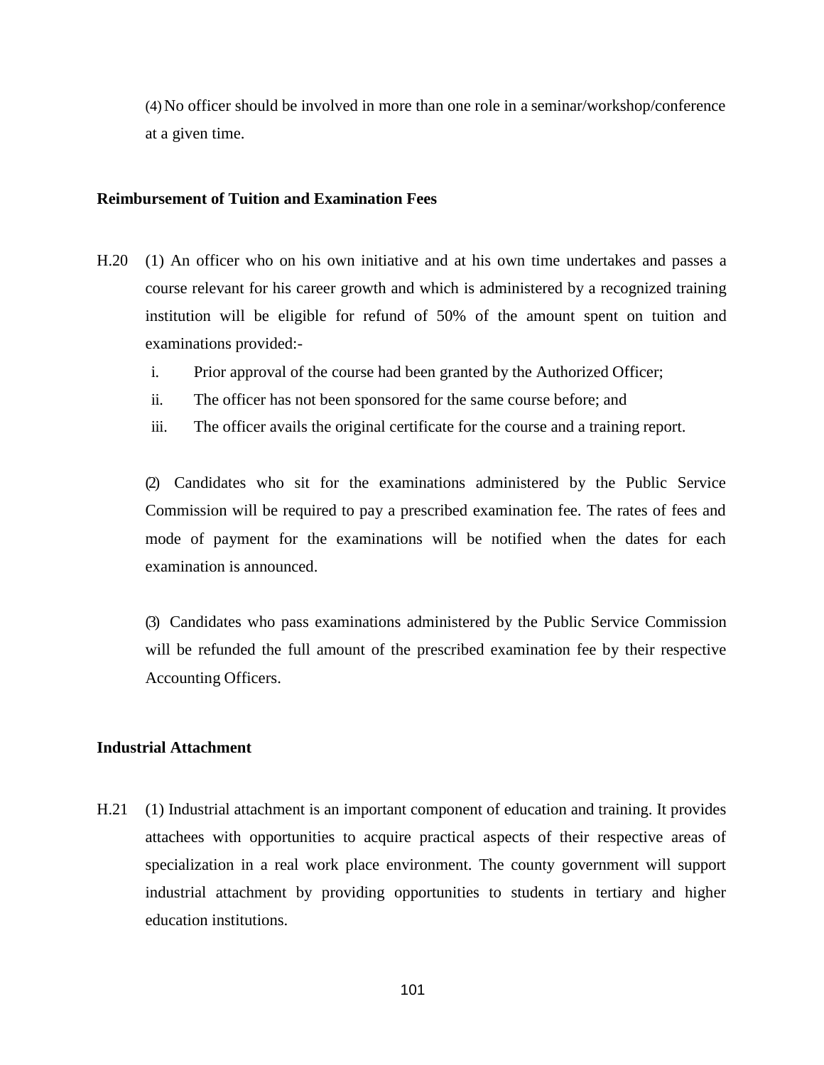(4) No officer should be involved in more than one role in a seminar/workshop/conference at a given time.

**Reimbursement of Tuition and Examination Fees**

H.20 (1) An officer who on his own initiative and at his own time undertakes and passes a course relevant for his career growth and which is administered by a recognized training institution will be eligible for refund of 50% of the amount spent on tuition and examinations provided:-

i. Prior approval of the course had been granted by the Authorized Officer;
ii. The officer has not been sponsored for the same course before; and
iii. The officer avails the original certificate for the course and a training report.

(2) Candidates who sit for the examinations administered by the Public Service Commission will be required to pay a prescribed examination fee. The rates of fees and mode of payment for the examinations will be notified when the dates for each examination is announced.

(3) Candidates who pass examinations administered by the Public Service Commission will be refunded the full amount of the prescribed examination fee by their respective Accounting Officers.

**Industrial Attachment**

H.21 (1) Industrial attachment is an important component of education and training. It provides attachees with opportunities to acquire practical aspects of their respective areas of specialization in a real work place environment. The county government will support industrial attachment by providing opportunities to students in tertiary and higher education institutions.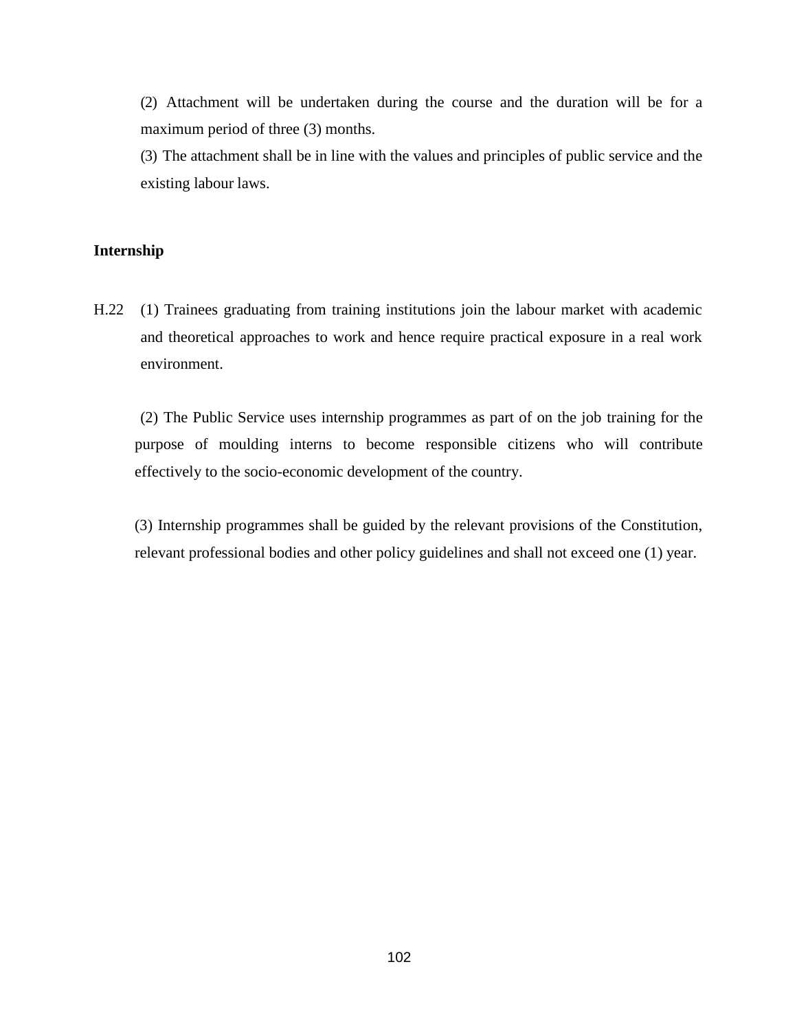(2) Attachment will be undertaken during the course and the duration will be for a maximum period of three (3) months.

(3) The attachment shall be in line with the values and principles of public service and the existing labour laws.

**Internship**

H.22 (1) Trainees graduating from training institutions join the labour market with academic and theoretical approaches to work and hence require practical exposure in a real work environment.

(2) The Public Service uses internship programmes as part of on the job training for the purpose of moulding interns to become responsible citizens who will contribute effectively to the socio-economic development of the country.

(3) Internship programmes shall be guided by the relevant provisions of the Constitution, relevant professional bodies and other policy guidelines and shall not exceed one (1) year.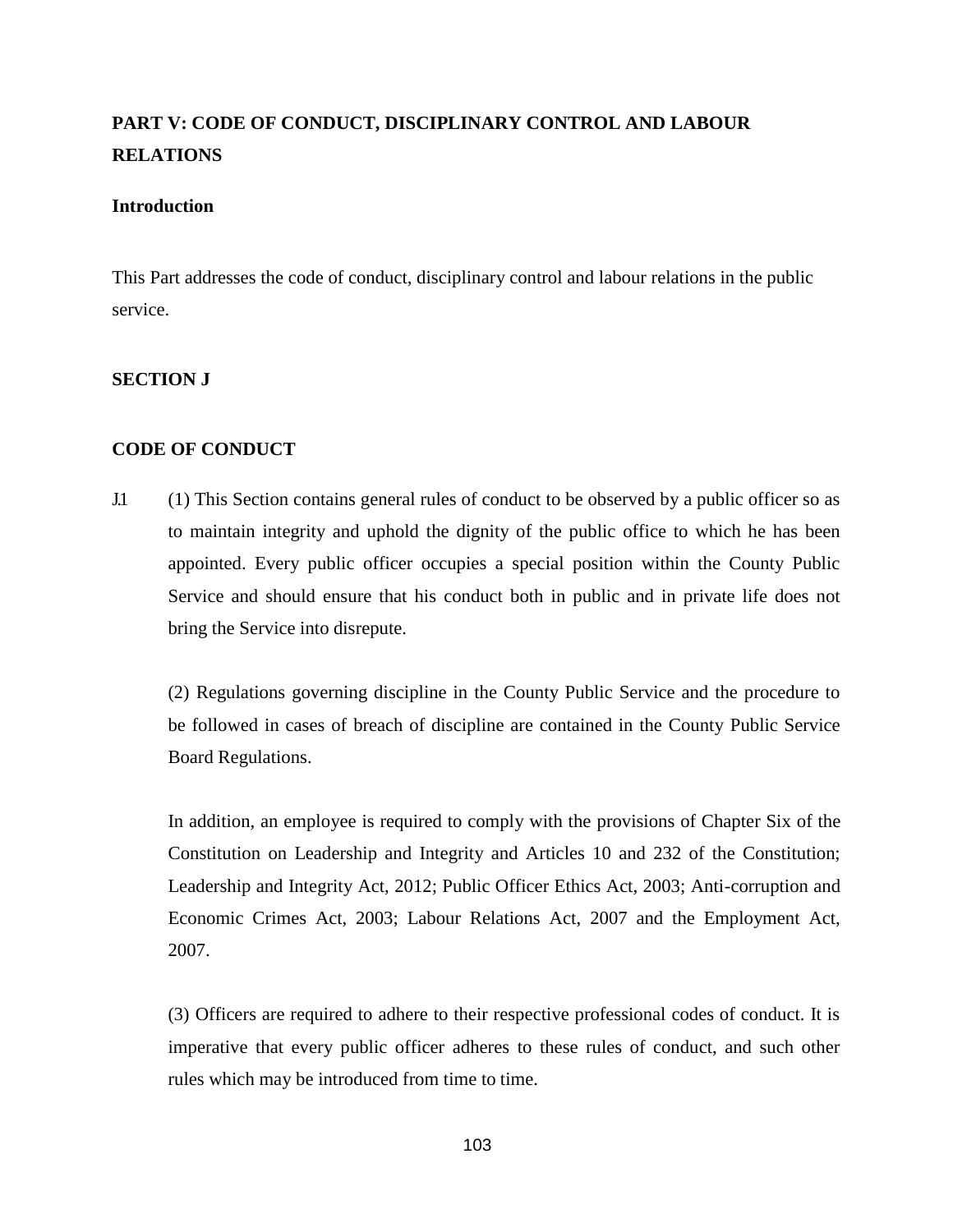# PART V: CODE OF CONDUCT, DISCIPLINARY CONTROL AND LABOUR RELATIONS

## Introduction

This Part addresses the code of conduct, disciplinary control and labour relations in the public service.

## SECTION J

## CODE OF CONDUCT

J.1 (1) This Section contains general rules of conduct to be observed by a public officer so as to maintain integrity and uphold the dignity of the public office to which he has been appointed. Every public officer occupies a special position within the County Public Service and should ensure that his conduct both in public and in private life does not bring the Service into disrepute.

(2) Regulations governing discipline in the County Public Service and the procedure to be followed in cases of breach of discipline are contained in the County Public Service Board Regulations.

In addition, an employee is required to comply with the provisions of Chapter Six of the Constitution on Leadership and Integrity and Articles 10 and 232 of the Constitution; Leadership and Integrity Act, 2012; Public Officer Ethics Act, 2003; Anti-corruption and Economic Crimes Act, 2003; Labour Relations Act, 2007 and the Employment Act, 2007.

(3) Officers are required to adhere to their respective professional codes of conduct. It is imperative that every public officer adheres to these rules of conduct, and such other rules which may be introduced from time to time.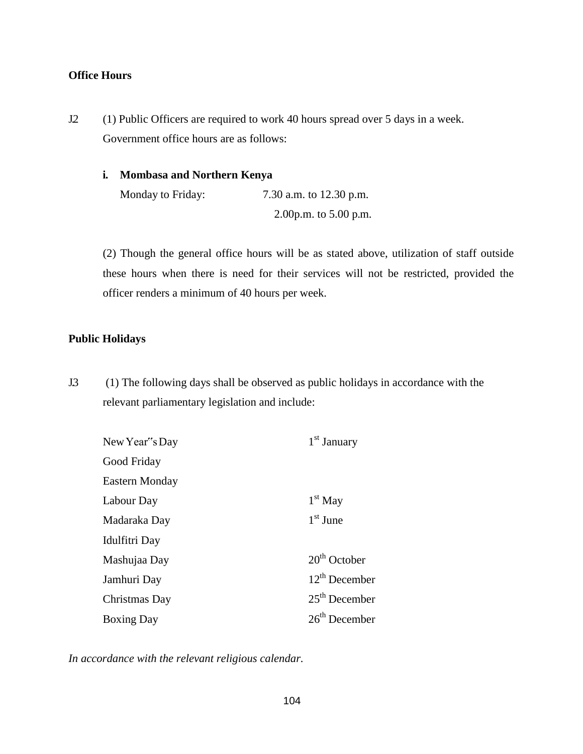**Office Hours**

J2 (1) Public Officers are required to work 40 hours spread over 5 days in a week. Government office hours are as follows:

**i. Mombasa and Northern Kenya**

Monday to Friday: 7.30 a.m. to 12.30 p.m.
2.00p.m. to 5.00 p.m.

(2) Though the general office hours will be as stated above, utilization of staff outside these hours when there is need for their services will not be restricted, provided the officer renders a minimum of 40 hours per week.

**Public Holidays**

J3 (1) The following days shall be observed as public holidays in accordance with the relevant parliamentary legislation and include:

| | |
|---|---|
| New Year"s Day | 1st January |
| Good Friday | |
| Eastern Monday | |
| Labour Day | 1st May |
| Madaraka Day | 1st June |
| Idulfitri Day | |
| Mashujaa Day | 20th October |
| Jamhuri Day | 12th December |
| Christmas Day | 25th December |
| Boxing Day | 26th December |

*In accordance with the relevant religious calendar.*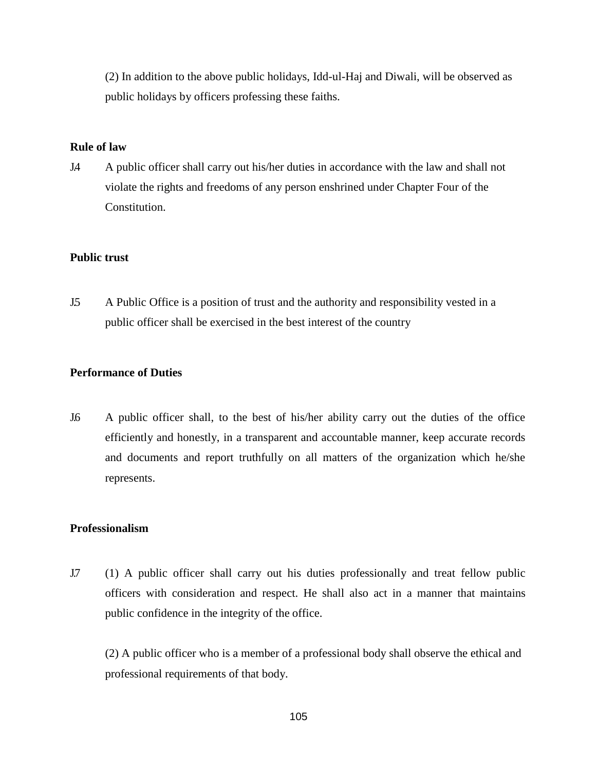(2) In addition to the above public holidays, Idd-ul-Haj and Diwali, will be observed as public holidays by officers professing these faiths.

**Rule of law**

J.4 A public officer shall carry out his/her duties in accordance with the law and shall not violate the rights and freedoms of any person enshrined under Chapter Four of the Constitution.

**Public trust**

J.5 A Public Office is a position of trust and the authority and responsibility vested in a public officer shall be exercised in the best interest of the country

**Performance of Duties**

J.6 A public officer shall, to the best of his/her ability carry out the duties of the office efficiently and honestly, in a transparent and accountable manner, keep accurate records and documents and report truthfully on all matters of the organization which he/she represents.

**Professionalism**

J.7 (1) A public officer shall carry out his duties professionally and treat fellow public officers with consideration and respect. He shall also act in a manner that maintains public confidence in the integrity of the office.

(2) A public officer who is a member of a professional body shall observe the ethical and professional requirements of that body.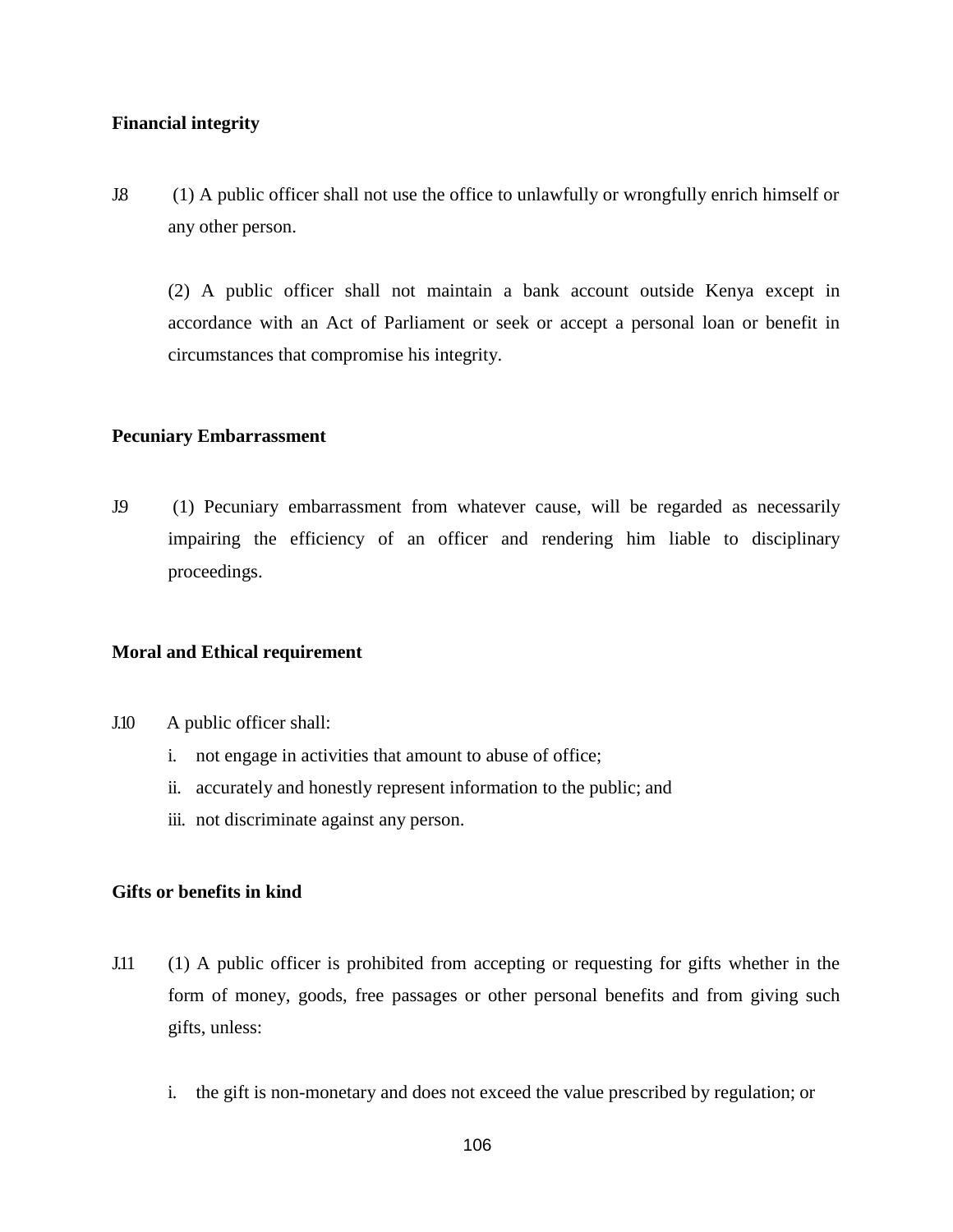**Financial integrity**

J.8 (1) A public officer shall not use the office to unlawfully or wrongfully enrich himself or any other person.

(2) A public officer shall not maintain a bank account outside Kenya except in accordance with an Act of Parliament or seek or accept a personal loan or benefit in circumstances that compromise his integrity.

**Pecuniary Embarrassment**

J.9 (1) Pecuniary embarrassment from whatever cause, will be regarded as necessarily impairing the efficiency of an officer and rendering him liable to disciplinary proceedings.

**Moral and Ethical requirement**

J.10 A public officer shall:

i. not engage in activities that amount to abuse of office;
ii. accurately and honestly represent information to the public; and
iii. not discriminate against any person.

**Gifts or benefits in kind**

J.11 (1) A public officer is prohibited from accepting or requesting for gifts whether in the form of money, goods, free passages or other personal benefits and from giving such gifts, unless:

i. the gift is non-monetary and does not exceed the value prescribed by regulation; or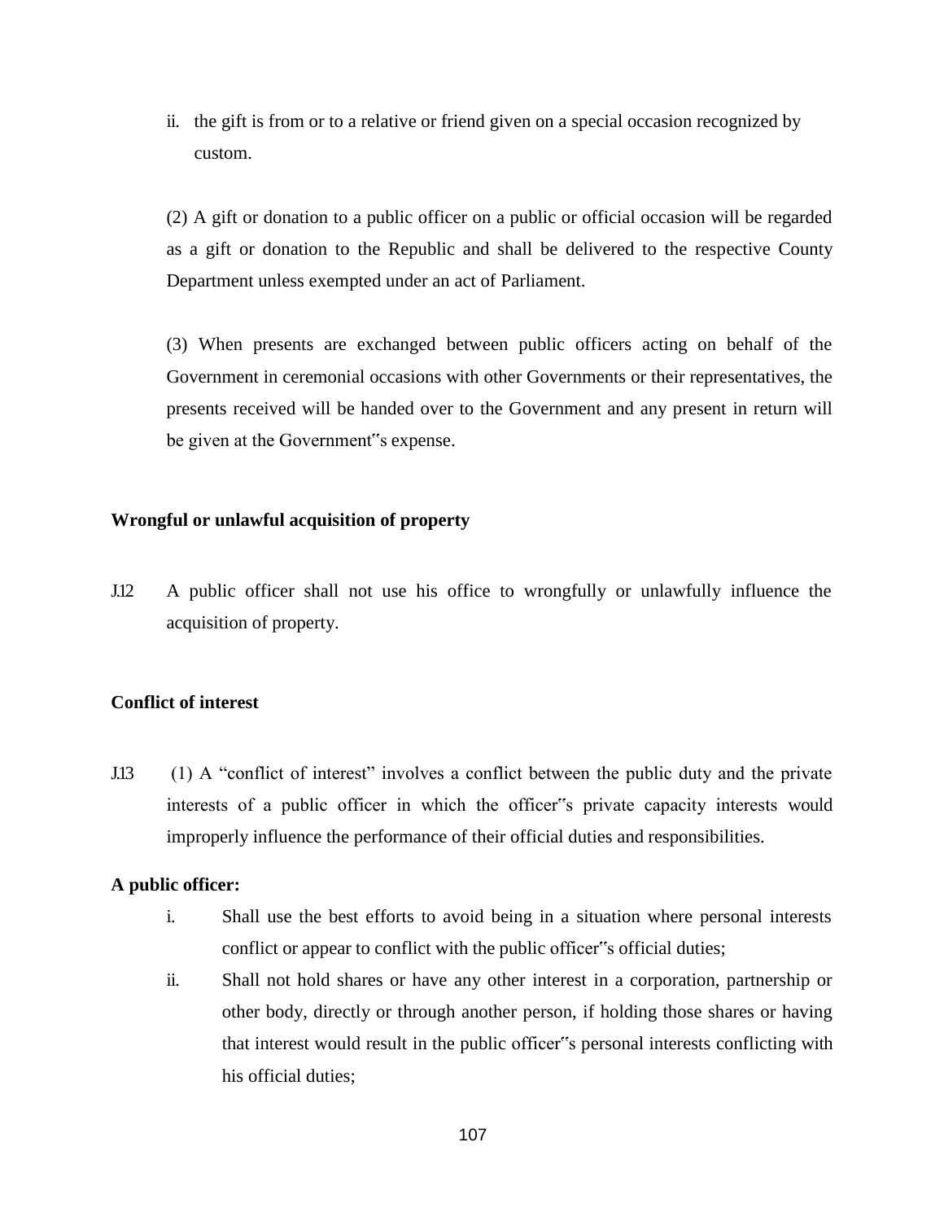ii. the gift is from or to a relative or friend given on a special occasion recognized by custom.

(2) A gift or donation to a public officer on a public or official occasion will be regarded as a gift or donation to the Republic and shall be delivered to the respective County Department unless exempted under an act of Parliament.

(3) When presents are exchanged between public officers acting on behalf of the Government in ceremonial occasions with other Governments or their representatives, the presents received will be handed over to the Government and any present in return will be given at the Government"s expense.

**Wrongful or unlawful acquisition of property**

J.12 A public officer shall not use his office to wrongfully or unlawfully influence the acquisition of property.

**Conflict of interest**

J.13 (1) A "conflict of interest" involves a conflict between the public duty and the private interests of a public officer in which the officer"s private capacity interests would improperly influence the performance of their official duties and responsibilities.

**A public officer:**

i. Shall use the best efforts to avoid being in a situation where personal interests conflict or appear to conflict with the public officer"s official duties;
ii. Shall not hold shares or have any other interest in a corporation, partnership or other body, directly or through another person, if holding those shares or having that interest would result in the public officer"s personal interests conflicting with his official duties;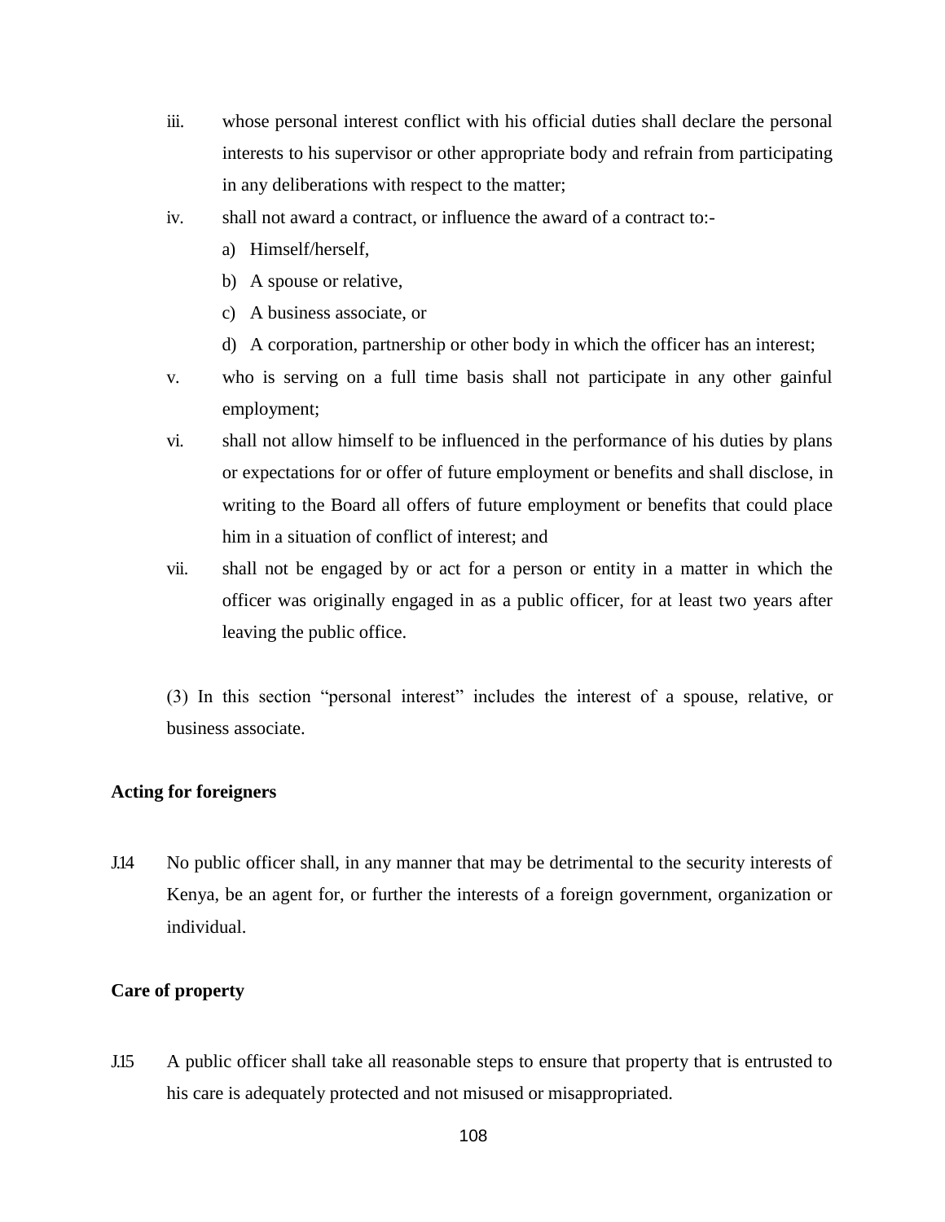iii. whose personal interest conflict with his official duties shall declare the personal interests to his supervisor or other appropriate body and refrain from participating in any deliberations with respect to the matter;

iv. shall not award a contract, or influence the award of a contract to:-

   a) Himself/herself,

   b) A spouse or relative,

   c) A business associate, or

   d) A corporation, partnership or other body in which the officer has an interest;

v. who is serving on a full time basis shall not participate in any other gainful employment;

vi. shall not allow himself to be influenced in the performance of his duties by plans or expectations for or offer of future employment or benefits and shall disclose, in writing to the Board all offers of future employment or benefits that could place him in a situation of conflict of interest; and

vii. shall not be engaged by or act for a person or entity in a matter in which the officer was originally engaged in as a public officer, for at least two years after leaving the public office.

(3) In this section "personal interest" includes the interest of a spouse, relative, or business associate.

**Acting for foreigners**

J.14 No public officer shall, in any manner that may be detrimental to the security interests of Kenya, be an agent for, or further the interests of a foreign government, organization or individual.

**Care of property**

J.15 A public officer shall take all reasonable steps to ensure that property that is entrusted to his care is adequately protected and not misused or misappropriated.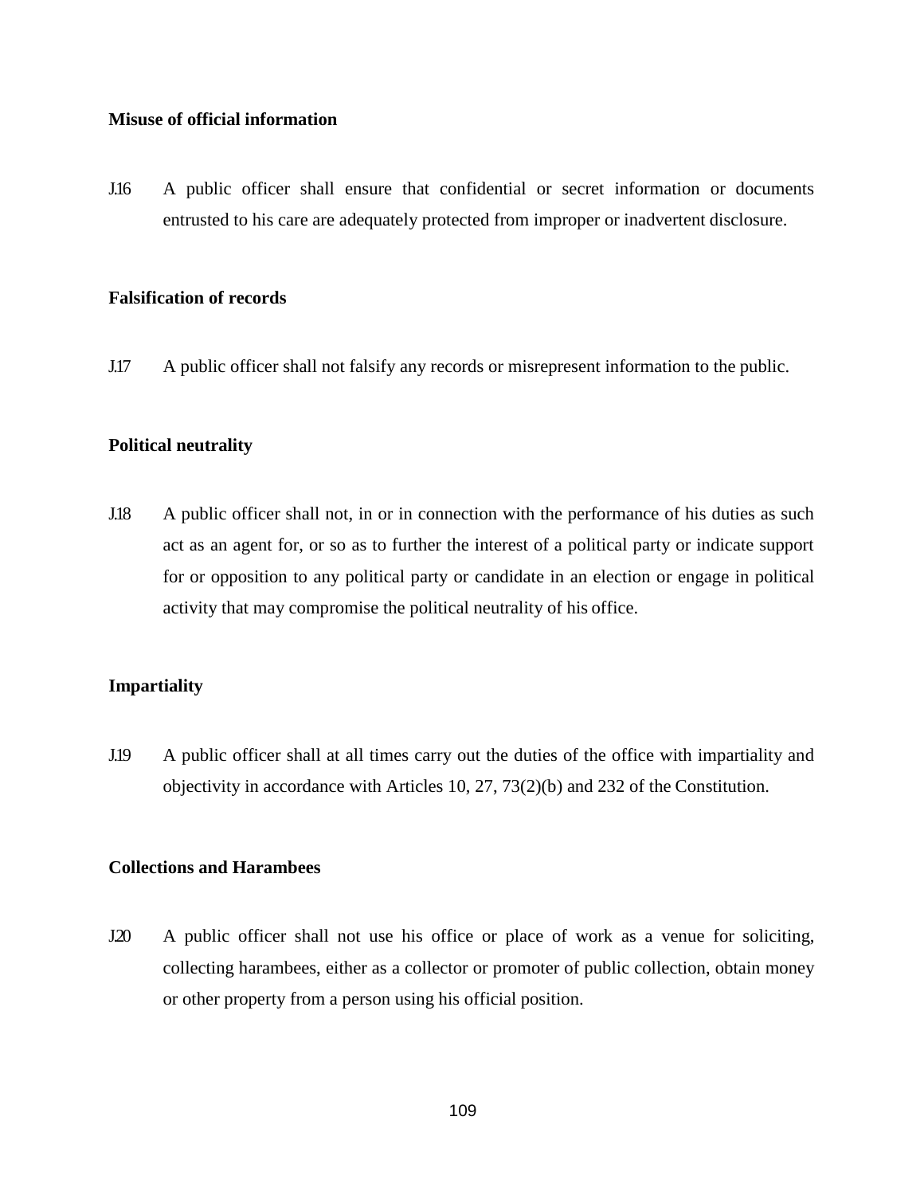**Misuse of official information**

J.16 A public officer shall ensure that confidential or secret information or documents entrusted to his care are adequately protected from improper or inadvertent disclosure.

**Falsification of records**

J.17 A public officer shall not falsify any records or misrepresent information to the public.

**Political neutrality**

J.18 A public officer shall not, in or in connection with the performance of his duties as such act as an agent for, or so as to further the interest of a political party or indicate support for or opposition to any political party or candidate in an election or engage in political activity that may compromise the political neutrality of his office.

**Impartiality**

J.19 A public officer shall at all times carry out the duties of the office with impartiality and objectivity in accordance with Articles 10, 27, 73(2)(b) and 232 of the Constitution.

**Collections and Harambees**

J.20 A public officer shall not use his office or place of work as a venue for soliciting, collecting harambees, either as a collector or promoter of public collection, obtain money or other property from a person using his official position.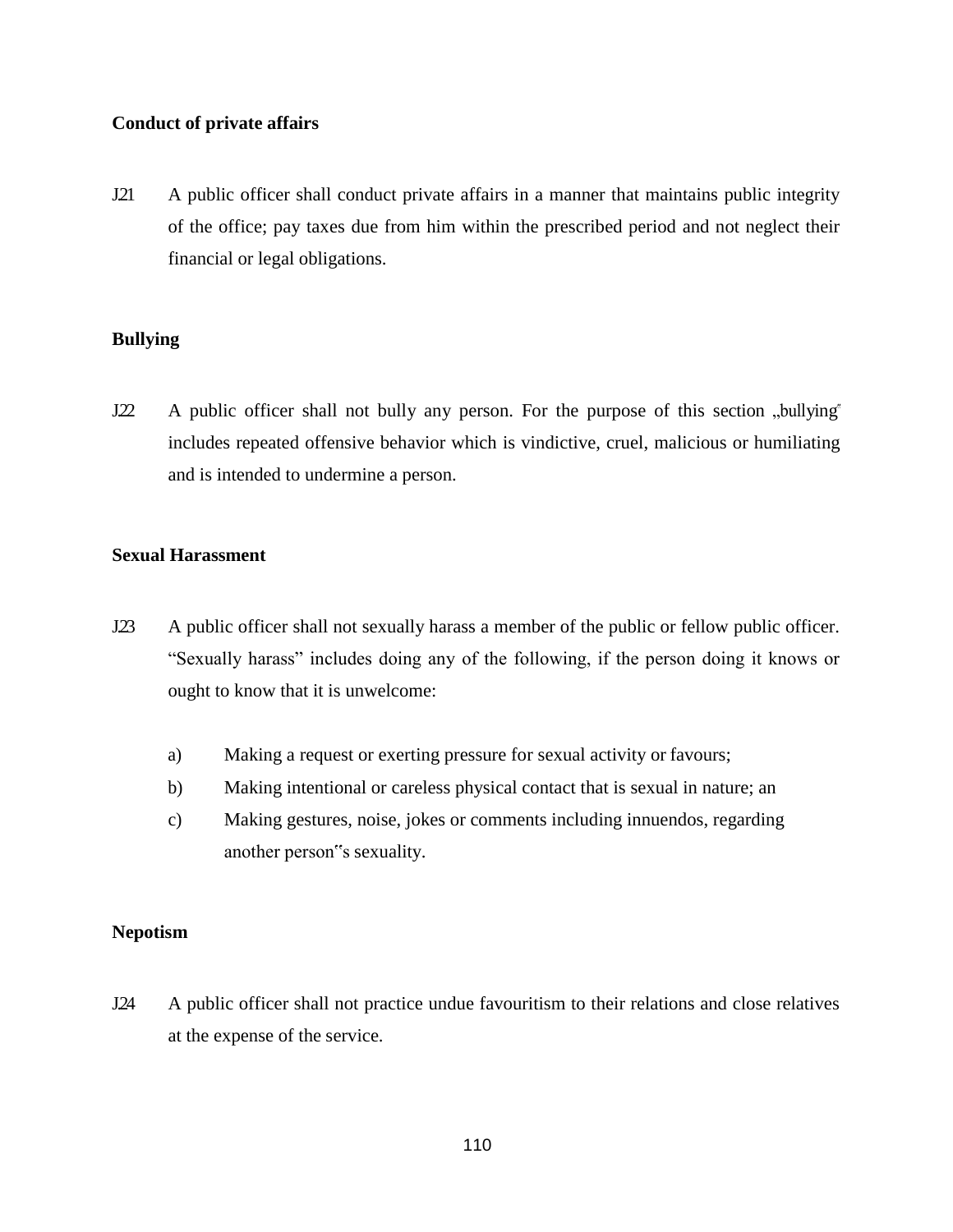**Conduct of private affairs**

J21 A public officer shall conduct private affairs in a manner that maintains public integrity of the office; pay taxes due from him within the prescribed period and not neglect their financial or legal obligations.

**Bullying**

J22 A public officer shall not bully any person. For the purpose of this section „bullying" includes repeated offensive behavior which is vindictive, cruel, malicious or humiliating and is intended to undermine a person.

**Sexual Harassment**

J23 A public officer shall not sexually harass a member of the public or fellow public officer. "Sexually harass" includes doing any of the following, if the person doing it knows or ought to know that it is unwelcome:

a) Making a request or exerting pressure for sexual activity or favours;
b) Making intentional or careless physical contact that is sexual in nature; an
c) Making gestures, noise, jokes or comments including innuendos, regarding another person"s sexuality.

**Nepotism**

J24 A public officer shall not practice undue favouritism to their relations and close relatives at the expense of the service.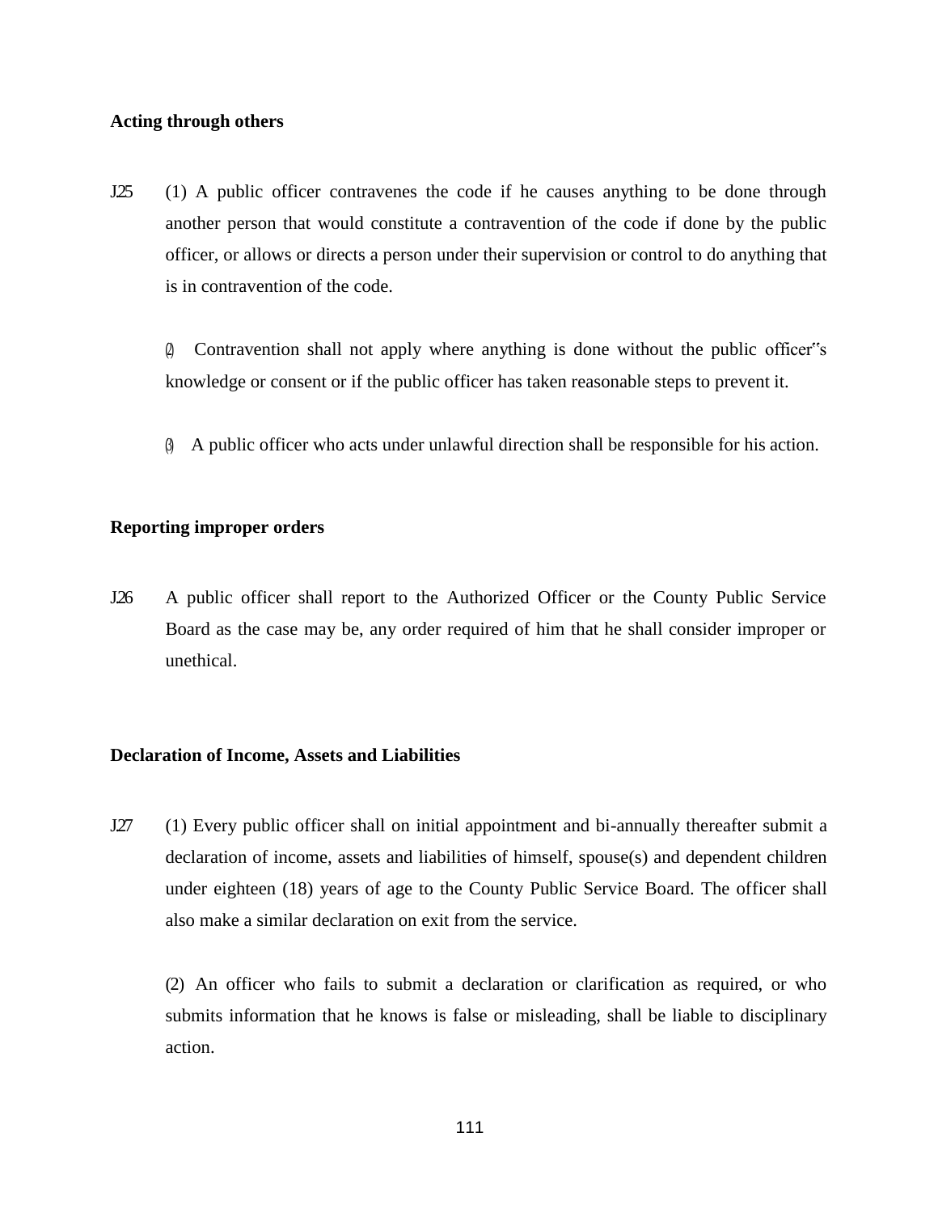**Acting through others**

J25 (1) A public officer contravenes the code if he causes anything to be done through another person that would constitute a contravention of the code if done by the public officer, or allows or directs a person under their supervision or control to do anything that is in contravention of the code.

(2) Contravention shall not apply where anything is done without the public officer"s knowledge or consent or if the public officer has taken reasonable steps to prevent it.

(3) A public officer who acts under unlawful direction shall be responsible for his action.

**Reporting improper orders**

J26 A public officer shall report to the Authorized Officer or the County Public Service Board as the case may be, any order required of him that he shall consider improper or unethical.

**Declaration of Income, Assets and Liabilities**

J27 (1) Every public officer shall on initial appointment and bi-annually thereafter submit a declaration of income, assets and liabilities of himself, spouse(s) and dependent children under eighteen (18) years of age to the County Public Service Board. The officer shall also make a similar declaration on exit from the service.

(2) An officer who fails to submit a declaration or clarification as required, or who submits information that he knows is false or misleading, shall be liable to disciplinary action.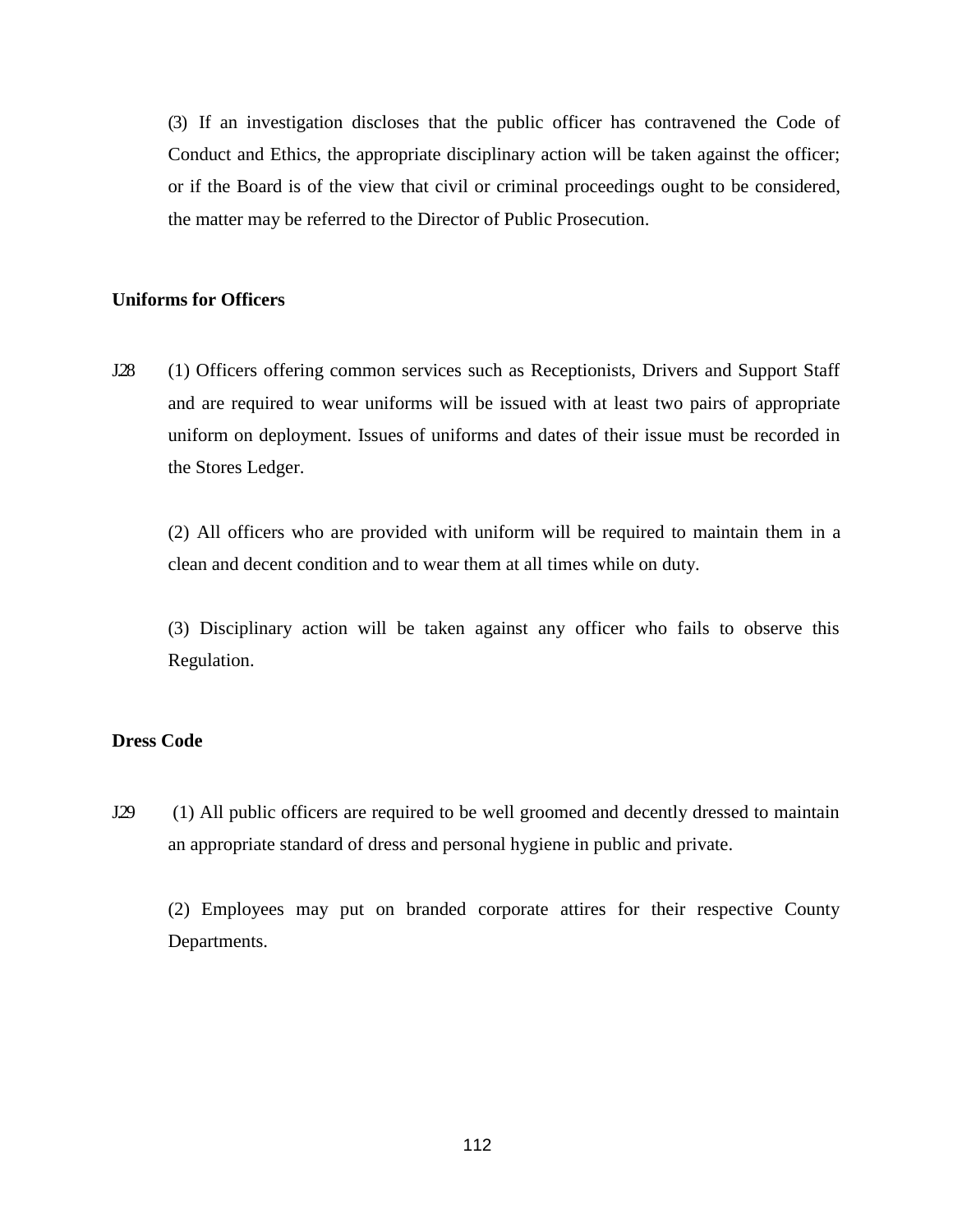(3) If an investigation discloses that the public officer has contravened the Code of Conduct and Ethics, the appropriate disciplinary action will be taken against the officer; or if the Board is of the view that civil or criminal proceedings ought to be considered, the matter may be referred to the Director of Public Prosecution.

**Uniforms for Officers**

J.28 (1) Officers offering common services such as Receptionists, Drivers and Support Staff and are required to wear uniforms will be issued with at least two pairs of appropriate uniform on deployment. Issues of uniforms and dates of their issue must be recorded in the Stores Ledger.

(2) All officers who are provided with uniform will be required to maintain them in a clean and decent condition and to wear them at all times while on duty.

(3) Disciplinary action will be taken against any officer who fails to observe this Regulation.

**Dress Code**

J.29 (1) All public officers are required to be well groomed and decently dressed to maintain an appropriate standard of dress and personal hygiene in public and private.

(2) Employees may put on branded corporate attires for their respective County Departments.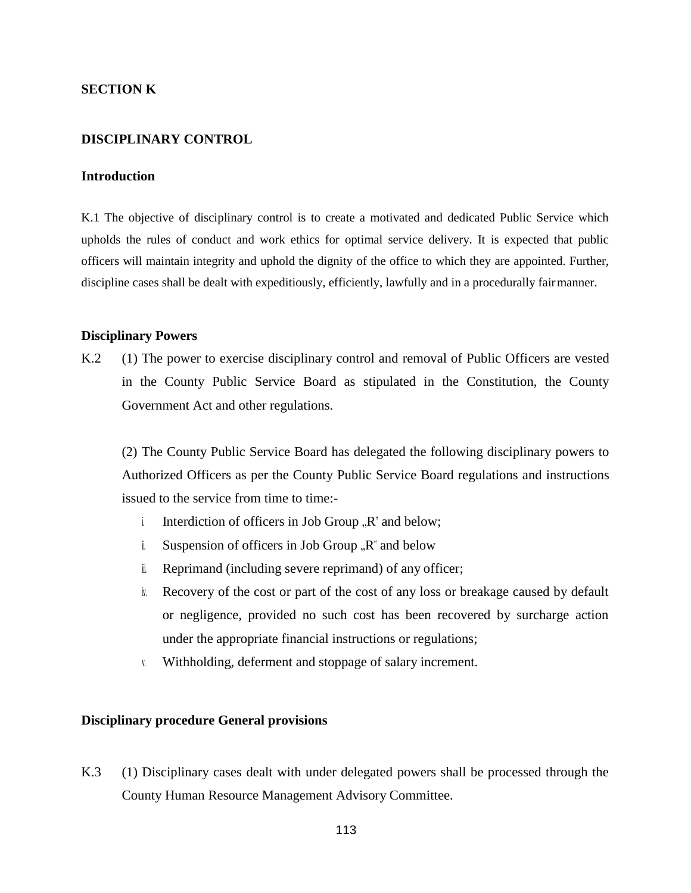## SECTION K

## DISCIPLINARY CONTROL

### Introduction

K.1 The objective of disciplinary control is to create a motivated and dedicated Public Service which upholds the rules of conduct and work ethics for optimal service delivery. It is expected that public officers will maintain integrity and uphold the dignity of the office to which they are appointed. Further, discipline cases shall be dealt with expeditiously, efficiently, lawfully and in a procedurally fair manner.

### Disciplinary Powers

K.2 (1) The power to exercise disciplinary control and removal of Public Officers are vested in the County Public Service Board as stipulated in the Constitution, the County Government Act and other regulations.

(2) The County Public Service Board has delegated the following disciplinary powers to Authorized Officers as per the County Public Service Board regulations and instructions issued to the service from time to time:-

i. Interdiction of officers in Job Group „R" and below;
ii. Suspension of officers in Job Group „R" and below
iii. Reprimand (including severe reprimand) of any officer;
iv. Recovery of the cost or part of the cost of any loss or breakage caused by default or negligence, provided no such cost has been recovered by surcharge action under the appropriate financial instructions or regulations;
v. Withholding, deferment and stoppage of salary increment.

### Disciplinary procedure General provisions

K.3 (1) Disciplinary cases dealt with under delegated powers shall be processed through the County Human Resource Management Advisory Committee.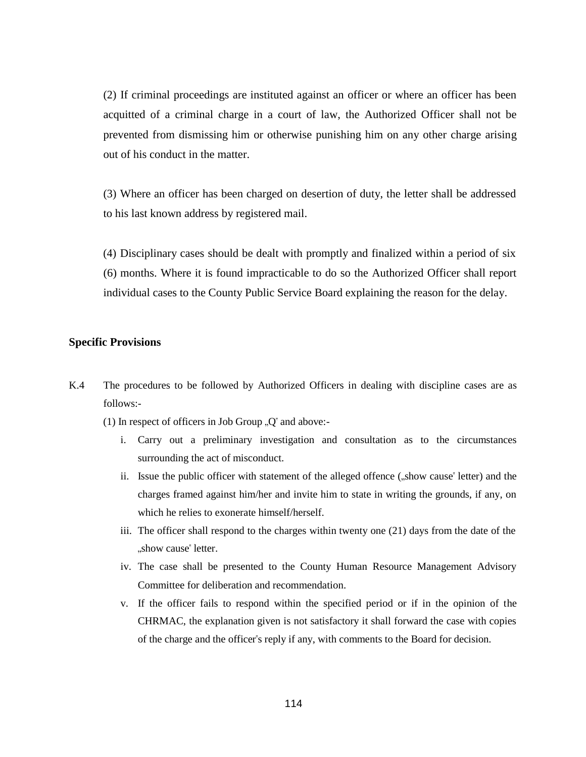(2) If criminal proceedings are instituted against an officer or where an officer has been acquitted of a criminal charge in a court of law, the Authorized Officer shall not be prevented from dismissing him or otherwise punishing him on any other charge arising out of his conduct in the matter.

(3) Where an officer has been charged on desertion of duty, the letter shall be addressed to his last known address by registered mail.

(4) Disciplinary cases should be dealt with promptly and finalized within a period of six (6) months. Where it is found impracticable to do so the Authorized Officer shall report individual cases to the County Public Service Board explaining the reason for the delay.

**Specific Provisions**

K.4 The procedures to be followed by Authorized Officers in dealing with discipline cases are as follows:-

(1) In respect of officers in Job Group „Q" and above:-

i. Carry out a preliminary investigation and consultation as to the circumstances surrounding the act of misconduct.
ii. Issue the public officer with statement of the alleged offence („show cause" letter) and the charges framed against him/her and invite him to state in writing the grounds, if any, on which he relies to exonerate himself/herself.
iii. The officer shall respond to the charges within twenty one (21) days from the date of the „show cause" letter.
iv. The case shall be presented to the County Human Resource Management Advisory Committee for deliberation and recommendation.
v. If the officer fails to respond within the specified period or if in the opinion of the CHRMAC, the explanation given is not satisfactory it shall forward the case with copies of the charge and the officer"s reply if any, with comments to the Board for decision.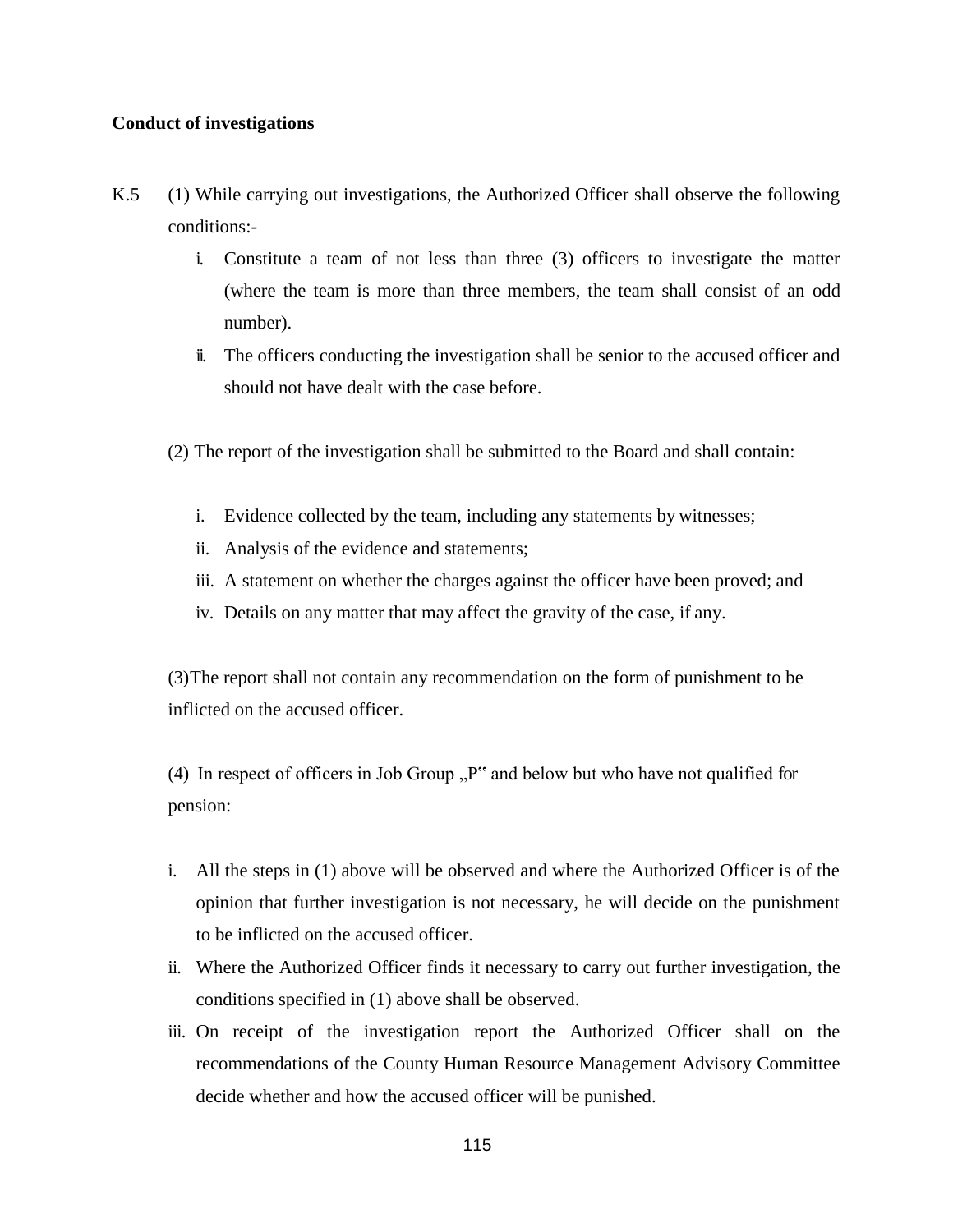**Conduct of investigations**

K.5 (1) While carrying out investigations, the Authorized Officer shall observe the following conditions:-

i. Constitute a team of not less than three (3) officers to investigate the matter (where the team is more than three members, the team shall consist of an odd number).
ii. The officers conducting the investigation shall be senior to the accused officer and should not have dealt with the case before.

(2) The report of the investigation shall be submitted to the Board and shall contain:

i. Evidence collected by the team, including any statements by witnesses;
ii. Analysis of the evidence and statements;
iii. A statement on whether the charges against the officer have been proved; and
iv. Details on any matter that may affect the gravity of the case, if any.

(3)The report shall not contain any recommendation on the form of punishment to be inflicted on the accused officer.

(4) In respect of officers in Job Group „P" and below but who have not qualified for pension:

i. All the steps in (1) above will be observed and where the Authorized Officer is of the opinion that further investigation is not necessary, he will decide on the punishment to be inflicted on the accused officer.
ii. Where the Authorized Officer finds it necessary to carry out further investigation, the conditions specified in (1) above shall be observed.
iii. On receipt of the investigation report the Authorized Officer shall on the recommendations of the County Human Resource Management Advisory Committee decide whether and how the accused officer will be punished.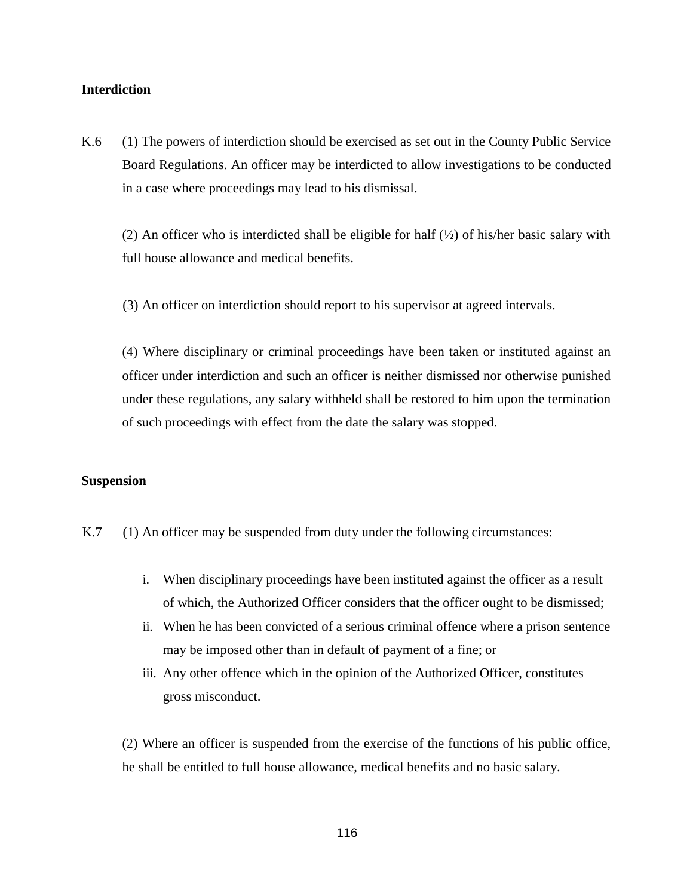**Interdiction**

K.6 (1) The powers of interdiction should be exercised as set out in the County Public Service Board Regulations. An officer may be interdicted to allow investigations to be conducted in a case where proceedings may lead to his dismissal.

(2) An officer who is interdicted shall be eligible for half (½) of his/her basic salary with full house allowance and medical benefits.

(3) An officer on interdiction should report to his supervisor at agreed intervals.

(4) Where disciplinary or criminal proceedings have been taken or instituted against an officer under interdiction and such an officer is neither dismissed nor otherwise punished under these regulations, any salary withheld shall be restored to him upon the termination of such proceedings with effect from the date the salary was stopped.

**Suspension**

K.7 (1) An officer may be suspended from duty under the following circumstances:

i. When disciplinary proceedings have been instituted against the officer as a result of which, the Authorized Officer considers that the officer ought to be dismissed;
ii. When he has been convicted of a serious criminal offence where a prison sentence may be imposed other than in default of payment of a fine; or
iii. Any other offence which in the opinion of the Authorized Officer, constitutes gross misconduct.

(2) Where an officer is suspended from the exercise of the functions of his public office, he shall be entitled to full house allowance, medical benefits and no basic salary.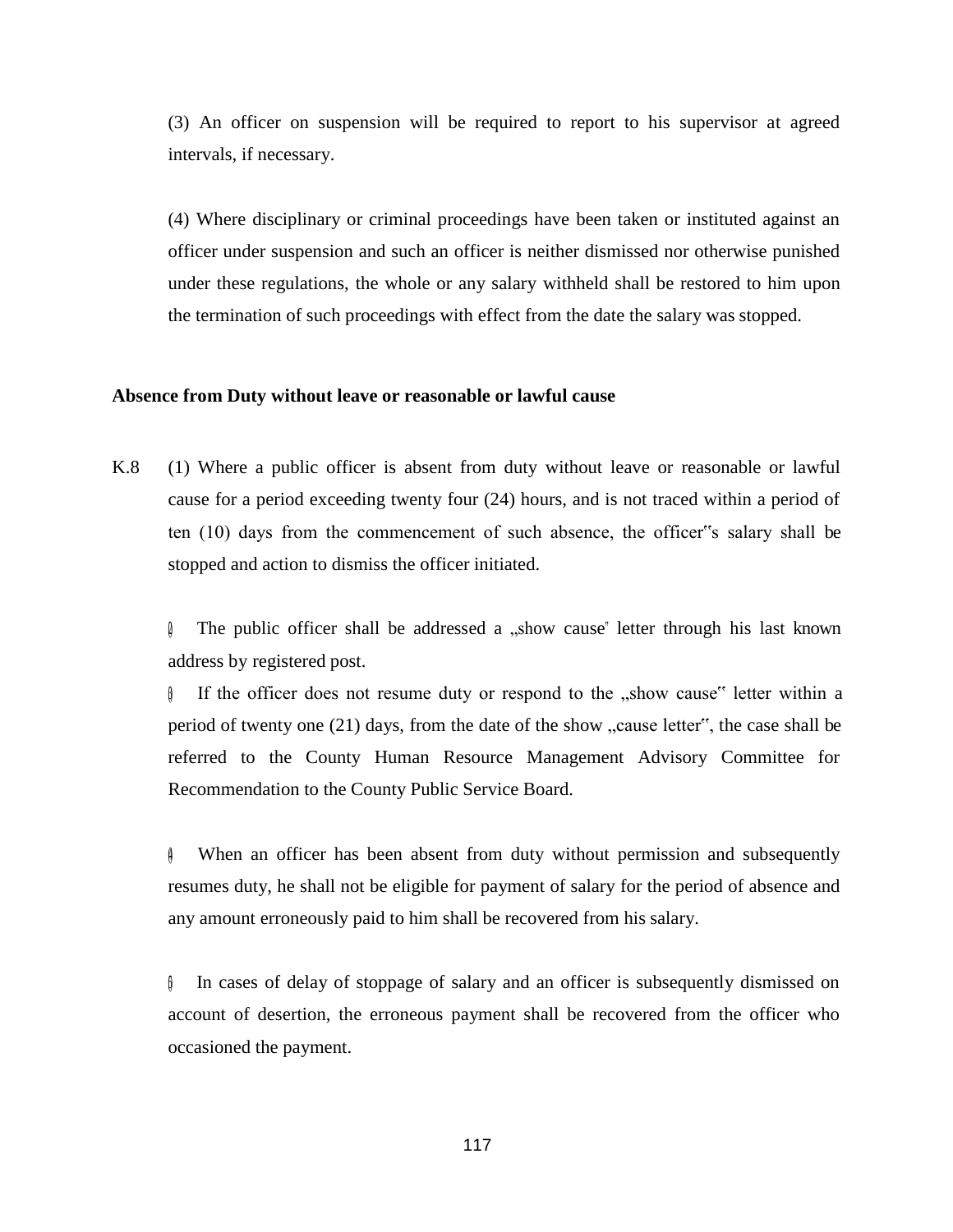(3) An officer on suspension will be required to report to his supervisor at agreed intervals, if necessary.

(4) Where disciplinary or criminal proceedings have been taken or instituted against an officer under suspension and such an officer is neither dismissed nor otherwise punished under these regulations, the whole or any salary withheld shall be restored to him upon the termination of such proceedings with effect from the date the salary was stopped.

**Absence from Duty without leave or reasonable or lawful cause**

K.8 (1) Where a public officer is absent from duty without leave or reasonable or lawful cause for a period exceeding twenty four (24) hours, and is not traced within a period of ten (10) days from the commencement of such absence, the officer"s salary shall be stopped and action to dismiss the officer initiated.

- The public officer shall be addressed a „show cause" letter through his last known address by registered post.
- If the officer does not resume duty or respond to the „show cause" letter within a period of twenty one (21) days, from the date of the show „cause letter", the case shall be referred to the County Human Resource Management Advisory Committee for Recommendation to the County Public Service Board.

- When an officer has been absent from duty without permission and subsequently resumes duty, he shall not be eligible for payment of salary for the period of absence and any amount erroneously paid to him shall be recovered from his salary.

- In cases of delay of stoppage of salary and an officer is subsequently dismissed on account of desertion, the erroneous payment shall be recovered from the officer who occasioned the payment.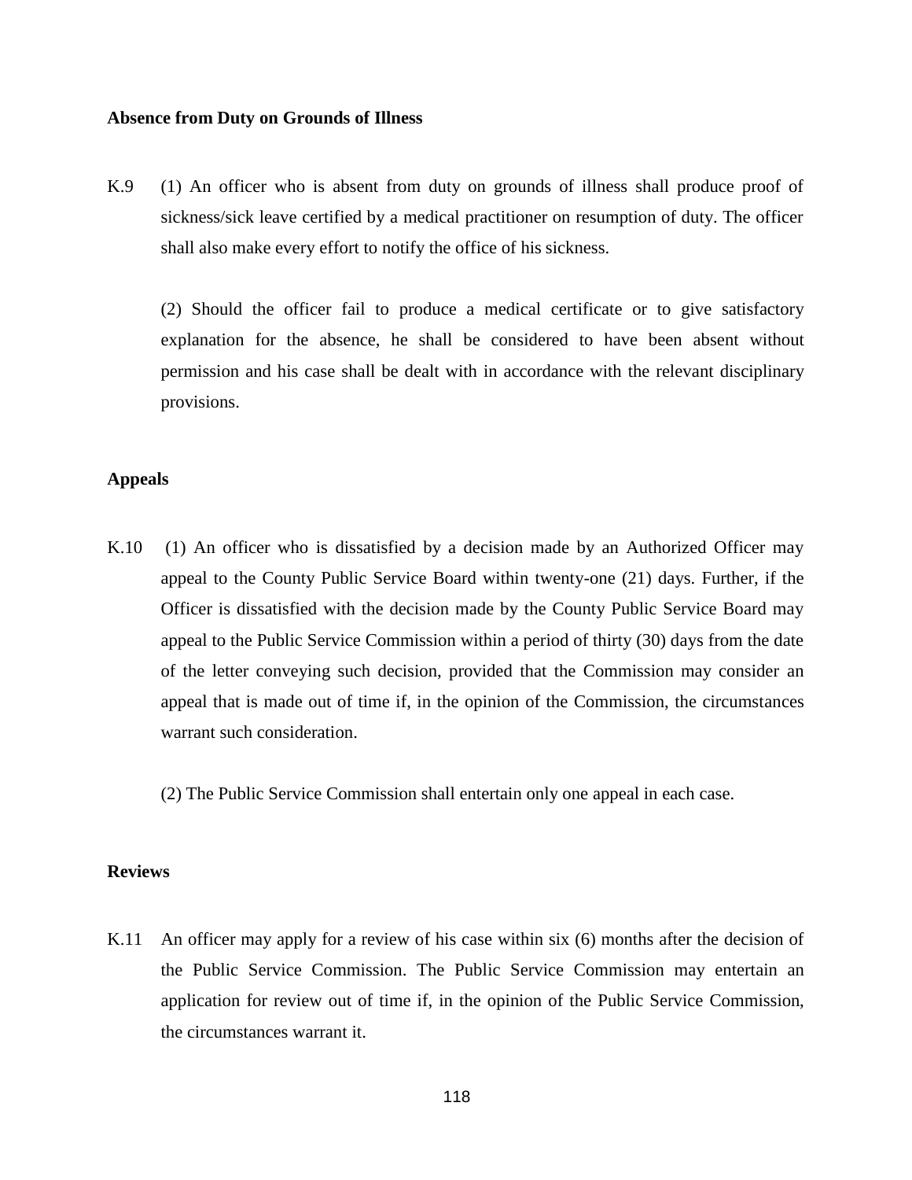**Absence from Duty on Grounds of Illness**

K.9 (1) An officer who is absent from duty on grounds of illness shall produce proof of sickness/sick leave certified by a medical practitioner on resumption of duty. The officer shall also make every effort to notify the office of his sickness.

(2) Should the officer fail to produce a medical certificate or to give satisfactory explanation for the absence, he shall be considered to have been absent without permission and his case shall be dealt with in accordance with the relevant disciplinary provisions.

**Appeals**

K.10 (1) An officer who is dissatisfied by a decision made by an Authorized Officer may appeal to the County Public Service Board within twenty-one (21) days. Further, if the Officer is dissatisfied with the decision made by the County Public Service Board may appeal to the Public Service Commission within a period of thirty (30) days from the date of the letter conveying such decision, provided that the Commission may consider an appeal that is made out of time if, in the opinion of the Commission, the circumstances warrant such consideration.

(2) The Public Service Commission shall entertain only one appeal in each case.

**Reviews**

K.11 An officer may apply for a review of his case within six (6) months after the decision of the Public Service Commission. The Public Service Commission may entertain an application for review out of time if, in the opinion of the Public Service Commission, the circumstances warrant it.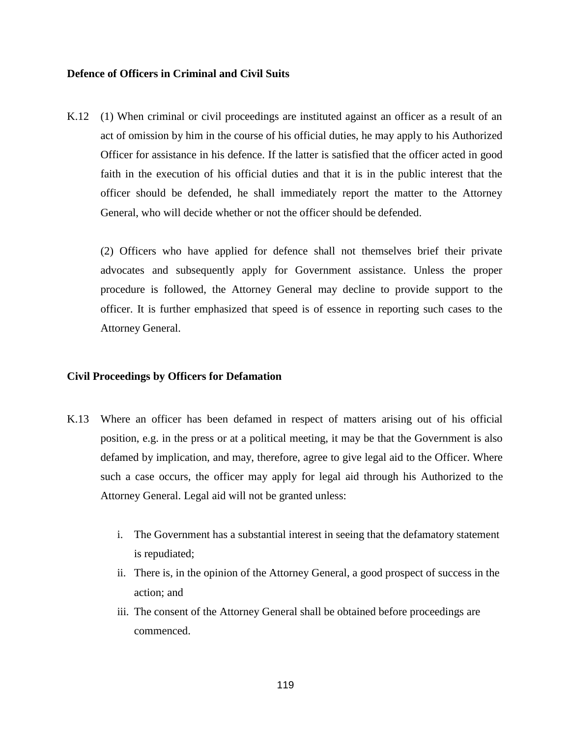**Defence of Officers in Criminal and Civil Suits**

K.12 (1) When criminal or civil proceedings are instituted against an officer as a result of an act of omission by him in the course of his official duties, he may apply to his Authorized Officer for assistance in his defence. If the latter is satisfied that the officer acted in good faith in the execution of his official duties and that it is in the public interest that the officer should be defended, he shall immediately report the matter to the Attorney General, who will decide whether or not the officer should be defended.

(2) Officers who have applied for defence shall not themselves brief their private advocates and subsequently apply for Government assistance. Unless the proper procedure is followed, the Attorney General may decline to provide support to the officer. It is further emphasized that speed is of essence in reporting such cases to the Attorney General.

**Civil Proceedings by Officers for Defamation**

K.13 Where an officer has been defamed in respect of matters arising out of his official position, e.g. in the press or at a political meeting, it may be that the Government is also defamed by implication, and may, therefore, agree to give legal aid to the Officer. Where such a case occurs, the officer may apply for legal aid through his Authorized to the Attorney General. Legal aid will not be granted unless:

i. The Government has a substantial interest in seeing that the defamatory statement is repudiated;
ii. There is, in the opinion of the Attorney General, a good prospect of success in the action; and
iii. The consent of the Attorney General shall be obtained before proceedings are commenced.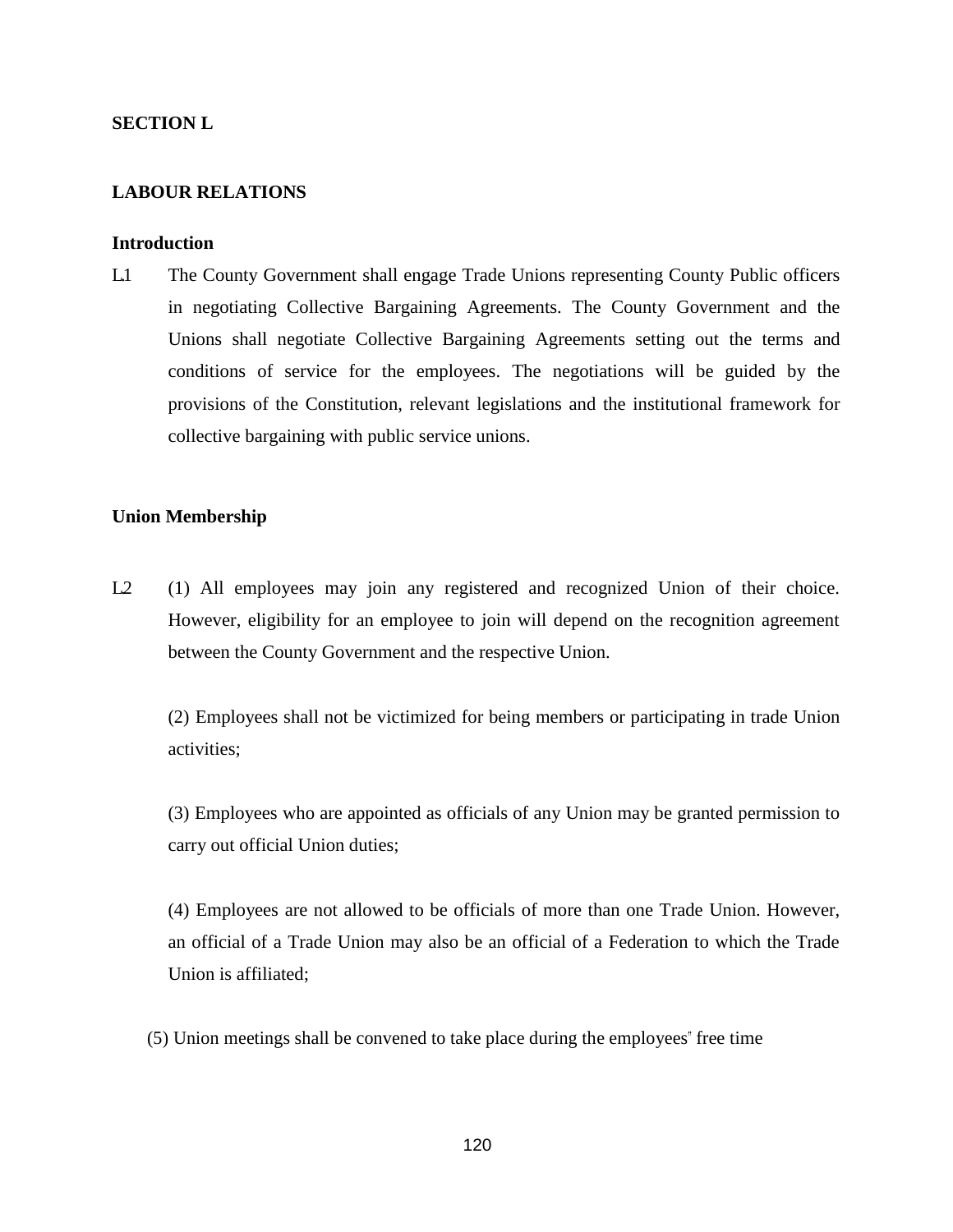## SECTION L

## LABOUR RELATIONS

### Introduction

L.1 The County Government shall engage Trade Unions representing County Public officers in negotiating Collective Bargaining Agreements. The County Government and the Unions shall negotiate Collective Bargaining Agreements setting out the terms and conditions of service for the employees. The negotiations will be guided by the provisions of the Constitution, relevant legislations and the institutional framework for collective bargaining with public service unions.

### Union Membership

L.2 (1) All employees may join any registered and recognized Union of their choice. However, eligibility for an employee to join will depend on the recognition agreement between the County Government and the respective Union.

(2) Employees shall not be victimized for being members or participating in trade Union activities;

(3) Employees who are appointed as officials of any Union may be granted permission to carry out official Union duties;

(4) Employees are not allowed to be officials of more than one Trade Union. However, an official of a Trade Union may also be an official of a Federation to which the Trade Union is affiliated;

(5) Union meetings shall be convened to take place during the employees" free time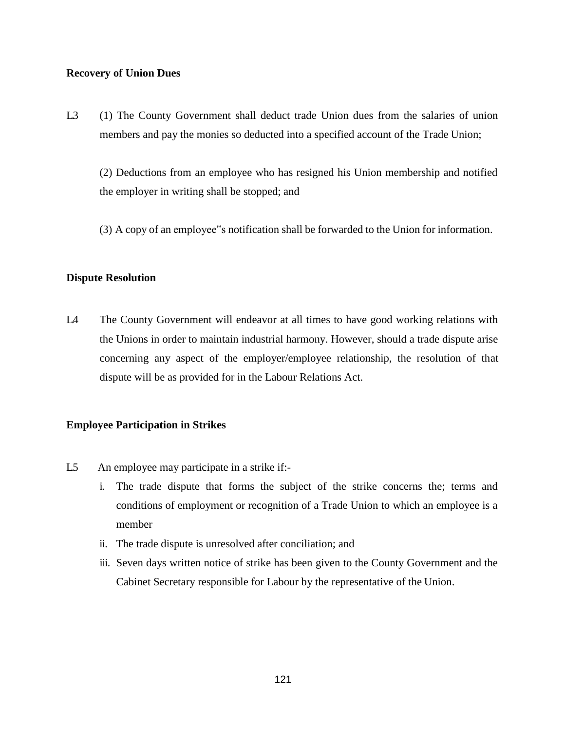**Recovery of Union Dues**

L3 (1) The County Government shall deduct trade Union dues from the salaries of union members and pay the monies so deducted into a specified account of the Trade Union;

(2) Deductions from an employee who has resigned his Union membership and notified the employer in writing shall be stopped; and

(3) A copy of an employee"s notification shall be forwarded to the Union for information.

**Dispute Resolution**

L4 The County Government will endeavor at all times to have good working relations with the Unions in order to maintain industrial harmony. However, should a trade dispute arise concerning any aspect of the employer/employee relationship, the resolution of that dispute will be as provided for in the Labour Relations Act.

**Employee Participation in Strikes**

L5 An employee may participate in a strike if:-

i. The trade dispute that forms the subject of the strike concerns the; terms and conditions of employment or recognition of a Trade Union to which an employee is a member
ii. The trade dispute is unresolved after conciliation; and
iii. Seven days written notice of strike has been given to the County Government and the Cabinet Secretary responsible for Labour by the representative of the Union.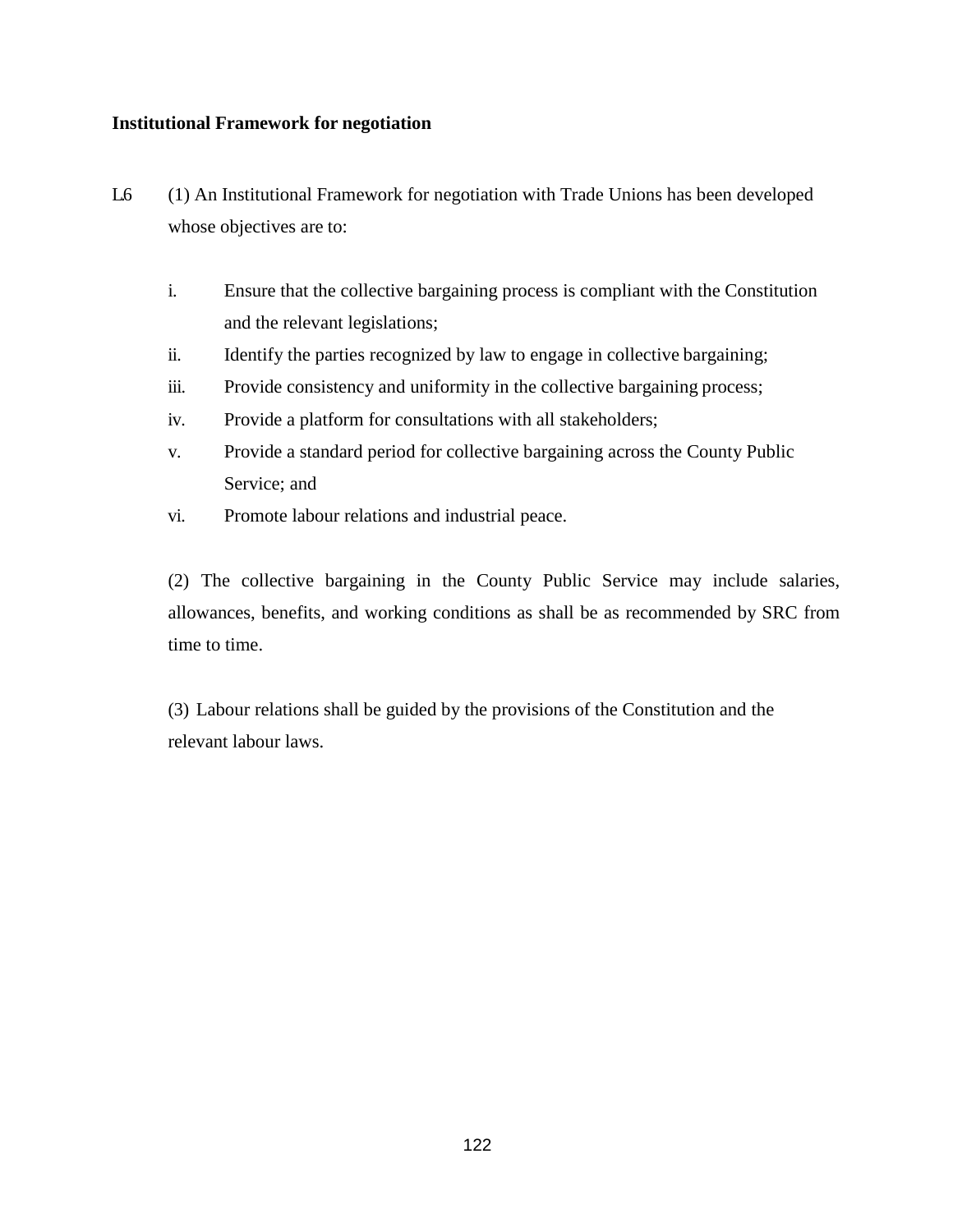**Institutional Framework for negotiation**

L6 (1) An Institutional Framework for negotiation with Trade Unions has been developed whose objectives are to:

i. Ensure that the collective bargaining process is compliant with the Constitution and the relevant legislations;
ii. Identify the parties recognized by law to engage in collective bargaining;
iii. Provide consistency and uniformity in the collective bargaining process;
iv. Provide a platform for consultations with all stakeholders;
v. Provide a standard period for collective bargaining across the County Public Service; and
vi. Promote labour relations and industrial peace.

(2) The collective bargaining in the County Public Service may include salaries, allowances, benefits, and working conditions as shall be as recommended by SRC from time to time.

(3) Labour relations shall be guided by the provisions of the Constitution and the relevant labour laws.